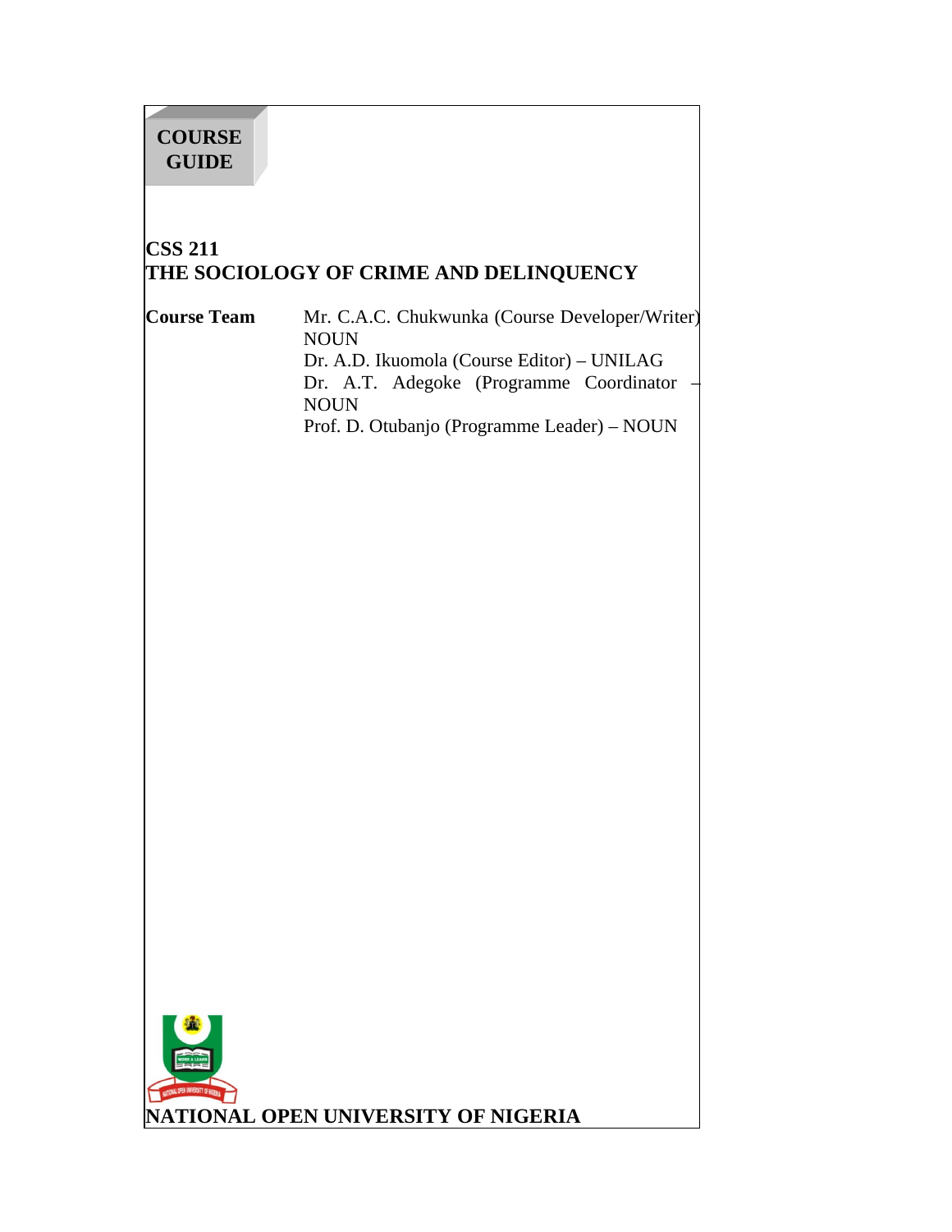**COURSE GUIDE**

# CSS 211
# THE SOCIOLOGY OF CRIME AND DELINQUENCY

**Course Team**

Mr. C.A.C. Chukwunka (Course Developer/Writer) – NOUN
Dr. A.D. Ikuomola (Course Editor) – UNILAG
Dr. A.T. Adegoke (Programme Coordinator – NOUN
Prof. D. Otubanjo (Programme Leader) – NOUN

**NATIONAL OPEN UNIVERSITY OF NIGERIA**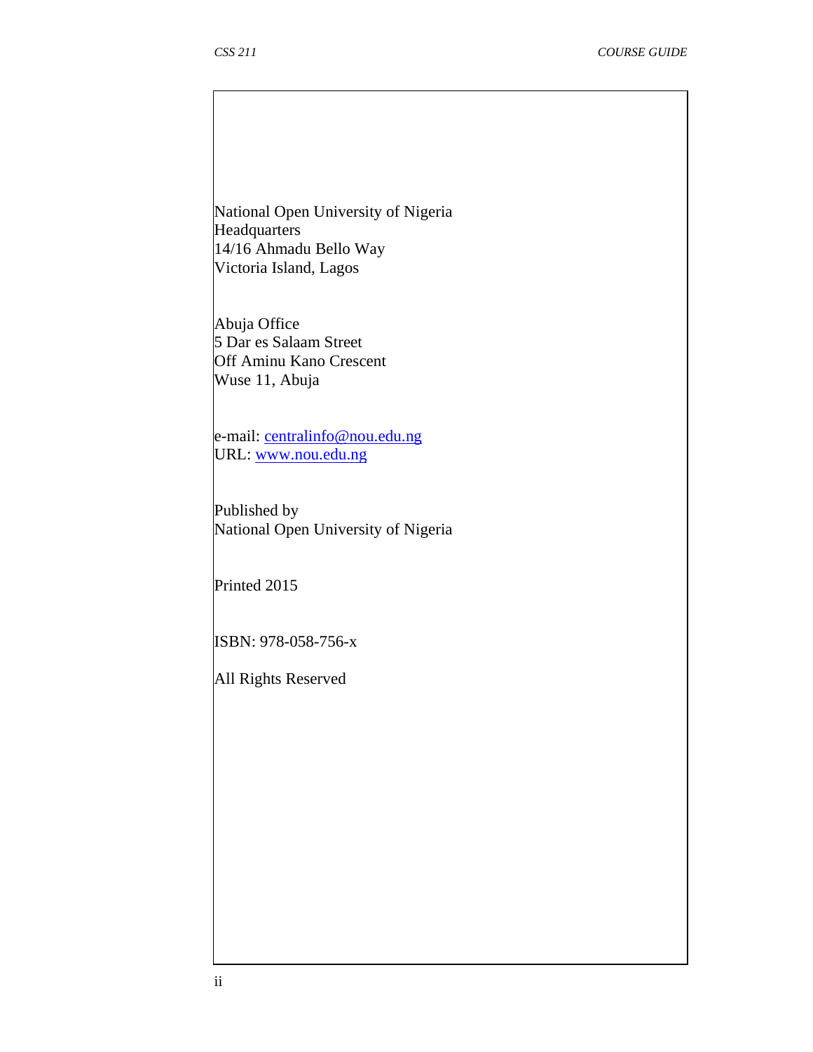National Open University of Nigeria
Headquarters
14/16 Ahmadu Bello Way
Victoria Island, Lagos

Abuja Office
5 Dar es Salaam Street
Off Aminu Kano Crescent
Wuse 11, Abuja

e-mail: centralinfo@nou.edu.ng
URL: www.nou.edu.ng

Published by
National Open University of Nigeria

Printed 2015

ISBN: 978-058-756-x

All Rights Reserved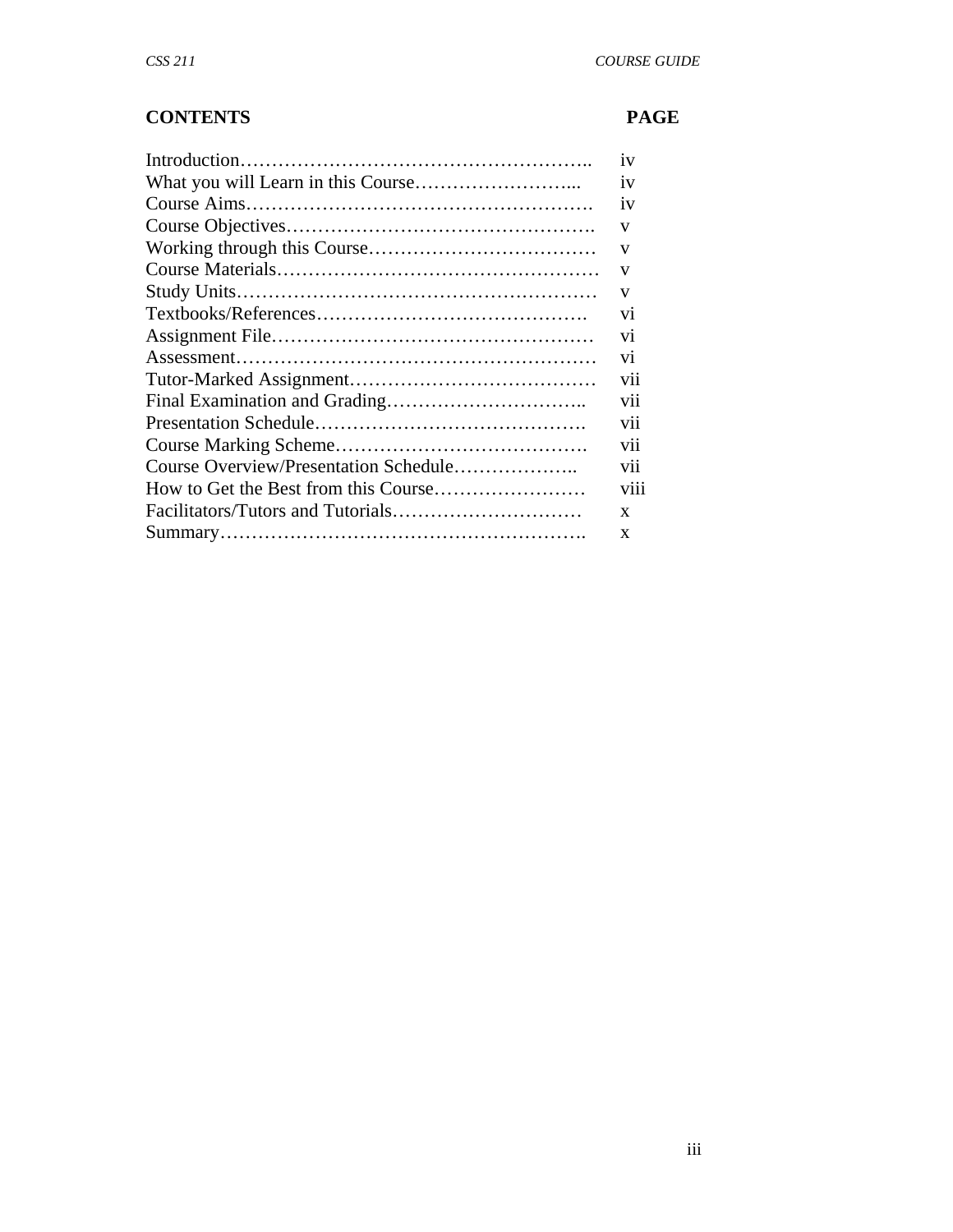## CONTENTS

| | PAGE |
|---|---|
| Introduction | iv |
| What you will Learn in this Course | iv |
| Course Aims | iv |
| Course Objectives | v |
| Working through this Course | v |
| Course Materials | v |
| Study Units | v |
| Textbooks/References | vi |
| Assignment File | vi |
| Assessment | vi |
| Tutor-Marked Assignment | vii |
| Final Examination and Grading | vii |
| Presentation Schedule | vii |
| Course Marking Scheme | vii |
| Course Overview/Presentation Schedule | vii |
| How to Get the Best from this Course | viii |
| Facilitators/Tutors and Tutorials | x |
| Summary | x |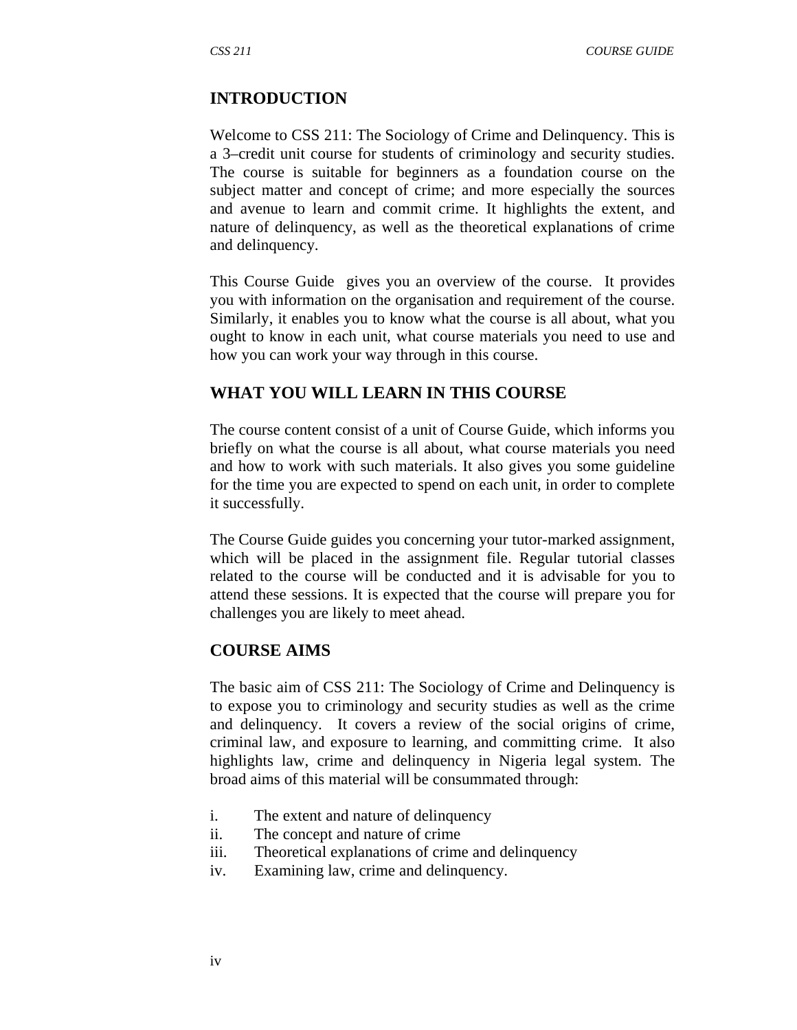## INTRODUCTION

Welcome to CSS 211: The Sociology of Crime and Delinquency. This is a 3–credit unit course for students of criminology and security studies. The course is suitable for beginners as a foundation course on the subject matter and concept of crime; and more especially the sources and avenue to learn and commit crime. It highlights the extent, and nature of delinquency, as well as the theoretical explanations of crime and delinquency.

This Course Guide gives you an overview of the course. It provides you with information on the organisation and requirement of the course. Similarly, it enables you to know what the course is all about, what you ought to know in each unit, what course materials you need to use and how you can work your way through in this course.

## WHAT YOU WILL LEARN IN THIS COURSE

The course content consist of a unit of Course Guide, which informs you briefly on what the course is all about, what course materials you need and how to work with such materials. It also gives you some guideline for the time you are expected to spend on each unit, in order to complete it successfully.

The Course Guide guides you concerning your tutor-marked assignment, which will be placed in the assignment file. Regular tutorial classes related to the course will be conducted and it is advisable for you to attend these sessions. It is expected that the course will prepare you for challenges you are likely to meet ahead.

## COURSE AIMS

The basic aim of CSS 211: The Sociology of Crime and Delinquency is to expose you to criminology and security studies as well as the crime and delinquency. It covers a review of the social origins of crime, criminal law, and exposure to learning, and committing crime. It also highlights law, crime and delinquency in Nigeria legal system. The broad aims of this material will be consummated through:

i. The extent and nature of delinquency
ii. The concept and nature of crime
iii. Theoretical explanations of crime and delinquency
iv. Examining law, crime and delinquency.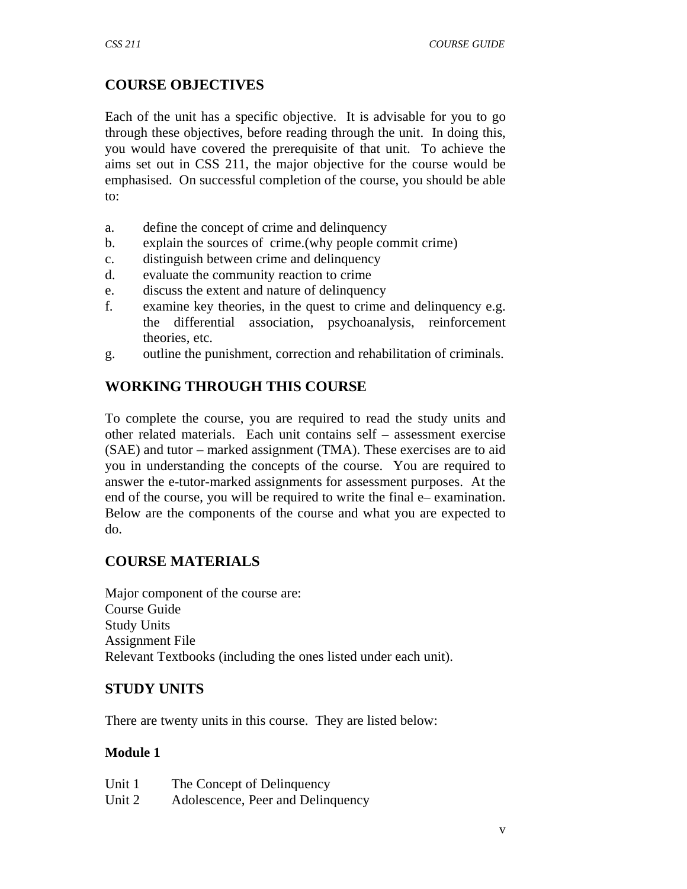## COURSE OBJECTIVES

Each of the unit has a specific objective. It is advisable for you to go through these objectives, before reading through the unit. In doing this, you would have covered the prerequisite of that unit. To achieve the aims set out in CSS 211, the major objective for the course would be emphasised. On successful completion of the course, you should be able to:

a. define the concept of crime and delinquency
b. explain the sources of crime.(why people commit crime)
c. distinguish between crime and delinquency
d. evaluate the community reaction to crime
e. discuss the extent and nature of delinquency
f. examine key theories, in the quest to crime and delinquency e.g. the differential association, psychoanalysis, reinforcement theories, etc.
g. outline the punishment, correction and rehabilitation of criminals.

## WORKING THROUGH THIS COURSE

To complete the course, you are required to read the study units and other related materials. Each unit contains self – assessment exercise (SAE) and tutor – marked assignment (TMA). These exercises are to aid you in understanding the concepts of the course. You are required to answer the e-tutor-marked assignments for assessment purposes. At the end of the course, you will be required to write the final e– examination. Below are the components of the course and what you are expected to do.

## COURSE MATERIALS

Major component of the course are:
Course Guide
Study Units
Assignment File
Relevant Textbooks (including the ones listed under each unit).

## STUDY UNITS

There are twenty units in this course. They are listed below:

**Module 1**

Unit 1 The Concept of Delinquency
Unit 2 Adolescence, Peer and Delinquency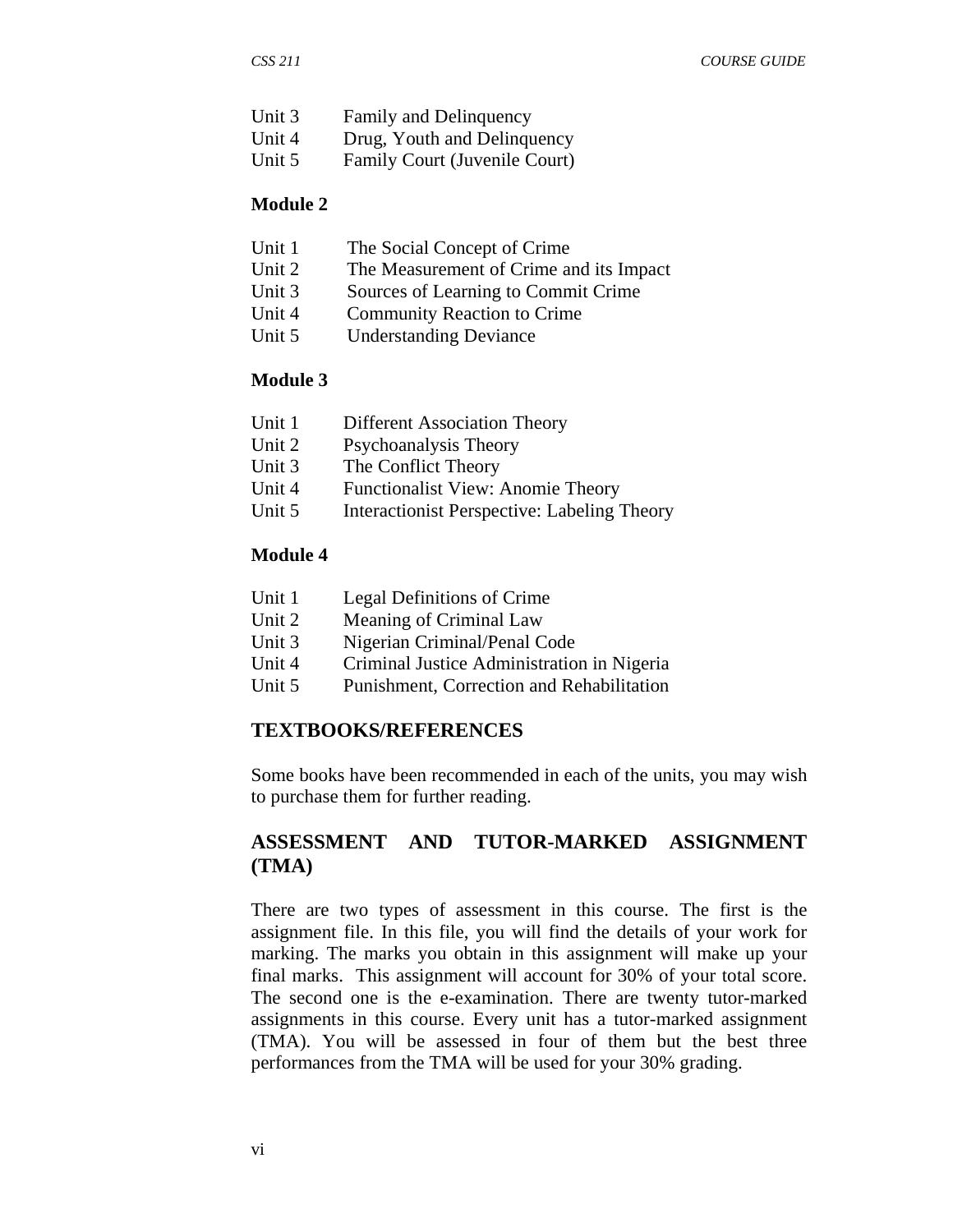Unit 3 Family and Delinquency
Unit 4 Drug, Youth and Delinquency
Unit 5 Family Court (Juvenile Court)

**Module 2**

Unit 1 The Social Concept of Crime
Unit 2 The Measurement of Crime and its Impact
Unit 3 Sources of Learning to Commit Crime
Unit 4 Community Reaction to Crime
Unit 5 Understanding Deviance

**Module 3**

Unit 1 Different Association Theory
Unit 2 Psychoanalysis Theory
Unit 3 The Conflict Theory
Unit 4 Functionalist View: Anomie Theory
Unit 5 Interactionist Perspective: Labeling Theory

**Module 4**

Unit 1 Legal Definitions of Crime
Unit 2 Meaning of Criminal Law
Unit 3 Nigerian Criminal/Penal Code
Unit 4 Criminal Justice Administration in Nigeria
Unit 5 Punishment, Correction and Rehabilitation

## TEXTBOOKS/REFERENCES

Some books have been recommended in each of the units, you may wish to purchase them for further reading.

## ASSESSMENT AND TUTOR-MARKED ASSIGNMENT (TMA)

There are two types of assessment in this course. The first is the assignment file. In this file, you will find the details of your work for marking. The marks you obtain in this assignment will make up your final marks. This assignment will account for 30% of your total score. The second one is the e-examination. There are twenty tutor-marked assignments in this course. Every unit has a tutor-marked assignment (TMA). You will be assessed in four of them but the best three performances from the TMA will be used for your 30% grading.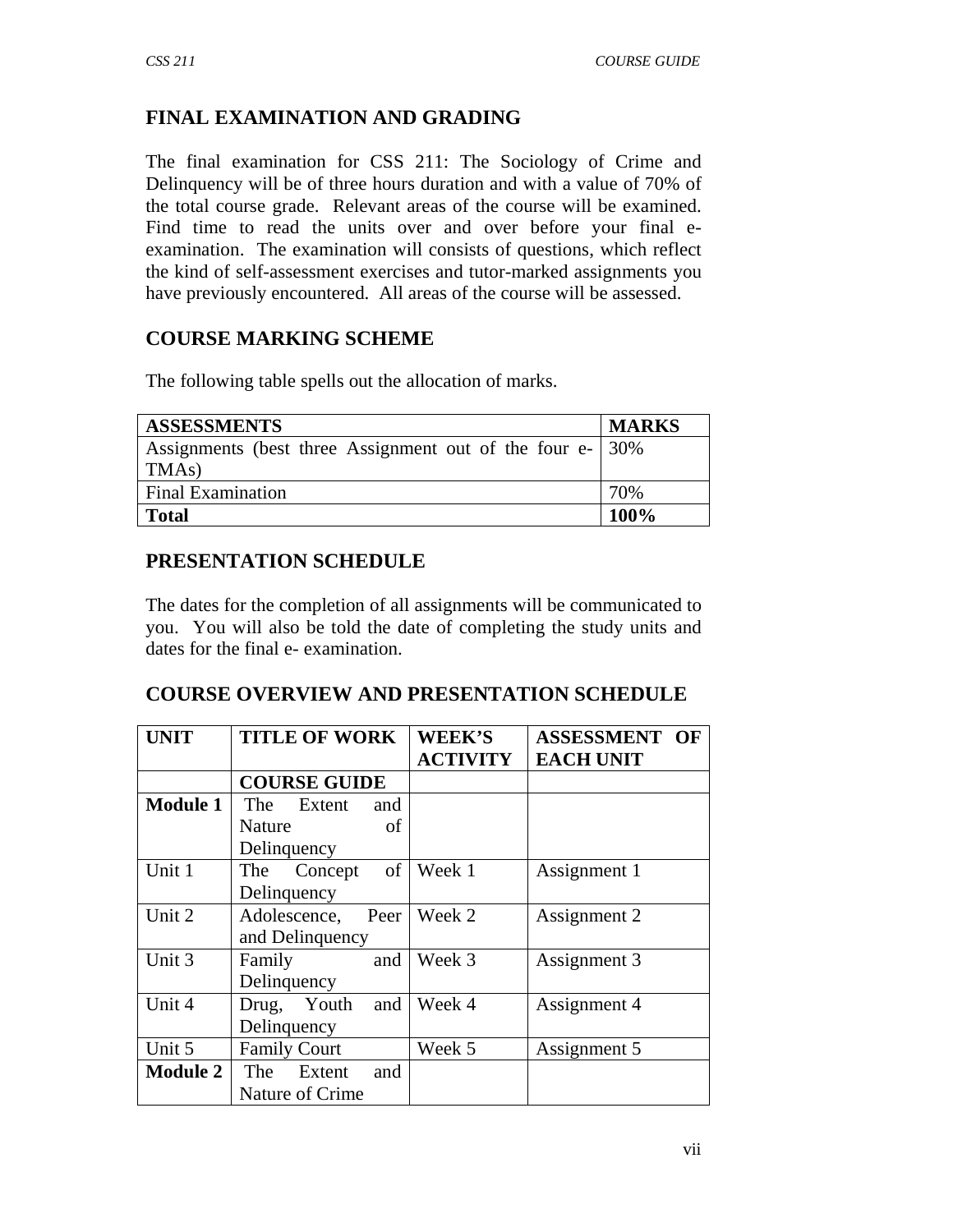## FINAL EXAMINATION AND GRADING

The final examination for CSS 211: The Sociology of Crime and Delinquency will be of three hours duration and with a value of 70% of the total course grade. Relevant areas of the course will be examined. Find time to read the units over and over before your final e-examination. The examination will consists of questions, which reflect the kind of self-assessment exercises and tutor-marked assignments you have previously encountered. All areas of the course will be assessed.

## COURSE MARKING SCHEME

The following table spells out the allocation of marks.

| **ASSESSMENTS** | **MARKS** |
|---|---|
| Assignments (best three Assignment out of the four e-TMAs) | 30% |
| Final Examination | 70% |
| **Total** | **100%** |

## PRESENTATION SCHEDULE

The dates for the completion of all assignments will be communicated to you. You will also be told the date of completing the study units and dates for the final e- examination.

## COURSE OVERVIEW AND PRESENTATION SCHEDULE

| **UNIT** | **TITLE OF WORK** | **WEEK'S ACTIVITY** | **ASSESSMENT OF EACH UNIT** |
|---|---|---|---|
| | **COURSE GUIDE** | | |
| **Module 1** | The Extent and Nature of Delinquency | | |
| Unit 1 | The Concept of Delinquency | Week 1 | Assignment 1 |
| Unit 2 | Adolescence, Peer and Delinquency | Week 2 | Assignment 2 |
| Unit 3 | Family and Delinquency | Week 3 | Assignment 3 |
| Unit 4 | Drug, Youth and Delinquency | Week 4 | Assignment 4 |
| Unit 5 | Family Court | Week 5 | Assignment 5 |
| **Module 2** | The Extent and Nature of Crime | | |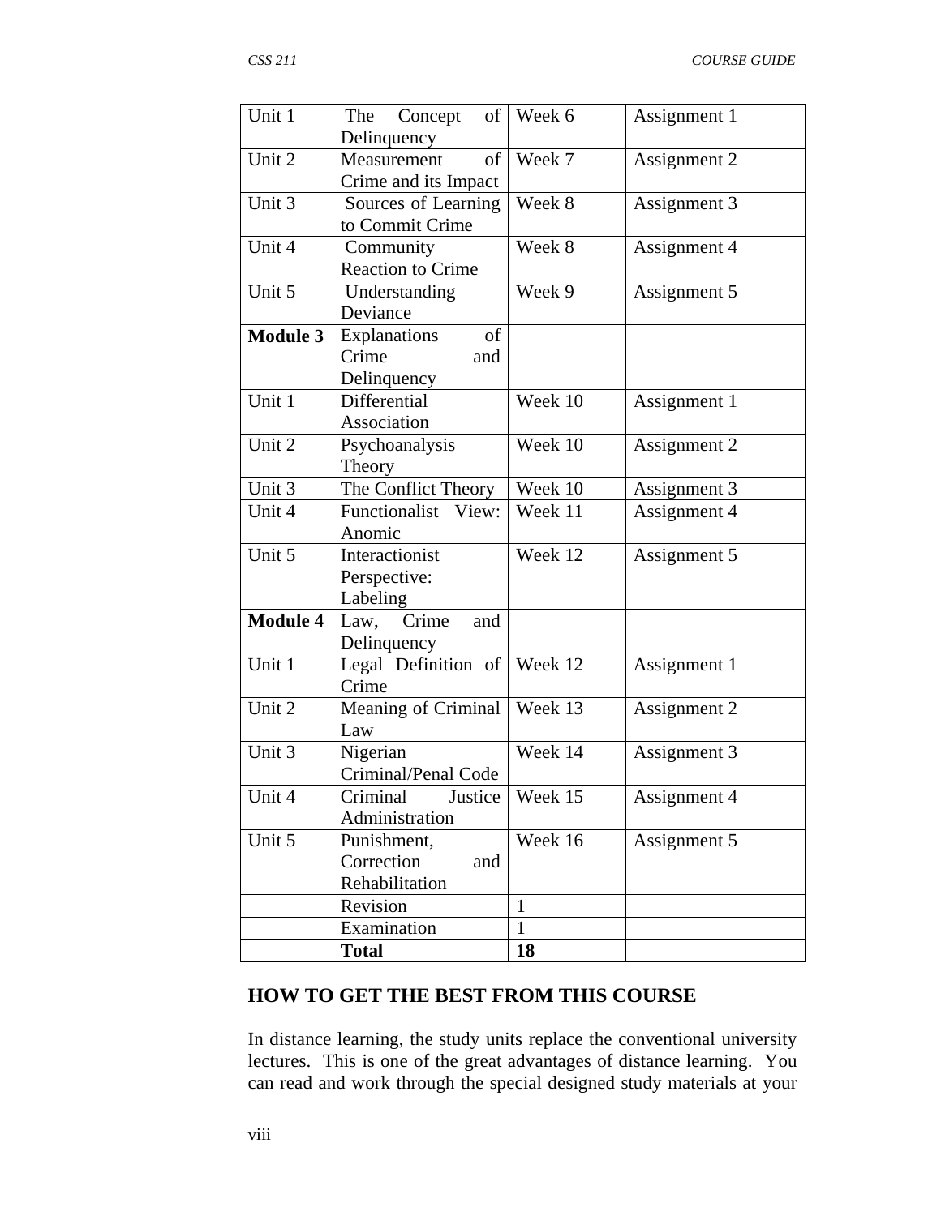| Unit 1 | The Concept of Delinquency | Week 6 | Assignment 1 |
|---|---|---|---|
| Unit 2 | Measurement of Crime and its Impact | Week 7 | Assignment 2 |
| Unit 3 | Sources of Learning to Commit Crime | Week 8 | Assignment 3 |
| Unit 4 | Community Reaction to Crime | Week 8 | Assignment 4 |
| Unit 5 | Understanding Deviance | Week 9 | Assignment 5 |
| **Module 3** | Explanations of Crime and Delinquency | | |
| Unit 1 | Differential Association | Week 10 | Assignment 1 |
| Unit 2 | Psychoanalysis Theory | Week 10 | Assignment 2 |
| Unit 3 | The Conflict Theory | Week 10 | Assignment 3 |
| Unit 4 | Functionalist View: Anomic | Week 11 | Assignment 4 |
| Unit 5 | Interactionist Perspective: Labeling | Week 12 | Assignment 5 |
| **Module 4** | Law, Crime and Delinquency | | |
| Unit 1 | Legal Definition of Crime | Week 12 | Assignment 1 |
| Unit 2 | Meaning of Criminal Law | Week 13 | Assignment 2 |
| Unit 3 | Nigerian Criminal/Penal Code | Week 14 | Assignment 3 |
| Unit 4 | Criminal Justice Administration | Week 15 | Assignment 4 |
| Unit 5 | Punishment, Correction and Rehabilitation | Week 16 | Assignment 5 |
| | Revision | 1 | |
| | Examination | 1 | |
| | **Total** | **18** | |

## HOW TO GET THE BEST FROM THIS COURSE

In distance learning, the study units replace the conventional university lectures. This is one of the great advantages of distance learning. You can read and work through the special designed study materials at your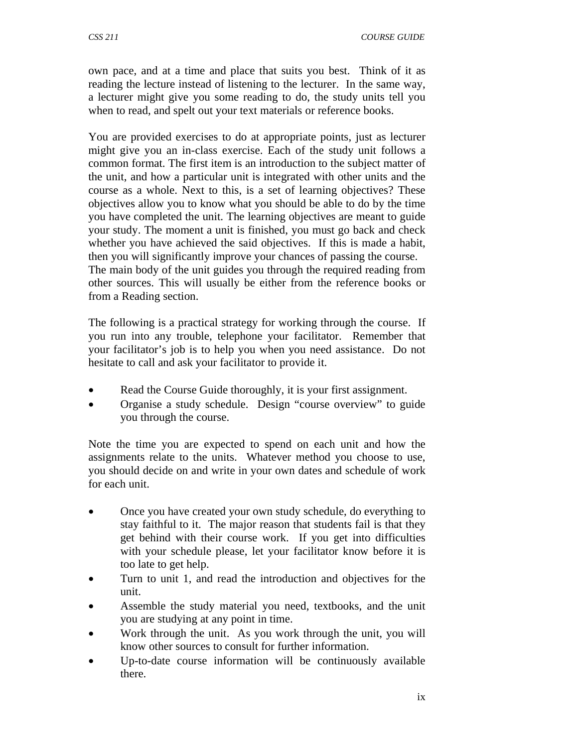own pace, and at a time and place that suits you best. Think of it as reading the lecture instead of listening to the lecturer. In the same way, a lecturer might give you some reading to do, the study units tell you when to read, and spelt out your text materials or reference books.

You are provided exercises to do at appropriate points, just as lecturer might give you an in-class exercise. Each of the study unit follows a common format. The first item is an introduction to the subject matter of the unit, and how a particular unit is integrated with other units and the course as a whole. Next to this, is a set of learning objectives? These objectives allow you to know what you should be able to do by the time you have completed the unit. The learning objectives are meant to guide your study. The moment a unit is finished, you must go back and check whether you have achieved the said objectives. If this is made a habit, then you will significantly improve your chances of passing the course. The main body of the unit guides you through the required reading from other sources. This will usually be either from the reference books or from a Reading section.

The following is a practical strategy for working through the course. If you run into any trouble, telephone your facilitator. Remember that your facilitator's job is to help you when you need assistance. Do not hesitate to call and ask your facilitator to provide it.

- Read the Course Guide thoroughly, it is your first assignment.
- Organise a study schedule. Design "course overview" to guide you through the course.

Note the time you are expected to spend on each unit and how the assignments relate to the units. Whatever method you choose to use, you should decide on and write in your own dates and schedule of work for each unit.

- Once you have created your own study schedule, do everything to stay faithful to it. The major reason that students fail is that they get behind with their course work. If you get into difficulties with your schedule please, let your facilitator know before it is too late to get help.
- Turn to unit 1, and read the introduction and objectives for the unit.
- Assemble the study material you need, textbooks, and the unit you are studying at any point in time.
- Work through the unit. As you work through the unit, you will know other sources to consult for further information.
- Up-to-date course information will be continuously available there.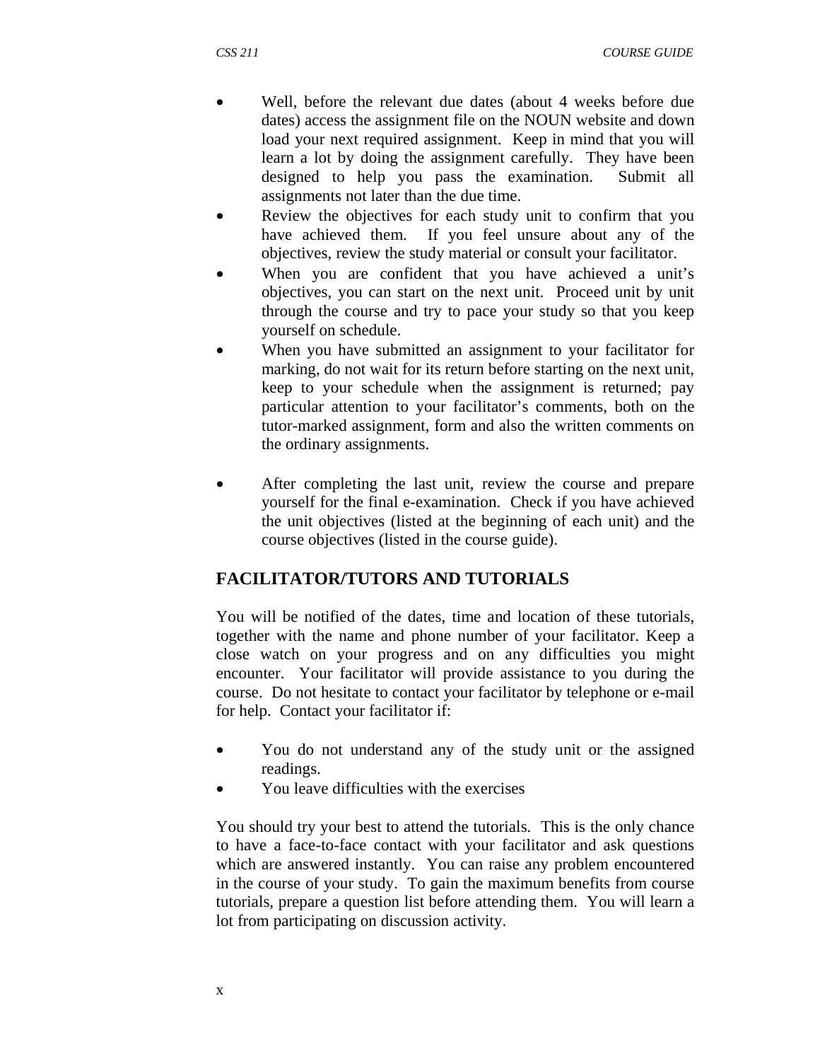- Well, before the relevant due dates (about 4 weeks before due dates) access the assignment file on the NOUN website and down load your next required assignment. Keep in mind that you will learn a lot by doing the assignment carefully. They have been designed to help you pass the examination. Submit all assignments not later than the due time.
- Review the objectives for each study unit to confirm that you have achieved them. If you feel unsure about any of the objectives, review the study material or consult your facilitator.
- When you are confident that you have achieved a unit's objectives, you can start on the next unit. Proceed unit by unit through the course and try to pace your study so that you keep yourself on schedule.
- When you have submitted an assignment to your facilitator for marking, do not wait for its return before starting on the next unit, keep to your schedule when the assignment is returned; pay particular attention to your facilitator's comments, both on the tutor-marked assignment, form and also the written comments on the ordinary assignments.
- After completing the last unit, review the course and prepare yourself for the final e-examination. Check if you have achieved the unit objectives (listed at the beginning of each unit) and the course objectives (listed in the course guide).

## FACILITATOR/TUTORS AND TUTORIALS

You will be notified of the dates, time and location of these tutorials, together with the name and phone number of your facilitator. Keep a close watch on your progress and on any difficulties you might encounter. Your facilitator will provide assistance to you during the course. Do not hesitate to contact your facilitator by telephone or e-mail for help. Contact your facilitator if:

- You do not understand any of the study unit or the assigned readings.
- You leave difficulties with the exercises

You should try your best to attend the tutorials. This is the only chance to have a face-to-face contact with your facilitator and ask questions which are answered instantly. You can raise any problem encountered in the course of your study. To gain the maximum benefits from course tutorials, prepare a question list before attending them. You will learn a lot from participating on discussion activity.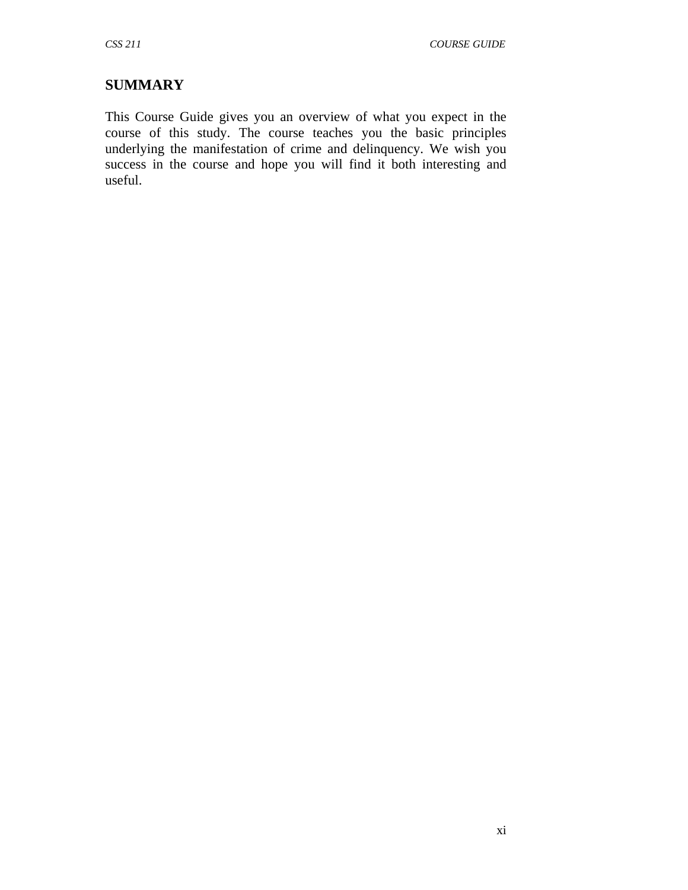## SUMMARY

This Course Guide gives you an overview of what you expect in the course of this study. The course teaches you the basic principles underlying the manifestation of crime and delinquency. We wish you success in the course and hope you will find it both interesting and useful.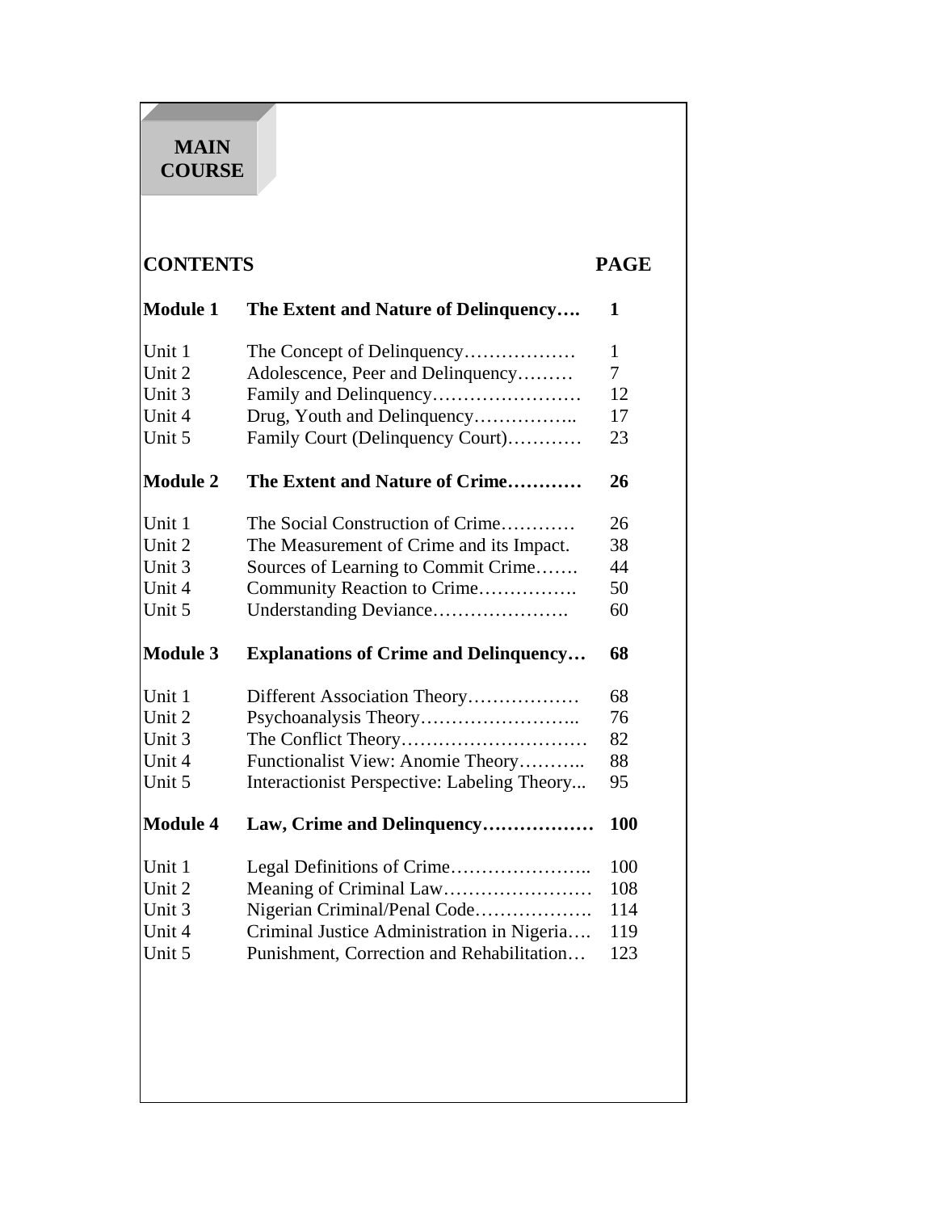# MAIN COURSE

| CONTENTS | | PAGE |
|---|---|---|
| **Module 1** | **The Extent and Nature of Delinquency….** | **1** |
| Unit 1 | The Concept of Delinquency……………… | 1 |
| Unit 2 | Adolescence, Peer and Delinquency……… | 7 |
| Unit 3 | Family and Delinquency…………………… | 12 |
| Unit 4 | Drug, Youth and Delinquency…………….. | 17 |
| Unit 5 | Family Court (Delinquency Court)………… | 23 |
| **Module 2** | **The Extent and Nature of Crime…………** | **26** |
| Unit 1 | The Social Construction of Crime………… | 26 |
| Unit 2 | The Measurement of Crime and its Impact. | 38 |
| Unit 3 | Sources of Learning to Commit Crime……. | 44 |
| Unit 4 | Community Reaction to Crime……………. | 50 |
| Unit 5 | Understanding Deviance…………………. | 60 |
| **Module 3** | **Explanations of Crime and Delinquency…** | **68** |
| Unit 1 | Different Association Theory……………… | 68 |
| Unit 2 | Psychoanalysis Theory…………………….. | 76 |
| Unit 3 | The Conflict Theory………………………… | 82 |
| Unit 4 | Functionalist View: Anomie Theory……….. | 88 |
| Unit 5 | Interactionist Perspective: Labeling Theory... | 95 |
| **Module 4** | **Law, Crime and Delinquency………………** | **100** |
| Unit 1 | Legal Definitions of Crime………………….. | 100 |
| Unit 2 | Meaning of Criminal Law…………………… | 108 |
| Unit 3 | Nigerian Criminal/Penal Code………………. | 114 |
| Unit 4 | Criminal Justice Administration in Nigeria…. | 119 |
| Unit 5 | Punishment, Correction and Rehabilitation… | 123 |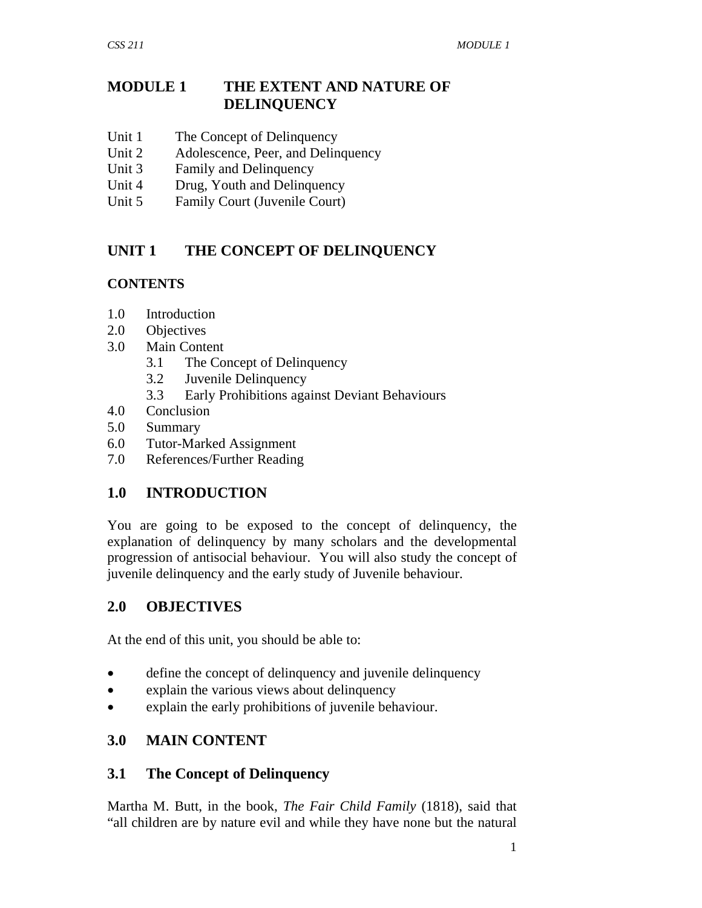# MODULE 1 THE EXTENT AND NATURE OF DELINQUENCY

Unit 1 The Concept of Delinquency
Unit 2 Adolescence, Peer, and Delinquency
Unit 3 Family and Delinquency
Unit 4 Drug, Youth and Delinquency
Unit 5 Family Court (Juvenile Court)

## UNIT 1 THE CONCEPT OF DELINQUENCY

### CONTENTS

1.0 Introduction
2.0 Objectives
3.0 Main Content
 3.1 The Concept of Delinquency
 3.2 Juvenile Delinquency
 3.3 Early Prohibitions against Deviant Behaviours
4.0 Conclusion
5.0 Summary
6.0 Tutor-Marked Assignment
7.0 References/Further Reading

## 1.0 INTRODUCTION

You are going to be exposed to the concept of delinquency, the explanation of delinquency by many scholars and the developmental progression of antisocial behaviour. You will also study the concept of juvenile delinquency and the early study of Juvenile behaviour.

## 2.0 OBJECTIVES

At the end of this unit, you should be able to:

- define the concept of delinquency and juvenile delinquency
- explain the various views about delinquency
- explain the early prohibitions of juvenile behaviour.

## 3.0 MAIN CONTENT

### 3.1 The Concept of Delinquency

Martha M. Butt, in the book, *The Fair Child Family* (1818), said that "all children are by nature evil and while they have none but the natural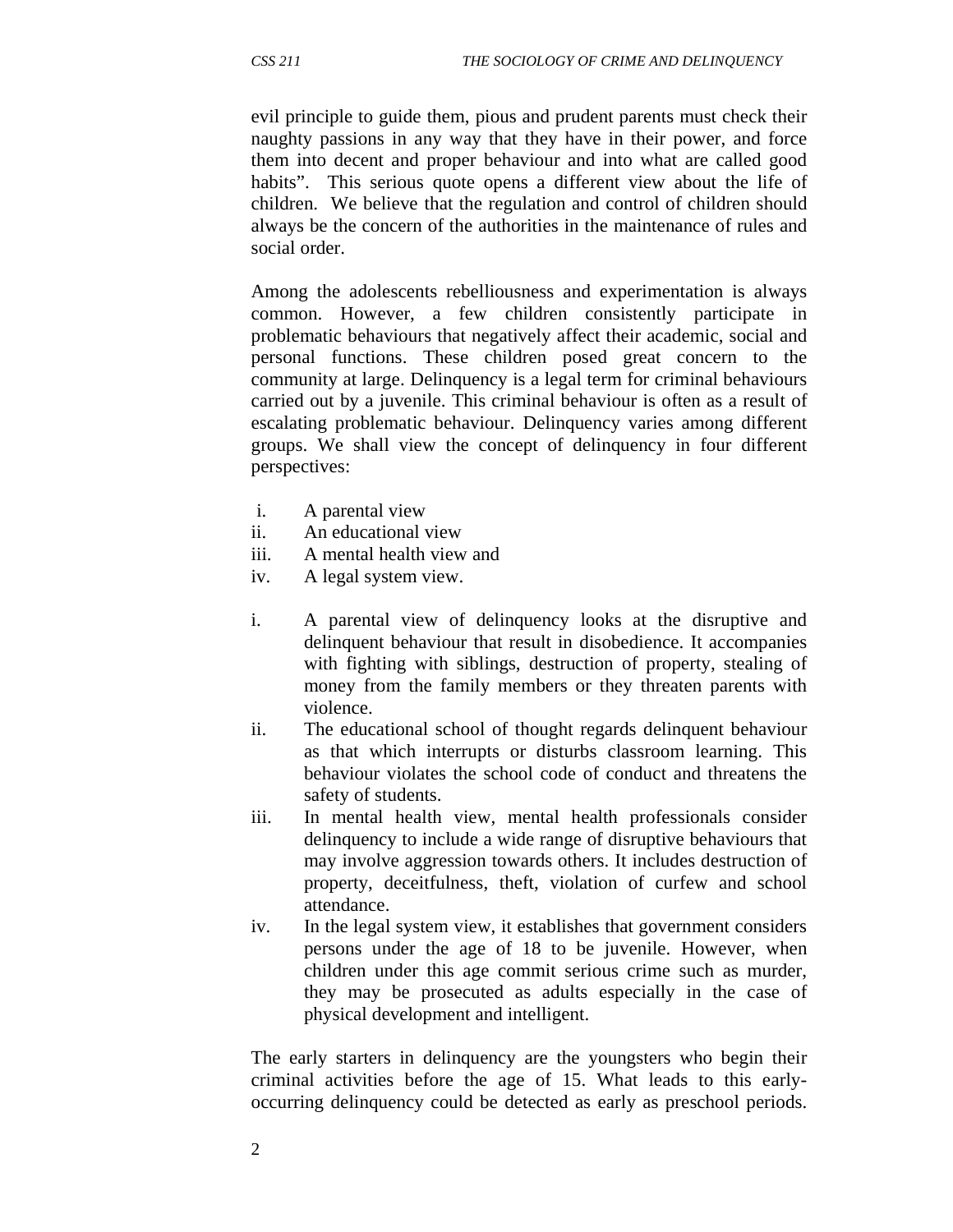evil principle to guide them, pious and prudent parents must check their naughty passions in any way that they have in their power, and force them into decent and proper behaviour and into what are called good habits". This serious quote opens a different view about the life of children. We believe that the regulation and control of children should always be the concern of the authorities in the maintenance of rules and social order.

Among the adolescents rebelliousness and experimentation is always common. However, a few children consistently participate in problematic behaviours that negatively affect their academic, social and personal functions. These children posed great concern to the community at large. Delinquency is a legal term for criminal behaviours carried out by a juvenile. This criminal behaviour is often as a result of escalating problematic behaviour. Delinquency varies among different groups. We shall view the concept of delinquency in four different perspectives:

i. A parental view
ii. An educational view
iii. A mental health view and
iv. A legal system view.

i. A parental view of delinquency looks at the disruptive and delinquent behaviour that result in disobedience. It accompanies with fighting with siblings, destruction of property, stealing of money from the family members or they threaten parents with violence.
ii. The educational school of thought regards delinquent behaviour as that which interrupts or disturbs classroom learning. This behaviour violates the school code of conduct and threatens the safety of students.
iii. In mental health view, mental health professionals consider delinquency to include a wide range of disruptive behaviours that may involve aggression towards others. It includes destruction of property, deceitfulness, theft, violation of curfew and school attendance.
iv. In the legal system view, it establishes that government considers persons under the age of 18 to be juvenile. However, when children under this age commit serious crime such as murder, they may be prosecuted as adults especially in the case of physical development and intelligent.

The early starters in delinquency are the youngsters who begin their criminal activities before the age of 15. What leads to this early-occurring delinquency could be detected as early as preschool periods.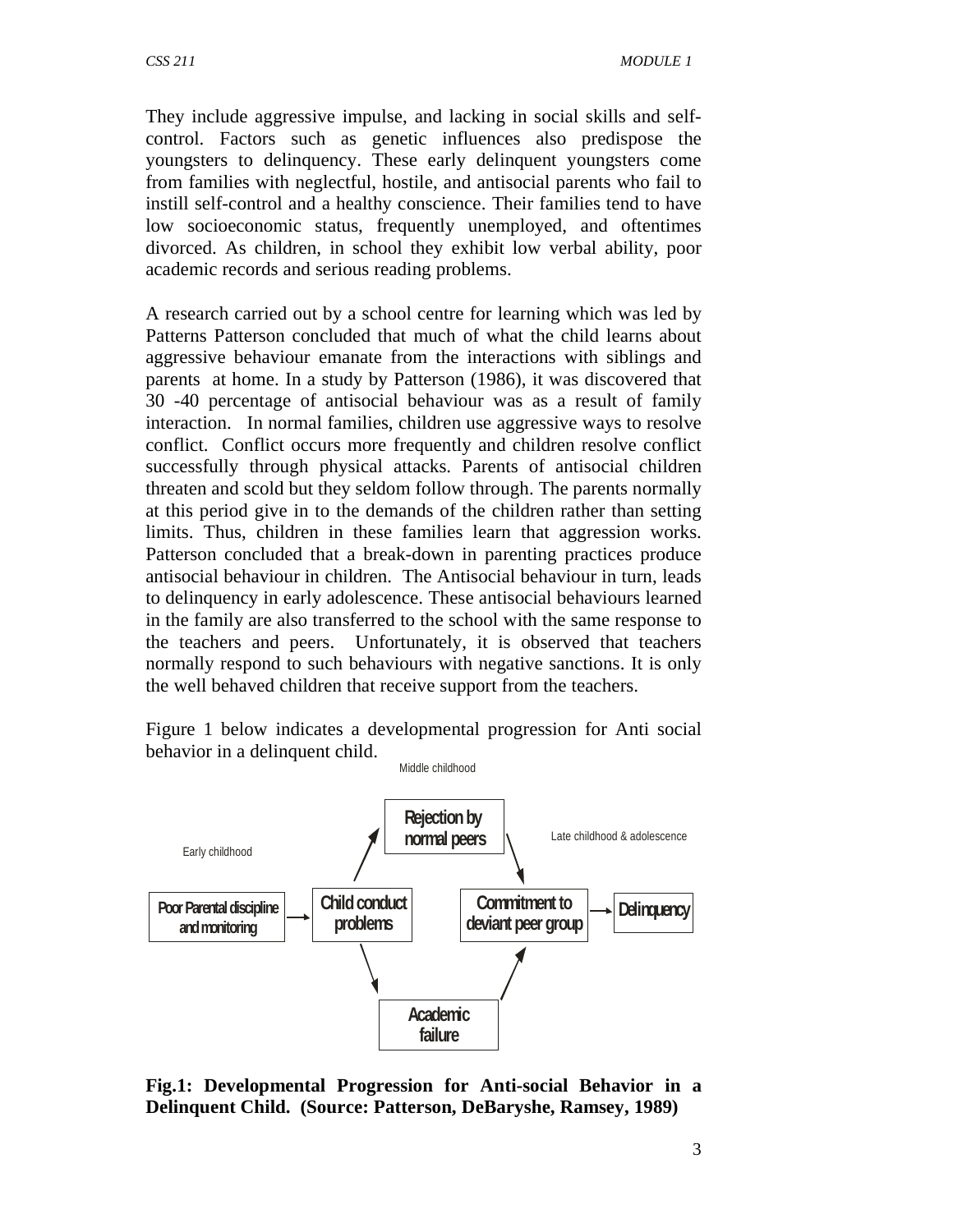They include aggressive impulse, and lacking in social skills and self-control. Factors such as genetic influences also predispose the youngsters to delinquency. These early delinquent youngsters come from families with neglectful, hostile, and antisocial parents who fail to instill self-control and a healthy conscience. Their families tend to have low socioeconomic status, frequently unemployed, and oftentimes divorced. As children, in school they exhibit low verbal ability, poor academic records and serious reading problems.

A research carried out by a school centre for learning which was led by Patterns Patterson concluded that much of what the child learns about aggressive behaviour emanate from the interactions with siblings and parents at home. In a study by Patterson (1986), it was discovered that 30 -40 percentage of antisocial behaviour was as a result of family interaction. In normal families, children use aggressive ways to resolve conflict. Conflict occurs more frequently and children resolve conflict successfully through physical attacks. Parents of antisocial children threaten and scold but they seldom follow through. The parents normally at this period give in to the demands of the children rather than setting limits. Thus, children in these families learn that aggression works. Patterson concluded that a break-down in parenting practices produce antisocial behaviour in children. The Antisocial behaviour in turn, leads to delinquency in early adolescence. These antisocial behaviours learned in the family are also transferred to the school with the same response to the teachers and peers. Unfortunately, it is observed that teachers normally respond to such behaviours with negative sanctions. It is only the well behaved children that receive support from the teachers.

Figure 1 below indicates a developmental progression for Anti social behavior in a delinquent child.

Early childhood: Poor Parental discipline and monitoring → Child conduct problems

Middle childhood: Child conduct problems → Rejection by normal peers; Child conduct problems → Academic failure

Late childhood & adolescence: Rejection by normal peers → Commitment to deviant peer group; Academic failure → Commitment to deviant peer group → Delinquency

**Fig.1: Developmental Progression for Anti-social Behavior in a Delinquent Child. (Source: Patterson, DeBaryshe, Ramsey, 1989)**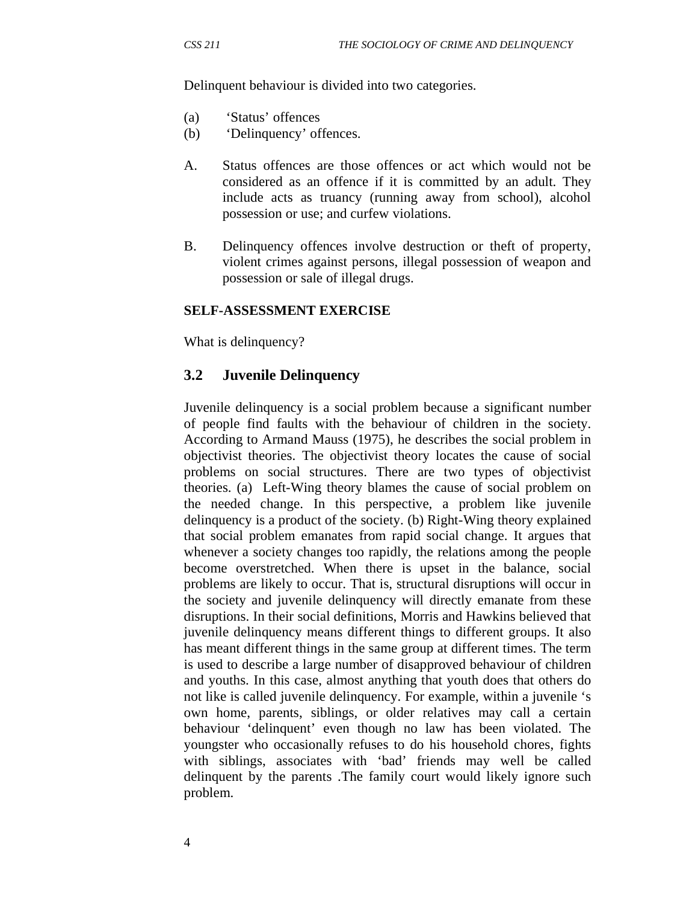Delinquent behaviour is divided into two categories.

(a) 'Status' offences
(b) 'Delinquency' offences.

A. Status offences are those offences or act which would not be considered as an offence if it is committed by an adult. They include acts as truancy (running away from school), alcohol possession or use; and curfew violations.

B. Delinquency offences involve destruction or theft of property, violent crimes against persons, illegal possession of weapon and possession or sale of illegal drugs.

**SELF-ASSESSMENT EXERCISE**

What is delinquency?

## 3.2 Juvenile Delinquency

Juvenile delinquency is a social problem because a significant number of people find faults with the behaviour of children in the society. According to Armand Mauss (1975), he describes the social problem in objectivist theories. The objectivist theory locates the cause of social problems on social structures. There are two types of objectivist theories. (a) Left-Wing theory blames the cause of social problem on the needed change. In this perspective, a problem like juvenile delinquency is a product of the society. (b) Right-Wing theory explained that social problem emanates from rapid social change. It argues that whenever a society changes too rapidly, the relations among the people become overstretched. When there is upset in the balance, social problems are likely to occur. That is, structural disruptions will occur in the society and juvenile delinquency will directly emanate from these disruptions. In their social definitions, Morris and Hawkins believed that juvenile delinquency means different things to different groups. It also has meant different things in the same group at different times. The term is used to describe a large number of disapproved behaviour of children and youths. In this case, almost anything that youth does that others do not like is called juvenile delinquency. For example, within a juvenile 's own home, parents, siblings, or older relatives may call a certain behaviour 'delinquent' even though no law has been violated. The youngster who occasionally refuses to do his household chores, fights with siblings, associates with 'bad' friends may well be called delinquent by the parents .The family court would likely ignore such problem.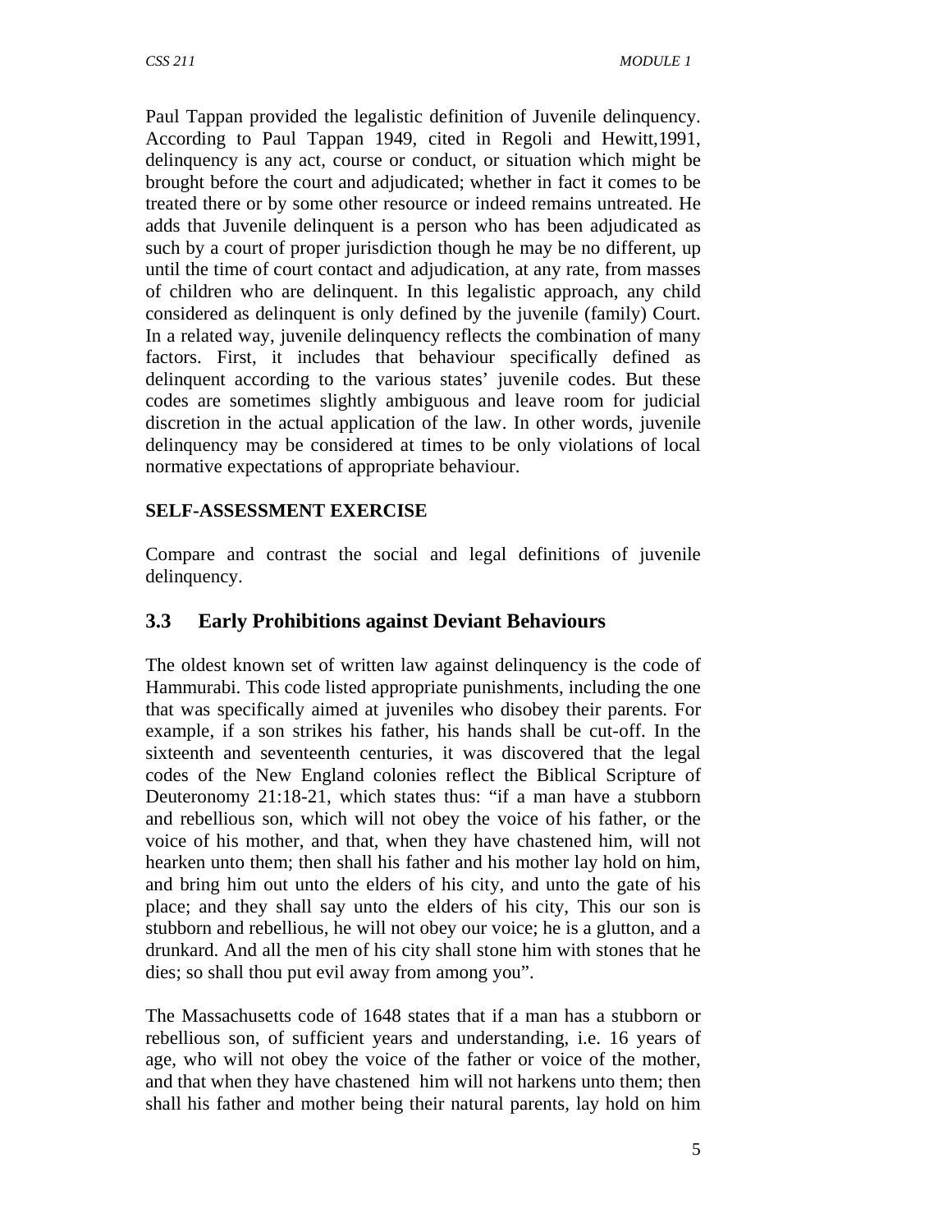Paul Tappan provided the legalistic definition of Juvenile delinquency. According to Paul Tappan 1949, cited in Regoli and Hewitt,1991, delinquency is any act, course or conduct, or situation which might be brought before the court and adjudicated; whether in fact it comes to be treated there or by some other resource or indeed remains untreated. He adds that Juvenile delinquent is a person who has been adjudicated as such by a court of proper jurisdiction though he may be no different, up until the time of court contact and adjudication, at any rate, from masses of children who are delinquent. In this legalistic approach, any child considered as delinquent is only defined by the juvenile (family) Court. In a related way, juvenile delinquency reflects the combination of many factors. First, it includes that behaviour specifically defined as delinquent according to the various states' juvenile codes. But these codes are sometimes slightly ambiguous and leave room for judicial discretion in the actual application of the law. In other words, juvenile delinquency may be considered at times to be only violations of local normative expectations of appropriate behaviour.

**SELF-ASSESSMENT EXERCISE**

Compare and contrast the social and legal definitions of juvenile delinquency.

## 3.3 Early Prohibitions against Deviant Behaviours

The oldest known set of written law against delinquency is the code of Hammurabi. This code listed appropriate punishments, including the one that was specifically aimed at juveniles who disobey their parents. For example, if a son strikes his father, his hands shall be cut-off. In the sixteenth and seventeenth centuries, it was discovered that the legal codes of the New England colonies reflect the Biblical Scripture of Deuteronomy 21:18-21, which states thus: "if a man have a stubborn and rebellious son, which will not obey the voice of his father, or the voice of his mother, and that, when they have chastened him, will not hearken unto them; then shall his father and his mother lay hold on him, and bring him out unto the elders of his city, and unto the gate of his place; and they shall say unto the elders of his city, This our son is stubborn and rebellious, he will not obey our voice; he is a glutton, and a drunkard. And all the men of his city shall stone him with stones that he dies; so shall thou put evil away from among you".

The Massachusetts code of 1648 states that if a man has a stubborn or rebellious son, of sufficient years and understanding, i.e. 16 years of age, who will not obey the voice of the father or voice of the mother, and that when they have chastened him will not harkens unto them; then shall his father and mother being their natural parents, lay hold on him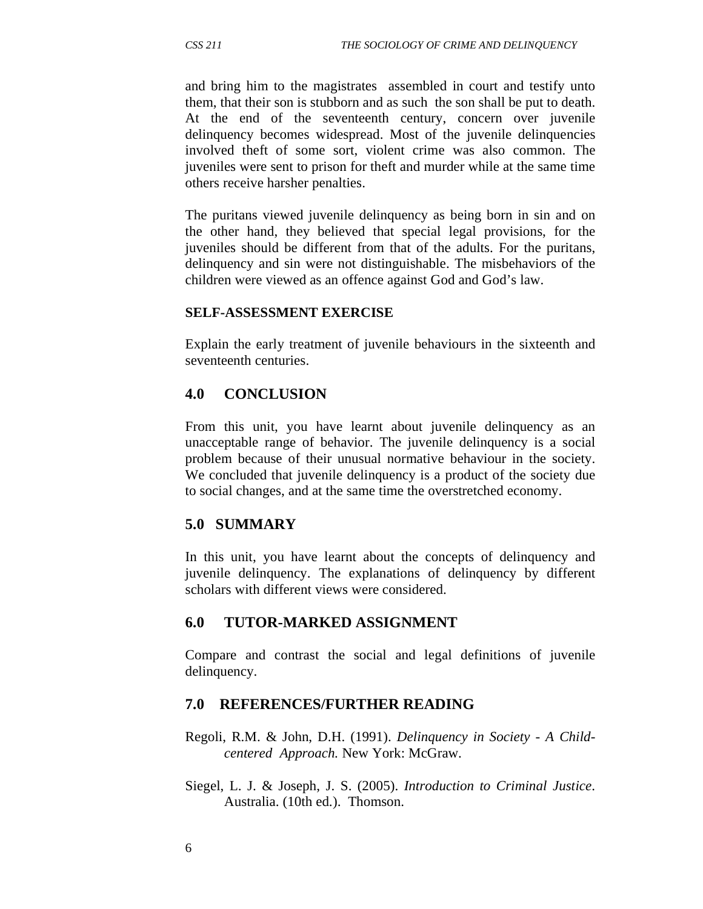and bring him to the magistrates assembled in court and testify unto them, that their son is stubborn and as such the son shall be put to death. At the end of the seventeenth century, concern over juvenile delinquency becomes widespread. Most of the juvenile delinquencies involved theft of some sort, violent crime was also common. The juveniles were sent to prison for theft and murder while at the same time others receive harsher penalties.

The puritans viewed juvenile delinquency as being born in sin and on the other hand, they believed that special legal provisions, for the juveniles should be different from that of the adults. For the puritans, delinquency and sin were not distinguishable. The misbehaviors of the children were viewed as an offence against God and God's law.

**SELF-ASSESSMENT EXERCISE**

Explain the early treatment of juvenile behaviours in the sixteenth and seventeenth centuries.

## 4.0 CONCLUSION

From this unit, you have learnt about juvenile delinquency as an unacceptable range of behavior. The juvenile delinquency is a social problem because of their unusual normative behaviour in the society. We concluded that juvenile delinquency is a product of the society due to social changes, and at the same time the overstretched economy.

## 5.0 SUMMARY

In this unit, you have learnt about the concepts of delinquency and juvenile delinquency. The explanations of delinquency by different scholars with different views were considered.

## 6.0 TUTOR-MARKED ASSIGNMENT

Compare and contrast the social and legal definitions of juvenile delinquency.

## 7.0 REFERENCES/FURTHER READING

Regoli, R.M. & John, D.H. (1991). *Delinquency in Society - A Child-centered Approach.* New York: McGraw.

Siegel, L. J. & Joseph, J. S. (2005). *Introduction to Criminal Justice*. Australia. (10th ed.). Thomson.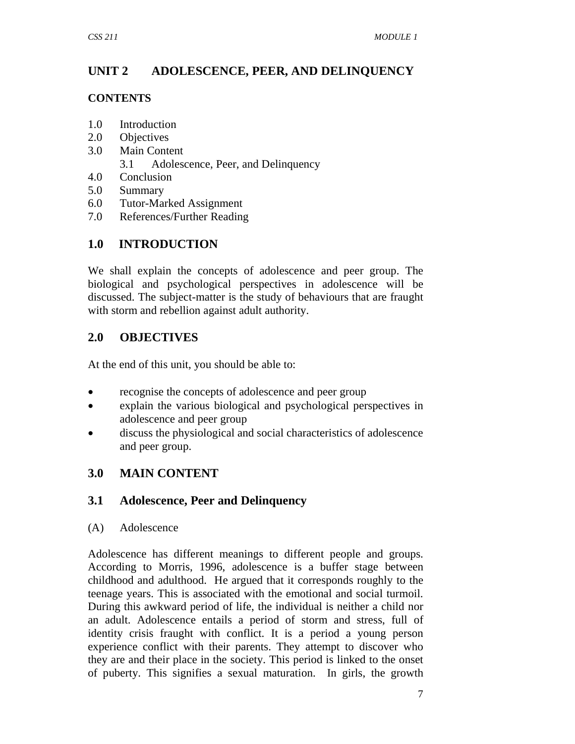# UNIT 2 ADOLESCENCE, PEER, AND DELINQUENCY

## CONTENTS

1.0 Introduction
2.0 Objectives
3.0 Main Content
  3.1 Adolescence, Peer, and Delinquency
4.0 Conclusion
5.0 Summary
6.0 Tutor-Marked Assignment
7.0 References/Further Reading

## 1.0 INTRODUCTION

We shall explain the concepts of adolescence and peer group. The biological and psychological perspectives in adolescence will be discussed. The subject-matter is the study of behaviours that are fraught with storm and rebellion against adult authority.

## 2.0 OBJECTIVES

At the end of this unit, you should be able to:

- recognise the concepts of adolescence and peer group
- explain the various biological and psychological perspectives in adolescence and peer group
- discuss the physiological and social characteristics of adolescence and peer group.

## 3.0 MAIN CONTENT

### 3.1 Adolescence, Peer and Delinquency

(A) Adolescence

Adolescence has different meanings to different people and groups. According to Morris, 1996, adolescence is a buffer stage between childhood and adulthood. He argued that it corresponds roughly to the teenage years. This is associated with the emotional and social turmoil. During this awkward period of life, the individual is neither a child nor an adult. Adolescence entails a period of storm and stress, full of identity crisis fraught with conflict. It is a period a young person experience conflict with their parents. They attempt to discover who they are and their place in the society. This period is linked to the onset of puberty. This signifies a sexual maturation. In girls, the growth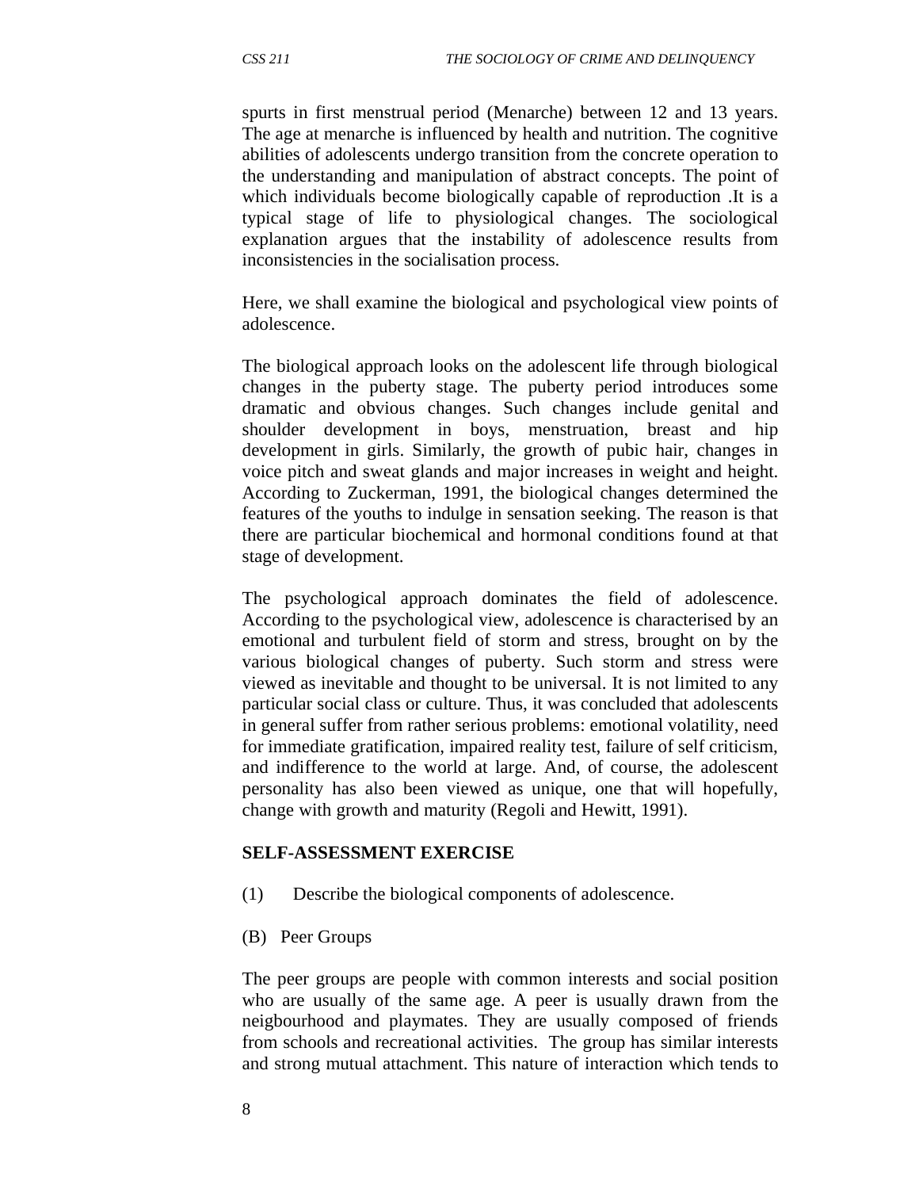spurts in first menstrual period (Menarche) between 12 and 13 years. The age at menarche is influenced by health and nutrition. The cognitive abilities of adolescents undergo transition from the concrete operation to the understanding and manipulation of abstract concepts. The point of which individuals become biologically capable of reproduction .It is a typical stage of life to physiological changes. The sociological explanation argues that the instability of adolescence results from inconsistencies in the socialisation process.

Here, we shall examine the biological and psychological view points of adolescence.

The biological approach looks on the adolescent life through biological changes in the puberty stage. The puberty period introduces some dramatic and obvious changes. Such changes include genital and shoulder development in boys, menstruation, breast and hip development in girls. Similarly, the growth of pubic hair, changes in voice pitch and sweat glands and major increases in weight and height. According to Zuckerman, 1991, the biological changes determined the features of the youths to indulge in sensation seeking. The reason is that there are particular biochemical and hormonal conditions found at that stage of development.

The psychological approach dominates the field of adolescence. According to the psychological view, adolescence is characterised by an emotional and turbulent field of storm and stress, brought on by the various biological changes of puberty. Such storm and stress were viewed as inevitable and thought to be universal. It is not limited to any particular social class or culture. Thus, it was concluded that adolescents in general suffer from rather serious problems: emotional volatility, need for immediate gratification, impaired reality test, failure of self criticism, and indifference to the world at large. And, of course, the adolescent personality has also been viewed as unique, one that will hopefully, change with growth and maturity (Regoli and Hewitt, 1991).

**SELF-ASSESSMENT EXERCISE**

(1) Describe the biological components of adolescence.

(B) Peer Groups

The peer groups are people with common interests and social position who are usually of the same age. A peer is usually drawn from the neigbourhood and playmates. They are usually composed of friends from schools and recreational activities. The group has similar interests and strong mutual attachment. This nature of interaction which tends to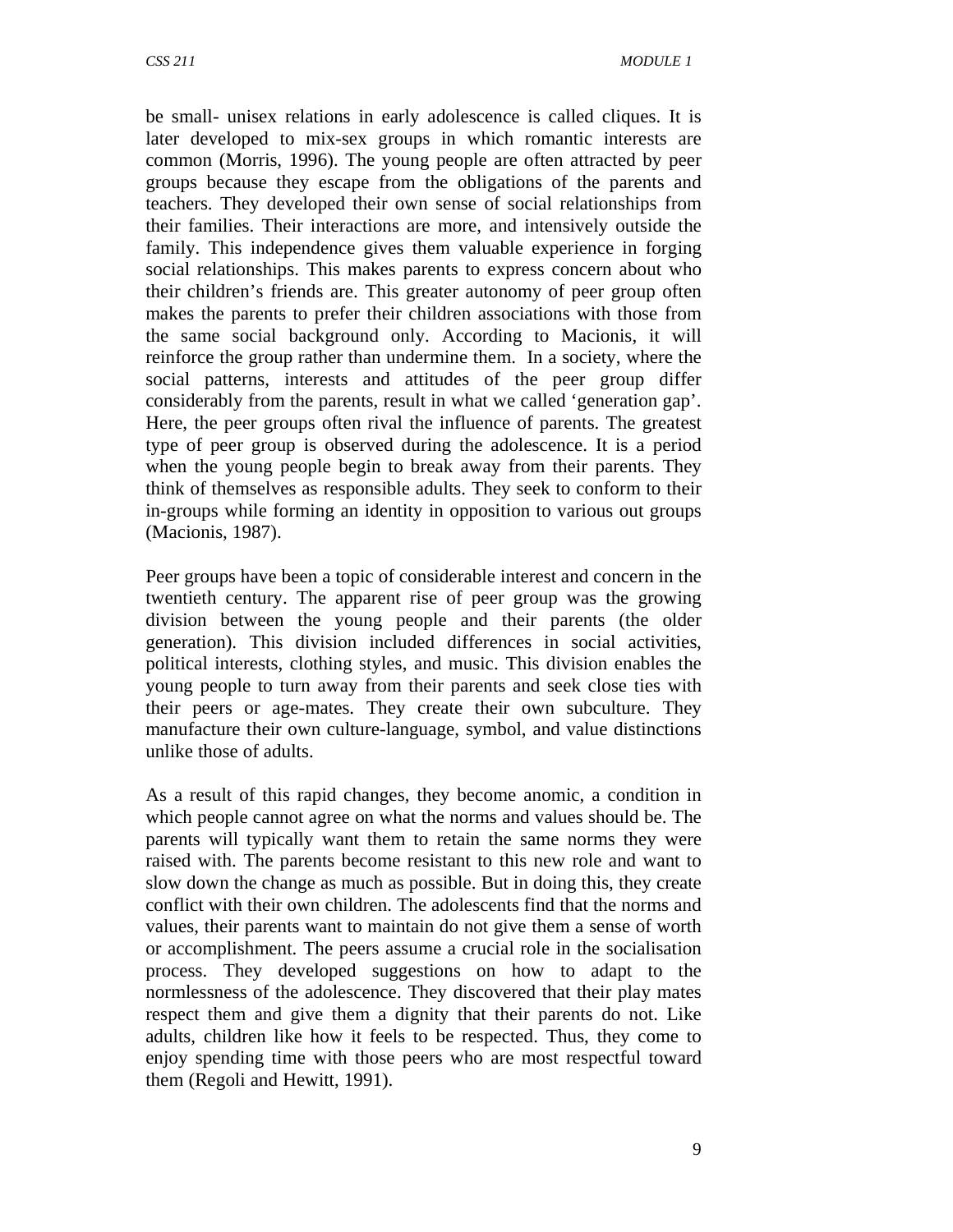be small- unisex relations in early adolescence is called cliques. It is later developed to mix-sex groups in which romantic interests are common (Morris, 1996). The young people are often attracted by peer groups because they escape from the obligations of the parents and teachers. They developed their own sense of social relationships from their families. Their interactions are more, and intensively outside the family. This independence gives them valuable experience in forging social relationships. This makes parents to express concern about who their children's friends are. This greater autonomy of peer group often makes the parents to prefer their children associations with those from the same social background only. According to Macionis, it will reinforce the group rather than undermine them. In a society, where the social patterns, interests and attitudes of the peer group differ considerably from the parents, result in what we called 'generation gap'. Here, the peer groups often rival the influence of parents. The greatest type of peer group is observed during the adolescence. It is a period when the young people begin to break away from their parents. They think of themselves as responsible adults. They seek to conform to their in-groups while forming an identity in opposition to various out groups (Macionis, 1987).

Peer groups have been a topic of considerable interest and concern in the twentieth century. The apparent rise of peer group was the growing division between the young people and their parents (the older generation). This division included differences in social activities, political interests, clothing styles, and music. This division enables the young people to turn away from their parents and seek close ties with their peers or age-mates. They create their own subculture. They manufacture their own culture-language, symbol, and value distinctions unlike those of adults.

As a result of this rapid changes, they become anomic, a condition in which people cannot agree on what the norms and values should be. The parents will typically want them to retain the same norms they were raised with. The parents become resistant to this new role and want to slow down the change as much as possible. But in doing this, they create conflict with their own children. The adolescents find that the norms and values, their parents want to maintain do not give them a sense of worth or accomplishment. The peers assume a crucial role in the socialisation process. They developed suggestions on how to adapt to the normlessness of the adolescence. They discovered that their play mates respect them and give them a dignity that their parents do not. Like adults, children like how it feels to be respected. Thus, they come to enjoy spending time with those peers who are most respectful toward them (Regoli and Hewitt, 1991).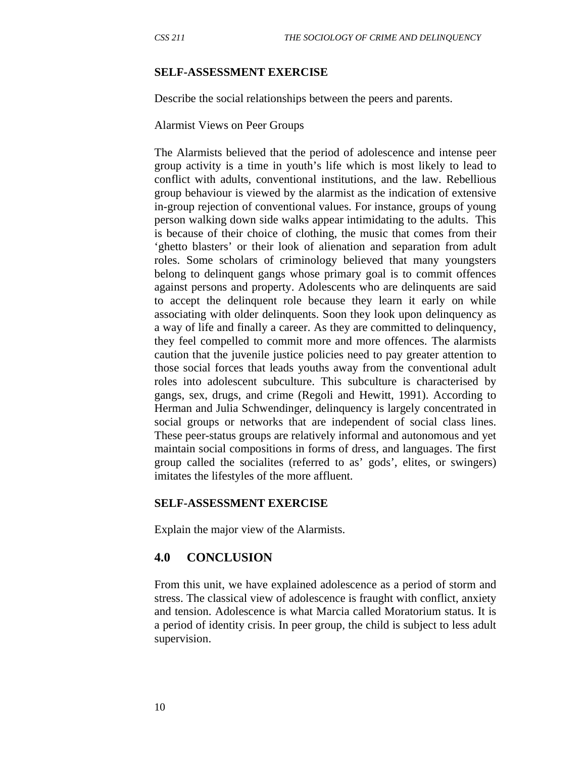**SELF-ASSESSMENT EXERCISE**

Describe the social relationships between the peers and parents.

Alarmist Views on Peer Groups

The Alarmists believed that the period of adolescence and intense peer group activity is a time in youth's life which is most likely to lead to conflict with adults, conventional institutions, and the law. Rebellious group behaviour is viewed by the alarmist as the indication of extensive in-group rejection of conventional values. For instance, groups of young person walking down side walks appear intimidating to the adults. This is because of their choice of clothing, the music that comes from their 'ghetto blasters' or their look of alienation and separation from adult roles. Some scholars of criminology believed that many youngsters belong to delinquent gangs whose primary goal is to commit offences against persons and property. Adolescents who are delinquents are said to accept the delinquent role because they learn it early on while associating with older delinquents. Soon they look upon delinquency as a way of life and finally a career. As they are committed to delinquency, they feel compelled to commit more and more offences. The alarmists caution that the juvenile justice policies need to pay greater attention to those social forces that leads youths away from the conventional adult roles into adolescent subculture. This subculture is characterised by gangs, sex, drugs, and crime (Regoli and Hewitt, 1991). According to Herman and Julia Schwendinger, delinquency is largely concentrated in social groups or networks that are independent of social class lines. These peer-status groups are relatively informal and autonomous and yet maintain social compositions in forms of dress, and languages. The first group called the socialites (referred to as' gods', elites, or swingers) imitates the lifestyles of the more affluent.

**SELF-ASSESSMENT EXERCISE**

Explain the major view of the Alarmists.

## 4.0 CONCLUSION

From this unit, we have explained adolescence as a period of storm and stress. The classical view of adolescence is fraught with conflict, anxiety and tension. Adolescence is what Marcia called Moratorium status. It is a period of identity crisis. In peer group, the child is subject to less adult supervision.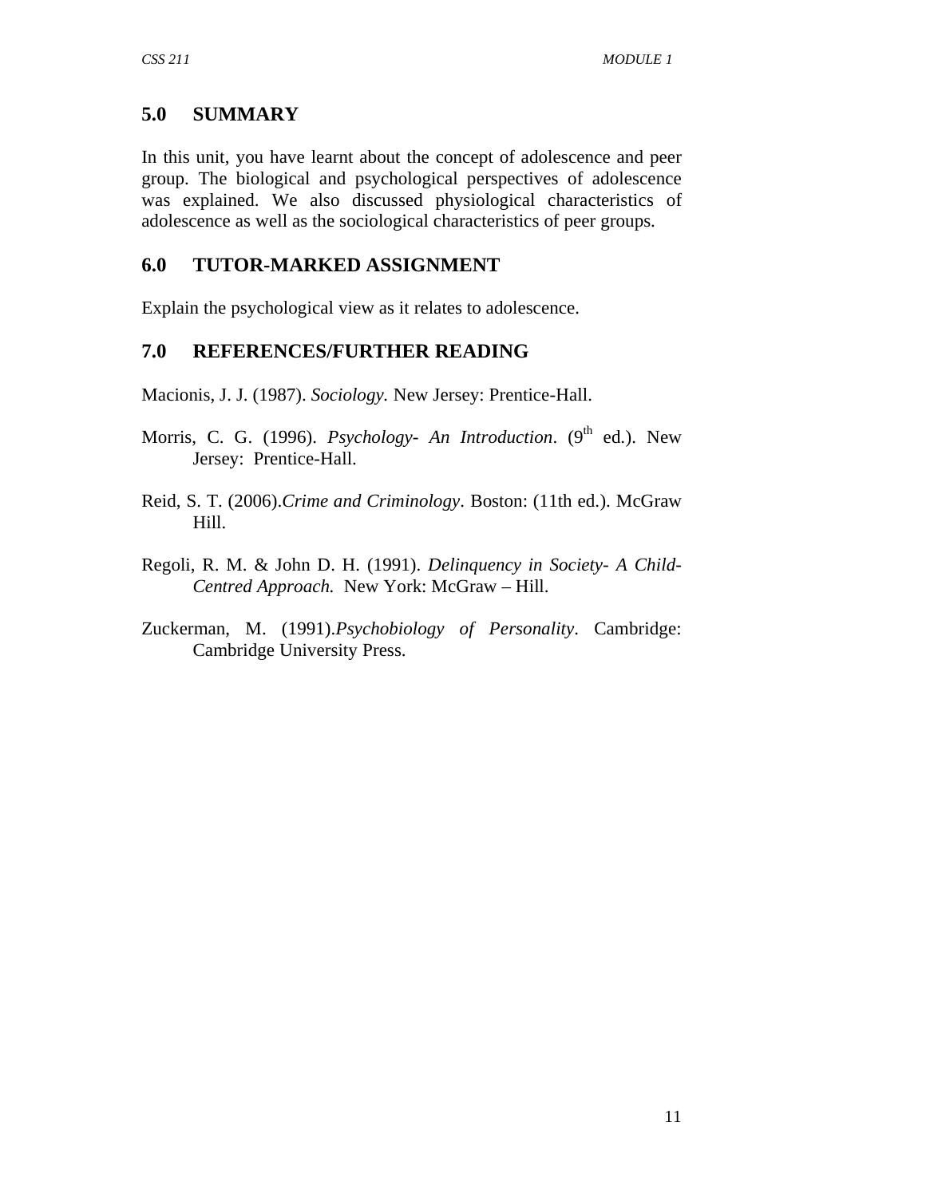## 5.0 SUMMARY

In this unit, you have learnt about the concept of adolescence and peer group. The biological and psychological perspectives of adolescence was explained. We also discussed physiological characteristics of adolescence as well as the sociological characteristics of peer groups.

## 6.0 TUTOR-MARKED ASSIGNMENT

Explain the psychological view as it relates to adolescence.

## 7.0 REFERENCES/FURTHER READING

Macionis, J. J. (1987). *Sociology.* New Jersey: Prentice-Hall.

Morris, C. G. (1996). *Psychology- An Introduction*. (9th ed.). New Jersey: Prentice-Hall.

Reid, S. T. (2006).*Crime and Criminology*. Boston: (11th ed.). McGraw Hill.

Regoli, R. M. & John D. H. (1991). *Delinquency in Society- A Child-Centred Approach.* New York: McGraw – Hill.

Zuckerman, M. (1991).*Psychobiology of Personality*. Cambridge: Cambridge University Press.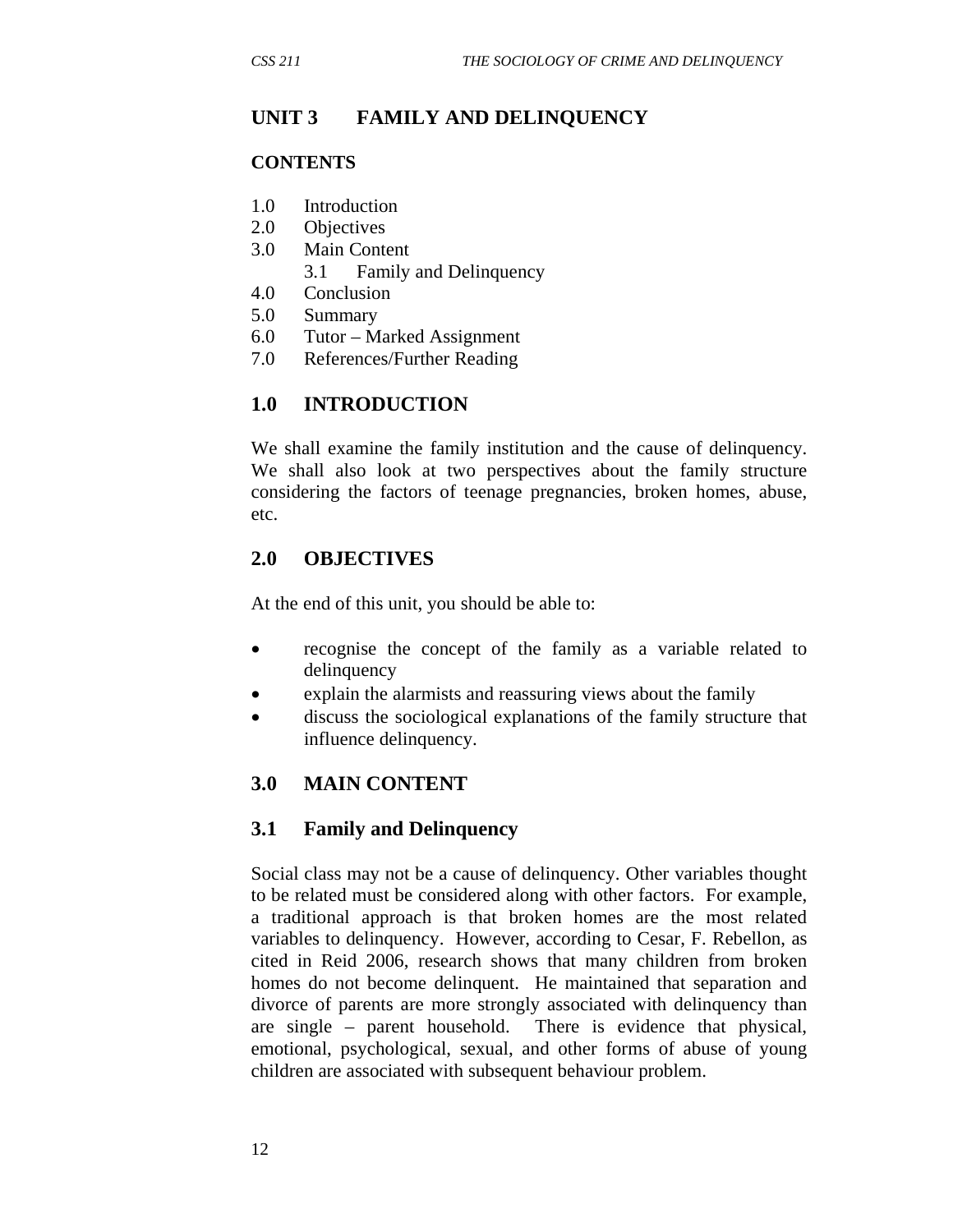## UNIT 3 FAMILY AND DELINQUENCY

### CONTENTS

1.0 Introduction
2.0 Objectives
3.0 Main Content
    3.1 Family and Delinquency
4.0 Conclusion
5.0 Summary
6.0 Tutor – Marked Assignment
7.0 References/Further Reading

### 1.0 INTRODUCTION

We shall examine the family institution and the cause of delinquency. We shall also look at two perspectives about the family structure considering the factors of teenage pregnancies, broken homes, abuse, etc.

### 2.0 OBJECTIVES

At the end of this unit, you should be able to:

- recognise the concept of the family as a variable related to delinquency
- explain the alarmists and reassuring views about the family
- discuss the sociological explanations of the family structure that influence delinquency.

### 3.0 MAIN CONTENT

### 3.1 Family and Delinquency

Social class may not be a cause of delinquency. Other variables thought to be related must be considered along with other factors. For example, a traditional approach is that broken homes are the most related variables to delinquency. However, according to Cesar, F. Rebellon, as cited in Reid 2006, research shows that many children from broken homes do not become delinquent. He maintained that separation and divorce of parents are more strongly associated with delinquency than are single – parent household. There is evidence that physical, emotional, psychological, sexual, and other forms of abuse of young children are associated with subsequent behaviour problem.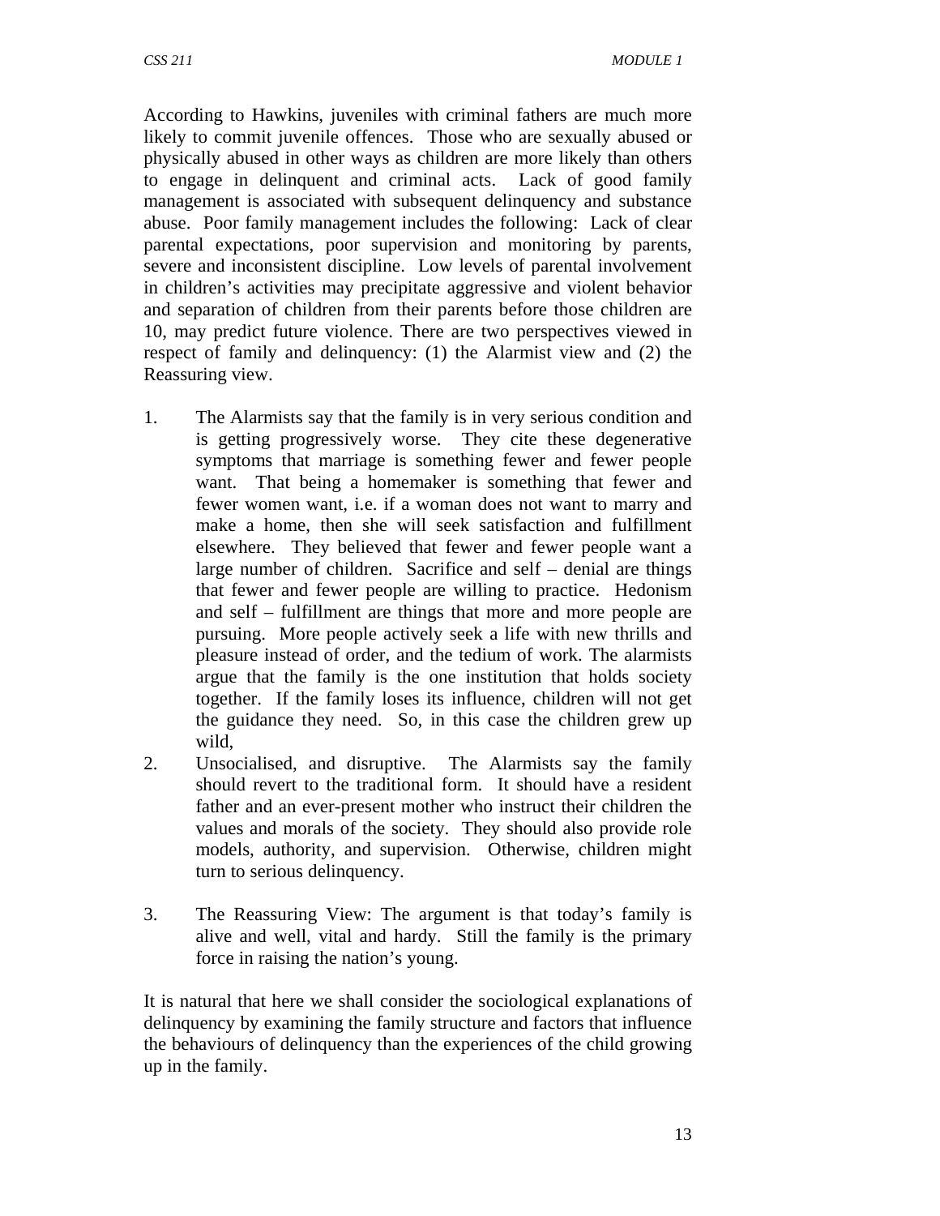According to Hawkins, juveniles with criminal fathers are much more likely to commit juvenile offences. Those who are sexually abused or physically abused in other ways as children are more likely than others to engage in delinquent and criminal acts. Lack of good family management is associated with subsequent delinquency and substance abuse. Poor family management includes the following: Lack of clear parental expectations, poor supervision and monitoring by parents, severe and inconsistent discipline. Low levels of parental involvement in children's activities may precipitate aggressive and violent behavior and separation of children from their parents before those children are 10, may predict future violence. There are two perspectives viewed in respect of family and delinquency: (1) the Alarmist view and (2) the Reassuring view.

1. The Alarmists say that the family is in very serious condition and is getting progressively worse. They cite these degenerative symptoms that marriage is something fewer and fewer people want. That being a homemaker is something that fewer and fewer women want, i.e. if a woman does not want to marry and make a home, then she will seek satisfaction and fulfillment elsewhere. They believed that fewer and fewer people want a large number of children. Sacrifice and self – denial are things that fewer and fewer people are willing to practice. Hedonism and self – fulfillment are things that more and more people are pursuing. More people actively seek a life with new thrills and pleasure instead of order, and the tedium of work. The alarmists argue that the family is the one institution that holds society together. If the family loses its influence, children will not get the guidance they need. So, in this case the children grew up wild,
2. Unsocialised, and disruptive. The Alarmists say the family should revert to the traditional form. It should have a resident father and an ever-present mother who instruct their children the values and morals of the society. They should also provide role models, authority, and supervision. Otherwise, children might turn to serious delinquency.

3. The Reassuring View: The argument is that today's family is alive and well, vital and hardy. Still the family is the primary force in raising the nation's young.

It is natural that here we shall consider the sociological explanations of delinquency by examining the family structure and factors that influence the behaviours of delinquency than the experiences of the child growing up in the family.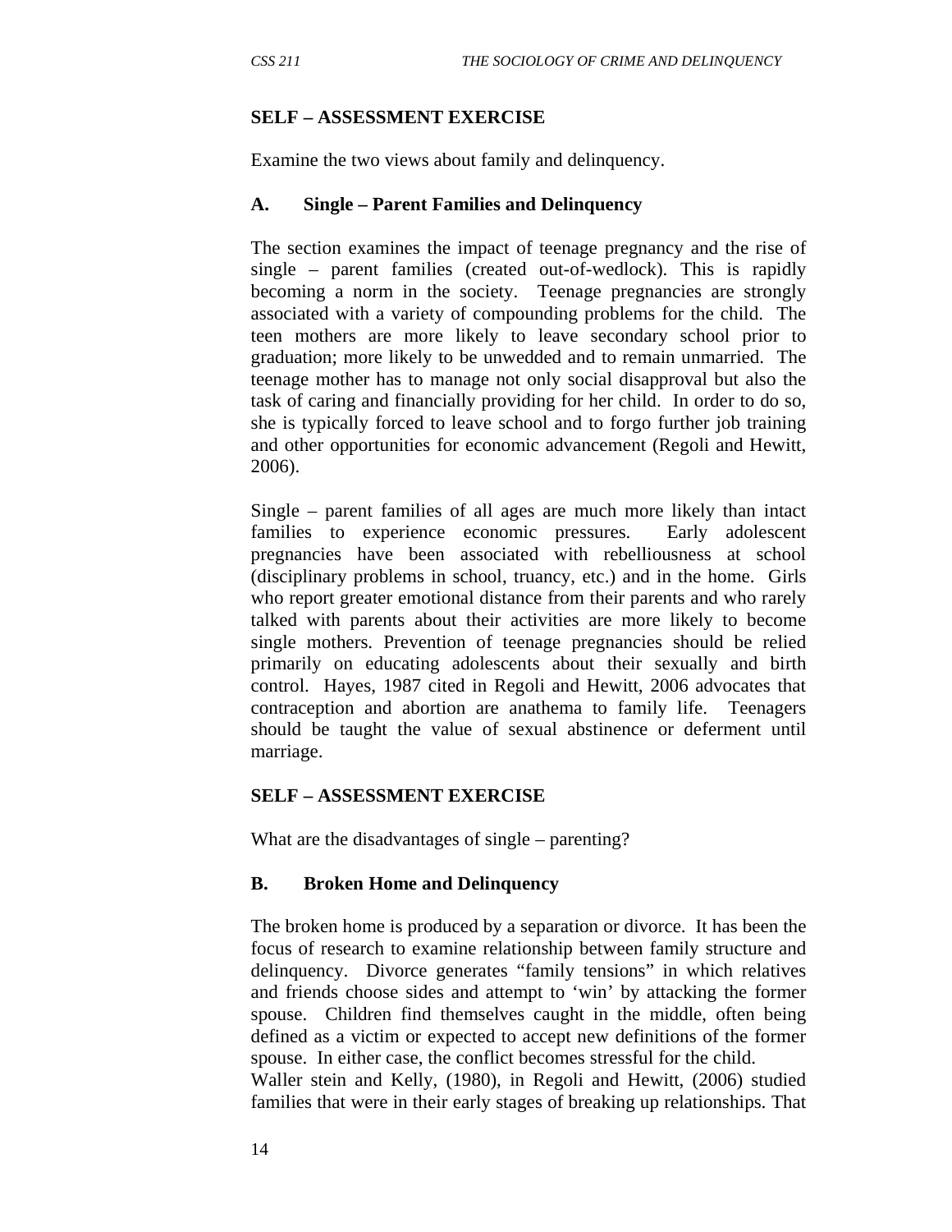**SELF – ASSESSMENT EXERCISE**

Examine the two views about family and delinquency.

**A. Single – Parent Families and Delinquency**

The section examines the impact of teenage pregnancy and the rise of single – parent families (created out-of-wedlock). This is rapidly becoming a norm in the society. Teenage pregnancies are strongly associated with a variety of compounding problems for the child. The teen mothers are more likely to leave secondary school prior to graduation; more likely to be unwedded and to remain unmarried. The teenage mother has to manage not only social disapproval but also the task of caring and financially providing for her child. In order to do so, she is typically forced to leave school and to forgo further job training and other opportunities for economic advancement (Regoli and Hewitt, 2006).

Single – parent families of all ages are much more likely than intact families to experience economic pressures. Early adolescent pregnancies have been associated with rebelliousness at school (disciplinary problems in school, truancy, etc.) and in the home. Girls who report greater emotional distance from their parents and who rarely talked with parents about their activities are more likely to become single mothers. Prevention of teenage pregnancies should be relied primarily on educating adolescents about their sexually and birth control. Hayes, 1987 cited in Regoli and Hewitt, 2006 advocates that contraception and abortion are anathema to family life. Teenagers should be taught the value of sexual abstinence or deferment until marriage.

**SELF – ASSESSMENT EXERCISE**

What are the disadvantages of single – parenting?

**B. Broken Home and Delinquency**

The broken home is produced by a separation or divorce. It has been the focus of research to examine relationship between family structure and delinquency. Divorce generates “family tensions” in which relatives and friends choose sides and attempt to ‘win’ by attacking the former spouse. Children find themselves caught in the middle, often being defined as a victim or expected to accept new definitions of the former spouse. In either case, the conflict becomes stressful for the child.
Waller stein and Kelly, (1980), in Regoli and Hewitt, (2006) studied families that were in their early stages of breaking up relationships. That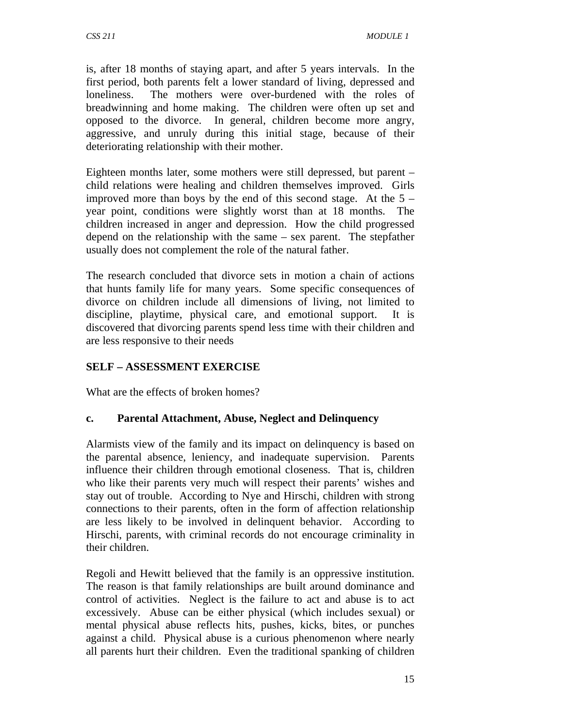is, after 18 months of staying apart, and after 5 years intervals. In the first period, both parents felt a lower standard of living, depressed and loneliness. The mothers were over-burdened with the roles of breadwinning and home making. The children were often up set and opposed to the divorce. In general, children become more angry, aggressive, and unruly during this initial stage, because of their deteriorating relationship with their mother.

Eighteen months later, some mothers were still depressed, but parent – child relations were healing and children themselves improved. Girls improved more than boys by the end of this second stage. At the 5 – year point, conditions were slightly worst than at 18 months. The children increased in anger and depression. How the child progressed depend on the relationship with the same – sex parent. The stepfather usually does not complement the role of the natural father.

The research concluded that divorce sets in motion a chain of actions that hunts family life for many years. Some specific consequences of divorce on children include all dimensions of living, not limited to discipline, playtime, physical care, and emotional support. It is discovered that divorcing parents spend less time with their children and are less responsive to their needs

**SELF – ASSESSMENT EXERCISE**

What are the effects of broken homes?

### c. Parental Attachment, Abuse, Neglect and Delinquency

Alarmists view of the family and its impact on delinquency is based on the parental absence, leniency, and inadequate supervision. Parents influence their children through emotional closeness. That is, children who like their parents very much will respect their parents' wishes and stay out of trouble. According to Nye and Hirschi, children with strong connections to their parents, often in the form of affection relationship are less likely to be involved in delinquent behavior. According to Hirschi, parents, with criminal records do not encourage criminality in their children.

Regoli and Hewitt believed that the family is an oppressive institution. The reason is that family relationships are built around dominance and control of activities. Neglect is the failure to act and abuse is to act excessively. Abuse can be either physical (which includes sexual) or mental physical abuse reflects hits, pushes, kicks, bites, or punches against a child. Physical abuse is a curious phenomenon where nearly all parents hurt their children. Even the traditional spanking of children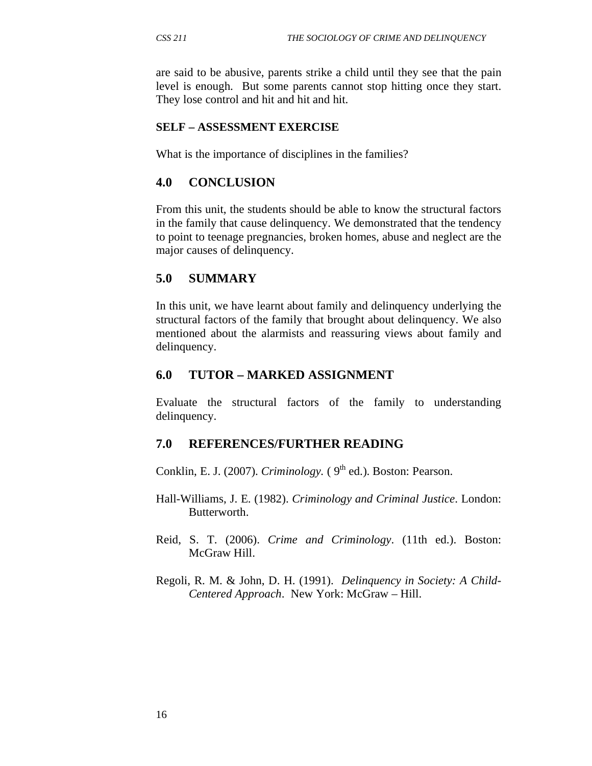are said to be abusive, parents strike a child until they see that the pain level is enough. But some parents cannot stop hitting once they start. They lose control and hit and hit and hit.

**SELF – ASSESSMENT EXERCISE**

What is the importance of disciplines in the families?

## 4.0 CONCLUSION

From this unit, the students should be able to know the structural factors in the family that cause delinquency. We demonstrated that the tendency to point to teenage pregnancies, broken homes, abuse and neglect are the major causes of delinquency.

## 5.0 SUMMARY

In this unit, we have learnt about family and delinquency underlying the structural factors of the family that brought about delinquency. We also mentioned about the alarmists and reassuring views about family and delinquency.

## 6.0 TUTOR – MARKED ASSIGNMENT

Evaluate the structural factors of the family to understanding delinquency.

## 7.0 REFERENCES/FURTHER READING

Conklin, E. J. (2007). *Criminology.* ( 9th ed.). Boston: Pearson.

Hall-Williams, J. E. (1982). *Criminology and Criminal Justice*. London: Butterworth.

Reid, S. T. (2006). *Crime and Criminology*. (11th ed.). Boston: McGraw Hill.

Regoli, R. M. & John, D. H. (1991). *Delinquency in Society: A Child-Centered Approach*. New York: McGraw – Hill.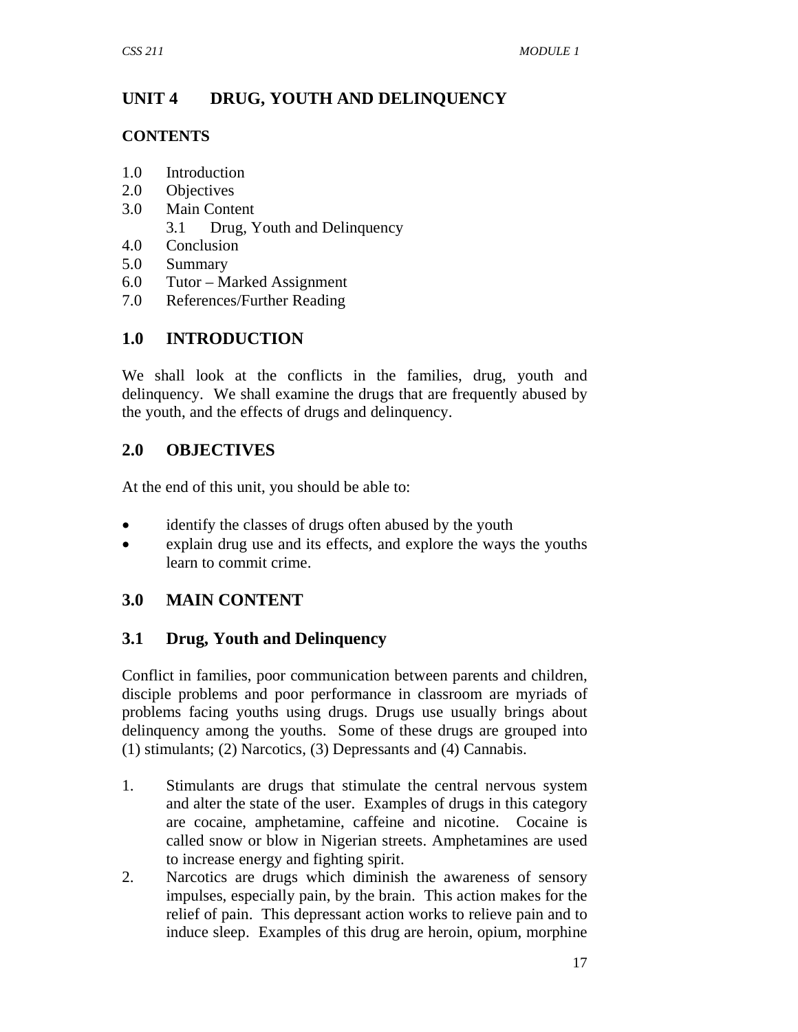# UNIT 4 DRUG, YOUTH AND DELINQUENCY

**CONTENTS**

1.0 Introduction
2.0 Objectives
3.0 Main Content
    3.1 Drug, Youth and Delinquency
4.0 Conclusion
5.0 Summary
6.0 Tutor – Marked Assignment
7.0 References/Further Reading

## 1.0 INTRODUCTION

We shall look at the conflicts in the families, drug, youth and delinquency. We shall examine the drugs that are frequently abused by the youth, and the effects of drugs and delinquency.

## 2.0 OBJECTIVES

At the end of this unit, you should be able to:

- identify the classes of drugs often abused by the youth
- explain drug use and its effects, and explore the ways the youths learn to commit crime.

## 3.0 MAIN CONTENT

### 3.1 Drug, Youth and Delinquency

Conflict in families, poor communication between parents and children, disciple problems and poor performance in classroom are myriads of problems facing youths using drugs. Drugs use usually brings about delinquency among the youths. Some of these drugs are grouped into (1) stimulants; (2) Narcotics, (3) Depressants and (4) Cannabis.

1. Stimulants are drugs that stimulate the central nervous system and alter the state of the user. Examples of drugs in this category are cocaine, amphetamine, caffeine and nicotine. Cocaine is called snow or blow in Nigerian streets. Amphetamines are used to increase energy and fighting spirit.
2. Narcotics are drugs which diminish the awareness of sensory impulses, especially pain, by the brain. This action makes for the relief of pain. This depressant action works to relieve pain and to induce sleep. Examples of this drug are heroin, opium, morphine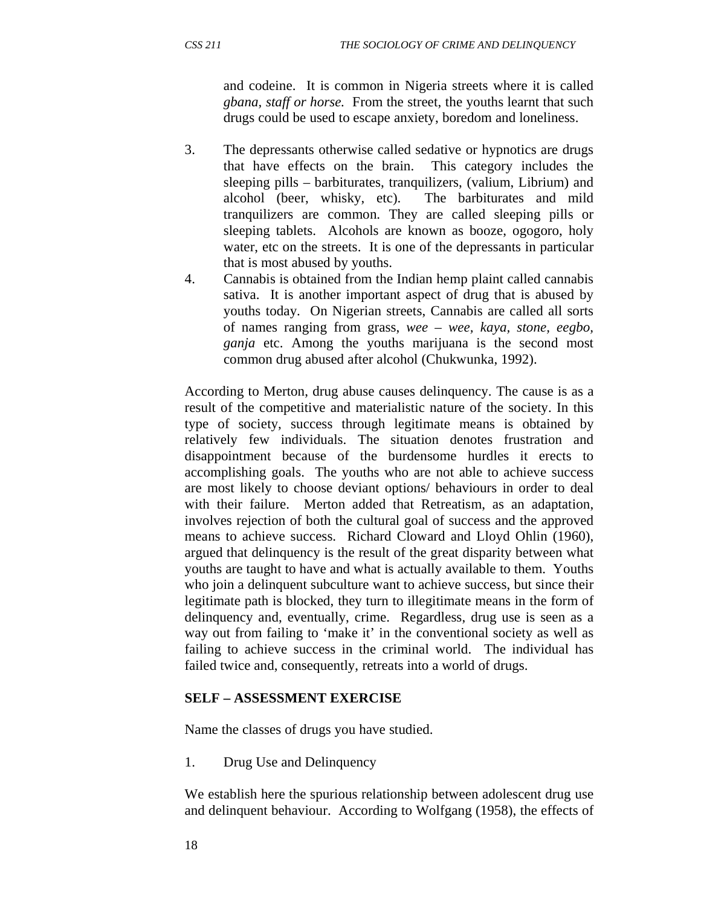and codeine. It is common in Nigeria streets where it is called *gbana, staff or horse.* From the street, the youths learnt that such drugs could be used to escape anxiety, boredom and loneliness.

3. The depressants otherwise called sedative or hypnotics are drugs that have effects on the brain. This category includes the sleeping pills – barbiturates, tranquilizers, (valium, Librium) and alcohol (beer, whisky, etc). The barbiturates and mild tranquilizers are common. They are called sleeping pills or sleeping tablets. Alcohols are known as booze, ogogoro, holy water, etc on the streets. It is one of the depressants in particular that is most abused by youths.
4. Cannabis is obtained from the Indian hemp plaint called cannabis sativa. It is another important aspect of drug that is abused by youths today. On Nigerian streets, Cannabis are called all sorts of names ranging from grass, *wee – wee, kaya, stone, eegbo, ganja* etc. Among the youths marijuana is the second most common drug abused after alcohol (Chukwunka, 1992).

According to Merton, drug abuse causes delinquency. The cause is as a result of the competitive and materialistic nature of the society. In this type of society, success through legitimate means is obtained by relatively few individuals. The situation denotes frustration and disappointment because of the burdensome hurdles it erects to accomplishing goals. The youths who are not able to achieve success are most likely to choose deviant options/ behaviours in order to deal with their failure. Merton added that Retreatism, as an adaptation, involves rejection of both the cultural goal of success and the approved means to achieve success. Richard Cloward and Lloyd Ohlin (1960), argued that delinquency is the result of the great disparity between what youths are taught to have and what is actually available to them. Youths who join a delinquent subculture want to achieve success, but since their legitimate path is blocked, they turn to illegitimate means in the form of delinquency and, eventually, crime. Regardless, drug use is seen as a way out from failing to 'make it' in the conventional society as well as failing to achieve success in the criminal world. The individual has failed twice and, consequently, retreats into a world of drugs.

**SELF – ASSESSMENT EXERCISE**

Name the classes of drugs you have studied.

1. Drug Use and Delinquency

We establish here the spurious relationship between adolescent drug use and delinquent behaviour. According to Wolfgang (1958), the effects of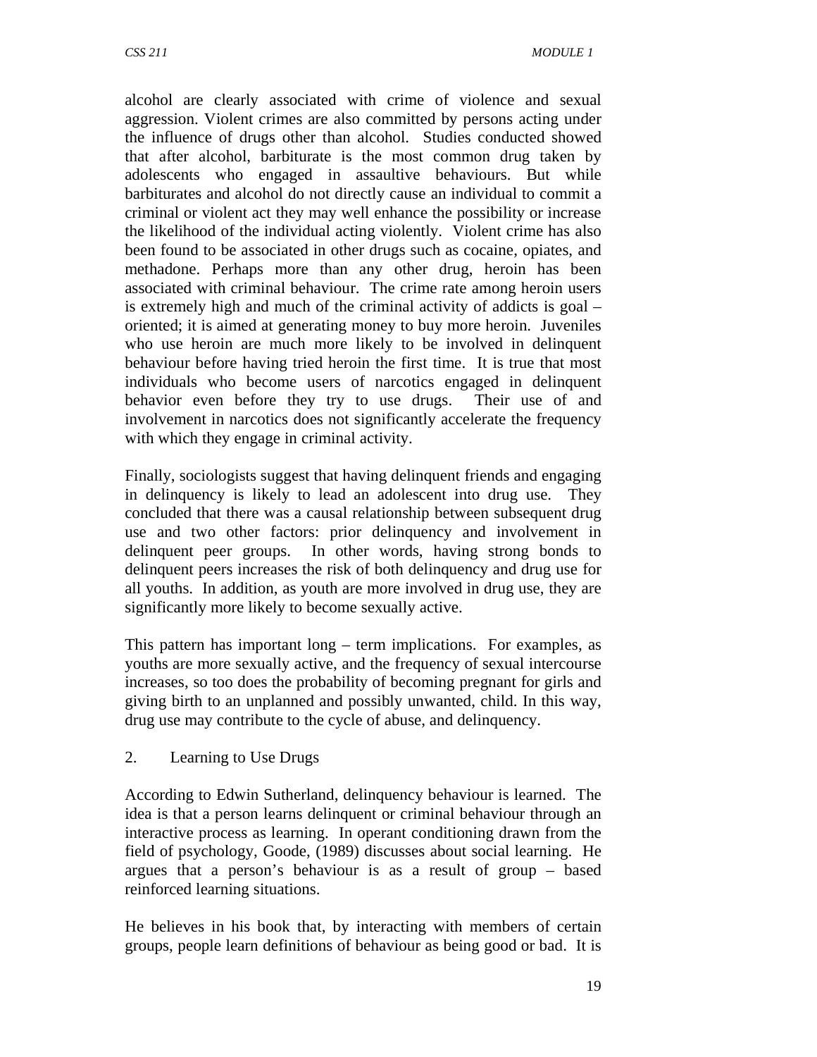alcohol are clearly associated with crime of violence and sexual aggression. Violent crimes are also committed by persons acting under the influence of drugs other than alcohol. Studies conducted showed that after alcohol, barbiturate is the most common drug taken by adolescents who engaged in assaultive behaviours. But while barbiturates and alcohol do not directly cause an individual to commit a criminal or violent act they may well enhance the possibility or increase the likelihood of the individual acting violently. Violent crime has also been found to be associated in other drugs such as cocaine, opiates, and methadone. Perhaps more than any other drug, heroin has been associated with criminal behaviour. The crime rate among heroin users is extremely high and much of the criminal activity of addicts is goal – oriented; it is aimed at generating money to buy more heroin. Juveniles who use heroin are much more likely to be involved in delinquent behaviour before having tried heroin the first time. It is true that most individuals who become users of narcotics engaged in delinquent behavior even before they try to use drugs. Their use of and involvement in narcotics does not significantly accelerate the frequency with which they engage in criminal activity.

Finally, sociologists suggest that having delinquent friends and engaging in delinquency is likely to lead an adolescent into drug use. They concluded that there was a causal relationship between subsequent drug use and two other factors: prior delinquency and involvement in delinquent peer groups. In other words, having strong bonds to delinquent peers increases the risk of both delinquency and drug use for all youths. In addition, as youth are more involved in drug use, they are significantly more likely to become sexually active.

This pattern has important long – term implications. For examples, as youths are more sexually active, and the frequency of sexual intercourse increases, so too does the probability of becoming pregnant for girls and giving birth to an unplanned and possibly unwanted, child. In this way, drug use may contribute to the cycle of abuse, and delinquency.

2. Learning to Use Drugs

According to Edwin Sutherland, delinquency behaviour is learned. The idea is that a person learns delinquent or criminal behaviour through an interactive process as learning. In operant conditioning drawn from the field of psychology, Goode, (1989) discusses about social learning. He argues that a person's behaviour is as a result of group – based reinforced learning situations.

He believes in his book that, by interacting with members of certain groups, people learn definitions of behaviour as being good or bad. It is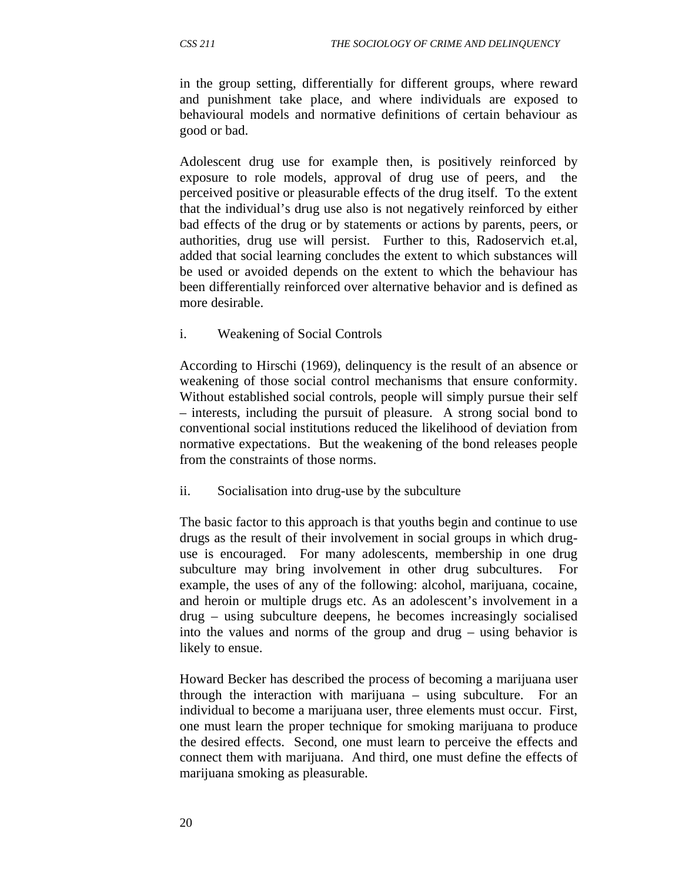in the group setting, differentially for different groups, where reward and punishment take place, and where individuals are exposed to behavioural models and normative definitions of certain behaviour as good or bad.

Adolescent drug use for example then, is positively reinforced by exposure to role models, approval of drug use of peers, and the perceived positive or pleasurable effects of the drug itself. To the extent that the individual's drug use also is not negatively reinforced by either bad effects of the drug or by statements or actions by parents, peers, or authorities, drug use will persist. Further to this, Radoservich et.al, added that social learning concludes the extent to which substances will be used or avoided depends on the extent to which the behaviour has been differentially reinforced over alternative behavior and is defined as more desirable.

i. Weakening of Social Controls

According to Hirschi (1969), delinquency is the result of an absence or weakening of those social control mechanisms that ensure conformity. Without established social controls, people will simply pursue their self – interests, including the pursuit of pleasure. A strong social bond to conventional social institutions reduced the likelihood of deviation from normative expectations. But the weakening of the bond releases people from the constraints of those norms.

ii. Socialisation into drug-use by the subculture

The basic factor to this approach is that youths begin and continue to use drugs as the result of their involvement in social groups in which drug-use is encouraged. For many adolescents, membership in one drug subculture may bring involvement in other drug subcultures. For example, the uses of any of the following: alcohol, marijuana, cocaine, and heroin or multiple drugs etc. As an adolescent's involvement in a drug – using subculture deepens, he becomes increasingly socialised into the values and norms of the group and drug – using behavior is likely to ensue.

Howard Becker has described the process of becoming a marijuana user through the interaction with marijuana – using subculture. For an individual to become a marijuana user, three elements must occur. First, one must learn the proper technique for smoking marijuana to produce the desired effects. Second, one must learn to perceive the effects and connect them with marijuana. And third, one must define the effects of marijuana smoking as pleasurable.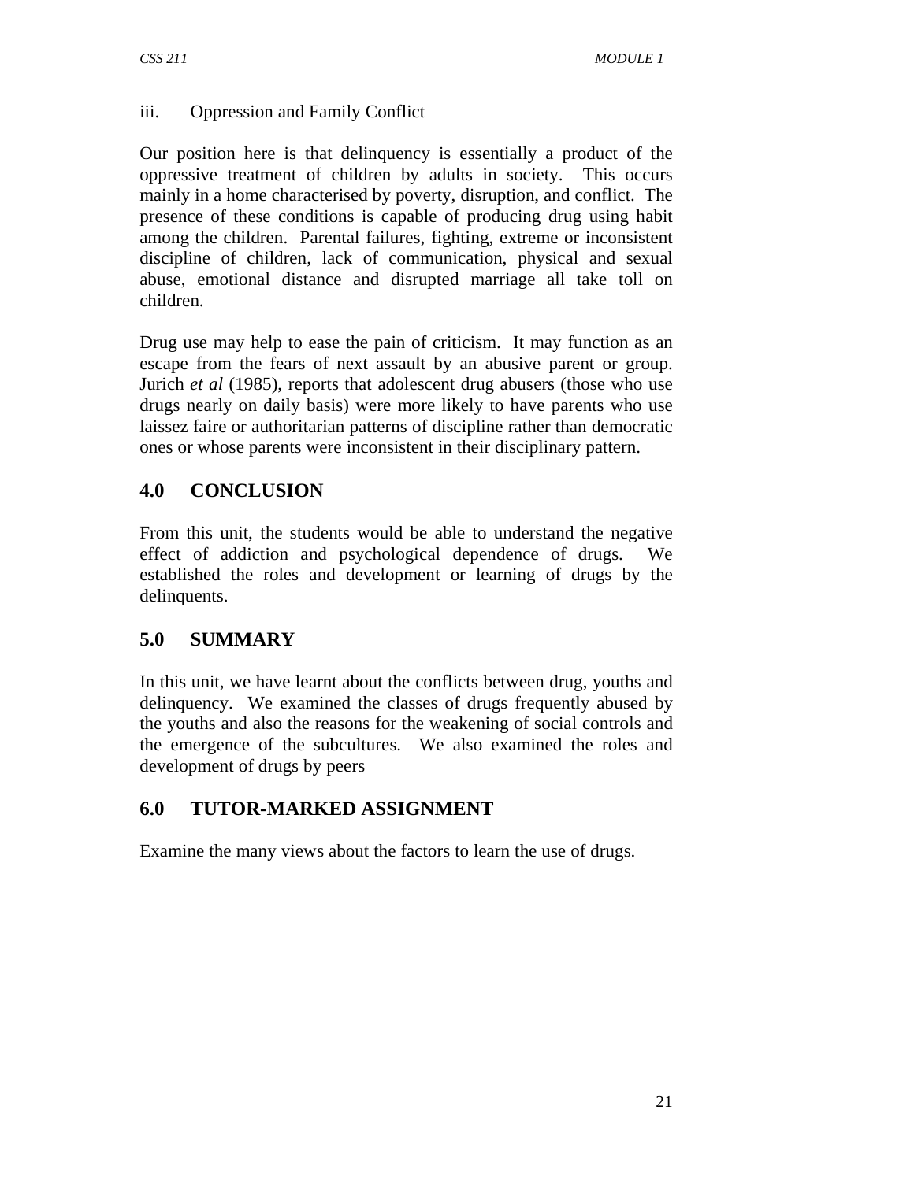iii. Oppression and Family Conflict

Our position here is that delinquency is essentially a product of the oppressive treatment of children by adults in society. This occurs mainly in a home characterised by poverty, disruption, and conflict. The presence of these conditions is capable of producing drug using habit among the children. Parental failures, fighting, extreme or inconsistent discipline of children, lack of communication, physical and sexual abuse, emotional distance and disrupted marriage all take toll on children.

Drug use may help to ease the pain of criticism. It may function as an escape from the fears of next assault by an abusive parent or group. Jurich *et al* (1985), reports that adolescent drug abusers (those who use drugs nearly on daily basis) were more likely to have parents who use laissez faire or authoritarian patterns of discipline rather than democratic ones or whose parents were inconsistent in their disciplinary pattern.

## 4.0 CONCLUSION

From this unit, the students would be able to understand the negative effect of addiction and psychological dependence of drugs. We established the roles and development or learning of drugs by the delinquents.

## 5.0 SUMMARY

In this unit, we have learnt about the conflicts between drug, youths and delinquency. We examined the classes of drugs frequently abused by the youths and also the reasons for the weakening of social controls and the emergence of the subcultures. We also examined the roles and development of drugs by peers

## 6.0 TUTOR-MARKED ASSIGNMENT

Examine the many views about the factors to learn the use of drugs.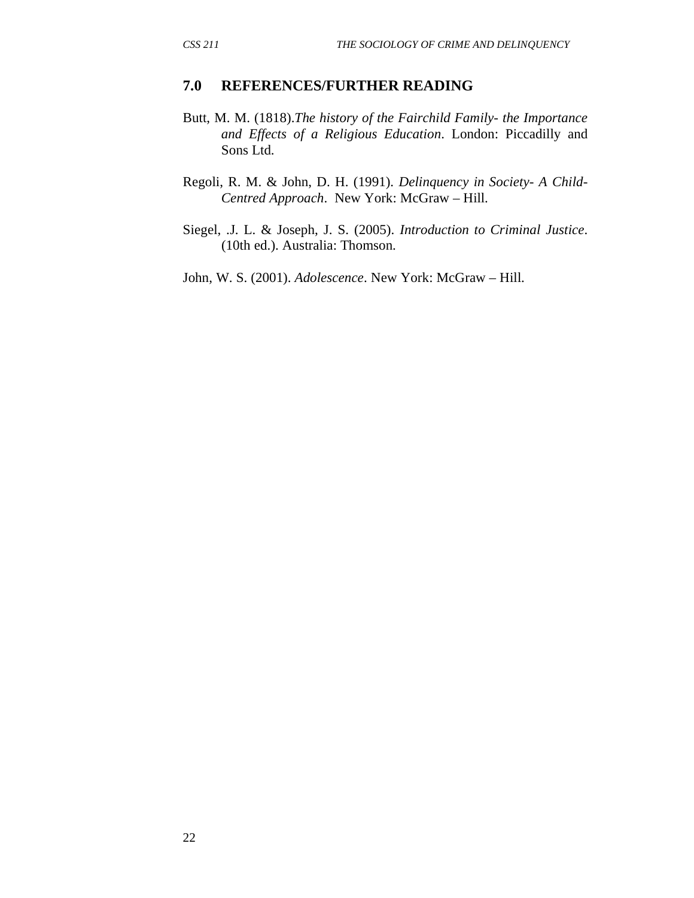## 7.0 REFERENCES/FURTHER READING

Butt, M. M. (1818).*The history of the Fairchild Family- the Importance and Effects of a Religious Education*. London: Piccadilly and Sons Ltd.

Regoli, R. M. & John, D. H. (1991). *Delinquency in Society- A Child-Centred Approach*. New York: McGraw – Hill.

Siegel, .J. L. & Joseph, J. S. (2005). *Introduction to Criminal Justice*. (10th ed.). Australia: Thomson.

John, W. S. (2001). *Adolescence*. New York: McGraw – Hill.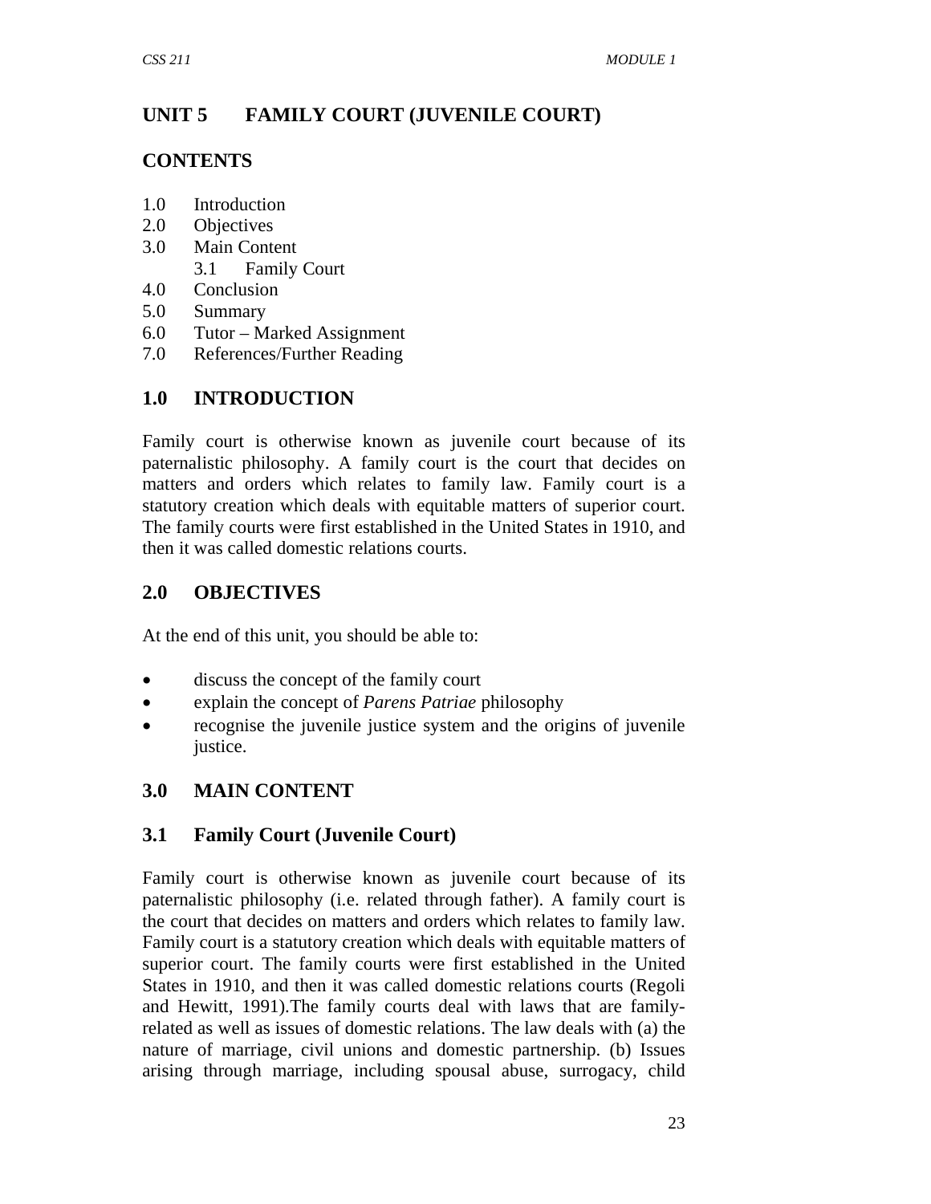# UNIT 5 FAMILY COURT (JUVENILE COURT)

## CONTENTS

1.0 Introduction
2.0 Objectives
3.0 Main Content
 3.1 Family Court
4.0 Conclusion
5.0 Summary
6.0 Tutor – Marked Assignment
7.0 References/Further Reading

## 1.0 INTRODUCTION

Family court is otherwise known as juvenile court because of its paternalistic philosophy. A family court is the court that decides on matters and orders which relates to family law. Family court is a statutory creation which deals with equitable matters of superior court. The family courts were first established in the United States in 1910, and then it was called domestic relations courts.

## 2.0 OBJECTIVES

At the end of this unit, you should be able to:

- discuss the concept of the family court
- explain the concept of *Parens Patriae* philosophy
- recognise the juvenile justice system and the origins of juvenile justice.

## 3.0 MAIN CONTENT

### 3.1 Family Court (Juvenile Court)

Family court is otherwise known as juvenile court because of its paternalistic philosophy (i.e. related through father). A family court is the court that decides on matters and orders which relates to family law. Family court is a statutory creation which deals with equitable matters of superior court. The family courts were first established in the United States in 1910, and then it was called domestic relations courts (Regoli and Hewitt, 1991).The family courts deal with laws that are family-related as well as issues of domestic relations. The law deals with (a) the nature of marriage, civil unions and domestic partnership. (b) Issues arising through marriage, including spousal abuse, surrogacy, child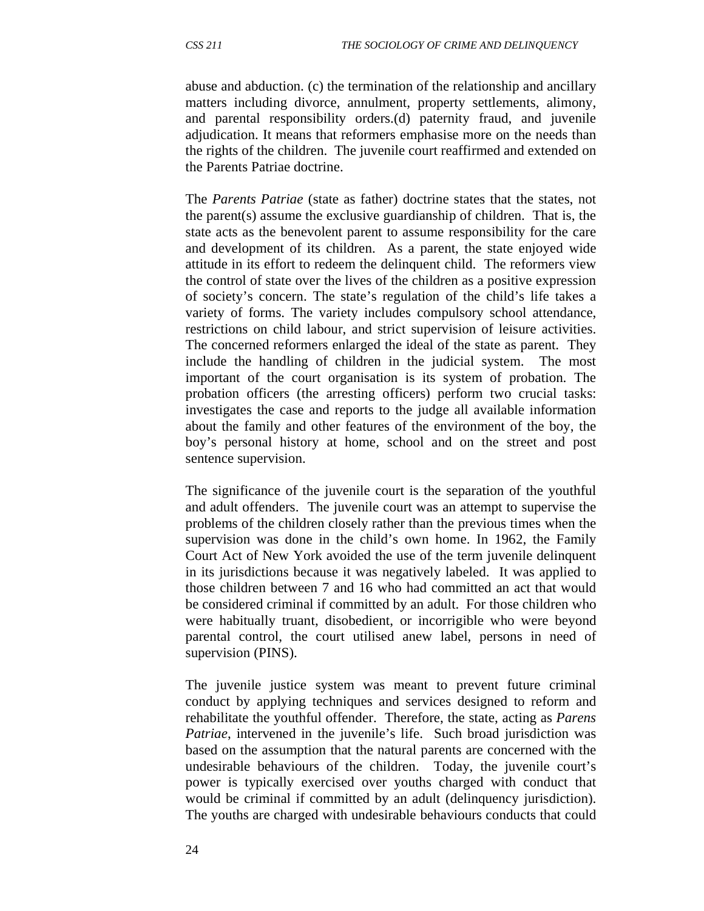abuse and abduction. (c) the termination of the relationship and ancillary matters including divorce, annulment, property settlements, alimony, and parental responsibility orders.(d) paternity fraud, and juvenile adjudication. It means that reformers emphasise more on the needs than the rights of the children. The juvenile court reaffirmed and extended on the Parents Patriae doctrine.

The *Parents Patriae* (state as father) doctrine states that the states, not the parent(s) assume the exclusive guardianship of children. That is, the state acts as the benevolent parent to assume responsibility for the care and development of its children. As a parent, the state enjoyed wide attitude in its effort to redeem the delinquent child. The reformers view the control of state over the lives of the children as a positive expression of society's concern. The state's regulation of the child's life takes a variety of forms. The variety includes compulsory school attendance, restrictions on child labour, and strict supervision of leisure activities. The concerned reformers enlarged the ideal of the state as parent. They include the handling of children in the judicial system. The most important of the court organisation is its system of probation. The probation officers (the arresting officers) perform two crucial tasks: investigates the case and reports to the judge all available information about the family and other features of the environment of the boy, the boy's personal history at home, school and on the street and post sentence supervision.

The significance of the juvenile court is the separation of the youthful and adult offenders. The juvenile court was an attempt to supervise the problems of the children closely rather than the previous times when the supervision was done in the child's own home. In 1962, the Family Court Act of New York avoided the use of the term juvenile delinquent in its jurisdictions because it was negatively labeled. It was applied to those children between 7 and 16 who had committed an act that would be considered criminal if committed by an adult. For those children who were habitually truant, disobedient, or incorrigible who were beyond parental control, the court utilised anew label, persons in need of supervision (PINS).

The juvenile justice system was meant to prevent future criminal conduct by applying techniques and services designed to reform and rehabilitate the youthful offender. Therefore, the state, acting as *Parens Patriae*, intervened in the juvenile's life. Such broad jurisdiction was based on the assumption that the natural parents are concerned with the undesirable behaviours of the children. Today, the juvenile court's power is typically exercised over youths charged with conduct that would be criminal if committed by an adult (delinquency jurisdiction). The youths are charged with undesirable behaviours conducts that could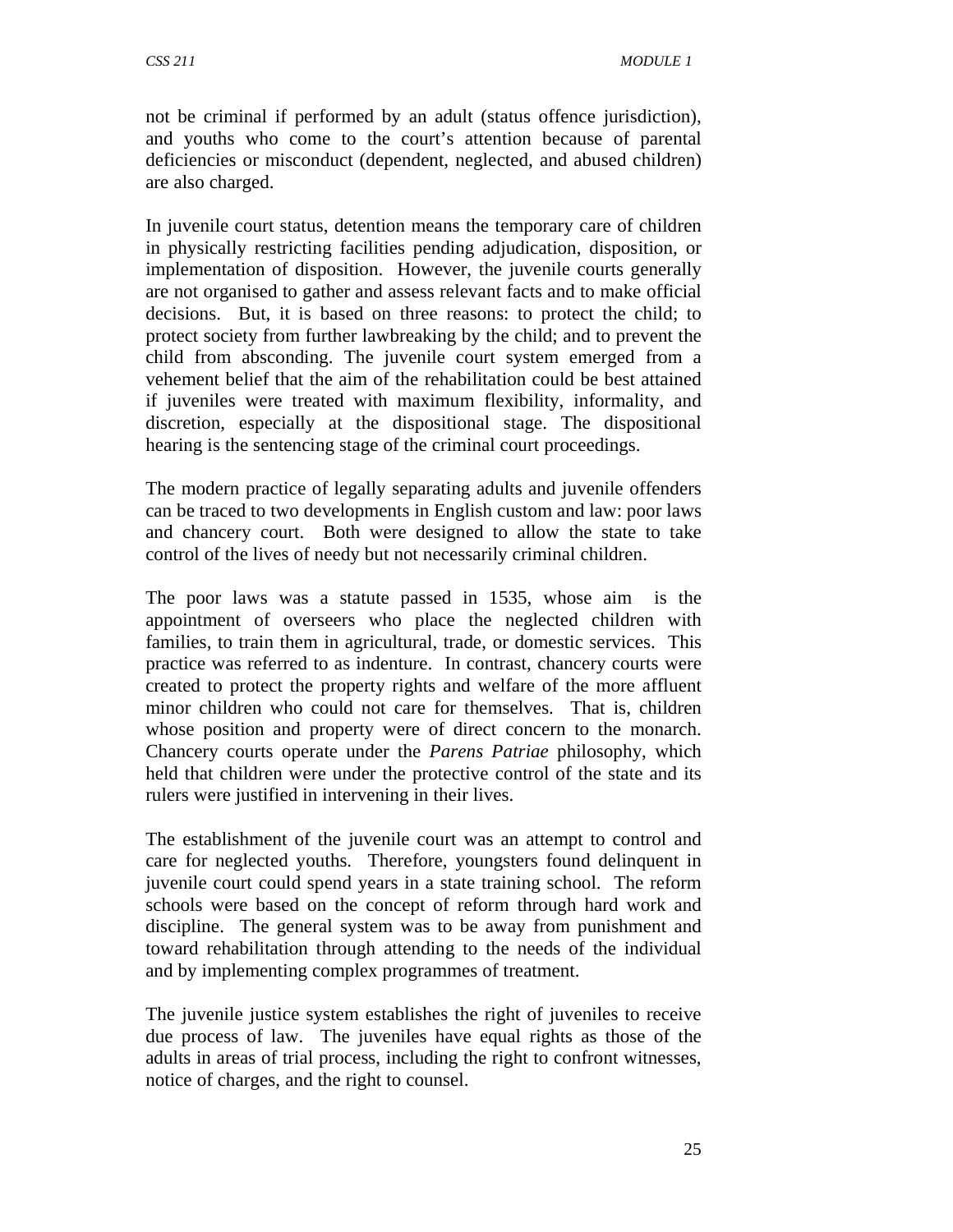not be criminal if performed by an adult (status offence jurisdiction), and youths who come to the court's attention because of parental deficiencies or misconduct (dependent, neglected, and abused children) are also charged.

In juvenile court status, detention means the temporary care of children in physically restricting facilities pending adjudication, disposition, or implementation of disposition. However, the juvenile courts generally are not organised to gather and assess relevant facts and to make official decisions. But, it is based on three reasons: to protect the child; to protect society from further lawbreaking by the child; and to prevent the child from absconding. The juvenile court system emerged from a vehement belief that the aim of the rehabilitation could be best attained if juveniles were treated with maximum flexibility, informality, and discretion, especially at the dispositional stage. The dispositional hearing is the sentencing stage of the criminal court proceedings.

The modern practice of legally separating adults and juvenile offenders can be traced to two developments in English custom and law: poor laws and chancery court. Both were designed to allow the state to take control of the lives of needy but not necessarily criminal children.

The poor laws was a statute passed in 1535, whose aim is the appointment of overseers who place the neglected children with families, to train them in agricultural, trade, or domestic services. This practice was referred to as indenture. In contrast, chancery courts were created to protect the property rights and welfare of the more affluent minor children who could not care for themselves. That is, children whose position and property were of direct concern to the monarch. Chancery courts operate under the *Parens Patriae* philosophy, which held that children were under the protective control of the state and its rulers were justified in intervening in their lives.

The establishment of the juvenile court was an attempt to control and care for neglected youths. Therefore, youngsters found delinquent in juvenile court could spend years in a state training school. The reform schools were based on the concept of reform through hard work and discipline. The general system was to be away from punishment and toward rehabilitation through attending to the needs of the individual and by implementing complex programmes of treatment.

The juvenile justice system establishes the right of juveniles to receive due process of law. The juveniles have equal rights as those of the adults in areas of trial process, including the right to confront witnesses, notice of charges, and the right to counsel.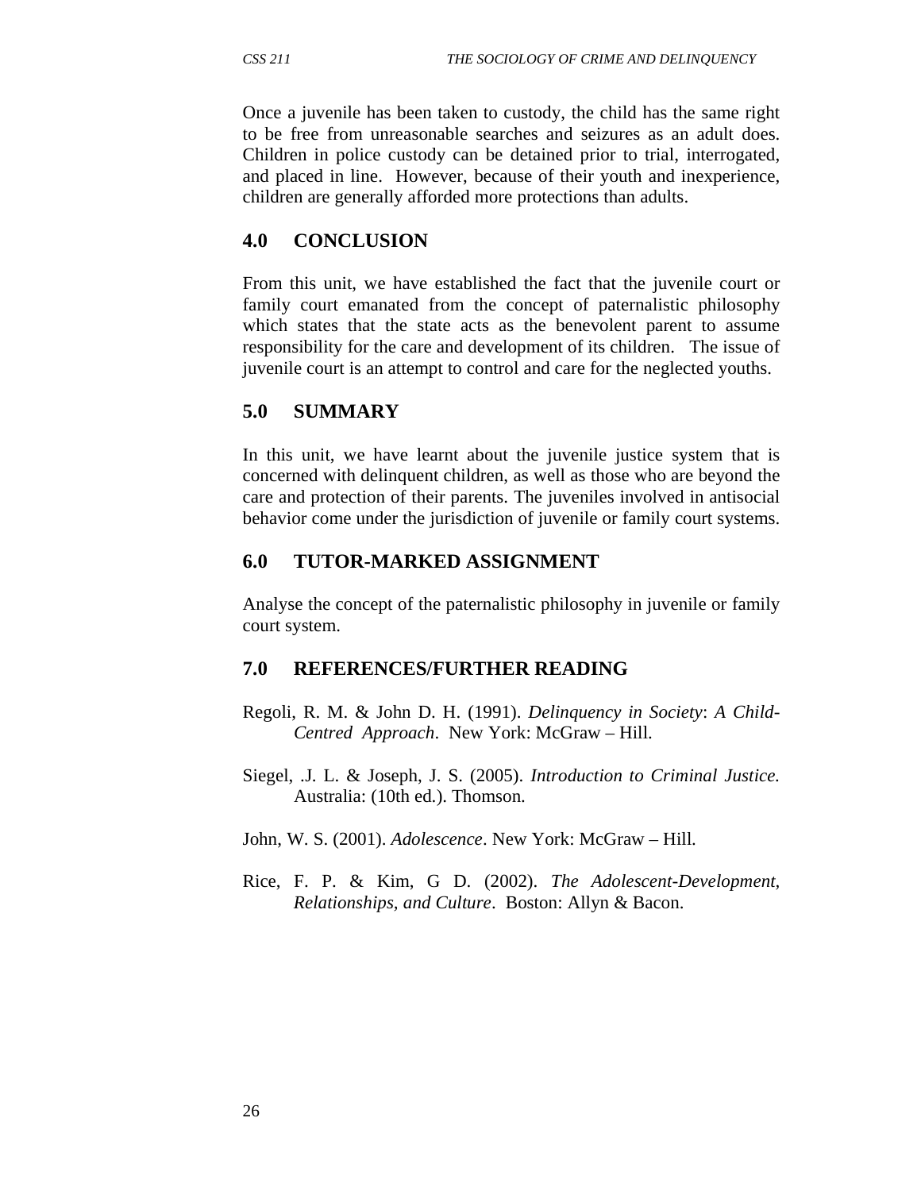Once a juvenile has been taken to custody, the child has the same right to be free from unreasonable searches and seizures as an adult does. Children in police custody can be detained prior to trial, interrogated, and placed in line. However, because of their youth and inexperience, children are generally afforded more protections than adults.

## 4.0 CONCLUSION

From this unit, we have established the fact that the juvenile court or family court emanated from the concept of paternalistic philosophy which states that the state acts as the benevolent parent to assume responsibility for the care and development of its children. The issue of juvenile court is an attempt to control and care for the neglected youths.

## 5.0 SUMMARY

In this unit, we have learnt about the juvenile justice system that is concerned with delinquent children, as well as those who are beyond the care and protection of their parents. The juveniles involved in antisocial behavior come under the jurisdiction of juvenile or family court systems.

## 6.0 TUTOR-MARKED ASSIGNMENT

Analyse the concept of the paternalistic philosophy in juvenile or family court system.

## 7.0 REFERENCES/FURTHER READING

Regoli, R. M. & John D. H. (1991). *Delinquency in Society*: *A Child-Centred Approach*. New York: McGraw – Hill.

Siegel, .J. L. & Joseph, J. S. (2005). *Introduction to Criminal Justice.* Australia: (10th ed.). Thomson.

John, W. S. (2001). *Adolescence*. New York: McGraw – Hill.

Rice, F. P. & Kim, G D. (2002). *The Adolescent-Development, Relationships, and Culture*. Boston: Allyn & Bacon.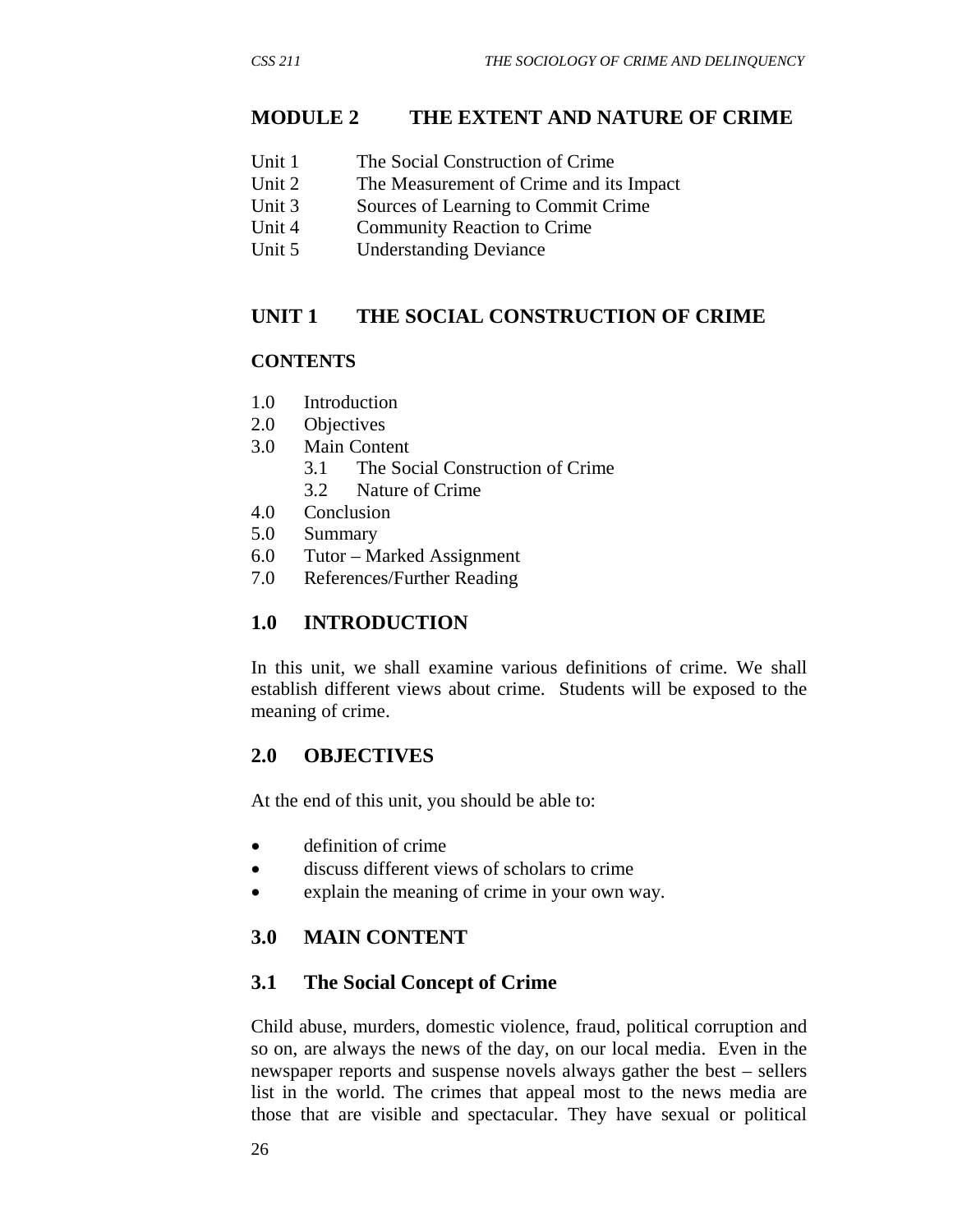# MODULE 2 THE EXTENT AND NATURE OF CRIME

Unit 1 The Social Construction of Crime
Unit 2 The Measurement of Crime and its Impact
Unit 3 Sources of Learning to Commit Crime
Unit 4 Community Reaction to Crime
Unit 5 Understanding Deviance

## UNIT 1 THE SOCIAL CONSTRUCTION OF CRIME

**CONTENTS**

1.0 Introduction
2.0 Objectives
3.0 Main Content
  3.1 The Social Construction of Crime
  3.2 Nature of Crime
4.0 Conclusion
5.0 Summary
6.0 Tutor – Marked Assignment
7.0 References/Further Reading

## 1.0 INTRODUCTION

In this unit, we shall examine various definitions of crime. We shall establish different views about crime. Students will be exposed to the meaning of crime.

## 2.0 OBJECTIVES

At the end of this unit, you should be able to:

- definition of crime
- discuss different views of scholars to crime
- explain the meaning of crime in your own way.

## 3.0 MAIN CONTENT

### 3.1 The Social Concept of Crime

Child abuse, murders, domestic violence, fraud, political corruption and so on, are always the news of the day, on our local media. Even in the newspaper reports and suspense novels always gather the best – sellers list in the world. The crimes that appeal most to the news media are those that are visible and spectacular. They have sexual or political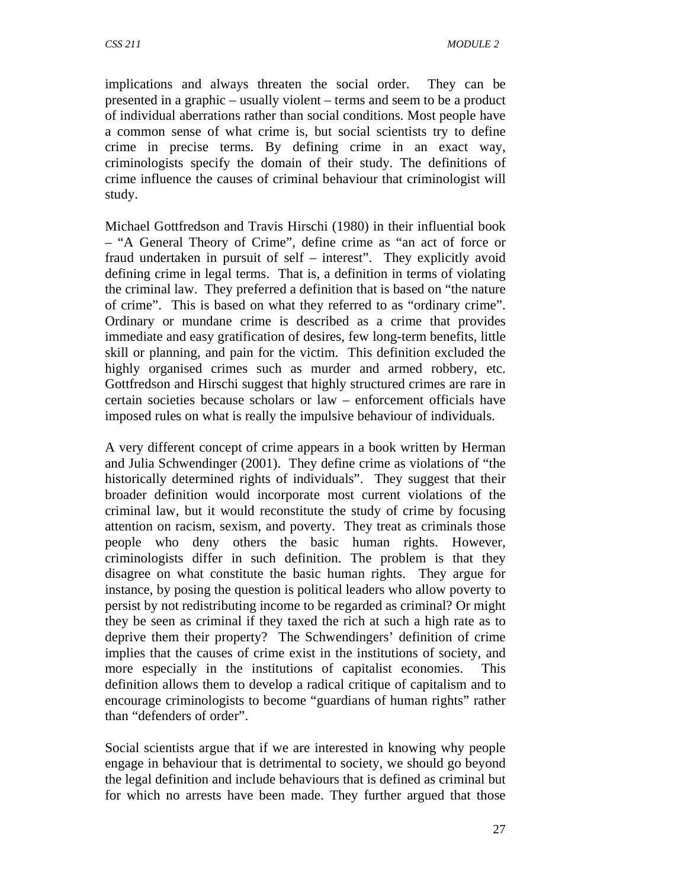implications and always threaten the social order. They can be presented in a graphic – usually violent – terms and seem to be a product of individual aberrations rather than social conditions. Most people have a common sense of what crime is, but social scientists try to define crime in precise terms. By defining crime in an exact way, criminologists specify the domain of their study. The definitions of crime influence the causes of criminal behaviour that criminologist will study.

Michael Gottfredson and Travis Hirschi (1980) in their influential book – "A General Theory of Crime", define crime as "an act of force or fraud undertaken in pursuit of self – interest". They explicitly avoid defining crime in legal terms. That is, a definition in terms of violating the criminal law. They preferred a definition that is based on "the nature of crime". This is based on what they referred to as "ordinary crime". Ordinary or mundane crime is described as a crime that provides immediate and easy gratification of desires, few long-term benefits, little skill or planning, and pain for the victim. This definition excluded the highly organised crimes such as murder and armed robbery, etc. Gottfredson and Hirschi suggest that highly structured crimes are rare in certain societies because scholars or law – enforcement officials have imposed rules on what is really the impulsive behaviour of individuals.

A very different concept of crime appears in a book written by Herman and Julia Schwendinger (2001). They define crime as violations of "the historically determined rights of individuals". They suggest that their broader definition would incorporate most current violations of the criminal law, but it would reconstitute the study of crime by focusing attention on racism, sexism, and poverty. They treat as criminals those people who deny others the basic human rights. However, criminologists differ in such definition. The problem is that they disagree on what constitute the basic human rights. They argue for instance, by posing the question is political leaders who allow poverty to persist by not redistributing income to be regarded as criminal? Or might they be seen as criminal if they taxed the rich at such a high rate as to deprive them their property? The Schwendingers' definition of crime implies that the causes of crime exist in the institutions of society, and more especially in the institutions of capitalist economies. This definition allows them to develop a radical critique of capitalism and to encourage criminologists to become "guardians of human rights" rather than "defenders of order".

Social scientists argue that if we are interested in knowing why people engage in behaviour that is detrimental to society, we should go beyond the legal definition and include behaviours that is defined as criminal but for which no arrests have been made. They further argued that those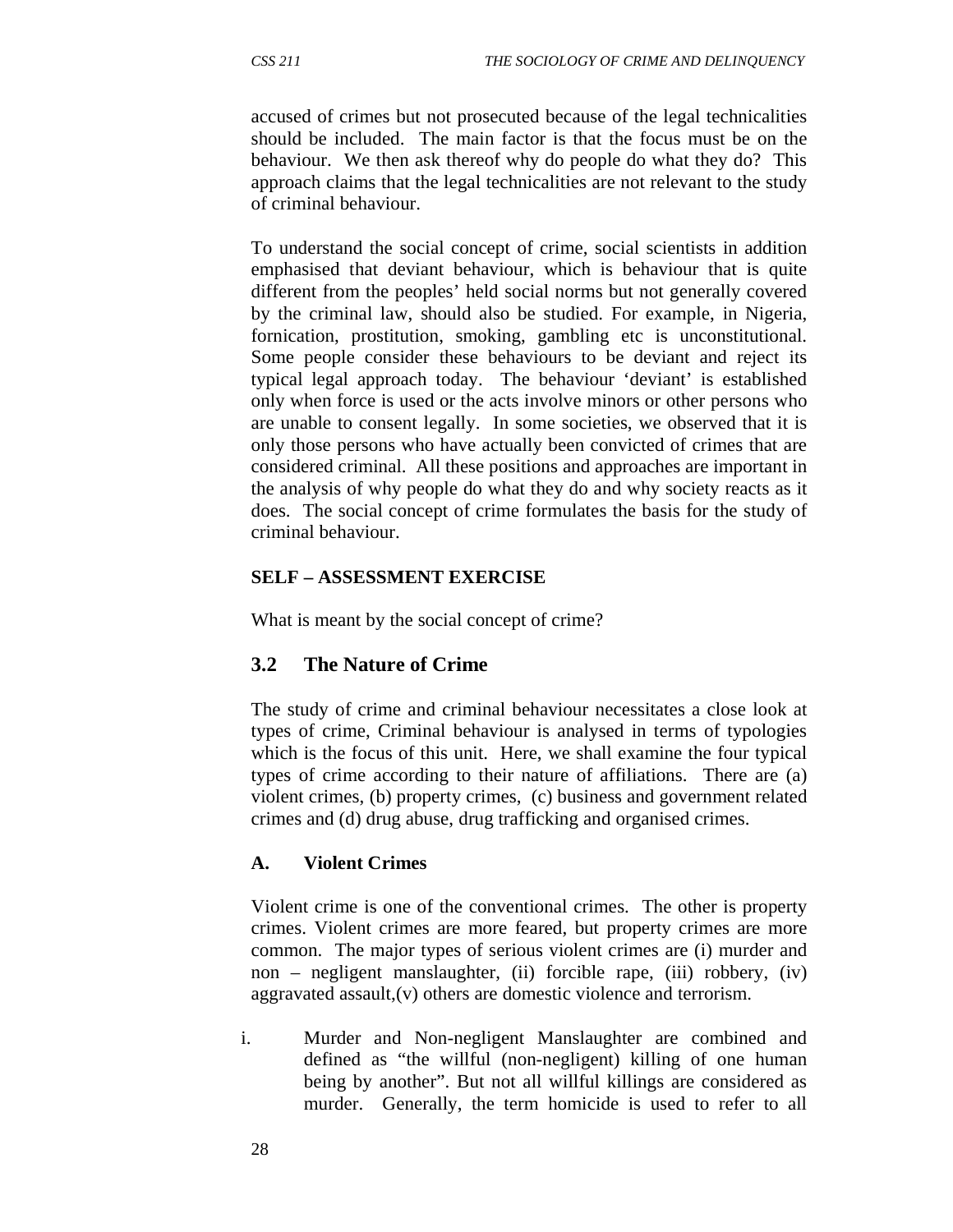accused of crimes but not prosecuted because of the legal technicalities should be included. The main factor is that the focus must be on the behaviour. We then ask thereof why do people do what they do? This approach claims that the legal technicalities are not relevant to the study of criminal behaviour.

To understand the social concept of crime, social scientists in addition emphasised that deviant behaviour, which is behaviour that is quite different from the peoples' held social norms but not generally covered by the criminal law, should also be studied. For example, in Nigeria, fornication, prostitution, smoking, gambling etc is unconstitutional. Some people consider these behaviours to be deviant and reject its typical legal approach today. The behaviour 'deviant' is established only when force is used or the acts involve minors or other persons who are unable to consent legally. In some societies, we observed that it is only those persons who have actually been convicted of crimes that are considered criminal. All these positions and approaches are important in the analysis of why people do what they do and why society reacts as it does. The social concept of crime formulates the basis for the study of criminal behaviour.

**SELF – ASSESSMENT EXERCISE**

What is meant by the social concept of crime?

## 3.2 The Nature of Crime

The study of crime and criminal behaviour necessitates a close look at types of crime, Criminal behaviour is analysed in terms of typologies which is the focus of this unit. Here, we shall examine the four typical types of crime according to their nature of affiliations. There are (a) violent crimes, (b) property crimes, (c) business and government related crimes and (d) drug abuse, drug trafficking and organised crimes.

### A. Violent Crimes

Violent crime is one of the conventional crimes. The other is property crimes. Violent crimes are more feared, but property crimes are more common. The major types of serious violent crimes are (i) murder and non – negligent manslaughter, (ii) forcible rape, (iii) robbery, (iv) aggravated assault,(v) others are domestic violence and terrorism.

i. Murder and Non-negligent Manslaughter are combined and defined as "the willful (non-negligent) killing of one human being by another". But not all willful killings are considered as murder. Generally, the term homicide is used to refer to all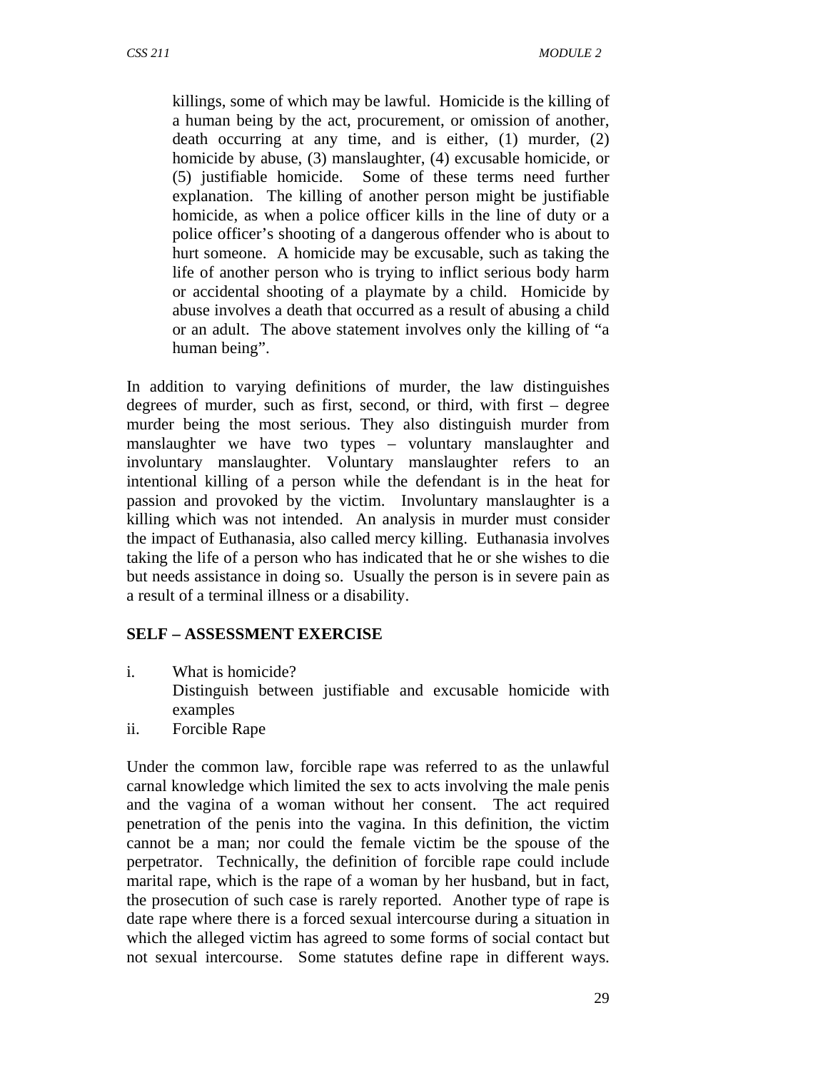killings, some of which may be lawful. Homicide is the killing of a human being by the act, procurement, or omission of another, death occurring at any time, and is either, (1) murder, (2) homicide by abuse, (3) manslaughter, (4) excusable homicide, or (5) justifiable homicide. Some of these terms need further explanation. The killing of another person might be justifiable homicide, as when a police officer kills in the line of duty or a police officer's shooting of a dangerous offender who is about to hurt someone. A homicide may be excusable, such as taking the life of another person who is trying to inflict serious body harm or accidental shooting of a playmate by a child. Homicide by abuse involves a death that occurred as a result of abusing a child or an adult. The above statement involves only the killing of "a human being".

In addition to varying definitions of murder, the law distinguishes degrees of murder, such as first, second, or third, with first – degree murder being the most serious. They also distinguish murder from manslaughter we have two types – voluntary manslaughter and involuntary manslaughter. Voluntary manslaughter refers to an intentional killing of a person while the defendant is in the heat for passion and provoked by the victim. Involuntary manslaughter is a killing which was not intended. An analysis in murder must consider the impact of Euthanasia, also called mercy killing. Euthanasia involves taking the life of a person who has indicated that he or she wishes to die but needs assistance in doing so. Usually the person is in severe pain as a result of a terminal illness or a disability.

## SELF – ASSESSMENT EXERCISE

i. What is homicide?
   Distinguish between justifiable and excusable homicide with examples
ii. Forcible Rape

Under the common law, forcible rape was referred to as the unlawful carnal knowledge which limited the sex to acts involving the male penis and the vagina of a woman without her consent. The act required penetration of the penis into the vagina. In this definition, the victim cannot be a man; nor could the female victim be the spouse of the perpetrator. Technically, the definition of forcible rape could include marital rape, which is the rape of a woman by her husband, but in fact, the prosecution of such case is rarely reported. Another type of rape is date rape where there is a forced sexual intercourse during a situation in which the alleged victim has agreed to some forms of social contact but not sexual intercourse. Some statutes define rape in different ways.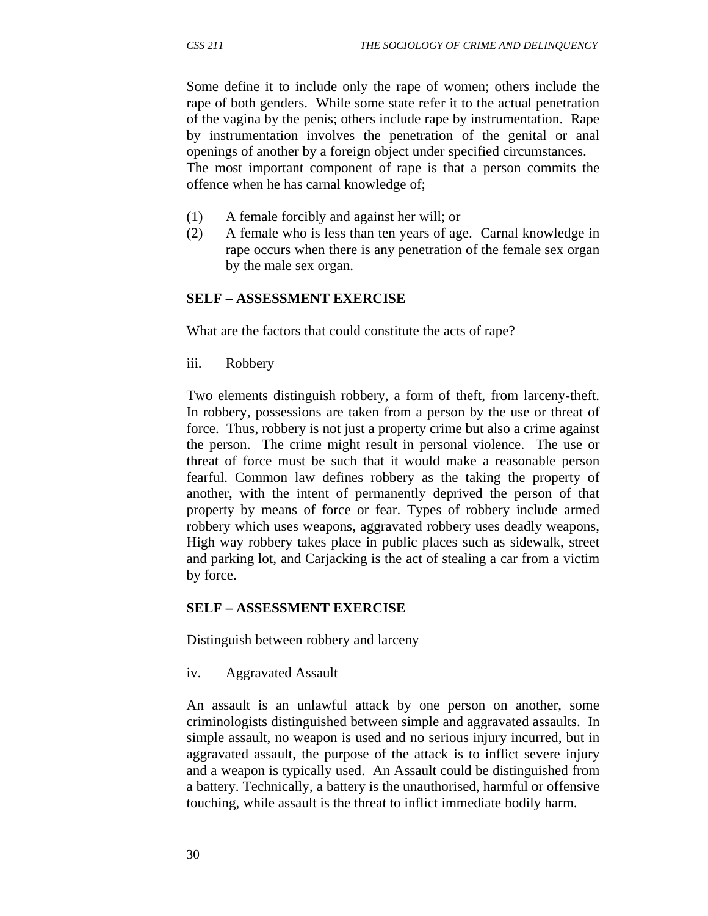Some define it to include only the rape of women; others include the rape of both genders. While some state refer it to the actual penetration of the vagina by the penis; others include rape by instrumentation. Rape by instrumentation involves the penetration of the genital or anal openings of another by a foreign object under specified circumstances. The most important component of rape is that a person commits the offence when he has carnal knowledge of;

(1) A female forcibly and against her will; or
(2) A female who is less than ten years of age. Carnal knowledge in rape occurs when there is any penetration of the female sex organ by the male sex organ.

**SELF – ASSESSMENT EXERCISE**

What are the factors that could constitute the acts of rape?

iii. Robbery

Two elements distinguish robbery, a form of theft, from larceny-theft. In robbery, possessions are taken from a person by the use or threat of force. Thus, robbery is not just a property crime but also a crime against the person. The crime might result in personal violence. The use or threat of force must be such that it would make a reasonable person fearful. Common law defines robbery as the taking the property of another, with the intent of permanently deprived the person of that property by means of force or fear. Types of robbery include armed robbery which uses weapons, aggravated robbery uses deadly weapons, High way robbery takes place in public places such as sidewalk, street and parking lot, and Carjacking is the act of stealing a car from a victim by force.

**SELF – ASSESSMENT EXERCISE**

Distinguish between robbery and larceny

iv. Aggravated Assault

An assault is an unlawful attack by one person on another, some criminologists distinguished between simple and aggravated assaults. In simple assault, no weapon is used and no serious injury incurred, but in aggravated assault, the purpose of the attack is to inflict severe injury and a weapon is typically used. An Assault could be distinguished from a battery. Technically, a battery is the unauthorised, harmful or offensive touching, while assault is the threat to inflict immediate bodily harm.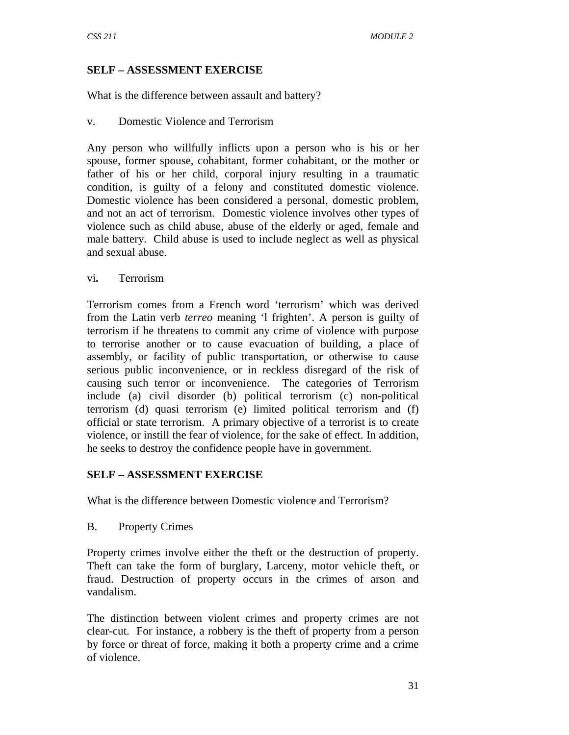**SELF – ASSESSMENT EXERCISE**

What is the difference between assault and battery?

v. Domestic Violence and Terrorism

Any person who willfully inflicts upon a person who is his or her spouse, former spouse, cohabitant, former cohabitant, or the mother or father of his or her child, corporal injury resulting in a traumatic condition, is guilty of a felony and constituted domestic violence. Domestic violence has been considered a personal, domestic problem, and not an act of terrorism. Domestic violence involves other types of violence such as child abuse, abuse of the elderly or aged, female and male battery. Child abuse is used to include neglect as well as physical and sexual abuse.

vi**.** Terrorism

Terrorism comes from a French word 'terrorism' which was derived from the Latin verb *terreo* meaning 'l frighten'. A person is guilty of terrorism if he threatens to commit any crime of violence with purpose to terrorise another or to cause evacuation of building, a place of assembly, or facility of public transportation, or otherwise to cause serious public inconvenience, or in reckless disregard of the risk of causing such terror or inconvenience. The categories of Terrorism include (a) civil disorder (b) political terrorism (c) non-political terrorism (d) quasi terrorism (e) limited political terrorism and (f) official or state terrorism. A primary objective of a terrorist is to create violence, or instill the fear of violence, for the sake of effect. In addition, he seeks to destroy the confidence people have in government.

**SELF – ASSESSMENT EXERCISE**

What is the difference between Domestic violence and Terrorism?

B. Property Crimes

Property crimes involve either the theft or the destruction of property. Theft can take the form of burglary, Larceny, motor vehicle theft, or fraud. Destruction of property occurs in the crimes of arson and vandalism.

The distinction between violent crimes and property crimes are not clear-cut. For instance, a robbery is the theft of property from a person by force or threat of force, making it both a property crime and a crime of violence.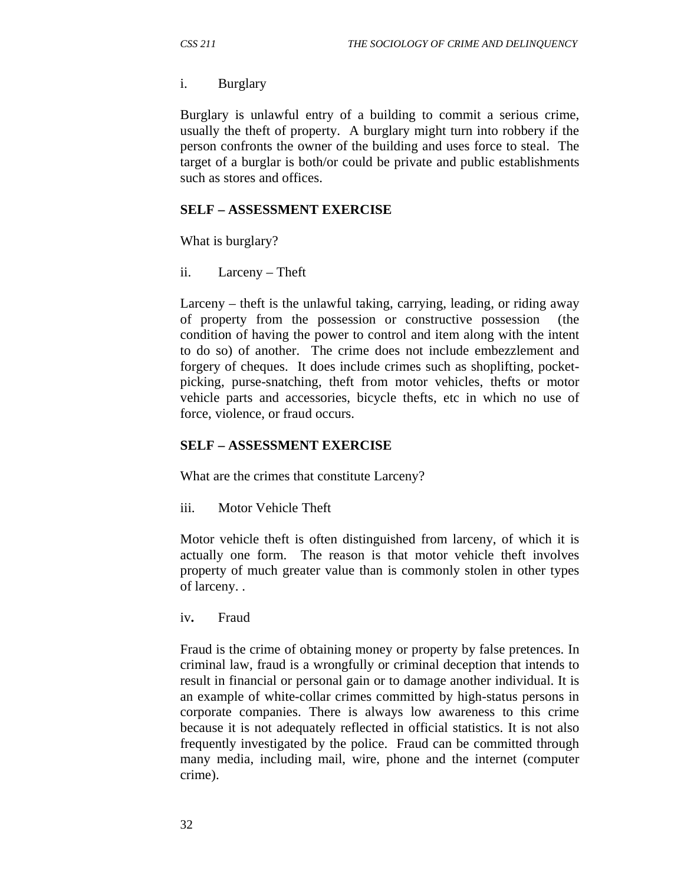i. Burglary

Burglary is unlawful entry of a building to commit a serious crime, usually the theft of property. A burglary might turn into robbery if the person confronts the owner of the building and uses force to steal. The target of a burglar is both/or could be private and public establishments such as stores and offices.

**SELF – ASSESSMENT EXERCISE**

What is burglary?

ii. Larceny – Theft

Larceny – theft is the unlawful taking, carrying, leading, or riding away of property from the possession or constructive possession (the condition of having the power to control and item along with the intent to do so) of another. The crime does not include embezzlement and forgery of cheques. It does include crimes such as shoplifting, pocket-picking, purse-snatching, theft from motor vehicles, thefts or motor vehicle parts and accessories, bicycle thefts, etc in which no use of force, violence, or fraud occurs.

**SELF – ASSESSMENT EXERCISE**

What are the crimes that constitute Larceny?

iii. Motor Vehicle Theft

Motor vehicle theft is often distinguished from larceny, of which it is actually one form. The reason is that motor vehicle theft involves property of much greater value than is commonly stolen in other types of larceny. .

iv**.** Fraud

Fraud is the crime of obtaining money or property by false pretences. In criminal law, fraud is a wrongfully or criminal deception that intends to result in financial or personal gain or to damage another individual. It is an example of white-collar crimes committed by high-status persons in corporate companies. There is always low awareness to this crime because it is not adequately reflected in official statistics. It is not also frequently investigated by the police. Fraud can be committed through many media, including mail, wire, phone and the internet (computer crime).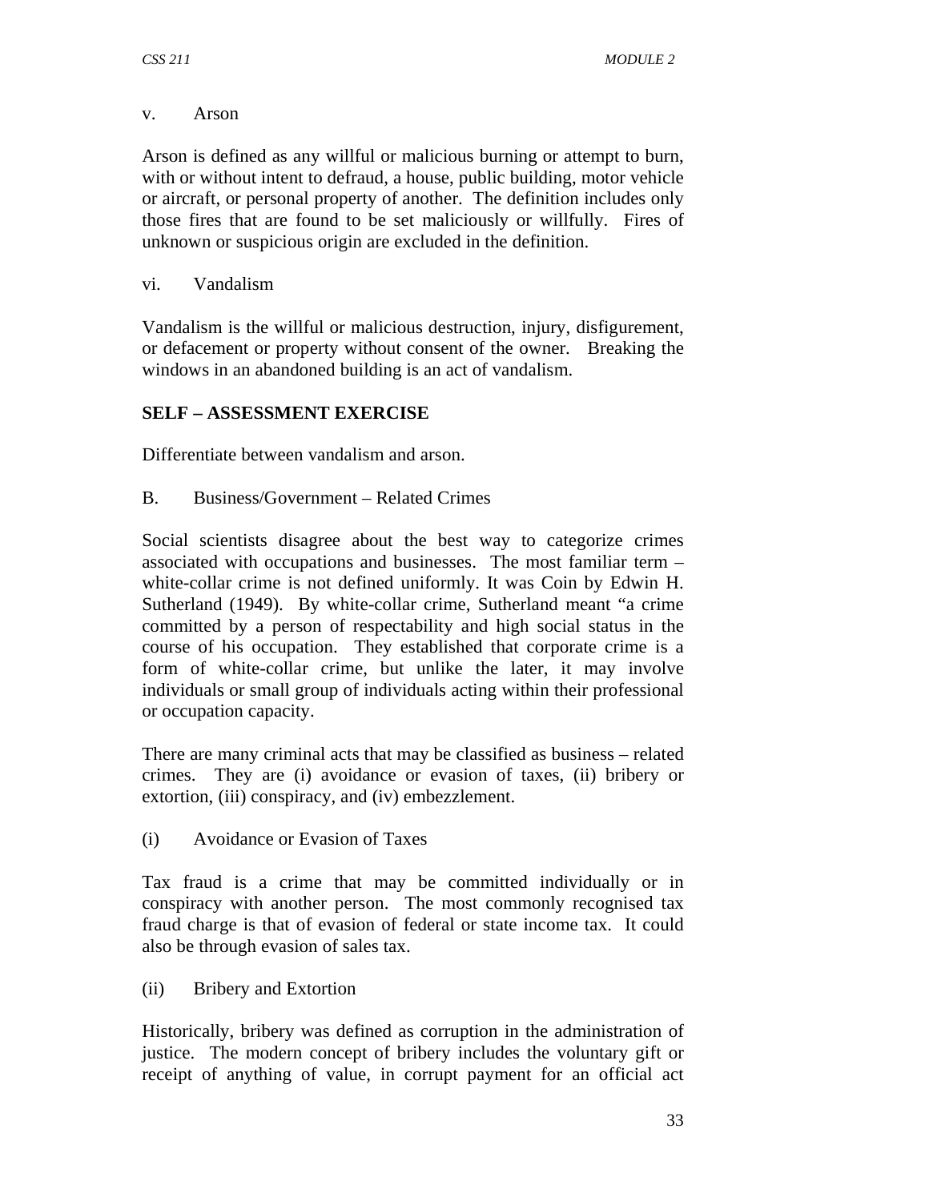v. Arson

Arson is defined as any willful or malicious burning or attempt to burn, with or without intent to defraud, a house, public building, motor vehicle or aircraft, or personal property of another. The definition includes only those fires that are found to be set maliciously or willfully. Fires of unknown or suspicious origin are excluded in the definition.

vi. Vandalism

Vandalism is the willful or malicious destruction, injury, disfigurement, or defacement or property without consent of the owner. Breaking the windows in an abandoned building is an act of vandalism.

**SELF – ASSESSMENT EXERCISE**

Differentiate between vandalism and arson.

B. Business/Government – Related Crimes

Social scientists disagree about the best way to categorize crimes associated with occupations and businesses. The most familiar term – white-collar crime is not defined uniformly. It was Coin by Edwin H. Sutherland (1949). By white-collar crime, Sutherland meant "a crime committed by a person of respectability and high social status in the course of his occupation. They established that corporate crime is a form of white-collar crime, but unlike the later, it may involve individuals or small group of individuals acting within their professional or occupation capacity.

There are many criminal acts that may be classified as business – related crimes. They are (i) avoidance or evasion of taxes, (ii) bribery or extortion, (iii) conspiracy, and (iv) embezzlement.

(i) Avoidance or Evasion of Taxes

Tax fraud is a crime that may be committed individually or in conspiracy with another person. The most commonly recognised tax fraud charge is that of evasion of federal or state income tax. It could also be through evasion of sales tax.

(ii) Bribery and Extortion

Historically, bribery was defined as corruption in the administration of justice. The modern concept of bribery includes the voluntary gift or receipt of anything of value, in corrupt payment for an official act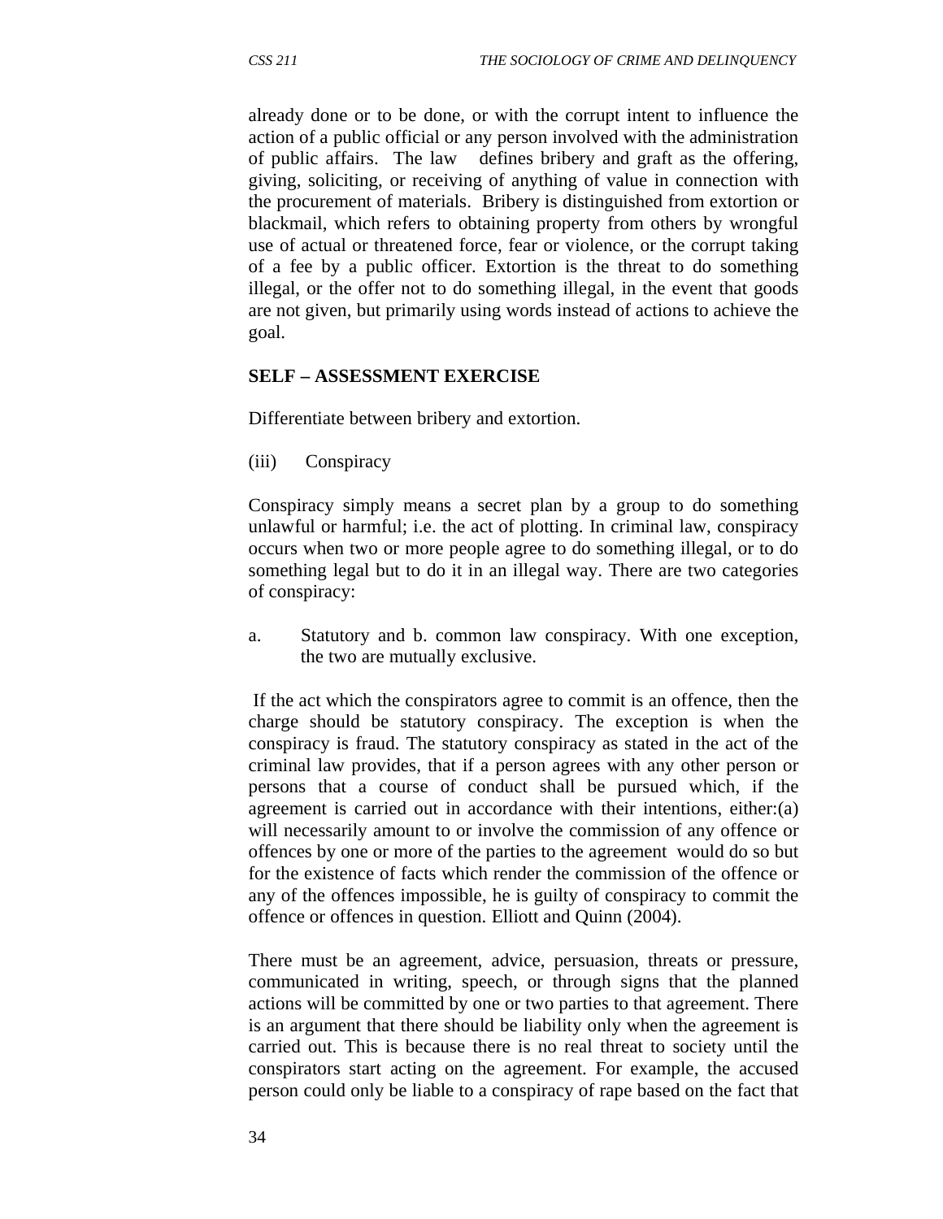already done or to be done, or with the corrupt intent to influence the action of a public official or any person involved with the administration of public affairs. The law defines bribery and graft as the offering, giving, soliciting, or receiving of anything of value in connection with the procurement of materials. Bribery is distinguished from extortion or blackmail, which refers to obtaining property from others by wrongful use of actual or threatened force, fear or violence, or the corrupt taking of a fee by a public officer. Extortion is the threat to do something illegal, or the offer not to do something illegal, in the event that goods are not given, but primarily using words instead of actions to achieve the goal.

**SELF – ASSESSMENT EXERCISE**

Differentiate between bribery and extortion.

(iii) Conspiracy

Conspiracy simply means a secret plan by a group to do something unlawful or harmful; i.e. the act of plotting. In criminal law, conspiracy occurs when two or more people agree to do something illegal, or to do something legal but to do it in an illegal way. There are two categories of conspiracy:

a. Statutory and b. common law conspiracy. With one exception, the two are mutually exclusive.

If the act which the conspirators agree to commit is an offence, then the charge should be statutory conspiracy. The exception is when the conspiracy is fraud. The statutory conspiracy as stated in the act of the criminal law provides, that if a person agrees with any other person or persons that a course of conduct shall be pursued which, if the agreement is carried out in accordance with their intentions, either:(a) will necessarily amount to or involve the commission of any offence or offences by one or more of the parties to the agreement would do so but for the existence of facts which render the commission of the offence or any of the offences impossible, he is guilty of conspiracy to commit the offence or offences in question. Elliott and Quinn (2004).

There must be an agreement, advice, persuasion, threats or pressure, communicated in writing, speech, or through signs that the planned actions will be committed by one or two parties to that agreement. There is an argument that there should be liability only when the agreement is carried out. This is because there is no real threat to society until the conspirators start acting on the agreement. For example, the accused person could only be liable to a conspiracy of rape based on the fact that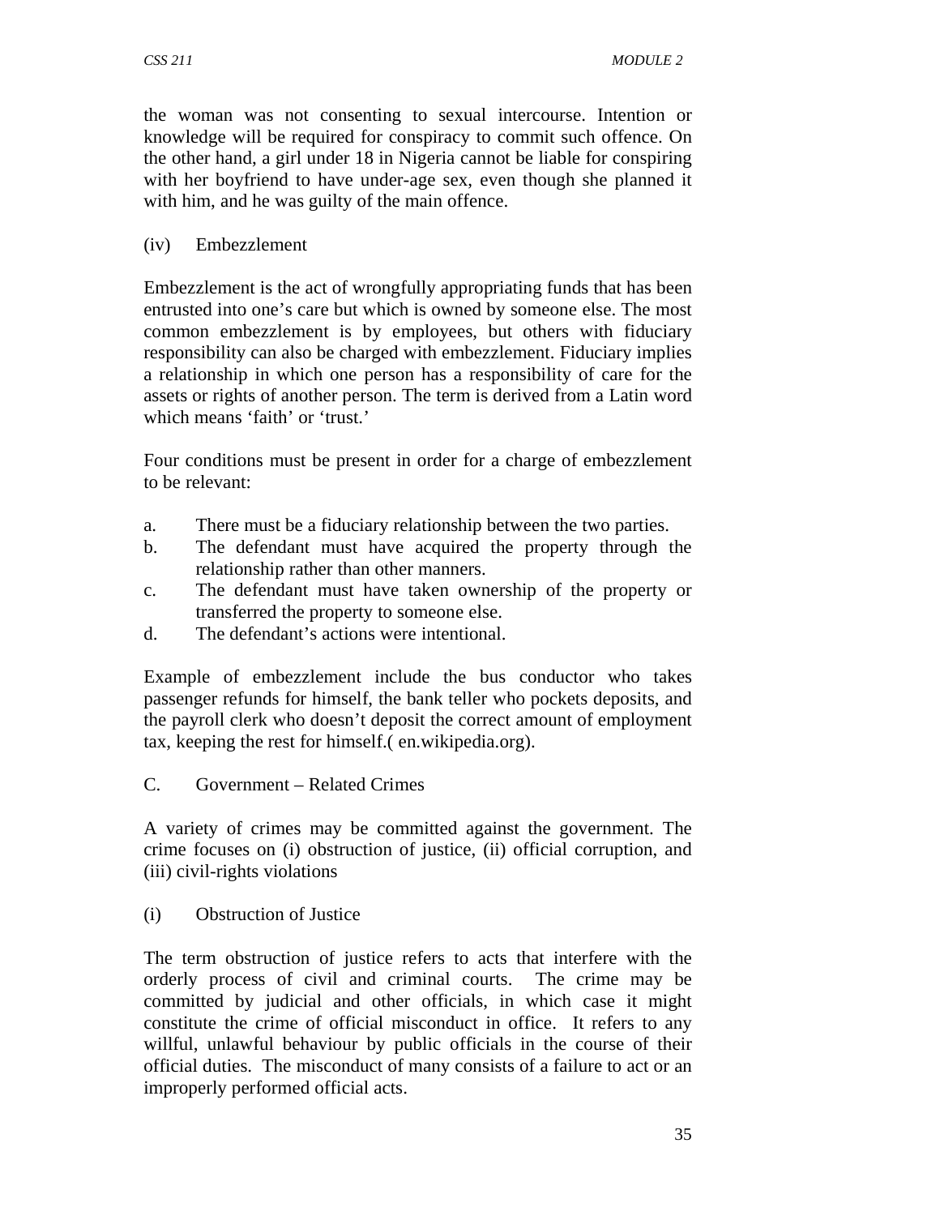the woman was not consenting to sexual intercourse. Intention or knowledge will be required for conspiracy to commit such offence. On the other hand, a girl under 18 in Nigeria cannot be liable for conspiring with her boyfriend to have under-age sex, even though she planned it with him, and he was guilty of the main offence.

(iv) Embezzlement

Embezzlement is the act of wrongfully appropriating funds that has been entrusted into one's care but which is owned by someone else. The most common embezzlement is by employees, but others with fiduciary responsibility can also be charged with embezzlement. Fiduciary implies a relationship in which one person has a responsibility of care for the assets or rights of another person. The term is derived from a Latin word which means 'faith' or 'trust.'

Four conditions must be present in order for a charge of embezzlement to be relevant:

a. There must be a fiduciary relationship between the two parties.
b. The defendant must have acquired the property through the relationship rather than other manners.
c. The defendant must have taken ownership of the property or transferred the property to someone else.
d. The defendant's actions were intentional.

Example of embezzlement include the bus conductor who takes passenger refunds for himself, the bank teller who pockets deposits, and the payroll clerk who doesn't deposit the correct amount of employment tax, keeping the rest for himself.( en.wikipedia.org).

C. Government – Related Crimes

A variety of crimes may be committed against the government. The crime focuses on (i) obstruction of justice, (ii) official corruption, and (iii) civil-rights violations

(i) Obstruction of Justice

The term obstruction of justice refers to acts that interfere with the orderly process of civil and criminal courts. The crime may be committed by judicial and other officials, in which case it might constitute the crime of official misconduct in office. It refers to any willful, unlawful behaviour by public officials in the course of their official duties. The misconduct of many consists of a failure to act or an improperly performed official acts.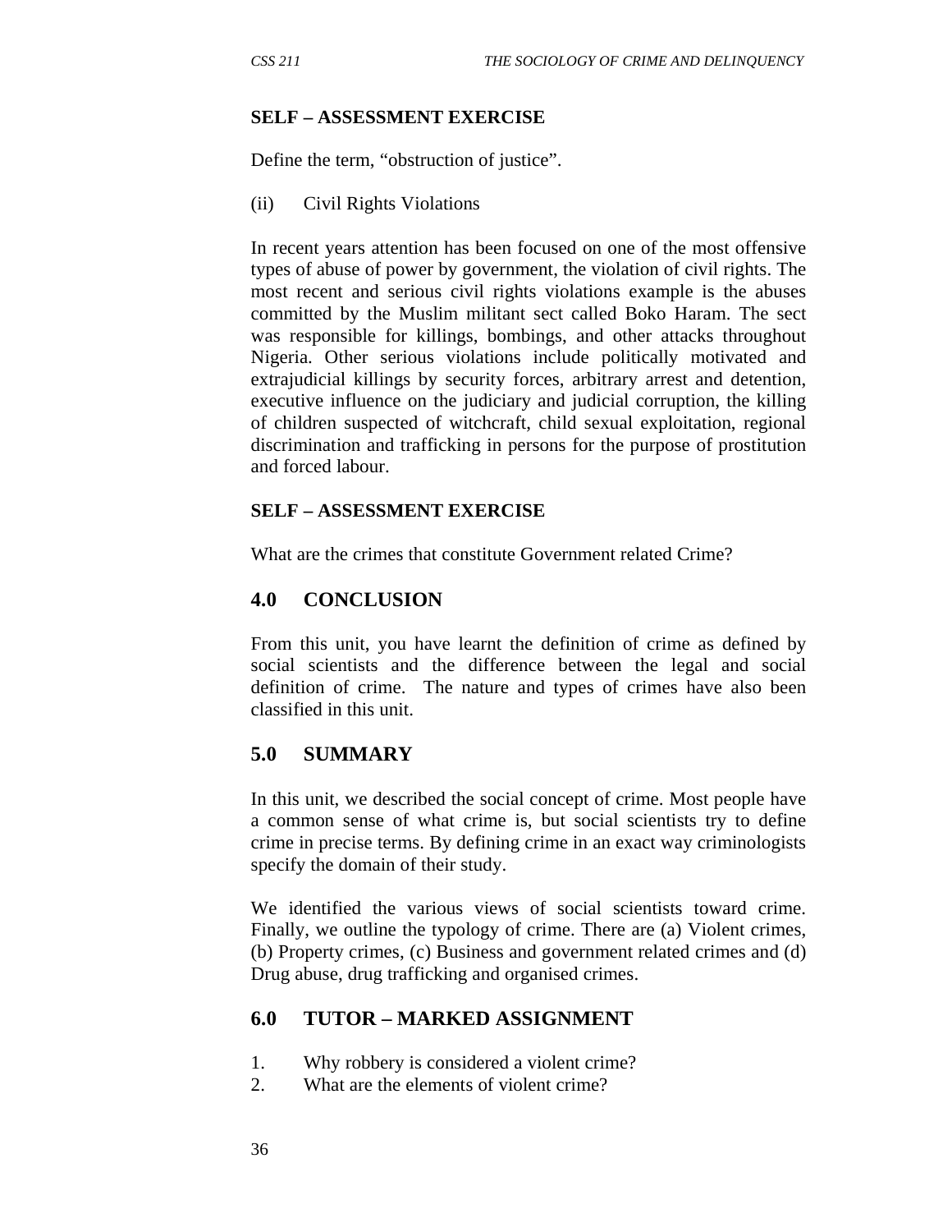**SELF – ASSESSMENT EXERCISE**

Define the term, "obstruction of justice".

(ii) Civil Rights Violations

In recent years attention has been focused on one of the most offensive types of abuse of power by government, the violation of civil rights. The most recent and serious civil rights violations example is the abuses committed by the Muslim militant sect called Boko Haram. The sect was responsible for killings, bombings, and other attacks throughout Nigeria. Other serious violations include politically motivated and extrajudicial killings by security forces, arbitrary arrest and detention, executive influence on the judiciary and judicial corruption, the killing of children suspected of witchcraft, child sexual exploitation, regional discrimination and trafficking in persons for the purpose of prostitution and forced labour.

**SELF – ASSESSMENT EXERCISE**

What are the crimes that constitute Government related Crime?

## 4.0 CONCLUSION

From this unit, you have learnt the definition of crime as defined by social scientists and the difference between the legal and social definition of crime. The nature and types of crimes have also been classified in this unit.

## 5.0 SUMMARY

In this unit, we described the social concept of crime. Most people have a common sense of what crime is, but social scientists try to define crime in precise terms. By defining crime in an exact way criminologists specify the domain of their study.

We identified the various views of social scientists toward crime. Finally, we outline the typology of crime. There are (a) Violent crimes, (b) Property crimes, (c) Business and government related crimes and (d) Drug abuse, drug trafficking and organised crimes.

## 6.0 TUTOR – MARKED ASSIGNMENT

1. Why robbery is considered a violent crime?
2. What are the elements of violent crime?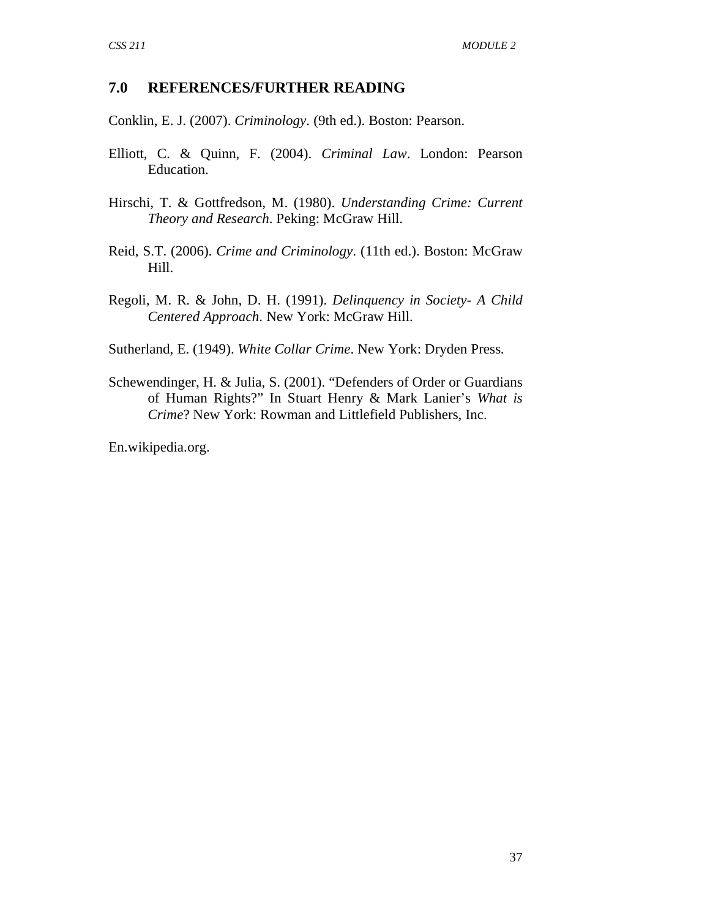## 7.0 REFERENCES/FURTHER READING

Conklin, E. J. (2007). *Criminology*. (9th ed.). Boston: Pearson.

Elliott, C. & Quinn, F. (2004). *Criminal Law*. London: Pearson Education.

Hirschi, T. & Gottfredson, M. (1980). *Understanding Crime: Current Theory and Research*. Peking: McGraw Hill.

Reid, S.T. (2006). *Crime and Criminology*. (11th ed.). Boston: McGraw Hill.

Regoli, M. R. & John, D. H. (1991). *Delinquency in Society- A Child Centered Approach*. New York: McGraw Hill.

Sutherland, E. (1949). *White Collar Crime*. New York: Dryden Press.

Schewendinger, H. & Julia, S. (2001). "Defenders of Order or Guardians of Human Rights?" In Stuart Henry & Mark Lanier's *What is Crime*? New York: Rowman and Littlefield Publishers, Inc.

En.wikipedia.org.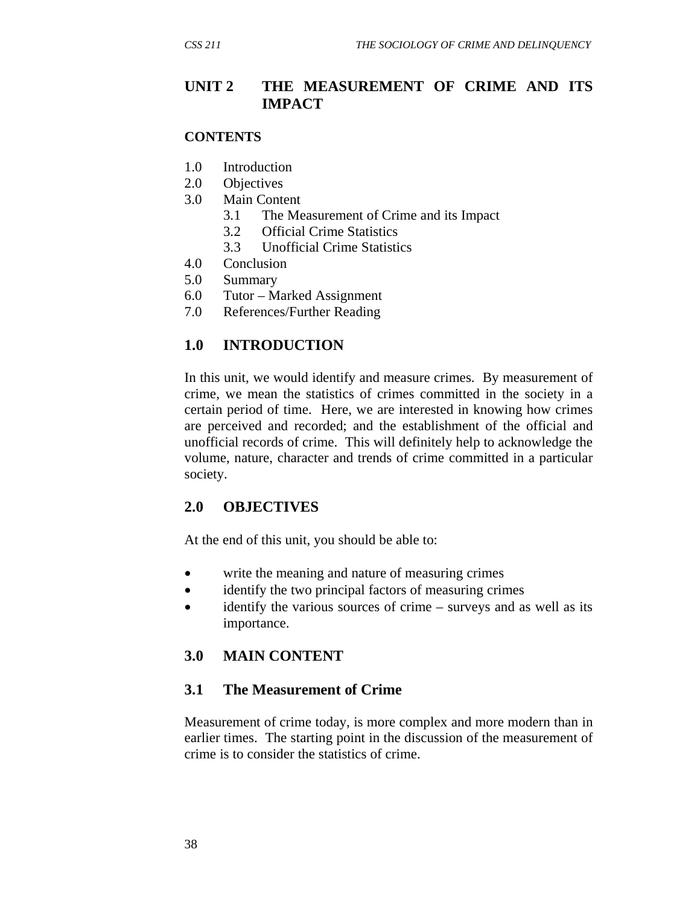## UNIT 2 THE MEASUREMENT OF CRIME AND ITS IMPACT

**CONTENTS**

1.0 Introduction
2.0 Objectives
3.0 Main Content
 3.1 The Measurement of Crime and its Impact
 3.2 Official Crime Statistics
 3.3 Unofficial Crime Statistics
4.0 Conclusion
5.0 Summary
6.0 Tutor – Marked Assignment
7.0 References/Further Reading

## 1.0 INTRODUCTION

In this unit, we would identify and measure crimes. By measurement of crime, we mean the statistics of crimes committed in the society in a certain period of time. Here, we are interested in knowing how crimes are perceived and recorded; and the establishment of the official and unofficial records of crime. This will definitely help to acknowledge the volume, nature, character and trends of crime committed in a particular society.

## 2.0 OBJECTIVES

At the end of this unit, you should be able to:

- write the meaning and nature of measuring crimes
- identify the two principal factors of measuring crimes
- identify the various sources of crime – surveys and as well as its importance.

## 3.0 MAIN CONTENT

### 3.1 The Measurement of Crime

Measurement of crime today, is more complex and more modern than in earlier times. The starting point in the discussion of the measurement of crime is to consider the statistics of crime.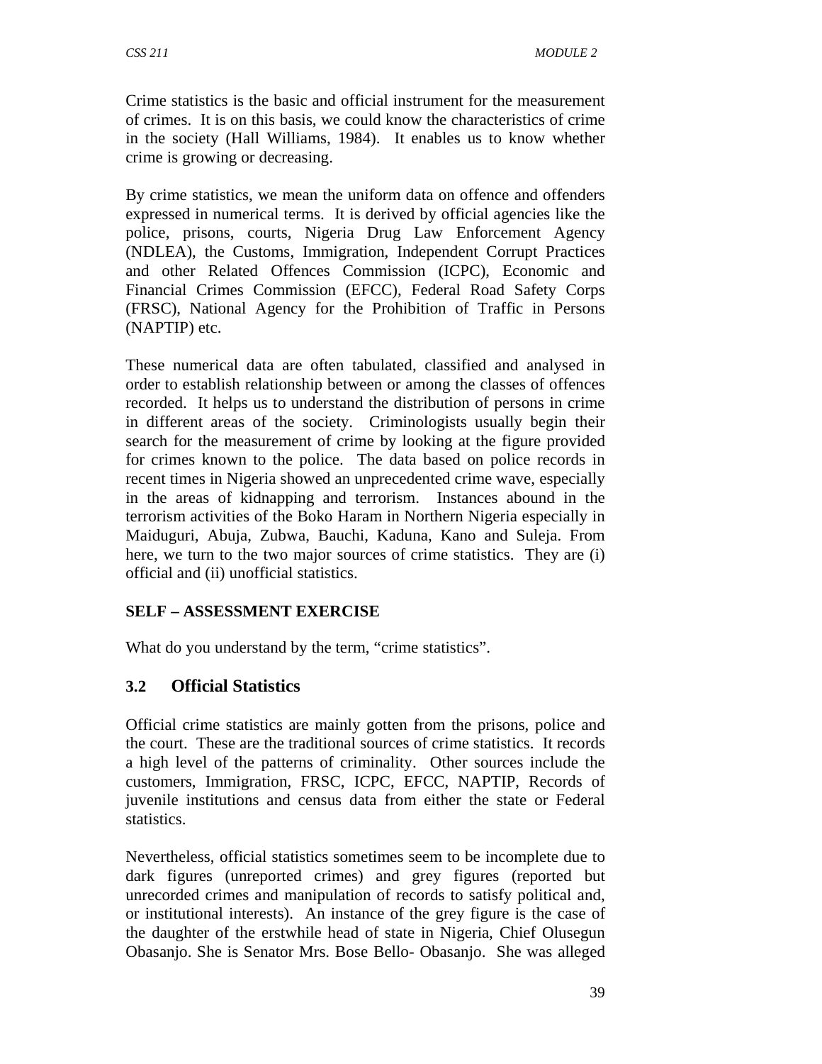Crime statistics is the basic and official instrument for the measurement of crimes. It is on this basis, we could know the characteristics of crime in the society (Hall Williams, 1984). It enables us to know whether crime is growing or decreasing.

By crime statistics, we mean the uniform data on offence and offenders expressed in numerical terms. It is derived by official agencies like the police, prisons, courts, Nigeria Drug Law Enforcement Agency (NDLEA), the Customs, Immigration, Independent Corrupt Practices and other Related Offences Commission (ICPC), Economic and Financial Crimes Commission (EFCC), Federal Road Safety Corps (FRSC), National Agency for the Prohibition of Traffic in Persons (NAPTIP) etc.

These numerical data are often tabulated, classified and analysed in order to establish relationship between or among the classes of offences recorded. It helps us to understand the distribution of persons in crime in different areas of the society. Criminologists usually begin their search for the measurement of crime by looking at the figure provided for crimes known to the police. The data based on police records in recent times in Nigeria showed an unprecedented crime wave, especially in the areas of kidnapping and terrorism. Instances abound in the terrorism activities of the Boko Haram in Northern Nigeria especially in Maiduguri, Abuja, Zubwa, Bauchi, Kaduna, Kano and Suleja. From here, we turn to the two major sources of crime statistics. They are (i) official and (ii) unofficial statistics.

**SELF – ASSESSMENT EXERCISE**

What do you understand by the term, "crime statistics".

### 3.2 Official Statistics

Official crime statistics are mainly gotten from the prisons, police and the court. These are the traditional sources of crime statistics. It records a high level of the patterns of criminality. Other sources include the customers, Immigration, FRSC, ICPC, EFCC, NAPTIP, Records of juvenile institutions and census data from either the state or Federal statistics.

Nevertheless, official statistics sometimes seem to be incomplete due to dark figures (unreported crimes) and grey figures (reported but unrecorded crimes and manipulation of records to satisfy political and, or institutional interests). An instance of the grey figure is the case of the daughter of the erstwhile head of state in Nigeria, Chief Olusegun Obasanjo. She is Senator Mrs. Bose Bello- Obasanjo. She was alleged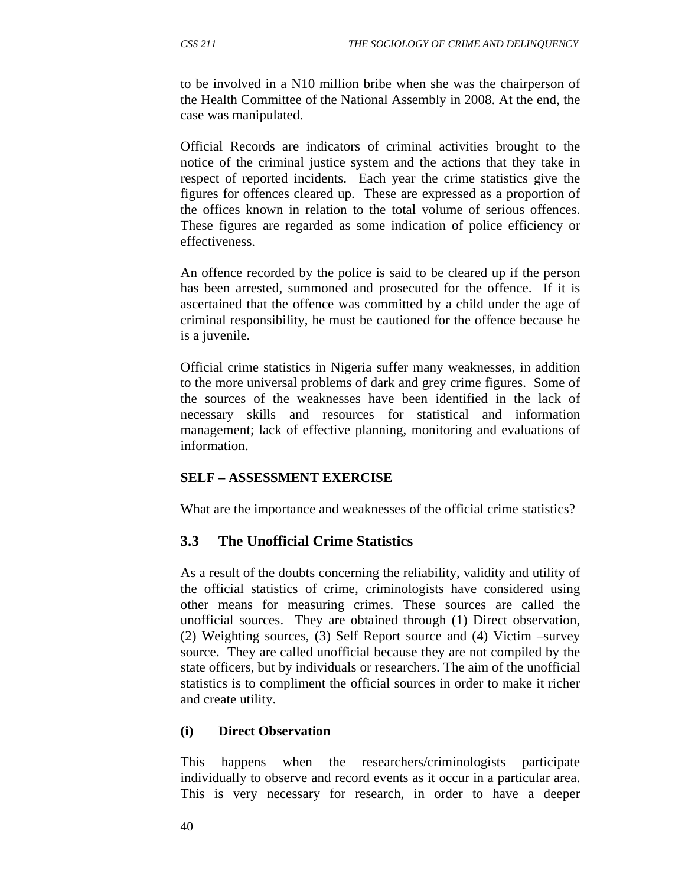to be involved in a ₦10 million bribe when she was the chairperson of the Health Committee of the National Assembly in 2008. At the end, the case was manipulated.

Official Records are indicators of criminal activities brought to the notice of the criminal justice system and the actions that they take in respect of reported incidents. Each year the crime statistics give the figures for offences cleared up. These are expressed as a proportion of the offices known in relation to the total volume of serious offences. These figures are regarded as some indication of police efficiency or effectiveness.

An offence recorded by the police is said to be cleared up if the person has been arrested, summoned and prosecuted for the offence. If it is ascertained that the offence was committed by a child under the age of criminal responsibility, he must be cautioned for the offence because he is a juvenile.

Official crime statistics in Nigeria suffer many weaknesses, in addition to the more universal problems of dark and grey crime figures. Some of the sources of the weaknesses have been identified in the lack of necessary skills and resources for statistical and information management; lack of effective planning, monitoring and evaluations of information.

**SELF – ASSESSMENT EXERCISE**

What are the importance and weaknesses of the official crime statistics?

### 3.3 The Unofficial Crime Statistics

As a result of the doubts concerning the reliability, validity and utility of the official statistics of crime, criminologists have considered using other means for measuring crimes. These sources are called the unofficial sources. They are obtained through (1) Direct observation, (2) Weighting sources, (3) Self Report source and (4) Victim –survey source. They are called unofficial because they are not compiled by the state officers, but by individuals or researchers. The aim of the unofficial statistics is to compliment the official sources in order to make it richer and create utility.

**(i) Direct Observation**

This happens when the researchers/criminologists participate individually to observe and record events as it occur in a particular area. This is very necessary for research, in order to have a deeper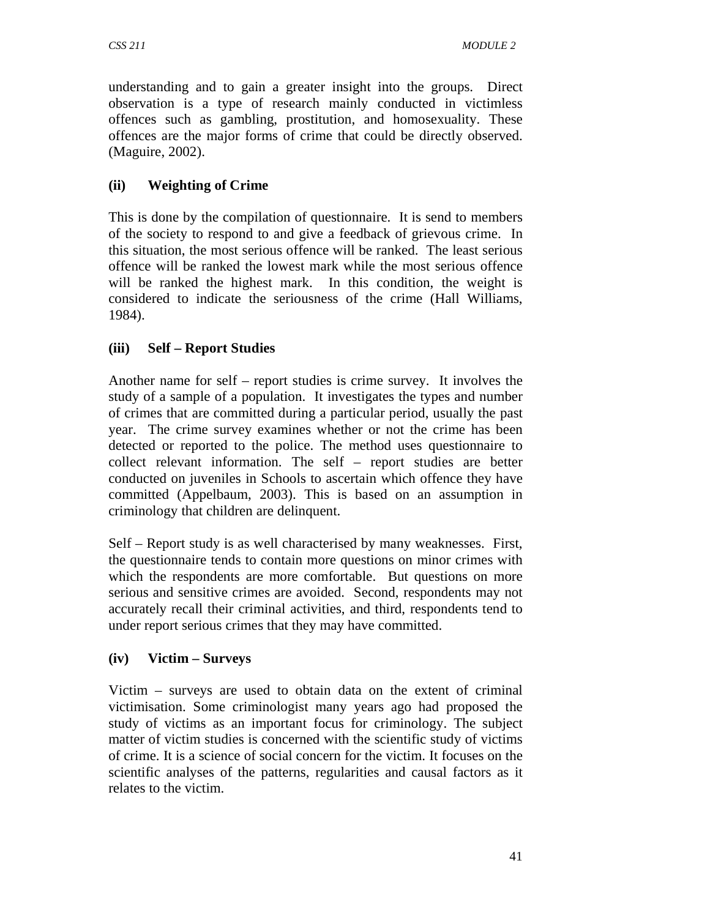understanding and to gain a greater insight into the groups. Direct observation is a type of research mainly conducted in victimless offences such as gambling, prostitution, and homosexuality. These offences are the major forms of crime that could be directly observed. (Maguire, 2002).

### (ii) Weighting of Crime

This is done by the compilation of questionnaire. It is send to members of the society to respond to and give a feedback of grievous crime. In this situation, the most serious offence will be ranked. The least serious offence will be ranked the lowest mark while the most serious offence will be ranked the highest mark. In this condition, the weight is considered to indicate the seriousness of the crime (Hall Williams, 1984).

### (iii) Self – Report Studies

Another name for self – report studies is crime survey. It involves the study of a sample of a population. It investigates the types and number of crimes that are committed during a particular period, usually the past year. The crime survey examines whether or not the crime has been detected or reported to the police. The method uses questionnaire to collect relevant information. The self – report studies are better conducted on juveniles in Schools to ascertain which offence they have committed (Appelbaum, 2003). This is based on an assumption in criminology that children are delinquent.

Self – Report study is as well characterised by many weaknesses. First, the questionnaire tends to contain more questions on minor crimes with which the respondents are more comfortable. But questions on more serious and sensitive crimes are avoided. Second, respondents may not accurately recall their criminal activities, and third, respondents tend to under report serious crimes that they may have committed.

### (iv) Victim – Surveys

Victim – surveys are used to obtain data on the extent of criminal victimisation. Some criminologist many years ago had proposed the study of victims as an important focus for criminology. The subject matter of victim studies is concerned with the scientific study of victims of crime. It is a science of social concern for the victim. It focuses on the scientific analyses of the patterns, regularities and causal factors as it relates to the victim.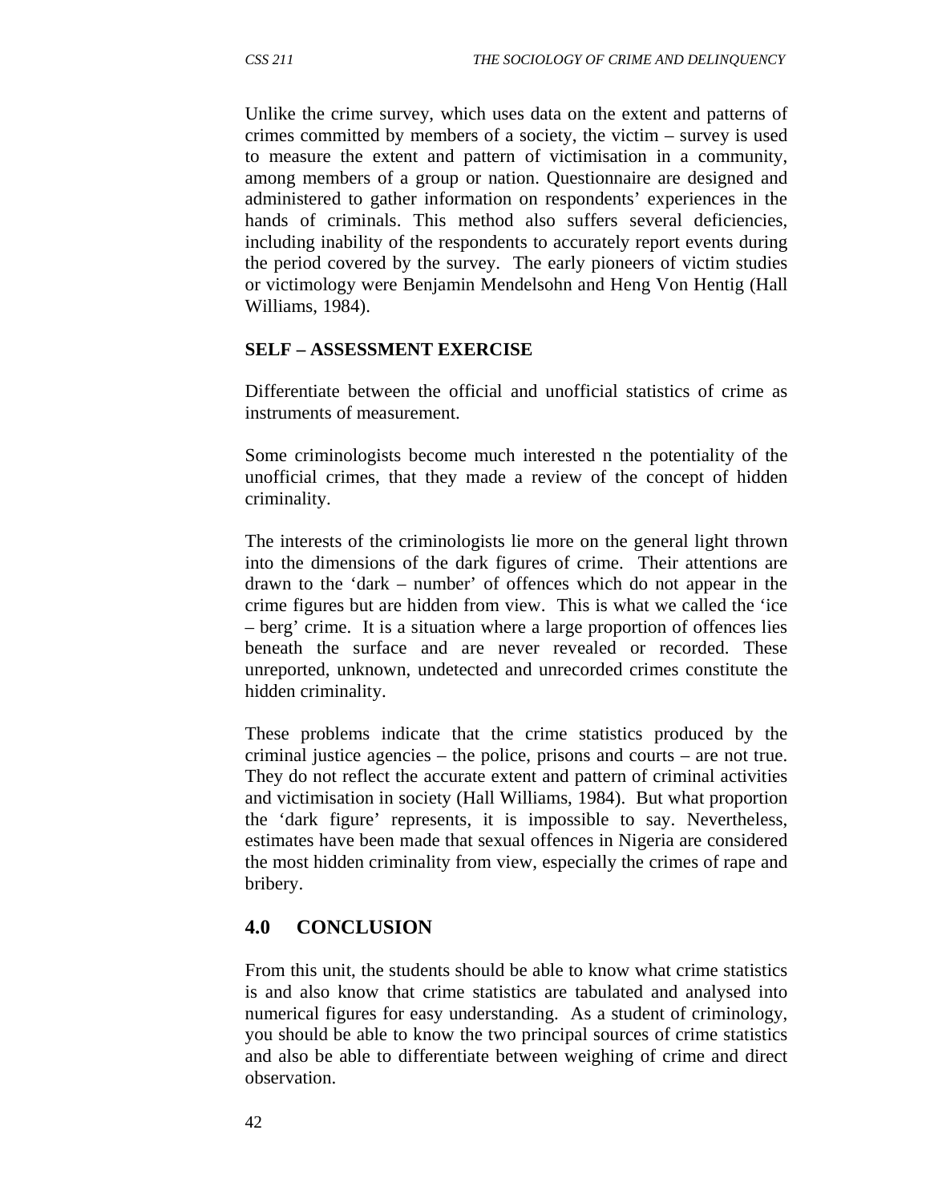Unlike the crime survey, which uses data on the extent and patterns of crimes committed by members of a society, the victim – survey is used to measure the extent and pattern of victimisation in a community, among members of a group or nation. Questionnaire are designed and administered to gather information on respondents' experiences in the hands of criminals. This method also suffers several deficiencies, including inability of the respondents to accurately report events during the period covered by the survey. The early pioneers of victim studies or victimology were Benjamin Mendelsohn and Heng Von Hentig (Hall Williams, 1984).

**SELF – ASSESSMENT EXERCISE**

Differentiate between the official and unofficial statistics of crime as instruments of measurement.

Some criminologists become much interested n the potentiality of the unofficial crimes, that they made a review of the concept of hidden criminality.

The interests of the criminologists lie more on the general light thrown into the dimensions of the dark figures of crime. Their attentions are drawn to the 'dark – number' of offences which do not appear in the crime figures but are hidden from view. This is what we called the 'ice – berg' crime. It is a situation where a large proportion of offences lies beneath the surface and are never revealed or recorded. These unreported, unknown, undetected and unrecorded crimes constitute the hidden criminality.

These problems indicate that the crime statistics produced by the criminal justice agencies – the police, prisons and courts – are not true. They do not reflect the accurate extent and pattern of criminal activities and victimisation in society (Hall Williams, 1984). But what proportion the 'dark figure' represents, it is impossible to say. Nevertheless, estimates have been made that sexual offences in Nigeria are considered the most hidden criminality from view, especially the crimes of rape and bribery.

## 4.0 CONCLUSION

From this unit, the students should be able to know what crime statistics is and also know that crime statistics are tabulated and analysed into numerical figures for easy understanding. As a student of criminology, you should be able to know the two principal sources of crime statistics and also be able to differentiate between weighing of crime and direct observation.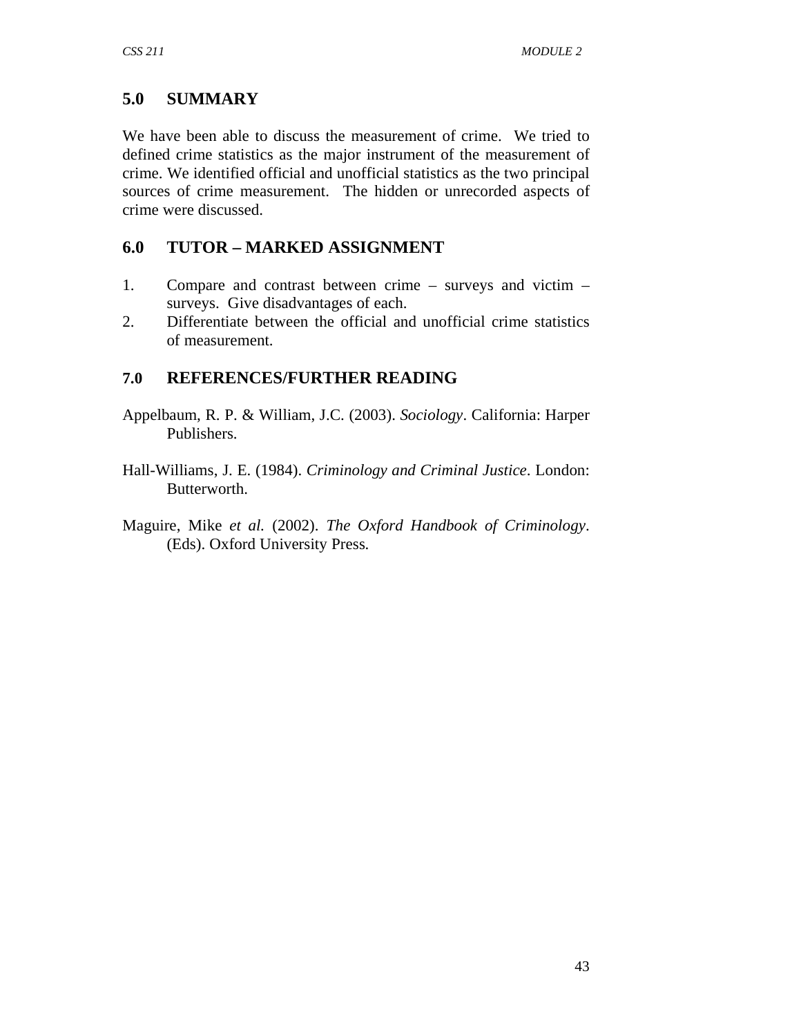## 5.0 SUMMARY

We have been able to discuss the measurement of crime. We tried to defined crime statistics as the major instrument of the measurement of crime. We identified official and unofficial statistics as the two principal sources of crime measurement. The hidden or unrecorded aspects of crime were discussed.

## 6.0 TUTOR – MARKED ASSIGNMENT

1. Compare and contrast between crime – surveys and victim – surveys. Give disadvantages of each.
2. Differentiate between the official and unofficial crime statistics of measurement.

## 7.0 REFERENCES/FURTHER READING

Appelbaum, R. P. & William, J.C. (2003). *Sociology*. California: Harper Publishers.

Hall-Williams, J. E. (1984). *Criminology and Criminal Justice*. London: Butterworth.

Maguire, Mike *et al.* (2002). *The Oxford Handbook of Criminology*. (Eds). Oxford University Press.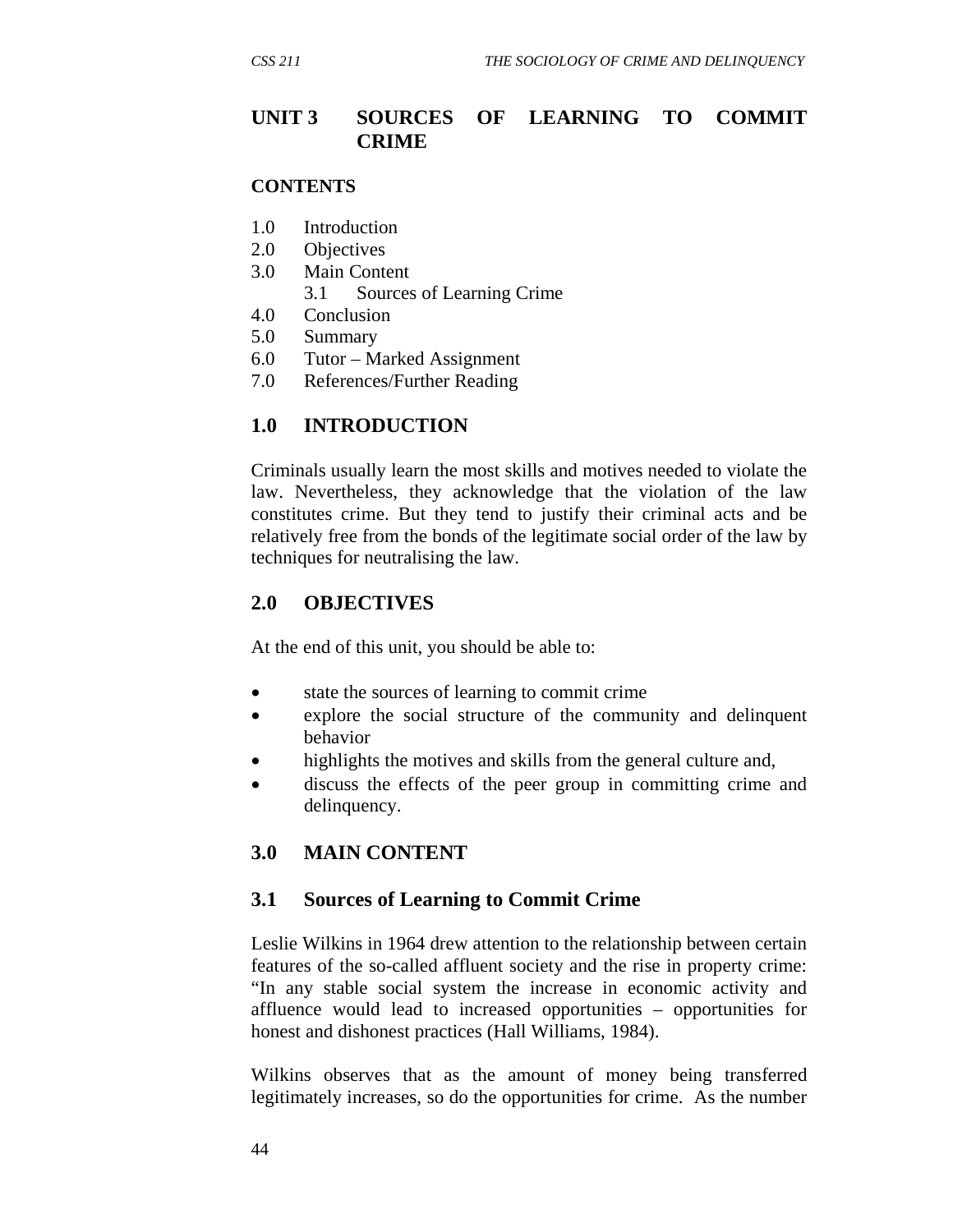# UNIT 3 SOURCES OF LEARNING TO COMMIT CRIME

**CONTENTS**

1.0 Introduction
2.0 Objectives
3.0 Main Content
    3.1 Sources of Learning Crime
4.0 Conclusion
5.0 Summary
6.0 Tutor – Marked Assignment
7.0 References/Further Reading

## 1.0 INTRODUCTION

Criminals usually learn the most skills and motives needed to violate the law. Nevertheless, they acknowledge that the violation of the law constitutes crime. But they tend to justify their criminal acts and be relatively free from the bonds of the legitimate social order of the law by techniques for neutralising the law.

## 2.0 OBJECTIVES

At the end of this unit, you should be able to:

- state the sources of learning to commit crime
- explore the social structure of the community and delinquent behavior
- highlights the motives and skills from the general culture and,
- discuss the effects of the peer group in committing crime and delinquency.

## 3.0 MAIN CONTENT

### 3.1 Sources of Learning to Commit Crime

Leslie Wilkins in 1964 drew attention to the relationship between certain features of the so-called affluent society and the rise in property crime: "In any stable social system the increase in economic activity and affluence would lead to increased opportunities – opportunities for honest and dishonest practices (Hall Williams, 1984).

Wilkins observes that as the amount of money being transferred legitimately increases, so do the opportunities for crime. As the number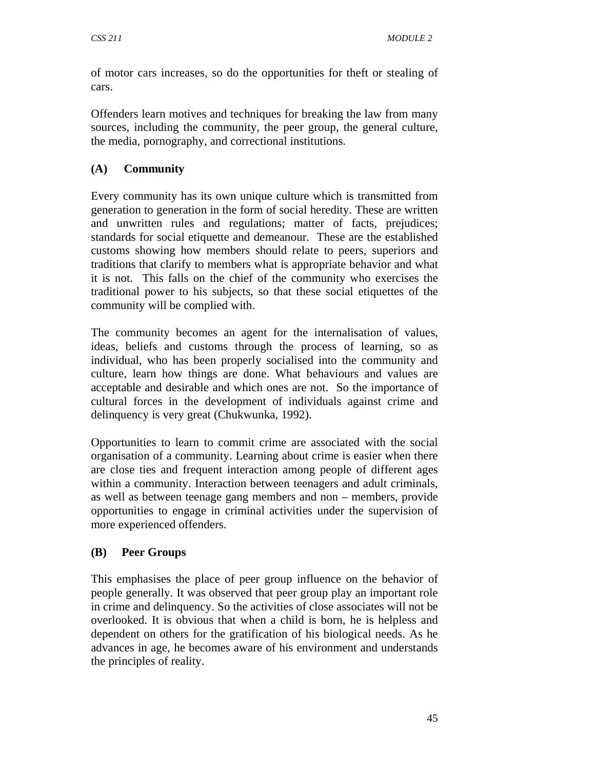of motor cars increases, so do the opportunities for theft or stealing of cars.

Offenders learn motives and techniques for breaking the law from many sources, including the community, the peer group, the general culture, the media, pornography, and correctional institutions.

**(A) Community**

Every community has its own unique culture which is transmitted from generation to generation in the form of social heredity. These are written and unwritten rules and regulations; matter of facts, prejudices; standards for social etiquette and demeanour. These are the established customs showing how members should relate to peers, superiors and traditions that clarify to members what is appropriate behavior and what it is not. This falls on the chief of the community who exercises the traditional power to his subjects, so that these social etiquettes of the community will be complied with.

The community becomes an agent for the internalisation of values, ideas, beliefs and customs through the process of learning, so as individual, who has been properly socialised into the community and culture, learn how things are done. What behaviours and values are acceptable and desirable and which ones are not. So the importance of cultural forces in the development of individuals against crime and delinquency is very great (Chukwunka, 1992).

Opportunities to learn to commit crime are associated with the social organisation of a community. Learning about crime is easier when there are close ties and frequent interaction among people of different ages within a community. Interaction between teenagers and adult criminals, as well as between teenage gang members and non – members, provide opportunities to engage in criminal activities under the supervision of more experienced offenders.

**(B) Peer Groups**

This emphasises the place of peer group influence on the behavior of people generally. It was observed that peer group play an important role in crime and delinquency. So the activities of close associates will not be overlooked. It is obvious that when a child is born, he is helpless and dependent on others for the gratification of his biological needs. As he advances in age, he becomes aware of his environment and understands the principles of reality.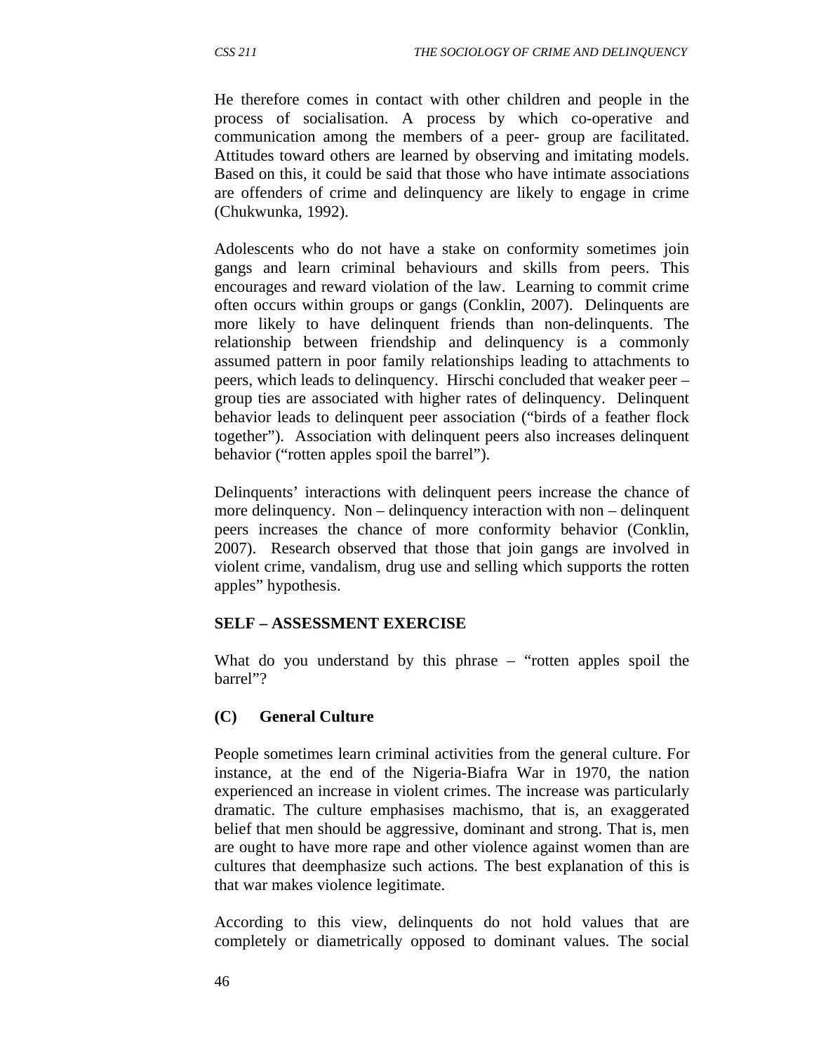He therefore comes in contact with other children and people in the process of socialisation. A process by which co-operative and communication among the members of a peer- group are facilitated. Attitudes toward others are learned by observing and imitating models. Based on this, it could be said that those who have intimate associations are offenders of crime and delinquency are likely to engage in crime (Chukwunka, 1992).

Adolescents who do not have a stake on conformity sometimes join gangs and learn criminal behaviours and skills from peers. This encourages and reward violation of the law. Learning to commit crime often occurs within groups or gangs (Conklin, 2007). Delinquents are more likely to have delinquent friends than non-delinquents. The relationship between friendship and delinquency is a commonly assumed pattern in poor family relationships leading to attachments to peers, which leads to delinquency. Hirschi concluded that weaker peer – group ties are associated with higher rates of delinquency. Delinquent behavior leads to delinquent peer association ("birds of a feather flock together"). Association with delinquent peers also increases delinquent behavior ("rotten apples spoil the barrel").

Delinquents' interactions with delinquent peers increase the chance of more delinquency. Non – delinquency interaction with non – delinquent peers increases the chance of more conformity behavior (Conklin, 2007). Research observed that those that join gangs are involved in violent crime, vandalism, drug use and selling which supports the rotten apples" hypothesis.

**SELF – ASSESSMENT EXERCISE**

What do you understand by this phrase – "rotten apples spoil the barrel"?

**(C) General Culture**

People sometimes learn criminal activities from the general culture. For instance, at the end of the Nigeria-Biafra War in 1970, the nation experienced an increase in violent crimes. The increase was particularly dramatic. The culture emphasises machismo, that is, an exaggerated belief that men should be aggressive, dominant and strong. That is, men are ought to have more rape and other violence against women than are cultures that deemphasize such actions. The best explanation of this is that war makes violence legitimate.

According to this view, delinquents do not hold values that are completely or diametrically opposed to dominant values. The social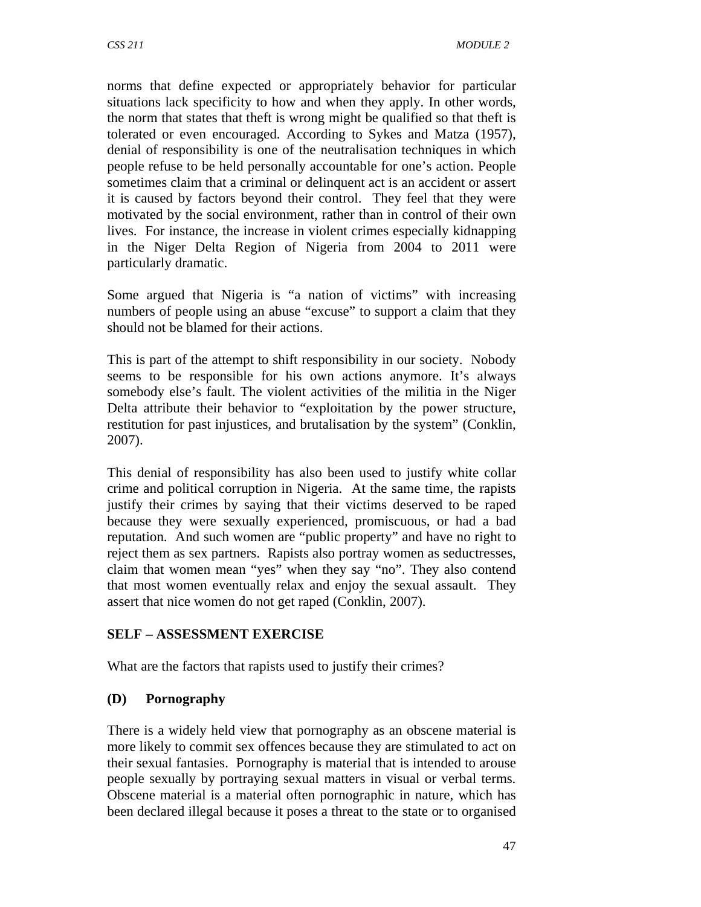norms that define expected or appropriately behavior for particular situations lack specificity to how and when they apply. In other words, the norm that states that theft is wrong might be qualified so that theft is tolerated or even encouraged. According to Sykes and Matza (1957), denial of responsibility is one of the neutralisation techniques in which people refuse to be held personally accountable for one's action. People sometimes claim that a criminal or delinquent act is an accident or assert it is caused by factors beyond their control. They feel that they were motivated by the social environment, rather than in control of their own lives. For instance, the increase in violent crimes especially kidnapping in the Niger Delta Region of Nigeria from 2004 to 2011 were particularly dramatic.

Some argued that Nigeria is "a nation of victims" with increasing numbers of people using an abuse "excuse" to support a claim that they should not be blamed for their actions.

This is part of the attempt to shift responsibility in our society. Nobody seems to be responsible for his own actions anymore. It's always somebody else's fault. The violent activities of the militia in the Niger Delta attribute their behavior to "exploitation by the power structure, restitution for past injustices, and brutalisation by the system" (Conklin, 2007).

This denial of responsibility has also been used to justify white collar crime and political corruption in Nigeria. At the same time, the rapists justify their crimes by saying that their victims deserved to be raped because they were sexually experienced, promiscuous, or had a bad reputation. And such women are "public property" and have no right to reject them as sex partners. Rapists also portray women as seductresses, claim that women mean "yes" when they say "no". They also contend that most women eventually relax and enjoy the sexual assault. They assert that nice women do not get raped (Conklin, 2007).

**SELF – ASSESSMENT EXERCISE**

What are the factors that rapists used to justify their crimes?

**(D) Pornography**

There is a widely held view that pornography as an obscene material is more likely to commit sex offences because they are stimulated to act on their sexual fantasies. Pornography is material that is intended to arouse people sexually by portraying sexual matters in visual or verbal terms. Obscene material is a material often pornographic in nature, which has been declared illegal because it poses a threat to the state or to organised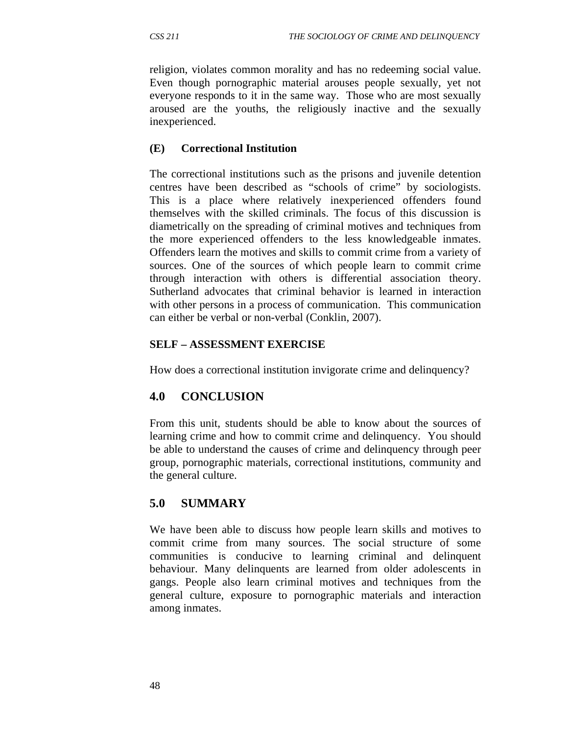religion, violates common morality and has no redeeming social value. Even though pornographic material arouses people sexually, yet not everyone responds to it in the same way. Those who are most sexually aroused are the youths, the religiously inactive and the sexually inexperienced.

**(E) Correctional Institution**

The correctional institutions such as the prisons and juvenile detention centres have been described as "schools of crime" by sociologists. This is a place where relatively inexperienced offenders found themselves with the skilled criminals. The focus of this discussion is diametrically on the spreading of criminal motives and techniques from the more experienced offenders to the less knowledgeable inmates. Offenders learn the motives and skills to commit crime from a variety of sources. One of the sources of which people learn to commit crime through interaction with others is differential association theory. Sutherland advocates that criminal behavior is learned in interaction with other persons in a process of communication. This communication can either be verbal or non-verbal (Conklin, 2007).

**SELF – ASSESSMENT EXERCISE**

How does a correctional institution invigorate crime and delinquency?

## 4.0 CONCLUSION

From this unit, students should be able to know about the sources of learning crime and how to commit crime and delinquency. You should be able to understand the causes of crime and delinquency through peer group, pornographic materials, correctional institutions, community and the general culture.

## 5.0 SUMMARY

We have been able to discuss how people learn skills and motives to commit crime from many sources. The social structure of some communities is conducive to learning criminal and delinquent behaviour. Many delinquents are learned from older adolescents in gangs. People also learn criminal motives and techniques from the general culture, exposure to pornographic materials and interaction among inmates.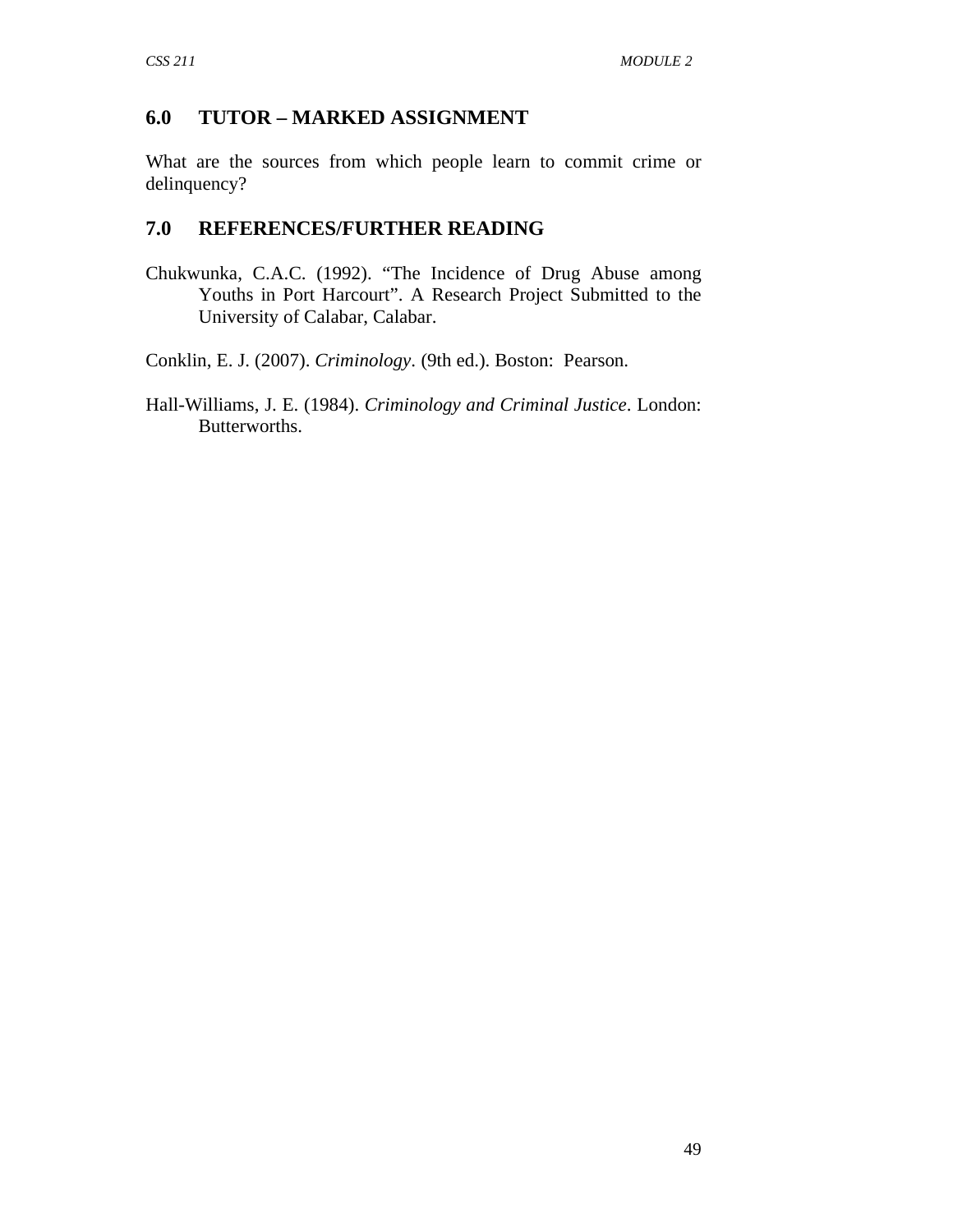## 6.0 TUTOR – MARKED ASSIGNMENT

What are the sources from which people learn to commit crime or delinquency?

## 7.0 REFERENCES/FURTHER READING

Chukwunka, C.A.C. (1992). "The Incidence of Drug Abuse among Youths in Port Harcourt". A Research Project Submitted to the University of Calabar, Calabar.

Conklin, E. J. (2007). *Criminology*. (9th ed.). Boston: Pearson.

Hall-Williams, J. E. (1984). *Criminology and Criminal Justice*. London: Butterworths.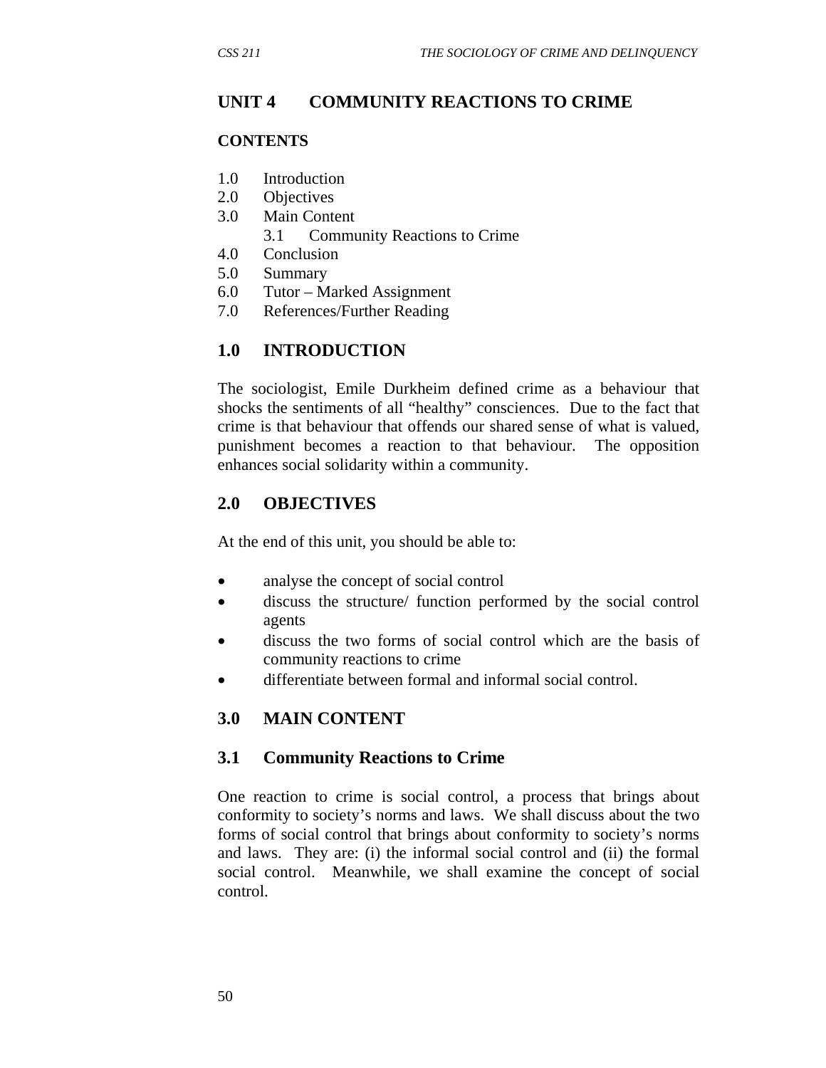# UNIT 4 COMMUNITY REACTIONS TO CRIME

**CONTENTS**

1.0 Introduction
2.0 Objectives
3.0 Main Content
  3.1 Community Reactions to Crime
4.0 Conclusion
5.0 Summary
6.0 Tutor – Marked Assignment
7.0 References/Further Reading

## 1.0 INTRODUCTION

The sociologist, Emile Durkheim defined crime as a behaviour that shocks the sentiments of all "healthy" consciences. Due to the fact that crime is that behaviour that offends our shared sense of what is valued, punishment becomes a reaction to that behaviour. The opposition enhances social solidarity within a community.

## 2.0 OBJECTIVES

At the end of this unit, you should be able to:

- analyse the concept of social control
- discuss the structure/ function performed by the social control agents
- discuss the two forms of social control which are the basis of community reactions to crime
- differentiate between formal and informal social control.

## 3.0 MAIN CONTENT

### 3.1 Community Reactions to Crime

One reaction to crime is social control, a process that brings about conformity to society's norms and laws. We shall discuss about the two forms of social control that brings about conformity to society's norms and laws. They are: (i) the informal social control and (ii) the formal social control. Meanwhile, we shall examine the concept of social control.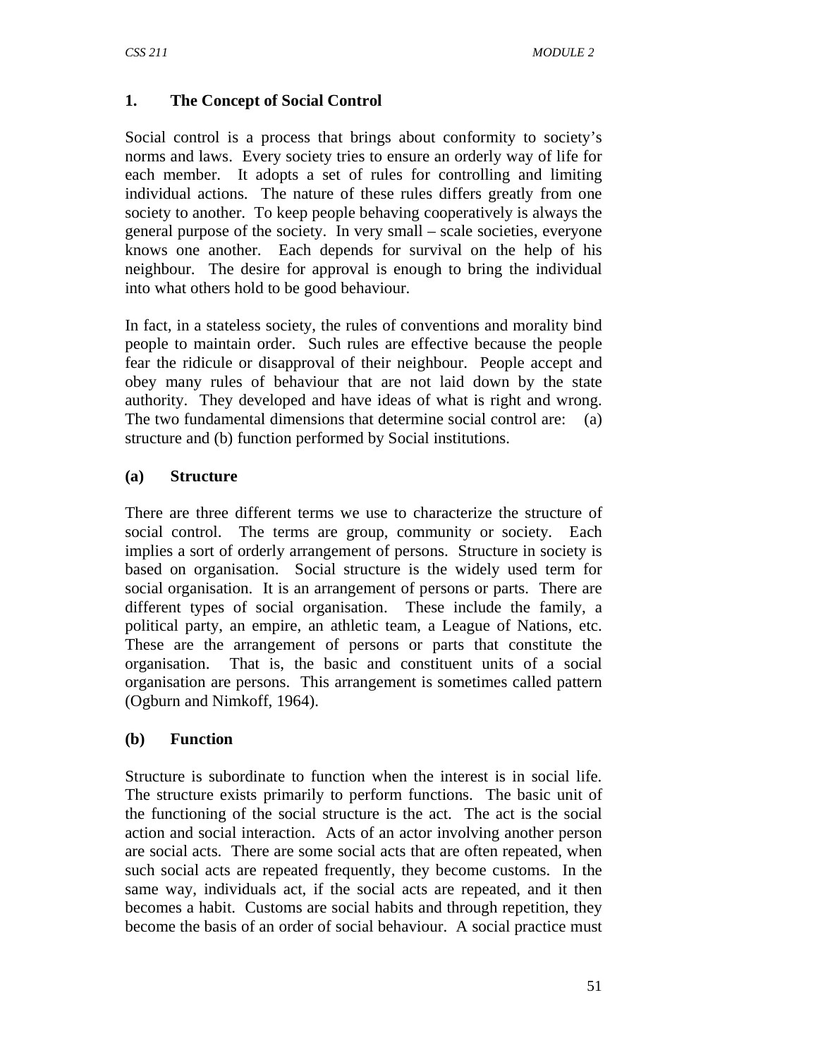## 1. The Concept of Social Control

Social control is a process that brings about conformity to society's norms and laws. Every society tries to ensure an orderly way of life for each member. It adopts a set of rules for controlling and limiting individual actions. The nature of these rules differs greatly from one society to another. To keep people behaving cooperatively is always the general purpose of the society. In very small – scale societies, everyone knows one another. Each depends for survival on the help of his neighbour. The desire for approval is enough to bring the individual into what others hold to be good behaviour.

In fact, in a stateless society, the rules of conventions and morality bind people to maintain order. Such rules are effective because the people fear the ridicule or disapproval of their neighbour. People accept and obey many rules of behaviour that are not laid down by the state authority. They developed and have ideas of what is right and wrong. The two fundamental dimensions that determine social control are: (a) structure and (b) function performed by Social institutions.

### (a) Structure

There are three different terms we use to characterize the structure of social control. The terms are group, community or society. Each implies a sort of orderly arrangement of persons. Structure in society is based on organisation. Social structure is the widely used term for social organisation. It is an arrangement of persons or parts. There are different types of social organisation. These include the family, a political party, an empire, an athletic team, a League of Nations, etc. These are the arrangement of persons or parts that constitute the organisation. That is, the basic and constituent units of a social organisation are persons. This arrangement is sometimes called pattern (Ogburn and Nimkoff, 1964).

### (b) Function

Structure is subordinate to function when the interest is in social life. The structure exists primarily to perform functions. The basic unit of the functioning of the social structure is the act. The act is the social action and social interaction. Acts of an actor involving another person are social acts. There are some social acts that are often repeated, when such social acts are repeated frequently, they become customs. In the same way, individuals act, if the social acts are repeated, and it then becomes a habit. Customs are social habits and through repetition, they become the basis of an order of social behaviour. A social practice must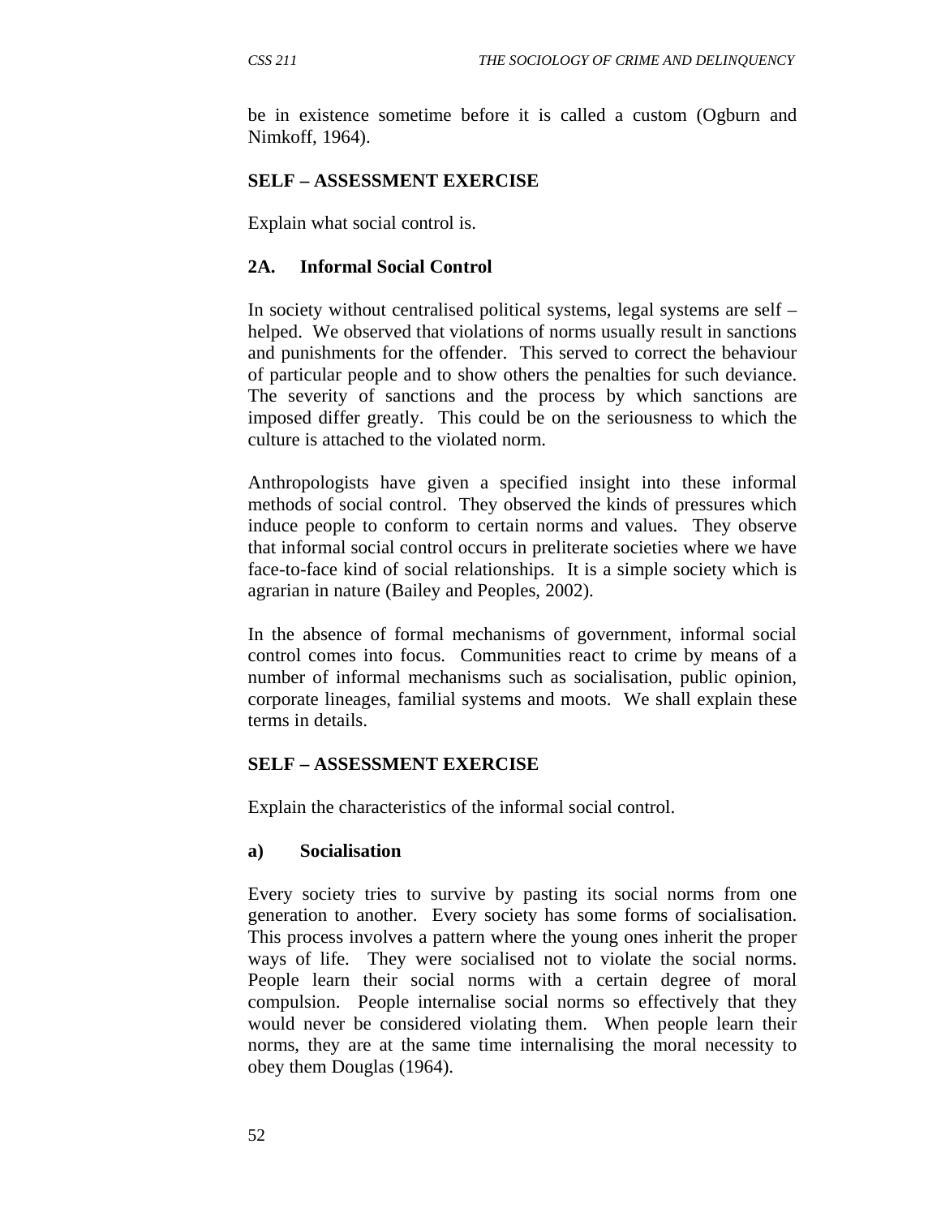be in existence sometime before it is called a custom (Ogburn and Nimkoff, 1964).

**SELF – ASSESSMENT EXERCISE**

Explain what social control is.

## 2A. Informal Social Control

In society without centralised political systems, legal systems are self – helped. We observed that violations of norms usually result in sanctions and punishments for the offender. This served to correct the behaviour of particular people and to show others the penalties for such deviance. The severity of sanctions and the process by which sanctions are imposed differ greatly. This could be on the seriousness to which the culture is attached to the violated norm.

Anthropologists have given a specified insight into these informal methods of social control. They observed the kinds of pressures which induce people to conform to certain norms and values. They observe that informal social control occurs in preliterate societies where we have face-to-face kind of social relationships. It is a simple society which is agrarian in nature (Bailey and Peoples, 2002).

In the absence of formal mechanisms of government, informal social control comes into focus. Communities react to crime by means of a number of informal mechanisms such as socialisation, public opinion, corporate lineages, familial systems and moots. We shall explain these terms in details.

**SELF – ASSESSMENT EXERCISE**

Explain the characteristics of the informal social control.

### a) Socialisation

Every society tries to survive by pasting its social norms from one generation to another. Every society has some forms of socialisation. This process involves a pattern where the young ones inherit the proper ways of life. They were socialised not to violate the social norms. People learn their social norms with a certain degree of moral compulsion. People internalise social norms so effectively that they would never be considered violating them. When people learn their norms, they are at the same time internalising the moral necessity to obey them Douglas (1964).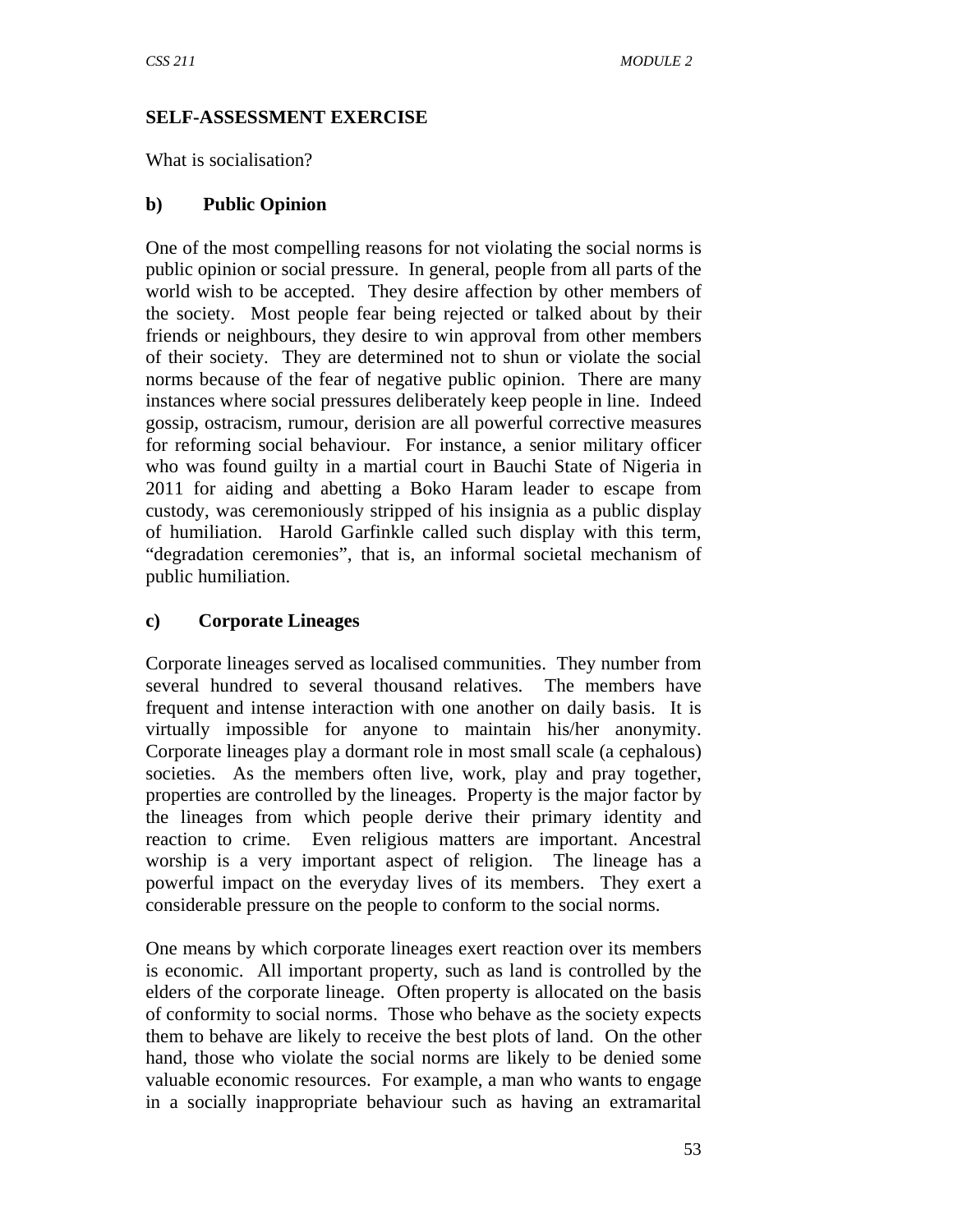**SELF-ASSESSMENT EXERCISE**

What is socialisation?

**b) Public Opinion**

One of the most compelling reasons for not violating the social norms is public opinion or social pressure. In general, people from all parts of the world wish to be accepted. They desire affection by other members of the society. Most people fear being rejected or talked about by their friends or neighbours, they desire to win approval from other members of their society. They are determined not to shun or violate the social norms because of the fear of negative public opinion. There are many instances where social pressures deliberately keep people in line. Indeed gossip, ostracism, rumour, derision are all powerful corrective measures for reforming social behaviour. For instance, a senior military officer who was found guilty in a martial court in Bauchi State of Nigeria in 2011 for aiding and abetting a Boko Haram leader to escape from custody, was ceremoniously stripped of his insignia as a public display of humiliation. Harold Garfinkle called such display with this term, “degradation ceremonies”, that is, an informal societal mechanism of public humiliation.

**c) Corporate Lineages**

Corporate lineages served as localised communities. They number from several hundred to several thousand relatives. The members have frequent and intense interaction with one another on daily basis. It is virtually impossible for anyone to maintain his/her anonymity. Corporate lineages play a dormant role in most small scale (a cephalous) societies. As the members often live, work, play and pray together, properties are controlled by the lineages. Property is the major factor by the lineages from which people derive their primary identity and reaction to crime. Even religious matters are important. Ancestral worship is a very important aspect of religion. The lineage has a powerful impact on the everyday lives of its members. They exert a considerable pressure on the people to conform to the social norms.

One means by which corporate lineages exert reaction over its members is economic. All important property, such as land is controlled by the elders of the corporate lineage. Often property is allocated on the basis of conformity to social norms. Those who behave as the society expects them to behave are likely to receive the best plots of land. On the other hand, those who violate the social norms are likely to be denied some valuable economic resources. For example, a man who wants to engage in a socially inappropriate behaviour such as having an extramarital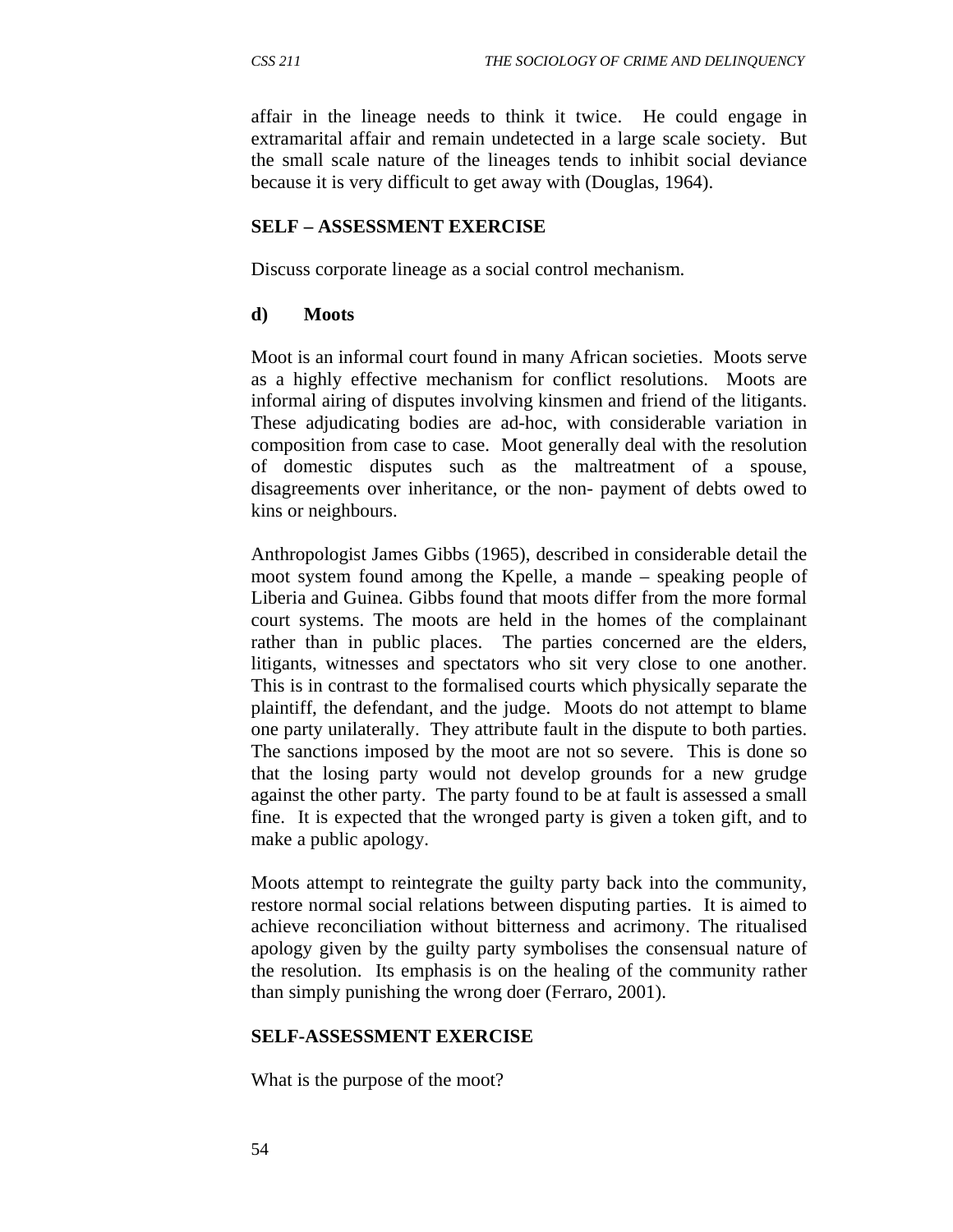affair in the lineage needs to think it twice. He could engage in extramarital affair and remain undetected in a large scale society. But the small scale nature of the lineages tends to inhibit social deviance because it is very difficult to get away with (Douglas, 1964).

**SELF – ASSESSMENT EXERCISE**

Discuss corporate lineage as a social control mechanism.

**d) Moots**

Moot is an informal court found in many African societies. Moots serve as a highly effective mechanism for conflict resolutions. Moots are informal airing of disputes involving kinsmen and friend of the litigants. These adjudicating bodies are ad-hoc, with considerable variation in composition from case to case. Moot generally deal with the resolution of domestic disputes such as the maltreatment of a spouse, disagreements over inheritance, or the non- payment of debts owed to kins or neighbours.

Anthropologist James Gibbs (1965), described in considerable detail the moot system found among the Kpelle, a mande – speaking people of Liberia and Guinea. Gibbs found that moots differ from the more formal court systems. The moots are held in the homes of the complainant rather than in public places. The parties concerned are the elders, litigants, witnesses and spectators who sit very close to one another. This is in contrast to the formalised courts which physically separate the plaintiff, the defendant, and the judge. Moots do not attempt to blame one party unilaterally. They attribute fault in the dispute to both parties. The sanctions imposed by the moot are not so severe. This is done so that the losing party would not develop grounds for a new grudge against the other party. The party found to be at fault is assessed a small fine. It is expected that the wronged party is given a token gift, and to make a public apology.

Moots attempt to reintegrate the guilty party back into the community, restore normal social relations between disputing parties. It is aimed to achieve reconciliation without bitterness and acrimony. The ritualised apology given by the guilty party symbolises the consensual nature of the resolution. Its emphasis is on the healing of the community rather than simply punishing the wrong doer (Ferraro, 2001).

**SELF-ASSESSMENT EXERCISE**

What is the purpose of the moot?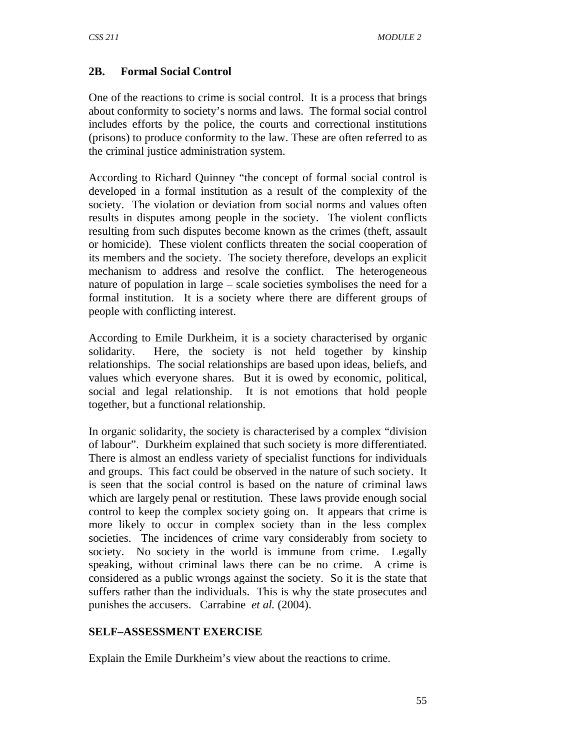## 2B. Formal Social Control

One of the reactions to crime is social control. It is a process that brings about conformity to society's norms and laws. The formal social control includes efforts by the police, the courts and correctional institutions (prisons) to produce conformity to the law. These are often referred to as the criminal justice administration system.

According to Richard Quinney "the concept of formal social control is developed in a formal institution as a result of the complexity of the society. The violation or deviation from social norms and values often results in disputes among people in the society. The violent conflicts resulting from such disputes become known as the crimes (theft, assault or homicide). These violent conflicts threaten the social cooperation of its members and the society. The society therefore, develops an explicit mechanism to address and resolve the conflict. The heterogeneous nature of population in large – scale societies symbolises the need for a formal institution. It is a society where there are different groups of people with conflicting interest.

According to Emile Durkheim, it is a society characterised by organic solidarity. Here, the society is not held together by kinship relationships. The social relationships are based upon ideas, beliefs, and values which everyone shares. But it is owed by economic, political, social and legal relationship. It is not emotions that hold people together, but a functional relationship.

In organic solidarity, the society is characterised by a complex "division of labour". Durkheim explained that such society is more differentiated. There is almost an endless variety of specialist functions for individuals and groups. This fact could be observed in the nature of such society. It is seen that the social control is based on the nature of criminal laws which are largely penal or restitution. These laws provide enough social control to keep the complex society going on. It appears that crime is more likely to occur in complex society than in the less complex societies. The incidences of crime vary considerably from society to society. No society in the world is immune from crime. Legally speaking, without criminal laws there can be no crime. A crime is considered as a public wrongs against the society. So it is the state that suffers rather than the individuals. This is why the state prosecutes and punishes the accusers. Carrabine *et al.* (2004).

**SELF–ASSESSMENT EXERCISE**

Explain the Emile Durkheim's view about the reactions to crime.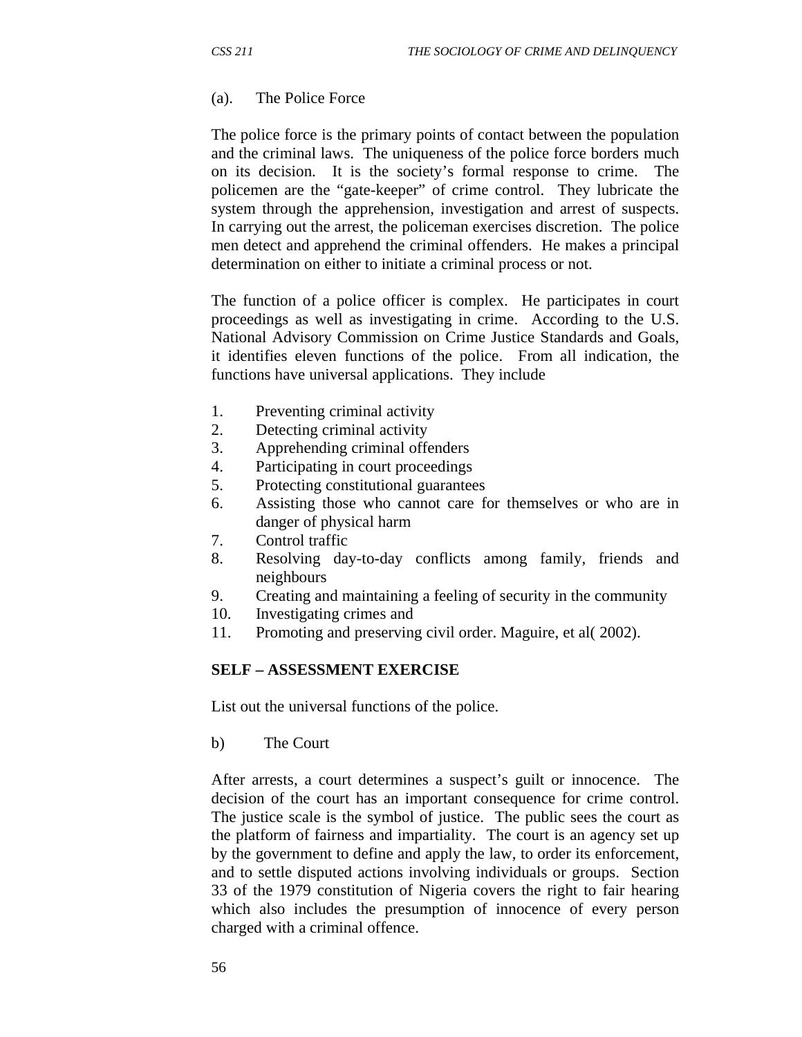(a). The Police Force

The police force is the primary points of contact between the population and the criminal laws. The uniqueness of the police force borders much on its decision. It is the society's formal response to crime. The policemen are the "gate-keeper" of crime control. They lubricate the system through the apprehension, investigation and arrest of suspects. In carrying out the arrest, the policeman exercises discretion. The police men detect and apprehend the criminal offenders. He makes a principal determination on either to initiate a criminal process or not.

The function of a police officer is complex. He participates in court proceedings as well as investigating in crime. According to the U.S. National Advisory Commission on Crime Justice Standards and Goals, it identifies eleven functions of the police. From all indication, the functions have universal applications. They include

1. Preventing criminal activity
2. Detecting criminal activity
3. Apprehending criminal offenders
4. Participating in court proceedings
5. Protecting constitutional guarantees
6. Assisting those who cannot care for themselves or who are in danger of physical harm
7. Control traffic
8. Resolving day-to-day conflicts among family, friends and neighbours
9. Creating and maintaining a feeling of security in the community
10. Investigating crimes and
11. Promoting and preserving civil order. Maguire, et al( 2002).

**SELF – ASSESSMENT EXERCISE**

List out the universal functions of the police.

b) The Court

After arrests, a court determines a suspect's guilt or innocence. The decision of the court has an important consequence for crime control. The justice scale is the symbol of justice. The public sees the court as the platform of fairness and impartiality. The court is an agency set up by the government to define and apply the law, to order its enforcement, and to settle disputed actions involving individuals or groups. Section 33 of the 1979 constitution of Nigeria covers the right to fair hearing which also includes the presumption of innocence of every person charged with a criminal offence.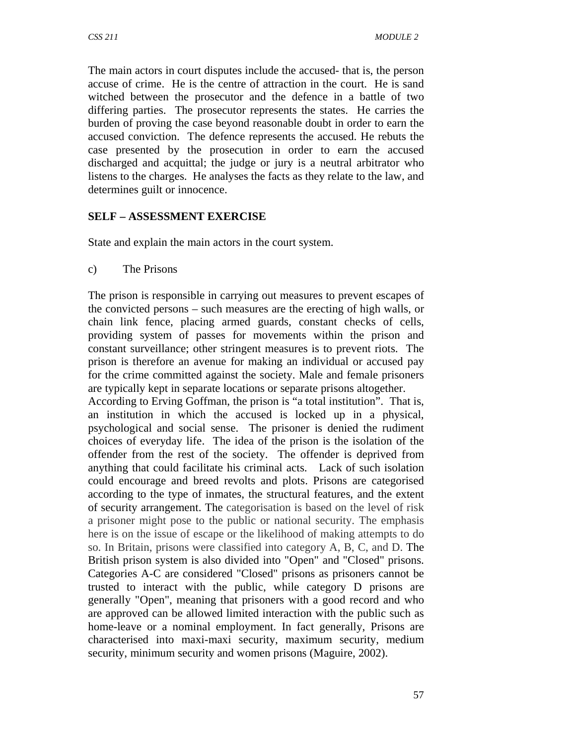The main actors in court disputes include the accused- that is, the person accuse of crime. He is the centre of attraction in the court. He is sand witched between the prosecutor and the defence in a battle of two differing parties. The prosecutor represents the states. He carries the burden of proving the case beyond reasonable doubt in order to earn the accused conviction. The defence represents the accused. He rebuts the case presented by the prosecution in order to earn the accused discharged and acquittal; the judge or jury is a neutral arbitrator who listens to the charges. He analyses the facts as they relate to the law, and determines guilt or innocence.

**SELF – ASSESSMENT EXERCISE**

State and explain the main actors in the court system.

c) The Prisons

The prison is responsible in carrying out measures to prevent escapes of the convicted persons – such measures are the erecting of high walls, or chain link fence, placing armed guards, constant checks of cells, providing system of passes for movements within the prison and constant surveillance; other stringent measures is to prevent riots. The prison is therefore an avenue for making an individual or accused pay for the crime committed against the society. Male and female prisoners are typically kept in separate locations or separate prisons altogether.
According to Erving Goffman, the prison is "a total institution". That is, an institution in which the accused is locked up in a physical, psychological and social sense. The prisoner is denied the rudiment choices of everyday life. The idea of the prison is the isolation of the offender from the rest of the society. The offender is deprived from anything that could facilitate his criminal acts. Lack of such isolation could encourage and breed revolts and plots. Prisons are categorised according to the type of inmates, the structural features, and the extent of security arrangement. The categorisation is based on the level of risk a prisoner might pose to the public or national security. The emphasis here is on the issue of escape or the likelihood of making attempts to do so. In Britain, prisons were classified into category A, B, C, and D. The British prison system is also divided into "Open" and "Closed" prisons. Categories A-C are considered "Closed" prisons as prisoners cannot be trusted to interact with the public, while category D prisons are generally "Open", meaning that prisoners with a good record and who are approved can be allowed limited interaction with the public such as home-leave or a nominal employment. In fact generally, Prisons are characterised into maxi-maxi security, maximum security, medium security, minimum security and women prisons (Maguire, 2002).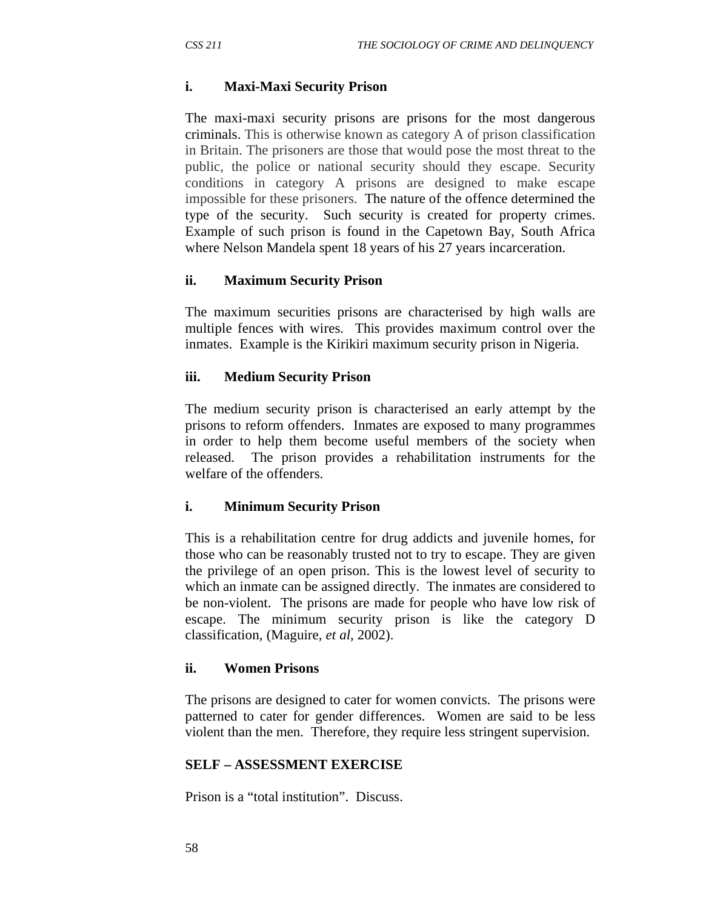**i. Maxi-Maxi Security Prison**

The maxi-maxi security prisons are prisons for the most dangerous criminals. This is otherwise known as category A of prison classification in Britain. The prisoners are those that would pose the most threat to the public, the police or national security should they escape. Security conditions in category A prisons are designed to make escape impossible for these prisoners. The nature of the offence determined the type of the security. Such security is created for property crimes. Example of such prison is found in the Capetown Bay, South Africa where Nelson Mandela spent 18 years of his 27 years incarceration.

**ii. Maximum Security Prison**

The maximum securities prisons are characterised by high walls are multiple fences with wires. This provides maximum control over the inmates. Example is the Kirikiri maximum security prison in Nigeria.

**iii. Medium Security Prison**

The medium security prison is characterised an early attempt by the prisons to reform offenders. Inmates are exposed to many programmes in order to help them become useful members of the society when released. The prison provides a rehabilitation instruments for the welfare of the offenders.

**i. Minimum Security Prison**

This is a rehabilitation centre for drug addicts and juvenile homes, for those who can be reasonably trusted not to try to escape. They are given the privilege of an open prison. This is the lowest level of security to which an inmate can be assigned directly. The inmates are considered to be non-violent. The prisons are made for people who have low risk of escape. The minimum security prison is like the category D classification, (Maguire, *et al*, 2002).

**ii. Women Prisons**

The prisons are designed to cater for women convicts. The prisons were patterned to cater for gender differences. Women are said to be less violent than the men. Therefore, they require less stringent supervision.

**SELF – ASSESSMENT EXERCISE**

Prison is a "total institution". Discuss.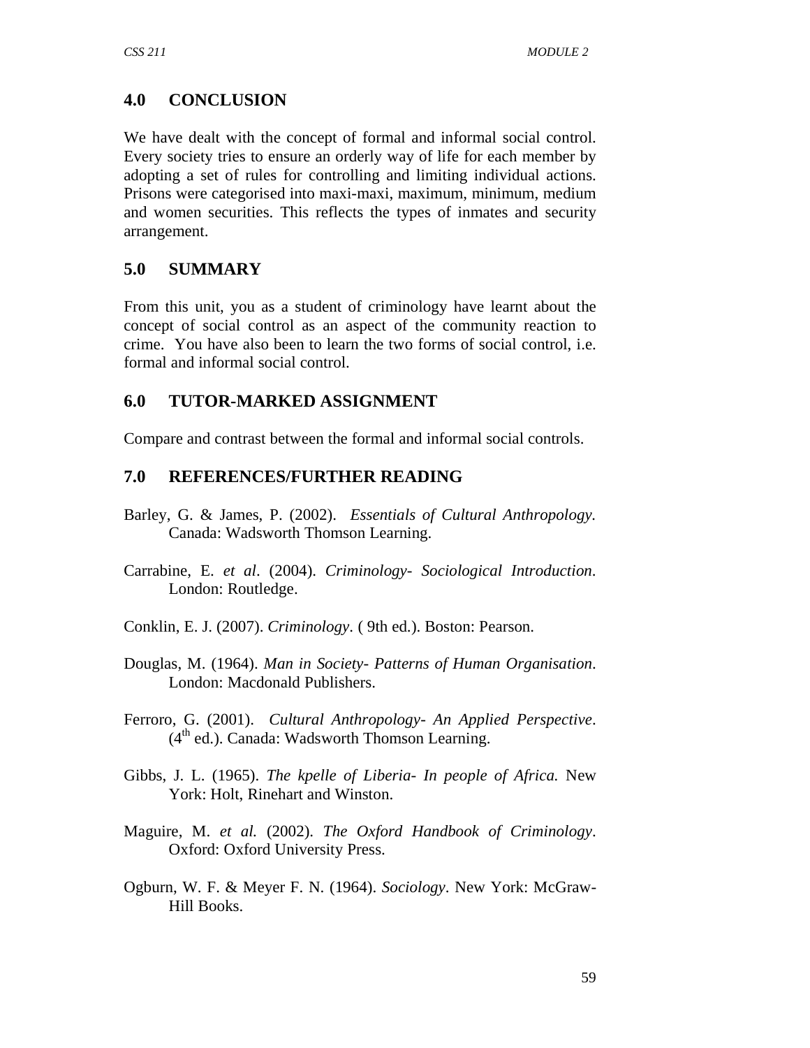## 4.0 CONCLUSION

We have dealt with the concept of formal and informal social control. Every society tries to ensure an orderly way of life for each member by adopting a set of rules for controlling and limiting individual actions. Prisons were categorised into maxi-maxi, maximum, minimum, medium and women securities. This reflects the types of inmates and security arrangement.

## 5.0 SUMMARY

From this unit, you as a student of criminology have learnt about the concept of social control as an aspect of the community reaction to crime. You have also been to learn the two forms of social control, i.e. formal and informal social control.

## 6.0 TUTOR-MARKED ASSIGNMENT

Compare and contrast between the formal and informal social controls.

## 7.0 REFERENCES/FURTHER READING

Barley, G. & James, P. (2002). *Essentials of Cultural Anthropology.* Canada: Wadsworth Thomson Learning.

Carrabine, E. *et al*. (2004). *Criminology- Sociological Introduction*. London: Routledge.

Conklin, E. J. (2007). *Criminology*. ( 9th ed.). Boston: Pearson.

Douglas, M. (1964). *Man in Society- Patterns of Human Organisation*. London: Macdonald Publishers.

Ferroro, G. (2001). *Cultural Anthropology- An Applied Perspective*. (4th ed.). Canada: Wadsworth Thomson Learning.

Gibbs, J. L. (1965). *The kpelle of Liberia- In people of Africa.* New York: Holt, Rinehart and Winston.

Maguire, M. *et al.* (2002). *The Oxford Handbook of Criminology*. Oxford: Oxford University Press.

Ogburn, W. F. & Meyer F. N. (1964). *Sociology*. New York: McGraw-Hill Books.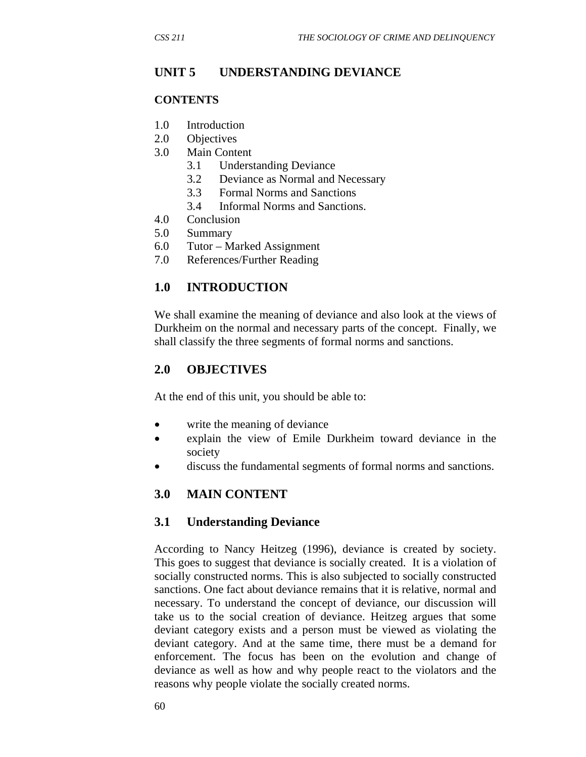# UNIT 5 UNDERSTANDING DEVIANCE

## CONTENTS

1.0 Introduction
2.0 Objectives
3.0 Main Content
    3.1 Understanding Deviance
    3.2 Deviance as Normal and Necessary
    3.3 Formal Norms and Sanctions
    3.4 Informal Norms and Sanctions.
4.0 Conclusion
5.0 Summary
6.0 Tutor – Marked Assignment
7.0 References/Further Reading

## 1.0 INTRODUCTION

We shall examine the meaning of deviance and also look at the views of Durkheim on the normal and necessary parts of the concept. Finally, we shall classify the three segments of formal norms and sanctions.

## 2.0 OBJECTIVES

At the end of this unit, you should be able to:

- write the meaning of deviance
- explain the view of Emile Durkheim toward deviance in the society
- discuss the fundamental segments of formal norms and sanctions.

## 3.0 MAIN CONTENT

### 3.1 Understanding Deviance

According to Nancy Heitzeg (1996), deviance is created by society. This goes to suggest that deviance is socially created. It is a violation of socially constructed norms. This is also subjected to socially constructed sanctions. One fact about deviance remains that it is relative, normal and necessary. To understand the concept of deviance, our discussion will take us to the social creation of deviance. Heitzeg argues that some deviant category exists and a person must be viewed as violating the deviant category. And at the same time, there must be a demand for enforcement. The focus has been on the evolution and change of deviance as well as how and why people react to the violators and the reasons why people violate the socially created norms.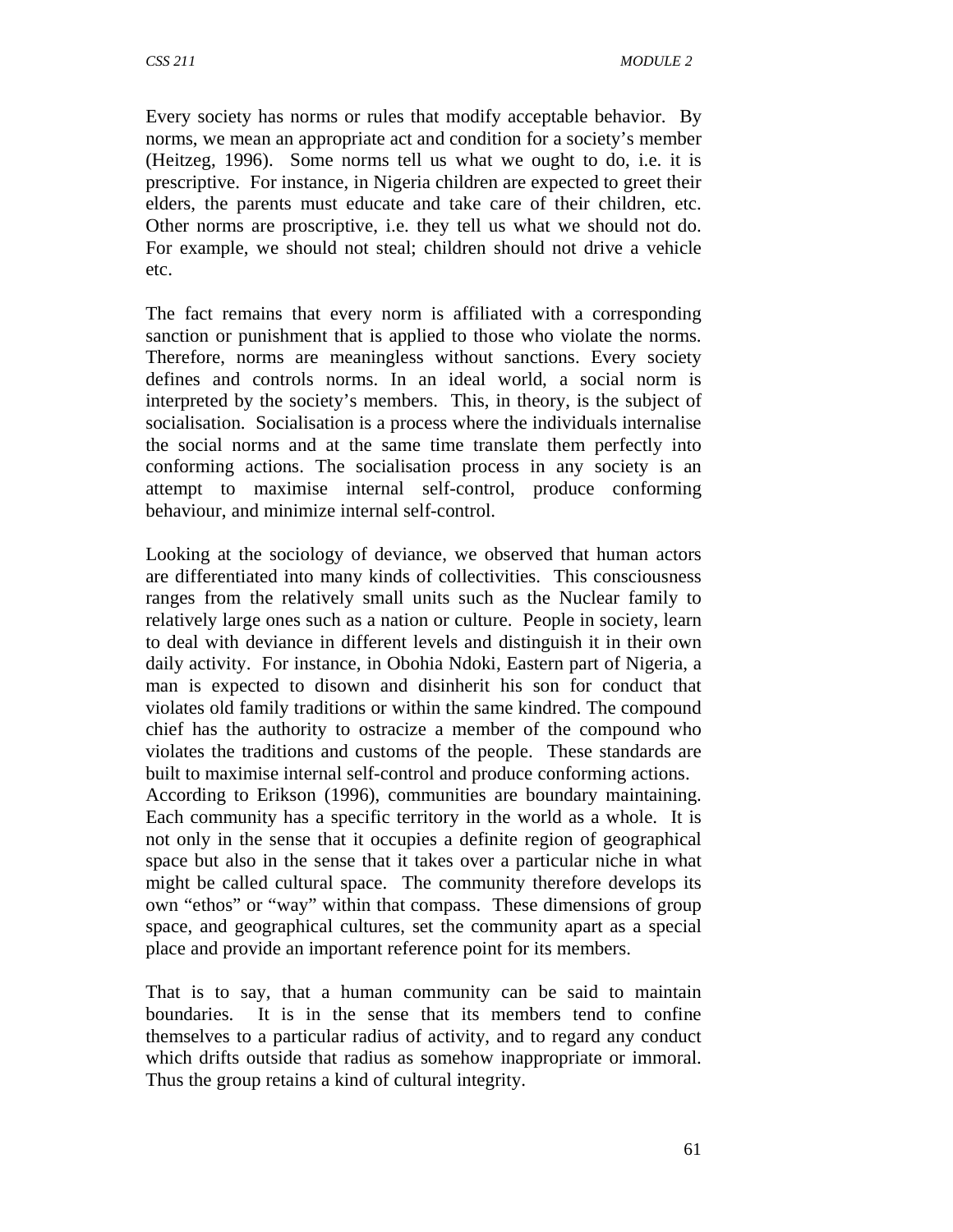Every society has norms or rules that modify acceptable behavior. By norms, we mean an appropriate act and condition for a society's member (Heitzeg, 1996). Some norms tell us what we ought to do, i.e. it is prescriptive. For instance, in Nigeria children are expected to greet their elders, the parents must educate and take care of their children, etc. Other norms are proscriptive, i.e. they tell us what we should not do. For example, we should not steal; children should not drive a vehicle etc.

The fact remains that every norm is affiliated with a corresponding sanction or punishment that is applied to those who violate the norms. Therefore, norms are meaningless without sanctions. Every society defines and controls norms. In an ideal world, a social norm is interpreted by the society's members. This, in theory, is the subject of socialisation. Socialisation is a process where the individuals internalise the social norms and at the same time translate them perfectly into conforming actions. The socialisation process in any society is an attempt to maximise internal self-control, produce conforming behaviour, and minimize internal self-control.

Looking at the sociology of deviance, we observed that human actors are differentiated into many kinds of collectivities. This consciousness ranges from the relatively small units such as the Nuclear family to relatively large ones such as a nation or culture. People in society, learn to deal with deviance in different levels and distinguish it in their own daily activity. For instance, in Obohia Ndoki, Eastern part of Nigeria, a man is expected to disown and disinherit his son for conduct that violates old family traditions or within the same kindred. The compound chief has the authority to ostracize a member of the compound who violates the traditions and customs of the people. These standards are built to maximise internal self-control and produce conforming actions.
According to Erikson (1996), communities are boundary maintaining. Each community has a specific territory in the world as a whole. It is not only in the sense that it occupies a definite region of geographical space but also in the sense that it takes over a particular niche in what might be called cultural space. The community therefore develops its own "ethos" or "way" within that compass. These dimensions of group space, and geographical cultures, set the community apart as a special place and provide an important reference point for its members.

That is to say, that a human community can be said to maintain boundaries. It is in the sense that its members tend to confine themselves to a particular radius of activity, and to regard any conduct which drifts outside that radius as somehow inappropriate or immoral. Thus the group retains a kind of cultural integrity.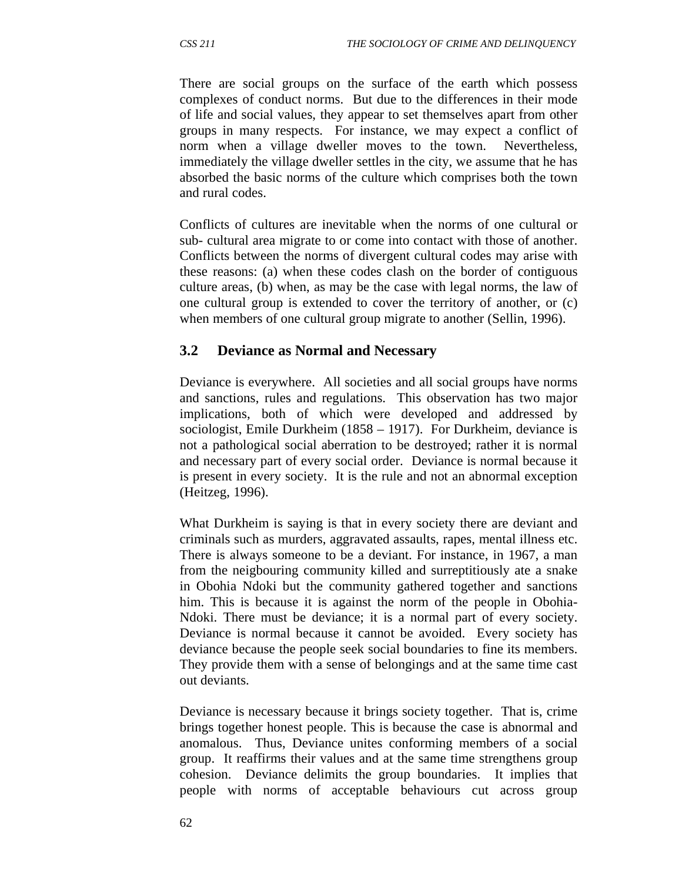There are social groups on the surface of the earth which possess complexes of conduct norms. But due to the differences in their mode of life and social values, they appear to set themselves apart from other groups in many respects. For instance, we may expect a conflict of norm when a village dweller moves to the town. Nevertheless, immediately the village dweller settles in the city, we assume that he has absorbed the basic norms of the culture which comprises both the town and rural codes.

Conflicts of cultures are inevitable when the norms of one cultural or sub- cultural area migrate to or come into contact with those of another. Conflicts between the norms of divergent cultural codes may arise with these reasons: (a) when these codes clash on the border of contiguous culture areas, (b) when, as may be the case with legal norms, the law of one cultural group is extended to cover the territory of another, or (c) when members of one cultural group migrate to another (Sellin, 1996).

### 3.2 Deviance as Normal and Necessary

Deviance is everywhere. All societies and all social groups have norms and sanctions, rules and regulations. This observation has two major implications, both of which were developed and addressed by sociologist, Emile Durkheim (1858 – 1917). For Durkheim, deviance is not a pathological social aberration to be destroyed; rather it is normal and necessary part of every social order. Deviance is normal because it is present in every society. It is the rule and not an abnormal exception (Heitzeg, 1996).

What Durkheim is saying is that in every society there are deviant and criminals such as murders, aggravated assaults, rapes, mental illness etc. There is always someone to be a deviant. For instance, in 1967, a man from the neigbouring community killed and surreptitiously ate a snake in Obohia Ndoki but the community gathered together and sanctions him. This is because it is against the norm of the people in Obohia-Ndoki. There must be deviance; it is a normal part of every society. Deviance is normal because it cannot be avoided. Every society has deviance because the people seek social boundaries to fine its members. They provide them with a sense of belongings and at the same time cast out deviants.

Deviance is necessary because it brings society together. That is, crime brings together honest people. This is because the case is abnormal and anomalous. Thus, Deviance unites conforming members of a social group. It reaffirms their values and at the same time strengthens group cohesion. Deviance delimits the group boundaries. It implies that people with norms of acceptable behaviours cut across group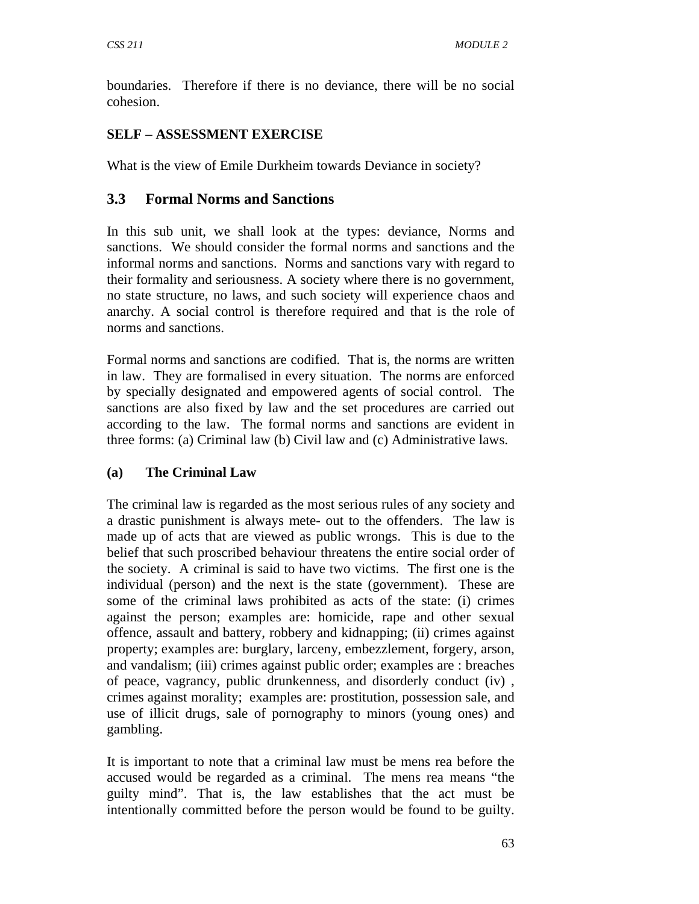boundaries. Therefore if there is no deviance, there will be no social cohesion.

**SELF – ASSESSMENT EXERCISE**

What is the view of Emile Durkheim towards Deviance in society?

## 3.3 Formal Norms and Sanctions

In this sub unit, we shall look at the types: deviance, Norms and sanctions. We should consider the formal norms and sanctions and the informal norms and sanctions. Norms and sanctions vary with regard to their formality and seriousness. A society where there is no government, no state structure, no laws, and such society will experience chaos and anarchy. A social control is therefore required and that is the role of norms and sanctions.

Formal norms and sanctions are codified. That is, the norms are written in law. They are formalised in every situation. The norms are enforced by specially designated and empowered agents of social control. The sanctions are also fixed by law and the set procedures are carried out according to the law. The formal norms and sanctions are evident in three forms: (a) Criminal law (b) Civil law and (c) Administrative laws.

### (a) The Criminal Law

The criminal law is regarded as the most serious rules of any society and a drastic punishment is always mete- out to the offenders. The law is made up of acts that are viewed as public wrongs. This is due to the belief that such proscribed behaviour threatens the entire social order of the society. A criminal is said to have two victims. The first one is the individual (person) and the next is the state (government). These are some of the criminal laws prohibited as acts of the state: (i) crimes against the person; examples are: homicide, rape and other sexual offence, assault and battery, robbery and kidnapping; (ii) crimes against property; examples are: burglary, larceny, embezzlement, forgery, arson, and vandalism; (iii) crimes against public order; examples are : breaches of peace, vagrancy, public drunkenness, and disorderly conduct (iv) , crimes against morality; examples are: prostitution, possession sale, and use of illicit drugs, sale of pornography to minors (young ones) and gambling.

It is important to note that a criminal law must be mens rea before the accused would be regarded as a criminal. The mens rea means "the guilty mind". That is, the law establishes that the act must be intentionally committed before the person would be found to be guilty.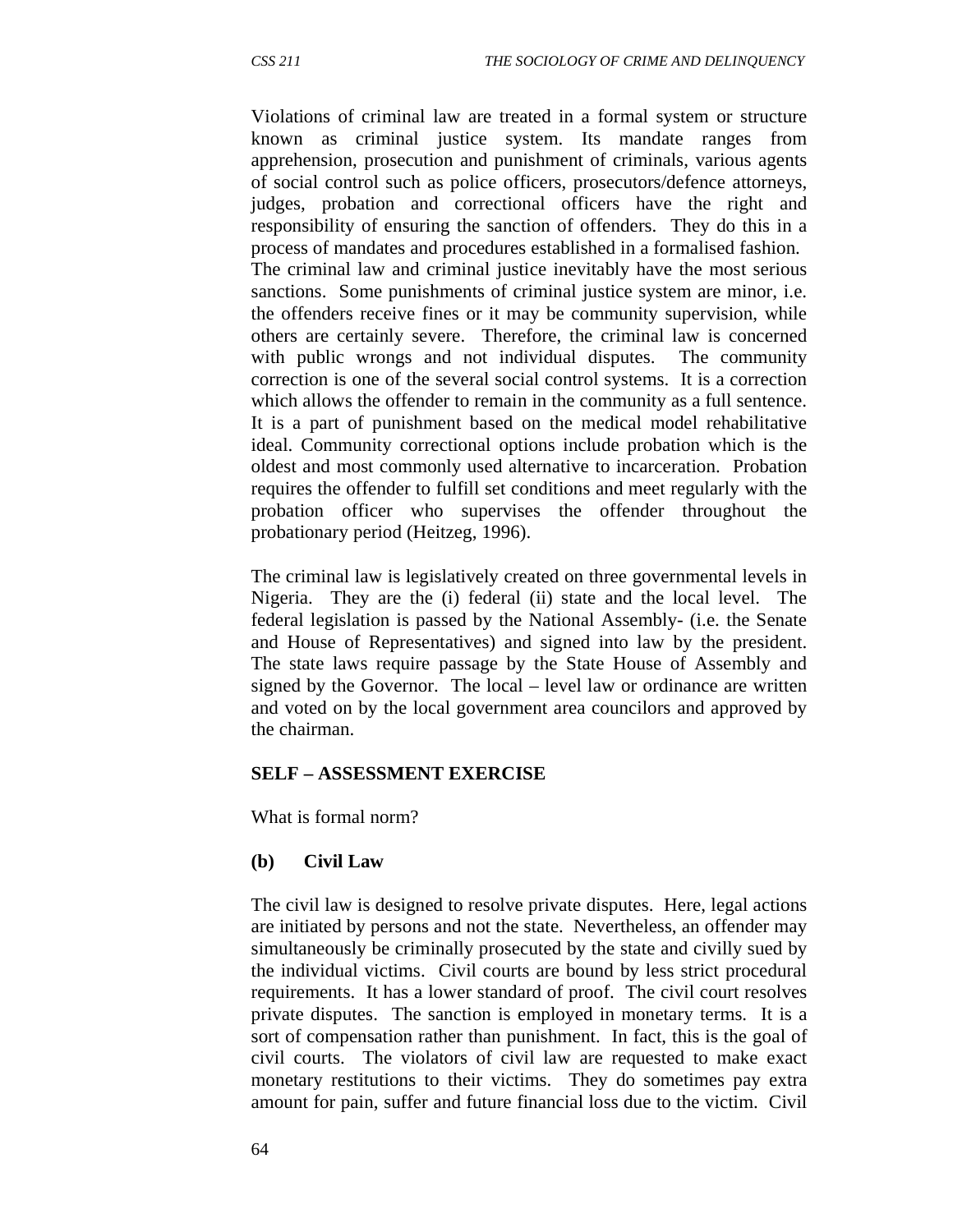Violations of criminal law are treated in a formal system or structure known as criminal justice system. Its mandate ranges from apprehension, prosecution and punishment of criminals, various agents of social control such as police officers, prosecutors/defence attorneys, judges, probation and correctional officers have the right and responsibility of ensuring the sanction of offenders. They do this in a process of mandates and procedures established in a formalised fashion. The criminal law and criminal justice inevitably have the most serious sanctions. Some punishments of criminal justice system are minor, i.e. the offenders receive fines or it may be community supervision, while others are certainly severe. Therefore, the criminal law is concerned with public wrongs and not individual disputes. The community correction is one of the several social control systems. It is a correction which allows the offender to remain in the community as a full sentence. It is a part of punishment based on the medical model rehabilitative ideal. Community correctional options include probation which is the oldest and most commonly used alternative to incarceration. Probation requires the offender to fulfill set conditions and meet regularly with the probation officer who supervises the offender throughout the probationary period (Heitzeg, 1996).

The criminal law is legislatively created on three governmental levels in Nigeria. They are the (i) federal (ii) state and the local level. The federal legislation is passed by the National Assembly- (i.e. the Senate and House of Representatives) and signed into law by the president. The state laws require passage by the State House of Assembly and signed by the Governor. The local – level law or ordinance are written and voted on by the local government area councilors and approved by the chairman.

**SELF – ASSESSMENT EXERCISE**

What is formal norm?

**(b) Civil Law**

The civil law is designed to resolve private disputes. Here, legal actions are initiated by persons and not the state. Nevertheless, an offender may simultaneously be criminally prosecuted by the state and civilly sued by the individual victims. Civil courts are bound by less strict procedural requirements. It has a lower standard of proof. The civil court resolves private disputes. The sanction is employed in monetary terms. It is a sort of compensation rather than punishment. In fact, this is the goal of civil courts. The violators of civil law are requested to make exact monetary restitutions to their victims. They do sometimes pay extra amount for pain, suffer and future financial loss due to the victim. Civil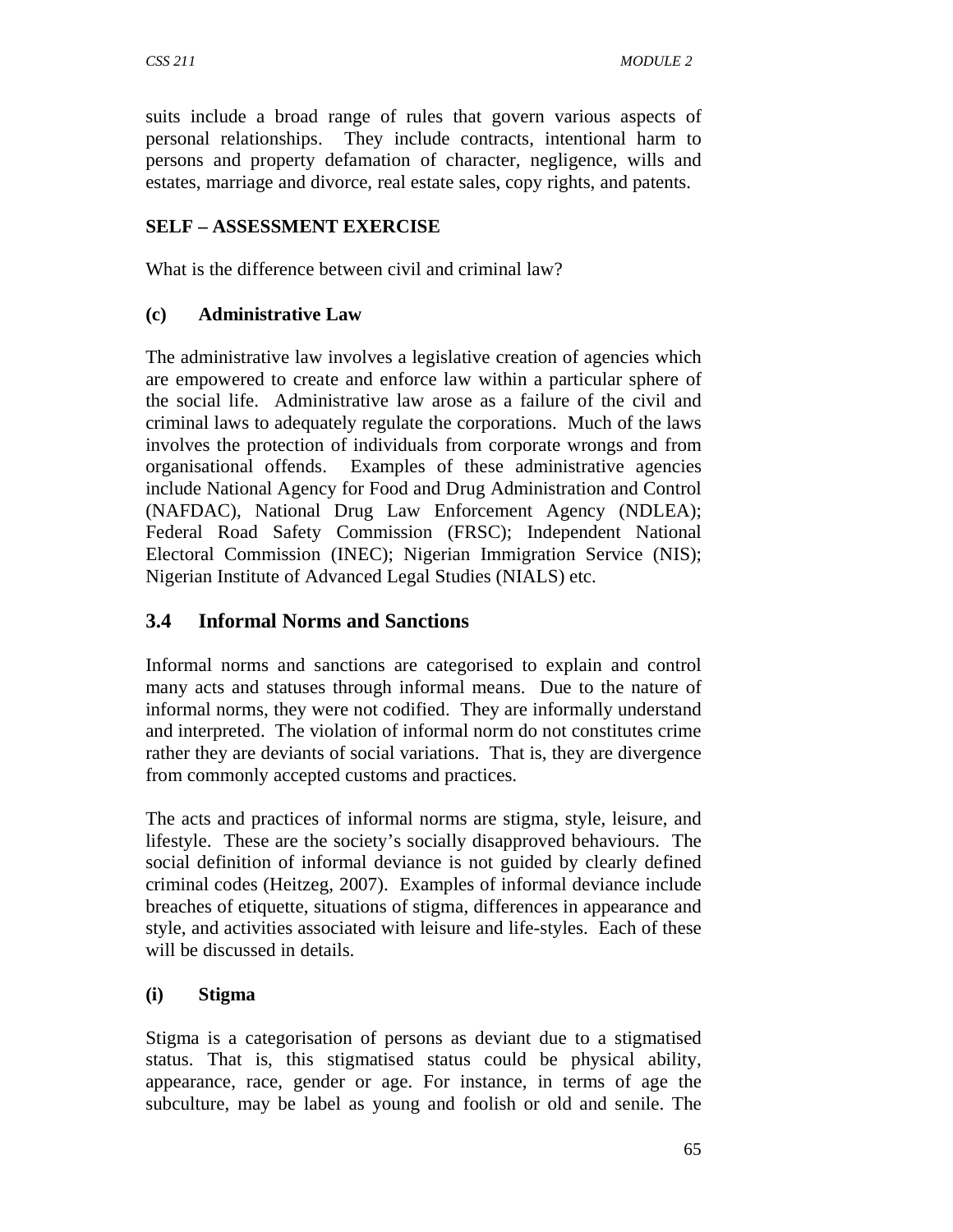suits include a broad range of rules that govern various aspects of personal relationships. They include contracts, intentional harm to persons and property defamation of character, negligence, wills and estates, marriage and divorce, real estate sales, copy rights, and patents.

**SELF – ASSESSMENT EXERCISE**

What is the difference between civil and criminal law?

**(c) Administrative Law**

The administrative law involves a legislative creation of agencies which are empowered to create and enforce law within a particular sphere of the social life. Administrative law arose as a failure of the civil and criminal laws to adequately regulate the corporations. Much of the laws involves the protection of individuals from corporate wrongs and from organisational offends. Examples of these administrative agencies include National Agency for Food and Drug Administration and Control (NAFDAC), National Drug Law Enforcement Agency (NDLEA); Federal Road Safety Commission (FRSC); Independent National Electoral Commission (INEC); Nigerian Immigration Service (NIS); Nigerian Institute of Advanced Legal Studies (NIALS) etc.

## 3.4 Informal Norms and Sanctions

Informal norms and sanctions are categorised to explain and control many acts and statuses through informal means. Due to the nature of informal norms, they were not codified. They are informally understand and interpreted. The violation of informal norm do not constitutes crime rather they are deviants of social variations. That is, they are divergence from commonly accepted customs and practices.

The acts and practices of informal norms are stigma, style, leisure, and lifestyle. These are the society's socially disapproved behaviours. The social definition of informal deviance is not guided by clearly defined criminal codes (Heitzeg, 2007). Examples of informal deviance include breaches of etiquette, situations of stigma, differences in appearance and style, and activities associated with leisure and life-styles. Each of these will be discussed in details.

**(i) Stigma**

Stigma is a categorisation of persons as deviant due to a stigmatised status. That is, this stigmatised status could be physical ability, appearance, race, gender or age. For instance, in terms of age the subculture, may be label as young and foolish or old and senile. The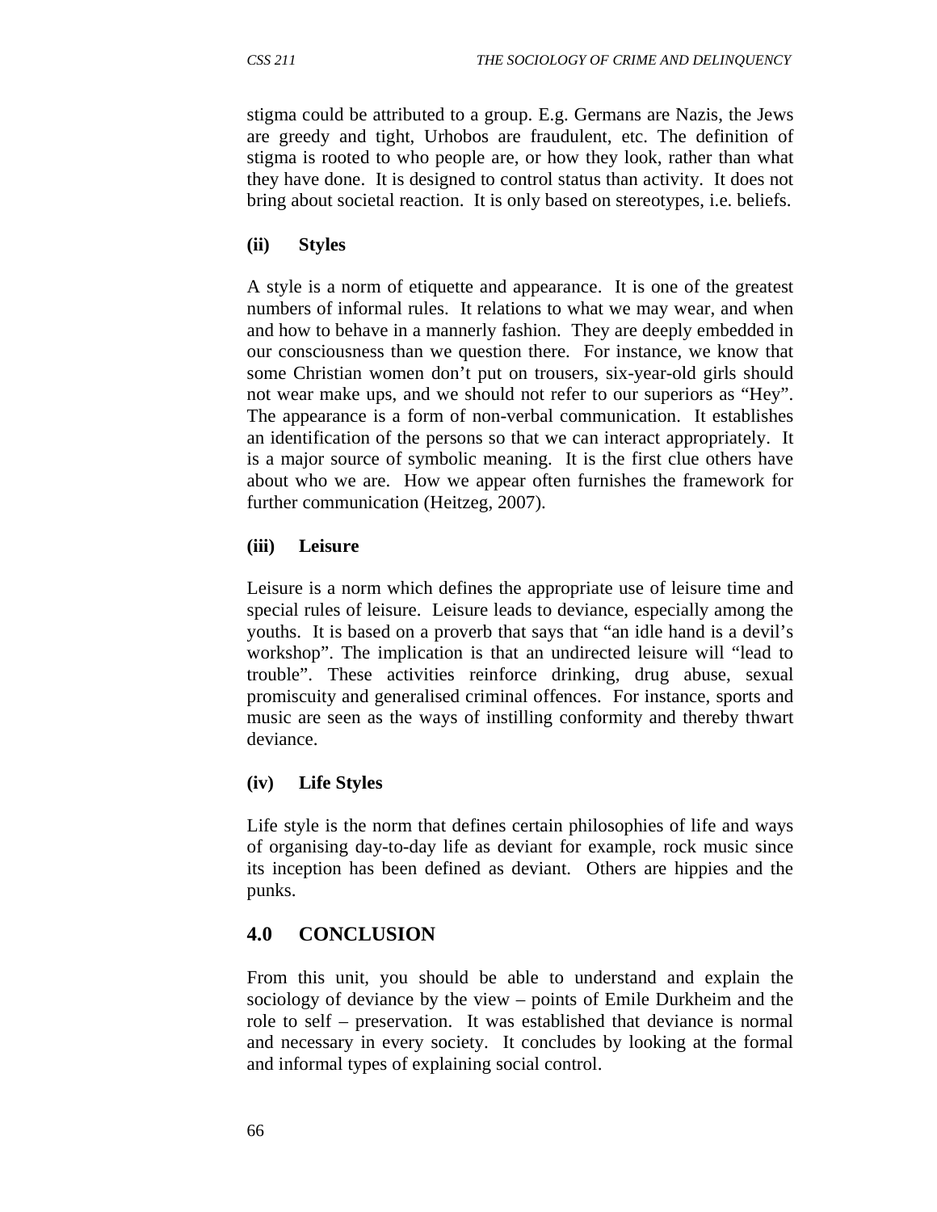stigma could be attributed to a group. E.g. Germans are Nazis, the Jews are greedy and tight, Urhobos are fraudulent, etc. The definition of stigma is rooted to who people are, or how they look, rather than what they have done. It is designed to control status than activity. It does not bring about societal reaction. It is only based on stereotypes, i.e. beliefs.

**(ii) Styles**

A style is a norm of etiquette and appearance. It is one of the greatest numbers of informal rules. It relations to what we may wear, and when and how to behave in a mannerly fashion. They are deeply embedded in our consciousness than we question there. For instance, we know that some Christian women don't put on trousers, six-year-old girls should not wear make ups, and we should not refer to our superiors as "Hey". The appearance is a form of non-verbal communication. It establishes an identification of the persons so that we can interact appropriately. It is a major source of symbolic meaning. It is the first clue others have about who we are. How we appear often furnishes the framework for further communication (Heitzeg, 2007).

**(iii) Leisure**

Leisure is a norm which defines the appropriate use of leisure time and special rules of leisure. Leisure leads to deviance, especially among the youths. It is based on a proverb that says that "an idle hand is a devil's workshop". The implication is that an undirected leisure will "lead to trouble". These activities reinforce drinking, drug abuse, sexual promiscuity and generalised criminal offences. For instance, sports and music are seen as the ways of instilling conformity and thereby thwart deviance.

**(iv) Life Styles**

Life style is the norm that defines certain philosophies of life and ways of organising day-to-day life as deviant for example, rock music since its inception has been defined as deviant. Others are hippies and the punks.

## 4.0 CONCLUSION

From this unit, you should be able to understand and explain the sociology of deviance by the view – points of Emile Durkheim and the role to self – preservation. It was established that deviance is normal and necessary in every society. It concludes by looking at the formal and informal types of explaining social control.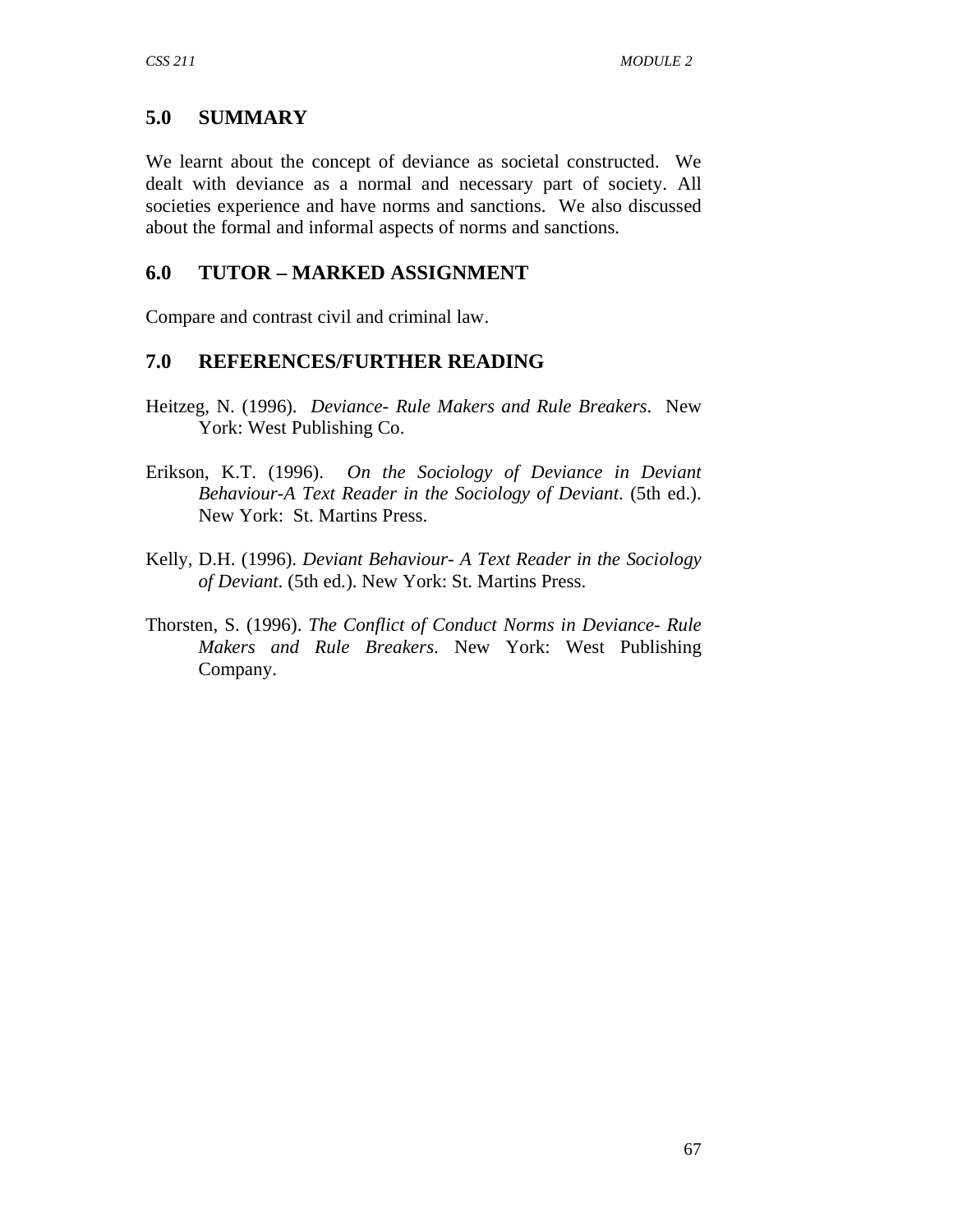## 5.0 SUMMARY

We learnt about the concept of deviance as societal constructed. We dealt with deviance as a normal and necessary part of society. All societies experience and have norms and sanctions. We also discussed about the formal and informal aspects of norms and sanctions.

## 6.0 TUTOR – MARKED ASSIGNMENT

Compare and contrast civil and criminal law.

## 7.0 REFERENCES/FURTHER READING

Heitzeg, N. (1996). *Deviance- Rule Makers and Rule Breakers*. New York: West Publishing Co.

Erikson, K.T. (1996). *On the Sociology of Deviance in Deviant Behaviour-A Text Reader in the Sociology of Deviant*. (5th ed.). New York: St. Martins Press.

Kelly, D.H. (1996). *Deviant Behaviour- A Text Reader in the Sociology of Deviant*. (5th ed.). New York: St. Martins Press.

Thorsten, S. (1996). *The Conflict of Conduct Norms in Deviance- Rule Makers and Rule Breakers*. New York: West Publishing Company.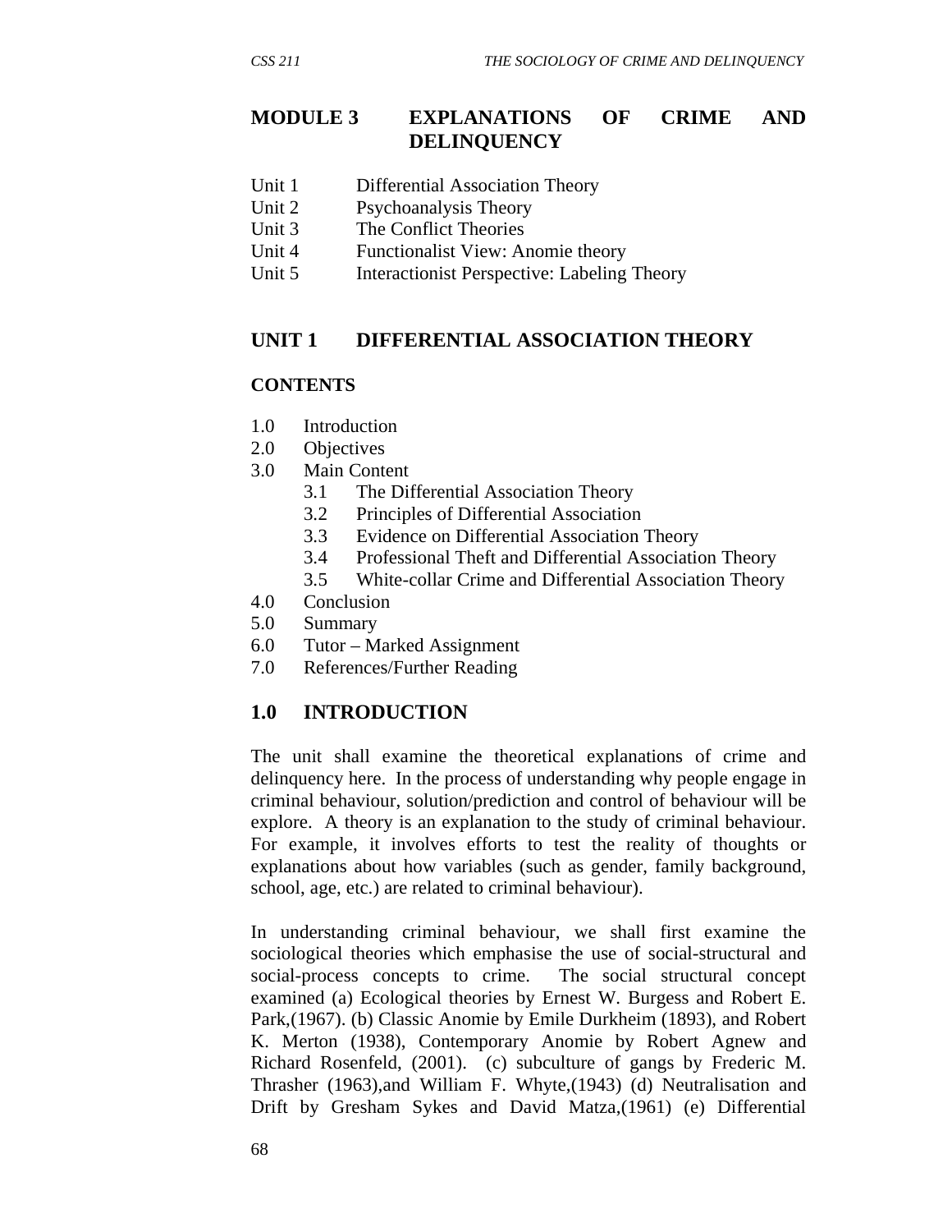# MODULE 3 EXPLANATIONS OF CRIME AND DELINQUENCY

Unit 1 Differential Association Theory
Unit 2 Psychoanalysis Theory
Unit 3 The Conflict Theories
Unit 4 Functionalist View: Anomie theory
Unit 5 Interactionist Perspective: Labeling Theory

## UNIT 1 DIFFERENTIAL ASSOCIATION THEORY

**CONTENTS**

1.0 Introduction
2.0 Objectives
3.0 Main Content
  3.1 The Differential Association Theory
  3.2 Principles of Differential Association
  3.3 Evidence on Differential Association Theory
  3.4 Professional Theft and Differential Association Theory
  3.5 White-collar Crime and Differential Association Theory
4.0 Conclusion
5.0 Summary
6.0 Tutor – Marked Assignment
7.0 References/Further Reading

## 1.0 INTRODUCTION

The unit shall examine the theoretical explanations of crime and delinquency here. In the process of understanding why people engage in criminal behaviour, solution/prediction and control of behaviour will be explore. A theory is an explanation to the study of criminal behaviour. For example, it involves efforts to test the reality of thoughts or explanations about how variables (such as gender, family background, school, age, etc.) are related to criminal behaviour).

In understanding criminal behaviour, we shall first examine the sociological theories which emphasise the use of social-structural and social-process concepts to crime. The social structural concept examined (a) Ecological theories by Ernest W. Burgess and Robert E. Park,(1967). (b) Classic Anomie by Emile Durkheim (1893), and Robert K. Merton (1938), Contemporary Anomie by Robert Agnew and Richard Rosenfeld, (2001). (c) subculture of gangs by Frederic M. Thrasher (1963),and William F. Whyte,(1943) (d) Neutralisation and Drift by Gresham Sykes and David Matza,(1961) (e) Differential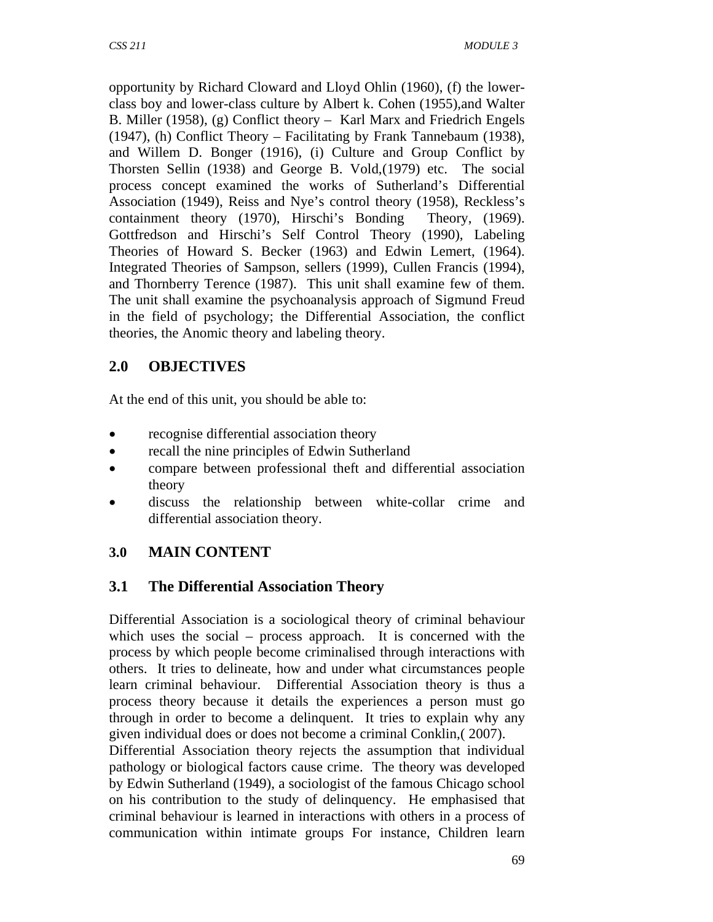opportunity by Richard Cloward and Lloyd Ohlin (1960), (f) the lower-class boy and lower-class culture by Albert k. Cohen (1955),and Walter B. Miller (1958), (g) Conflict theory – Karl Marx and Friedrich Engels (1947), (h) Conflict Theory – Facilitating by Frank Tannebaum (1938), and Willem D. Bonger (1916), (i) Culture and Group Conflict by Thorsten Sellin (1938) and George B. Vold,(1979) etc. The social process concept examined the works of Sutherland's Differential Association (1949), Reiss and Nye's control theory (1958), Reckless's containment theory (1970), Hirschi's Bonding Theory, (1969). Gottfredson and Hirschi's Self Control Theory (1990), Labeling Theories of Howard S. Becker (1963) and Edwin Lemert, (1964). Integrated Theories of Sampson, sellers (1999), Cullen Francis (1994), and Thornberry Terence (1987). This unit shall examine few of them. The unit shall examine the psychoanalysis approach of Sigmund Freud in the field of psychology; the Differential Association, the conflict theories, the Anomic theory and labeling theory.

## 2.0 OBJECTIVES

At the end of this unit, you should be able to:

- recognise differential association theory
- recall the nine principles of Edwin Sutherland
- compare between professional theft and differential association theory
- discuss the relationship between white-collar crime and differential association theory.

## 3.0 MAIN CONTENT

### 3.1 The Differential Association Theory

Differential Association is a sociological theory of criminal behaviour which uses the social – process approach. It is concerned with the process by which people become criminalised through interactions with others. It tries to delineate, how and under what circumstances people learn criminal behaviour. Differential Association theory is thus a process theory because it details the experiences a person must go through in order to become a delinquent. It tries to explain why any given individual does or does not become a criminal Conklin,( 2007).

Differential Association theory rejects the assumption that individual pathology or biological factors cause crime. The theory was developed by Edwin Sutherland (1949), a sociologist of the famous Chicago school on his contribution to the study of delinquency. He emphasised that criminal behaviour is learned in interactions with others in a process of communication within intimate groups For instance, Children learn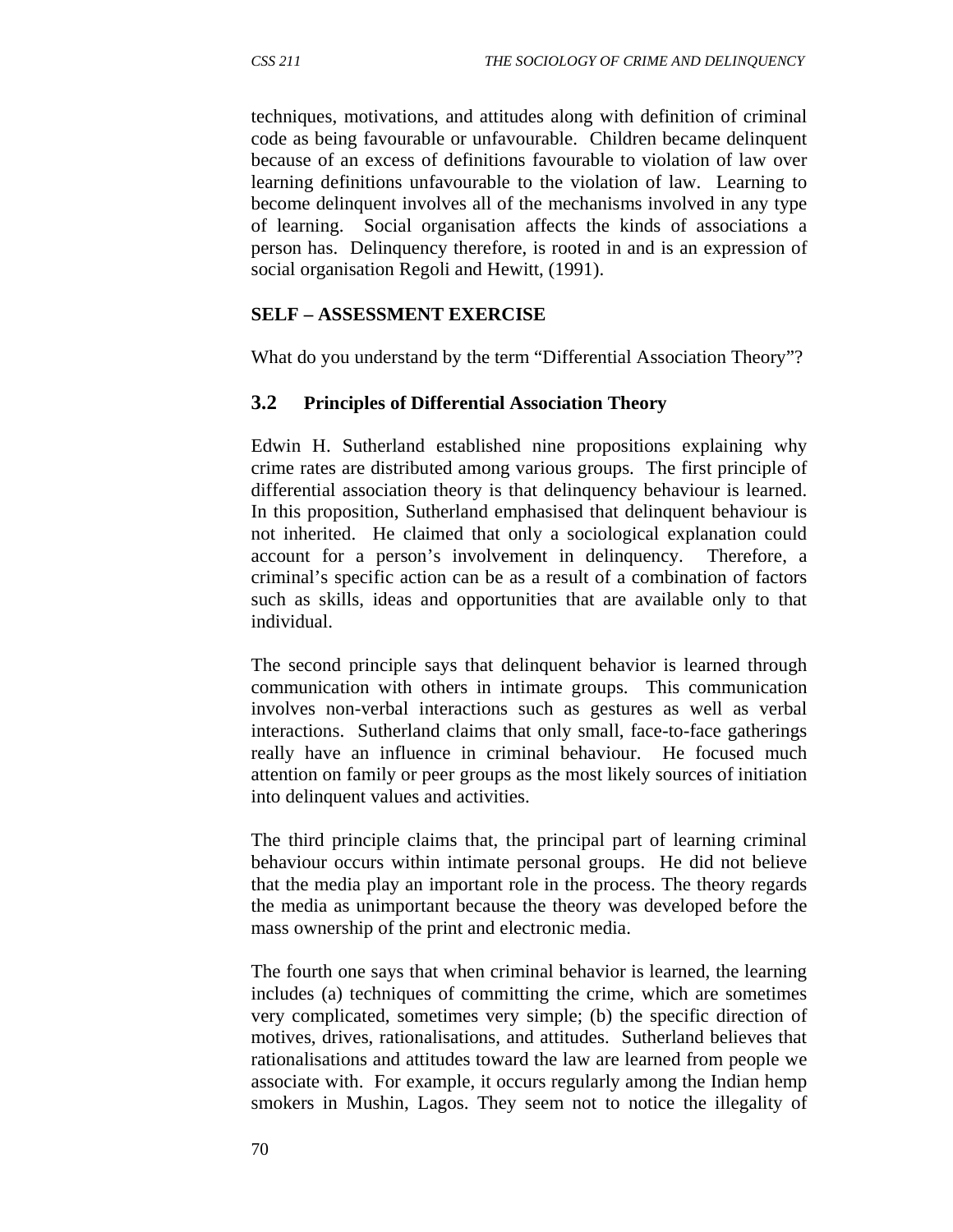techniques, motivations, and attitudes along with definition of criminal code as being favourable or unfavourable. Children became delinquent because of an excess of definitions favourable to violation of law over learning definitions unfavourable to the violation of law. Learning to become delinquent involves all of the mechanisms involved in any type of learning. Social organisation affects the kinds of associations a person has. Delinquency therefore, is rooted in and is an expression of social organisation Regoli and Hewitt, (1991).

**SELF – ASSESSMENT EXERCISE**

What do you understand by the term "Differential Association Theory"?

### 3.2 Principles of Differential Association Theory

Edwin H. Sutherland established nine propositions explaining why crime rates are distributed among various groups. The first principle of differential association theory is that delinquency behaviour is learned. In this proposition, Sutherland emphasised that delinquent behaviour is not inherited. He claimed that only a sociological explanation could account for a person's involvement in delinquency. Therefore, a criminal's specific action can be as a result of a combination of factors such as skills, ideas and opportunities that are available only to that individual.

The second principle says that delinquent behavior is learned through communication with others in intimate groups. This communication involves non-verbal interactions such as gestures as well as verbal interactions. Sutherland claims that only small, face-to-face gatherings really have an influence in criminal behaviour. He focused much attention on family or peer groups as the most likely sources of initiation into delinquent values and activities.

The third principle claims that, the principal part of learning criminal behaviour occurs within intimate personal groups. He did not believe that the media play an important role in the process. The theory regards the media as unimportant because the theory was developed before the mass ownership of the print and electronic media.

The fourth one says that when criminal behavior is learned, the learning includes (a) techniques of committing the crime, which are sometimes very complicated, sometimes very simple; (b) the specific direction of motives, drives, rationalisations, and attitudes. Sutherland believes that rationalisations and attitudes toward the law are learned from people we associate with. For example, it occurs regularly among the Indian hemp smokers in Mushin, Lagos. They seem not to notice the illegality of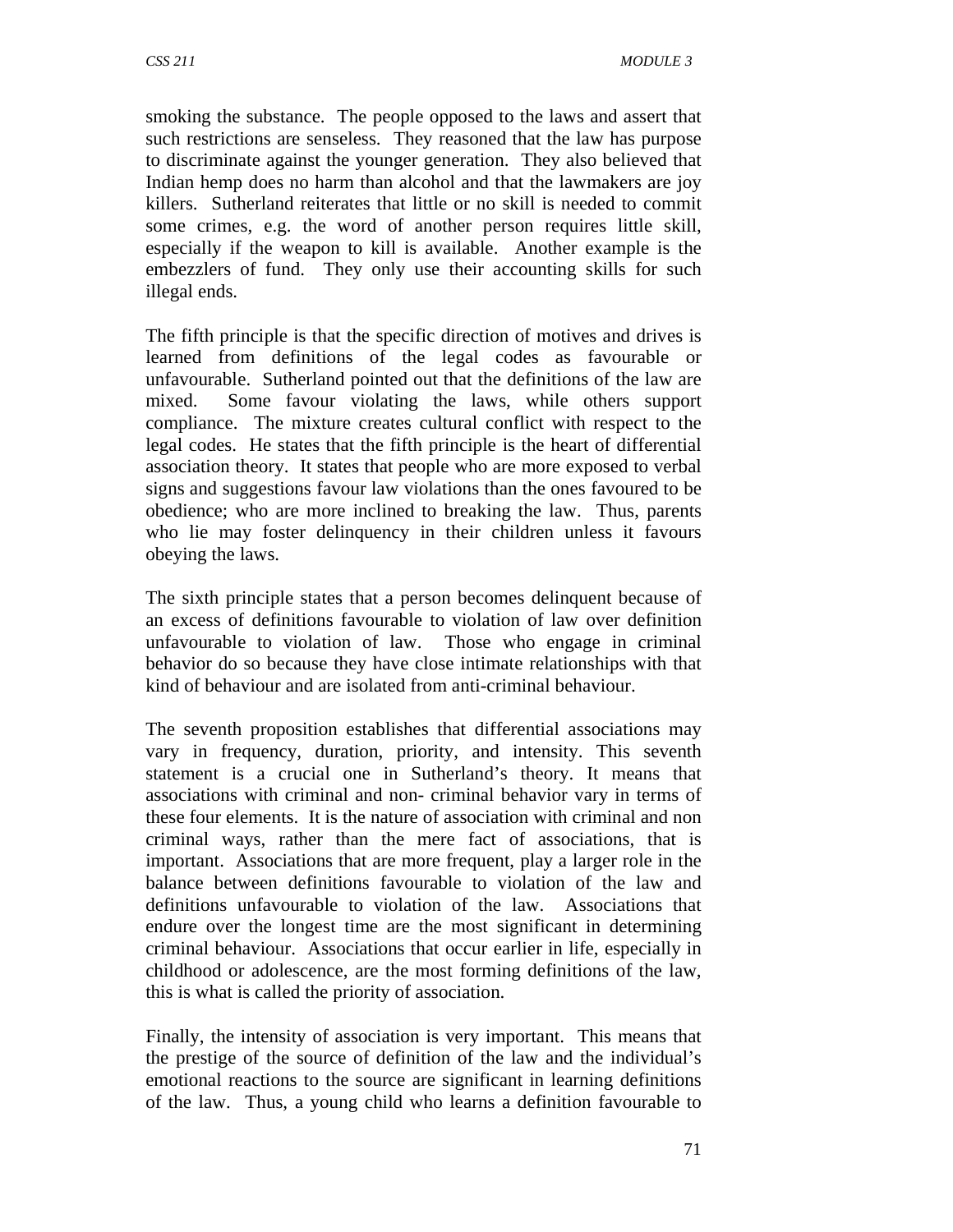smoking the substance. The people opposed to the laws and assert that such restrictions are senseless. They reasoned that the law has purpose to discriminate against the younger generation. They also believed that Indian hemp does no harm than alcohol and that the lawmakers are joy killers. Sutherland reiterates that little or no skill is needed to commit some crimes, e.g. the word of another person requires little skill, especially if the weapon to kill is available. Another example is the embezzlers of fund. They only use their accounting skills for such illegal ends.

The fifth principle is that the specific direction of motives and drives is learned from definitions of the legal codes as favourable or unfavourable. Sutherland pointed out that the definitions of the law are mixed. Some favour violating the laws, while others support compliance. The mixture creates cultural conflict with respect to the legal codes. He states that the fifth principle is the heart of differential association theory. It states that people who are more exposed to verbal signs and suggestions favour law violations than the ones favoured to be obedience; who are more inclined to breaking the law. Thus, parents who lie may foster delinquency in their children unless it favours obeying the laws.

The sixth principle states that a person becomes delinquent because of an excess of definitions favourable to violation of law over definition unfavourable to violation of law. Those who engage in criminal behavior do so because they have close intimate relationships with that kind of behaviour and are isolated from anti-criminal behaviour.

The seventh proposition establishes that differential associations may vary in frequency, duration, priority, and intensity. This seventh statement is a crucial one in Sutherland's theory. It means that associations with criminal and non- criminal behavior vary in terms of these four elements. It is the nature of association with criminal and non criminal ways, rather than the mere fact of associations, that is important. Associations that are more frequent, play a larger role in the balance between definitions favourable to violation of the law and definitions unfavourable to violation of the law. Associations that endure over the longest time are the most significant in determining criminal behaviour. Associations that occur earlier in life, especially in childhood or adolescence, are the most forming definitions of the law, this is what is called the priority of association.

Finally, the intensity of association is very important. This means that the prestige of the source of definition of the law and the individual's emotional reactions to the source are significant in learning definitions of the law. Thus, a young child who learns a definition favourable to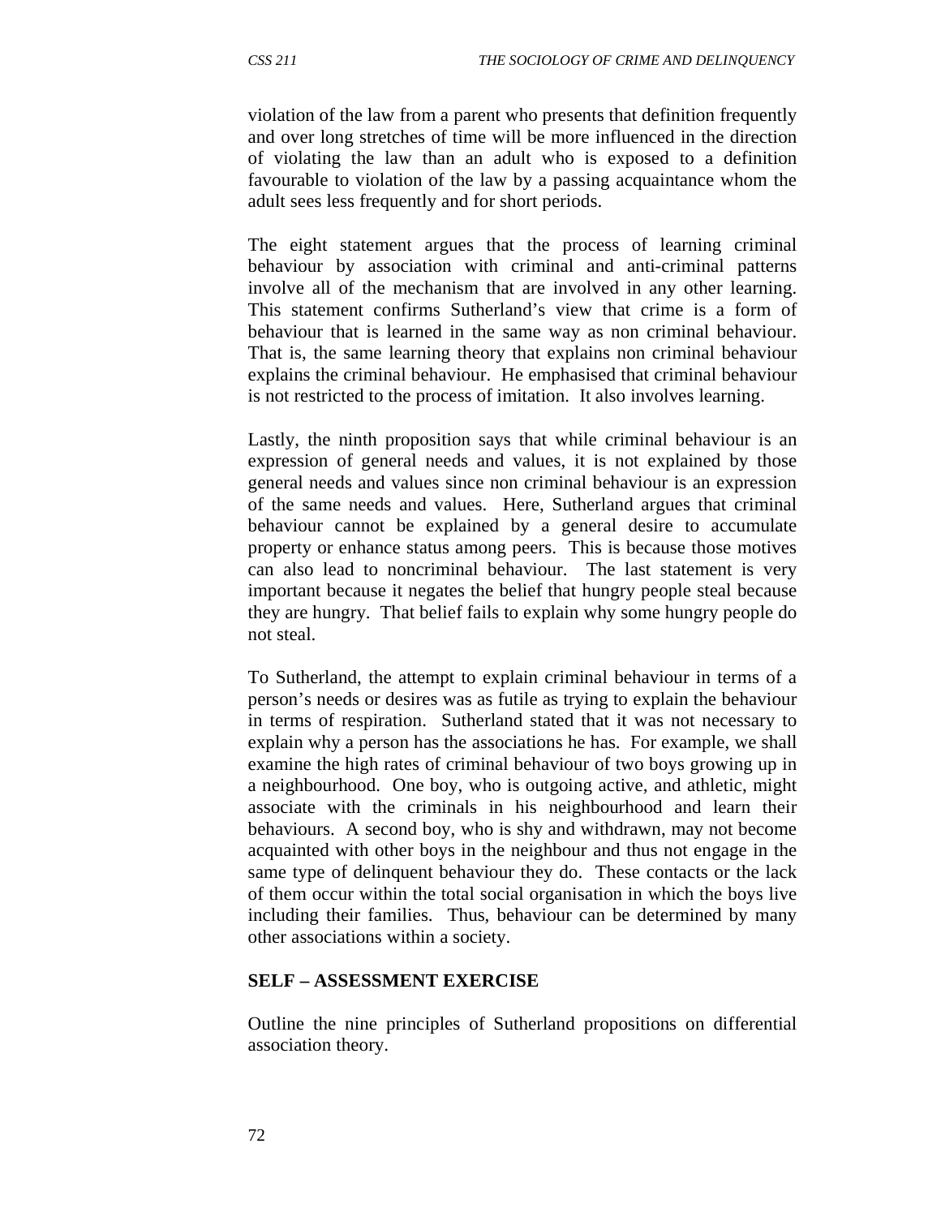violation of the law from a parent who presents that definition frequently and over long stretches of time will be more influenced in the direction of violating the law than an adult who is exposed to a definition favourable to violation of the law by a passing acquaintance whom the adult sees less frequently and for short periods.

The eight statement argues that the process of learning criminal behaviour by association with criminal and anti-criminal patterns involve all of the mechanism that are involved in any other learning. This statement confirms Sutherland's view that crime is a form of behaviour that is learned in the same way as non criminal behaviour. That is, the same learning theory that explains non criminal behaviour explains the criminal behaviour. He emphasised that criminal behaviour is not restricted to the process of imitation. It also involves learning.

Lastly, the ninth proposition says that while criminal behaviour is an expression of general needs and values, it is not explained by those general needs and values since non criminal behaviour is an expression of the same needs and values. Here, Sutherland argues that criminal behaviour cannot be explained by a general desire to accumulate property or enhance status among peers. This is because those motives can also lead to noncriminal behaviour. The last statement is very important because it negates the belief that hungry people steal because they are hungry. That belief fails to explain why some hungry people do not steal.

To Sutherland, the attempt to explain criminal behaviour in terms of a person's needs or desires was as futile as trying to explain the behaviour in terms of respiration. Sutherland stated that it was not necessary to explain why a person has the associations he has. For example, we shall examine the high rates of criminal behaviour of two boys growing up in a neighbourhood. One boy, who is outgoing active, and athletic, might associate with the criminals in his neighbourhood and learn their behaviours. A second boy, who is shy and withdrawn, may not become acquainted with other boys in the neighbour and thus not engage in the same type of delinquent behaviour they do. These contacts or the lack of them occur within the total social organisation in which the boys live including their families. Thus, behaviour can be determined by many other associations within a society.

**SELF – ASSESSMENT EXERCISE**

Outline the nine principles of Sutherland propositions on differential association theory.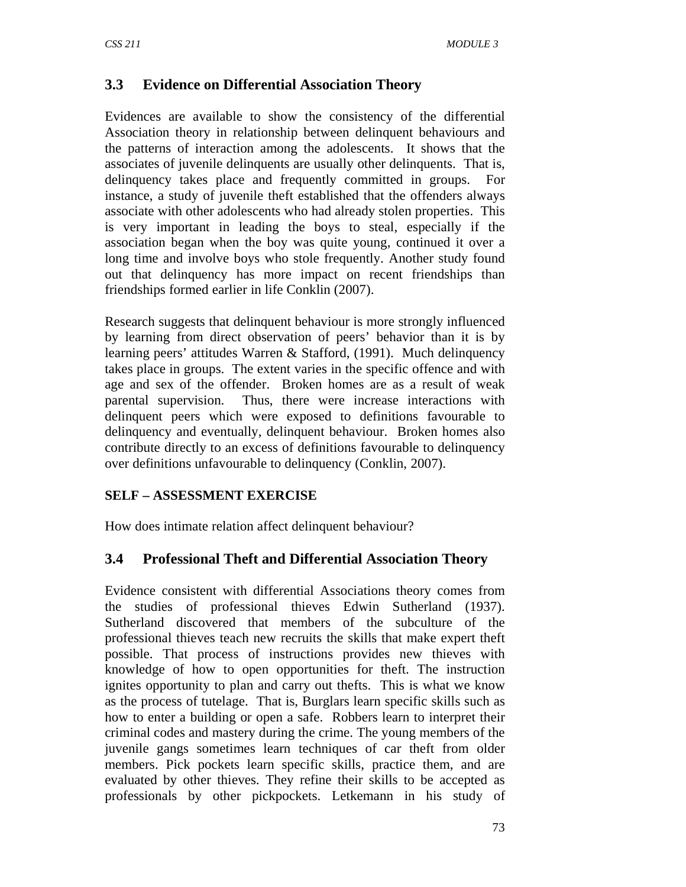### 3.3 Evidence on Differential Association Theory

Evidences are available to show the consistency of the differential Association theory in relationship between delinquent behaviours and the patterns of interaction among the adolescents. It shows that the associates of juvenile delinquents are usually other delinquents. That is, delinquency takes place and frequently committed in groups. For instance, a study of juvenile theft established that the offenders always associate with other adolescents who had already stolen properties. This is very important in leading the boys to steal, especially if the association began when the boy was quite young, continued it over a long time and involve boys who stole frequently. Another study found out that delinquency has more impact on recent friendships than friendships formed earlier in life Conklin (2007).

Research suggests that delinquent behaviour is more strongly influenced by learning from direct observation of peers' behavior than it is by learning peers' attitudes Warren & Stafford, (1991). Much delinquency takes place in groups. The extent varies in the specific offence and with age and sex of the offender. Broken homes are as a result of weak parental supervision. Thus, there were increase interactions with delinquent peers which were exposed to definitions favourable to delinquency and eventually, delinquent behaviour. Broken homes also contribute directly to an excess of definitions favourable to delinquency over definitions unfavourable to delinquency (Conklin, 2007).

**SELF – ASSESSMENT EXERCISE**

How does intimate relation affect delinquent behaviour?

### 3.4 Professional Theft and Differential Association Theory

Evidence consistent with differential Associations theory comes from the studies of professional thieves Edwin Sutherland (1937). Sutherland discovered that members of the subculture of the professional thieves teach new recruits the skills that make expert theft possible. That process of instructions provides new thieves with knowledge of how to open opportunities for theft. The instruction ignites opportunity to plan and carry out thefts. This is what we know as the process of tutelage. That is, Burglars learn specific skills such as how to enter a building or open a safe. Robbers learn to interpret their criminal codes and mastery during the crime. The young members of the juvenile gangs sometimes learn techniques of car theft from older members. Pick pockets learn specific skills, practice them, and are evaluated by other thieves. They refine their skills to be accepted as professionals by other pickpockets. Letkemann in his study of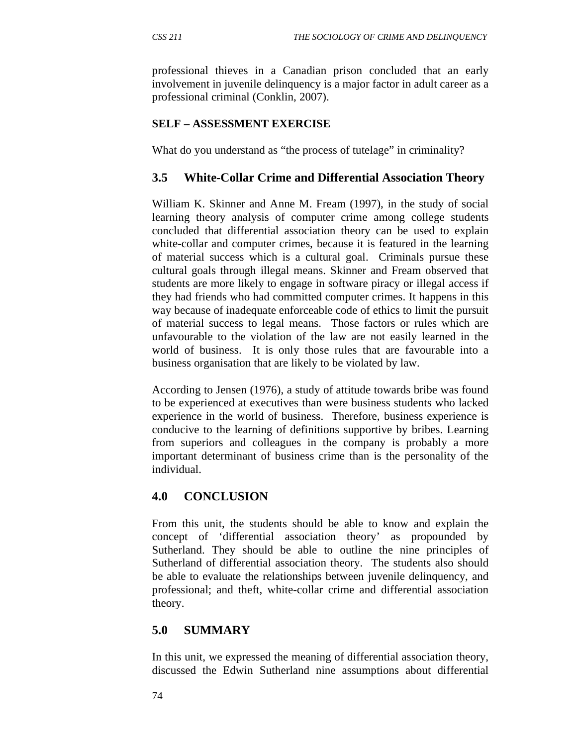professional thieves in a Canadian prison concluded that an early involvement in juvenile delinquency is a major factor in adult career as a professional criminal (Conklin, 2007).

**SELF – ASSESSMENT EXERCISE**

What do you understand as "the process of tutelage" in criminality?

## 3.5 White-Collar Crime and Differential Association Theory

William K. Skinner and Anne M. Fream (1997), in the study of social learning theory analysis of computer crime among college students concluded that differential association theory can be used to explain white-collar and computer crimes, because it is featured in the learning of material success which is a cultural goal. Criminals pursue these cultural goals through illegal means. Skinner and Fream observed that students are more likely to engage in software piracy or illegal access if they had friends who had committed computer crimes. It happens in this way because of inadequate enforceable code of ethics to limit the pursuit of material success to legal means. Those factors or rules which are unfavourable to the violation of the law are not easily learned in the world of business. It is only those rules that are favourable into a business organisation that are likely to be violated by law.

According to Jensen (1976), a study of attitude towards bribe was found to be experienced at executives than were business students who lacked experience in the world of business. Therefore, business experience is conducive to the learning of definitions supportive by bribes. Learning from superiors and colleagues in the company is probably a more important determinant of business crime than is the personality of the individual.

## 4.0 CONCLUSION

From this unit, the students should be able to know and explain the concept of 'differential association theory' as propounded by Sutherland. They should be able to outline the nine principles of Sutherland of differential association theory. The students also should be able to evaluate the relationships between juvenile delinquency, and professional; and theft, white-collar crime and differential association theory.

## 5.0 SUMMARY

In this unit, we expressed the meaning of differential association theory, discussed the Edwin Sutherland nine assumptions about differential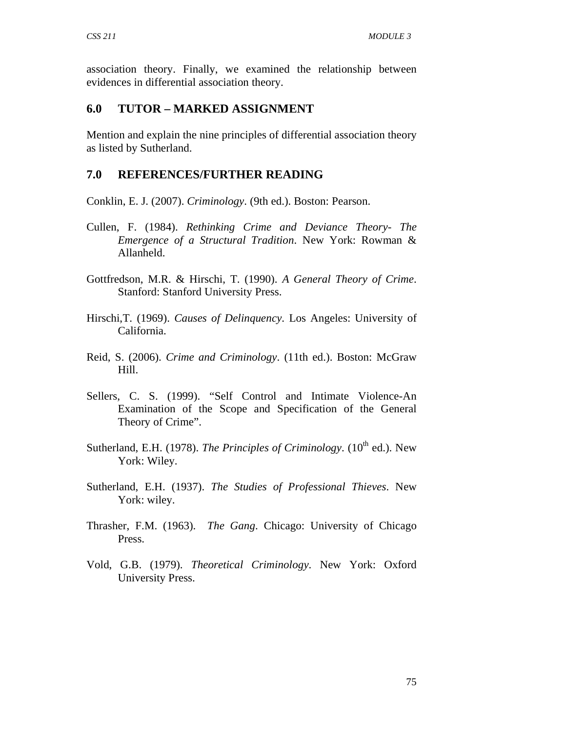association theory. Finally, we examined the relationship between evidences in differential association theory.

## 6.0 TUTOR – MARKED ASSIGNMENT

Mention and explain the nine principles of differential association theory as listed by Sutherland.

## 7.0 REFERENCES/FURTHER READING

Conklin, E. J. (2007). *Criminology*. (9th ed.). Boston: Pearson.

Cullen, F. (1984). *Rethinking Crime and Deviance Theory- The Emergence of a Structural Tradition*. New York: Rowman & Allanheld.

Gottfredson, M.R. & Hirschi, T. (1990). *A General Theory of Crime*. Stanford: Stanford University Press.

Hirschi,T. (1969). *Causes of Delinquency*. Los Angeles: University of California.

Reid, S. (2006). *Crime and Criminology*. (11th ed.). Boston: McGraw Hill.

Sellers, C. S. (1999). "Self Control and Intimate Violence-An Examination of the Scope and Specification of the General Theory of Crime".

Sutherland, E.H. (1978). *The Principles of Criminology*. (10th ed.). New York: Wiley.

Sutherland, E.H. (1937). *The Studies of Professional Thieves*. New York: wiley.

Thrasher, F.M. (1963). *The Gang*. Chicago: University of Chicago Press.

Vold, G.B. (1979). *Theoretical Criminology*. New York: Oxford University Press.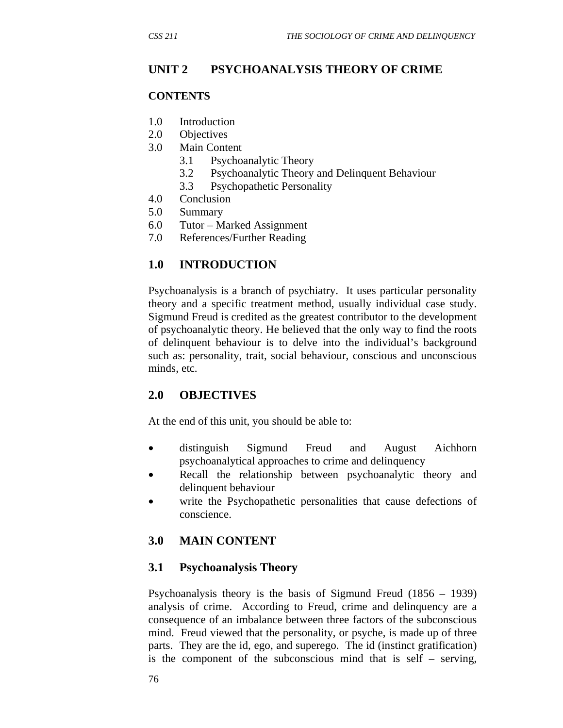# UNIT 2 PSYCHOANALYSIS THEORY OF CRIME

## CONTENTS

1.0 Introduction
2.0 Objectives
3.0 Main Content
  3.1 Psychoanalytic Theory
  3.2 Psychoanalytic Theory and Delinquent Behaviour
  3.3 Psychopathetic Personality
4.0 Conclusion
5.0 Summary
6.0 Tutor – Marked Assignment
7.0 References/Further Reading

## 1.0 INTRODUCTION

Psychoanalysis is a branch of psychiatry. It uses particular personality theory and a specific treatment method, usually individual case study. Sigmund Freud is credited as the greatest contributor to the development of psychoanalytic theory. He believed that the only way to find the roots of delinquent behaviour is to delve into the individual's background such as: personality, trait, social behaviour, conscious and unconscious minds, etc.

## 2.0 OBJECTIVES

At the end of this unit, you should be able to:

- distinguish Sigmund Freud and August Aichhorn psychoanalytical approaches to crime and delinquency
- Recall the relationship between psychoanalytic theory and delinquent behaviour
- write the Psychopathetic personalities that cause defections of conscience.

## 3.0 MAIN CONTENT

### 3.1 Psychoanalysis Theory

Psychoanalysis theory is the basis of Sigmund Freud (1856 – 1939) analysis of crime. According to Freud, crime and delinquency are a consequence of an imbalance between three factors of the subconscious mind. Freud viewed that the personality, or psyche, is made up of three parts. They are the id, ego, and superego. The id (instinct gratification) is the component of the subconscious mind that is self – serving,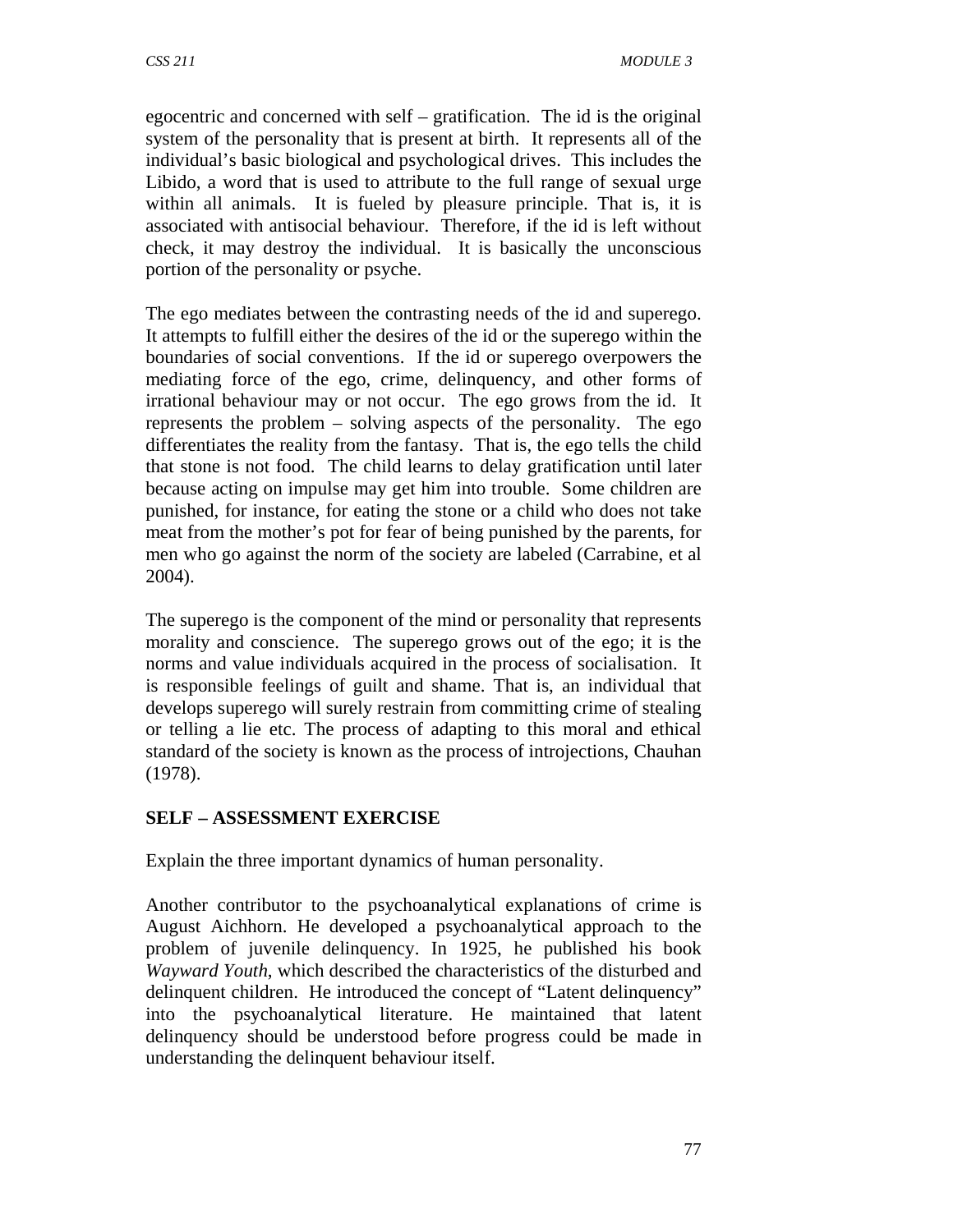egocentric and concerned with self – gratification. The id is the original system of the personality that is present at birth. It represents all of the individual's basic biological and psychological drives. This includes the Libido, a word that is used to attribute to the full range of sexual urge within all animals. It is fueled by pleasure principle. That is, it is associated with antisocial behaviour. Therefore, if the id is left without check, it may destroy the individual. It is basically the unconscious portion of the personality or psyche.

The ego mediates between the contrasting needs of the id and superego. It attempts to fulfill either the desires of the id or the superego within the boundaries of social conventions. If the id or superego overpowers the mediating force of the ego, crime, delinquency, and other forms of irrational behaviour may or not occur. The ego grows from the id. It represents the problem – solving aspects of the personality. The ego differentiates the reality from the fantasy. That is, the ego tells the child that stone is not food. The child learns to delay gratification until later because acting on impulse may get him into trouble. Some children are punished, for instance, for eating the stone or a child who does not take meat from the mother's pot for fear of being punished by the parents, for men who go against the norm of the society are labeled (Carrabine, et al 2004).

The superego is the component of the mind or personality that represents morality and conscience. The superego grows out of the ego; it is the norms and value individuals acquired in the process of socialisation. It is responsible feelings of guilt and shame. That is, an individual that develops superego will surely restrain from committing crime of stealing or telling a lie etc. The process of adapting to this moral and ethical standard of the society is known as the process of introjections, Chauhan (1978).

**SELF – ASSESSMENT EXERCISE**

Explain the three important dynamics of human personality.

Another contributor to the psychoanalytical explanations of crime is August Aichhorn. He developed a psychoanalytical approach to the problem of juvenile delinquency. In 1925, he published his book *Wayward Youth*, which described the characteristics of the disturbed and delinquent children. He introduced the concept of "Latent delinquency" into the psychoanalytical literature. He maintained that latent delinquency should be understood before progress could be made in understanding the delinquent behaviour itself.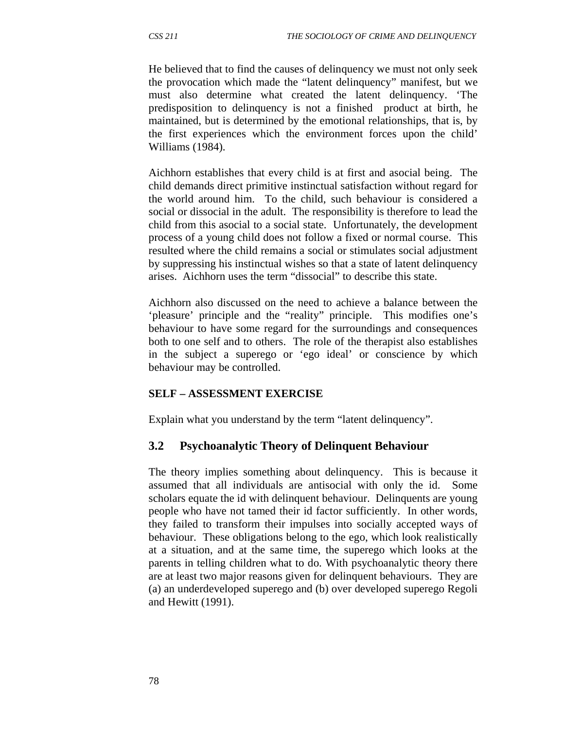He believed that to find the causes of delinquency we must not only seek the provocation which made the "latent delinquency" manifest, but we must also determine what created the latent delinquency. 'The predisposition to delinquency is not a finished product at birth, he maintained, but is determined by the emotional relationships, that is, by the first experiences which the environment forces upon the child' Williams (1984).

Aichhorn establishes that every child is at first and asocial being. The child demands direct primitive instinctual satisfaction without regard for the world around him. To the child, such behaviour is considered a social or dissocial in the adult. The responsibility is therefore to lead the child from this asocial to a social state. Unfortunately, the development process of a young child does not follow a fixed or normal course. This resulted where the child remains a social or stimulates social adjustment by suppressing his instinctual wishes so that a state of latent delinquency arises. Aichhorn uses the term "dissocial" to describe this state.

Aichhorn also discussed on the need to achieve a balance between the 'pleasure' principle and the "reality" principle. This modifies one's behaviour to have some regard for the surroundings and consequences both to one self and to others. The role of the therapist also establishes in the subject a superego or 'ego ideal' or conscience by which behaviour may be controlled.

**SELF – ASSESSMENT EXERCISE**

Explain what you understand by the term "latent delinquency".

## 3.2 Psychoanalytic Theory of Delinquent Behaviour

The theory implies something about delinquency. This is because it assumed that all individuals are antisocial with only the id. Some scholars equate the id with delinquent behaviour. Delinquents are young people who have not tamed their id factor sufficiently. In other words, they failed to transform their impulses into socially accepted ways of behaviour. These obligations belong to the ego, which look realistically at a situation, and at the same time, the superego which looks at the parents in telling children what to do. With psychoanalytic theory there are at least two major reasons given for delinquent behaviours. They are (a) an underdeveloped superego and (b) over developed superego Regoli and Hewitt (1991).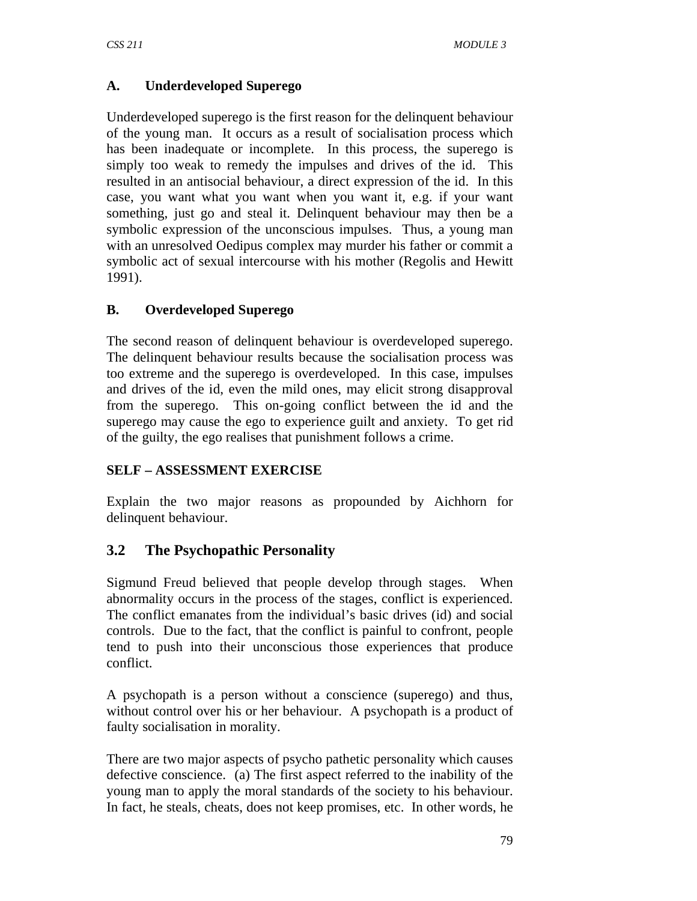### A. Underdeveloped Superego

Underdeveloped superego is the first reason for the delinquent behaviour of the young man. It occurs as a result of socialisation process which has been inadequate or incomplete. In this process, the superego is simply too weak to remedy the impulses and drives of the id. This resulted in an antisocial behaviour, a direct expression of the id. In this case, you want what you want when you want it, e.g. if your want something, just go and steal it. Delinquent behaviour may then be a symbolic expression of the unconscious impulses. Thus, a young man with an unresolved Oedipus complex may murder his father or commit a symbolic act of sexual intercourse with his mother (Regolis and Hewitt 1991).

### B. Overdeveloped Superego

The second reason of delinquent behaviour is overdeveloped superego. The delinquent behaviour results because the socialisation process was too extreme and the superego is overdeveloped. In this case, impulses and drives of the id, even the mild ones, may elicit strong disapproval from the superego. This on-going conflict between the id and the superego may cause the ego to experience guilt and anxiety. To get rid of the guilty, the ego realises that punishment follows a crime.

**SELF – ASSESSMENT EXERCISE**

Explain the two major reasons as propounded by Aichhorn for delinquent behaviour.

## 3.2 The Psychopathic Personality

Sigmund Freud believed that people develop through stages. When abnormality occurs in the process of the stages, conflict is experienced. The conflict emanates from the individual's basic drives (id) and social controls. Due to the fact, that the conflict is painful to confront, people tend to push into their unconscious those experiences that produce conflict.

A psychopath is a person without a conscience (superego) and thus, without control over his or her behaviour. A psychopath is a product of faulty socialisation in morality.

There are two major aspects of psycho pathetic personality which causes defective conscience. (a) The first aspect referred to the inability of the young man to apply the moral standards of the society to his behaviour. In fact, he steals, cheats, does not keep promises, etc. In other words, he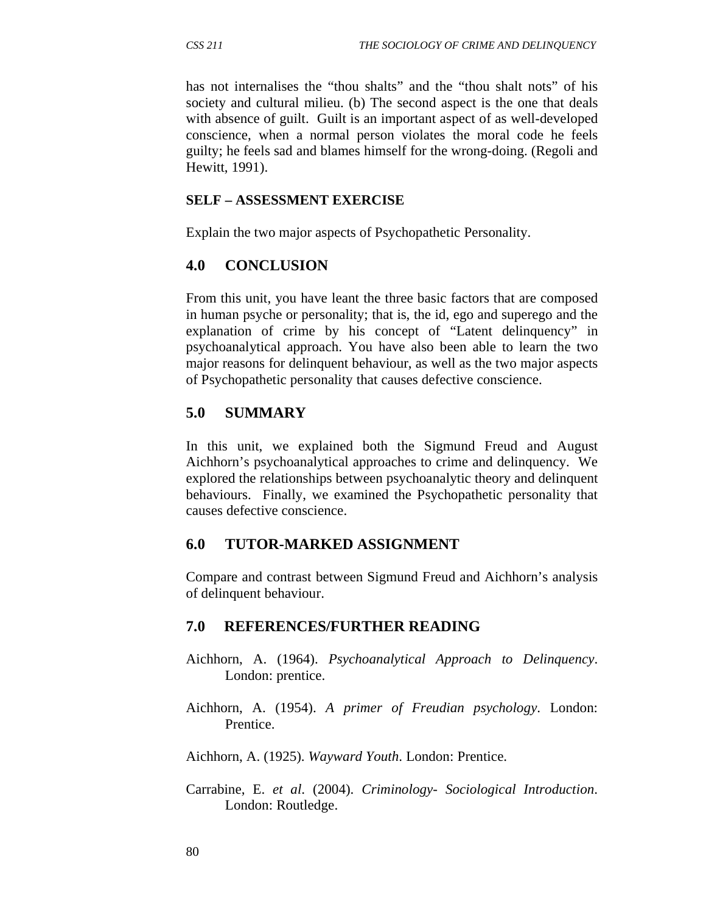has not internalises the “thou shalts” and the “thou shalt nots” of his society and cultural milieu. (b) The second aspect is the one that deals with absence of guilt. Guilt is an important aspect of as well-developed conscience, when a normal person violates the moral code he feels guilty; he feels sad and blames himself for the wrong-doing. (Regoli and Hewitt, 1991).

**SELF – ASSESSMENT EXERCISE**

Explain the two major aspects of Psychopathetic Personality.

## 4.0 CONCLUSION

From this unit, you have leant the three basic factors that are composed in human psyche or personality; that is, the id, ego and superego and the explanation of crime by his concept of “Latent delinquency” in psychoanalytical approach. You have also been able to learn the two major reasons for delinquent behaviour, as well as the two major aspects of Psychopathetic personality that causes defective conscience.

## 5.0 SUMMARY

In this unit, we explained both the Sigmund Freud and August Aichhorn’s psychoanalytical approaches to crime and delinquency. We explored the relationships between psychoanalytic theory and delinquent behaviours. Finally, we examined the Psychopathetic personality that causes defective conscience.

## 6.0 TUTOR-MARKED ASSIGNMENT

Compare and contrast between Sigmund Freud and Aichhorn’s analysis of delinquent behaviour.

## 7.0 REFERENCES/FURTHER READING

Aichhorn, A. (1964). *Psychoanalytical Approach to Delinquency*. London: prentice.

Aichhorn, A. (1954). *A primer of Freudian psychology*. London: Prentice.

Aichhorn, A. (1925). *Wayward Youth*. London: Prentice.

Carrabine, E. *et al*. (2004). *Criminology- Sociological Introduction*. London: Routledge.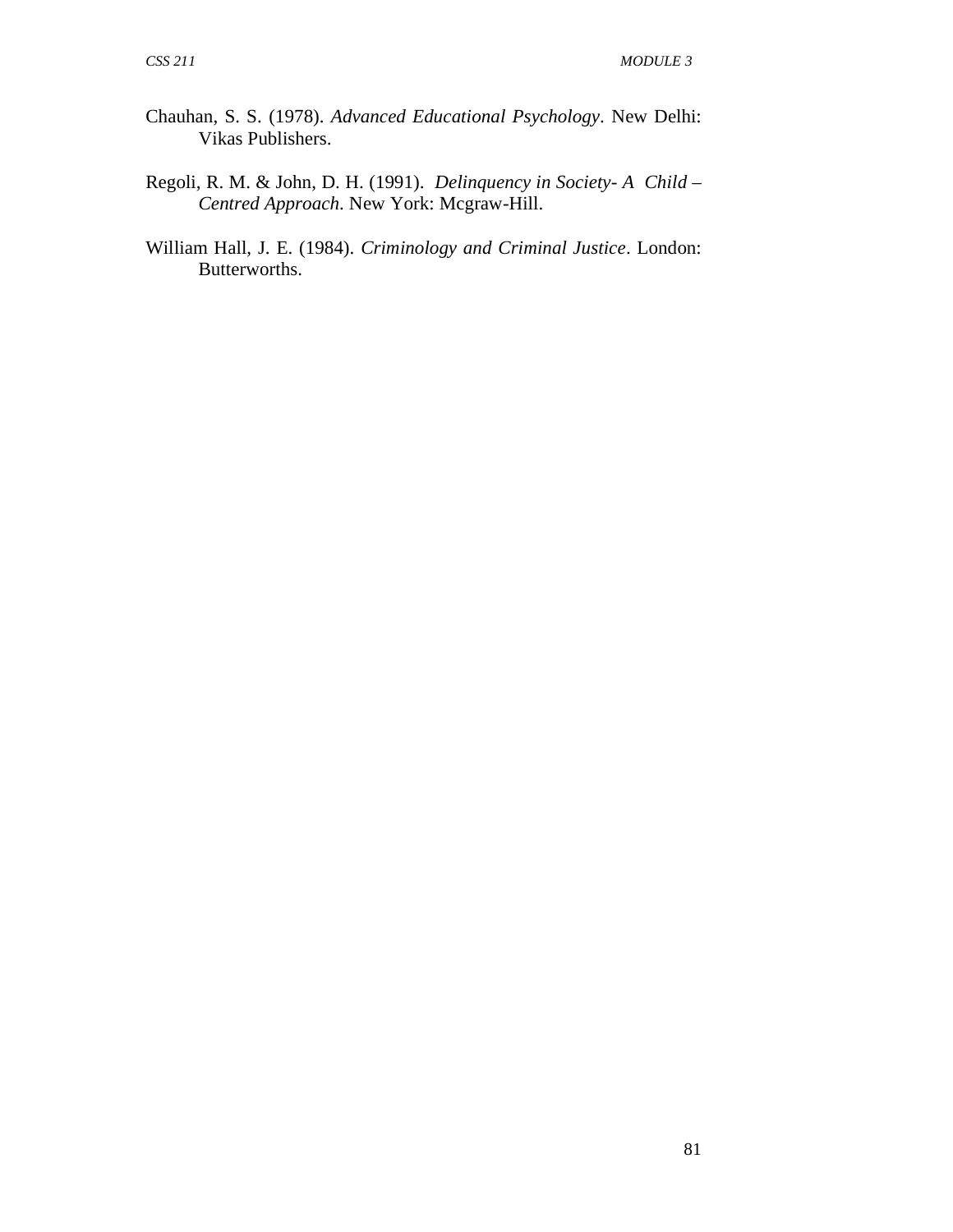Chauhan, S. S. (1978). *Advanced Educational Psychology*. New Delhi: Vikas Publishers.

Regoli, R. M. & John, D. H. (1991). *Delinquency in Society- A Child – Centred Approach*. New York: Mcgraw-Hill.

William Hall, J. E. (1984). *Criminology and Criminal Justice*. London: Butterworths.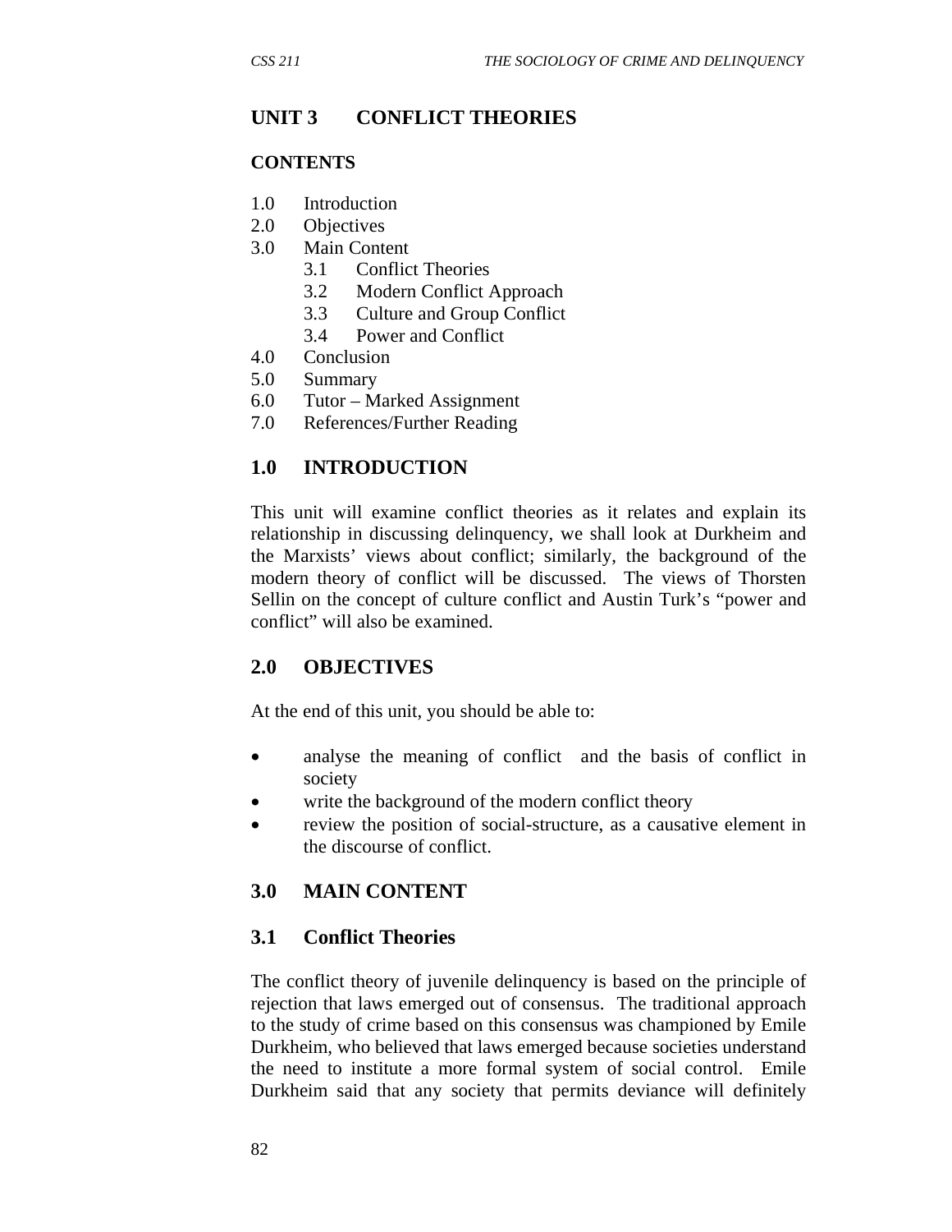# UNIT 3 CONFLICT THEORIES

## CONTENTS

1.0 Introduction
2.0 Objectives
3.0 Main Content
 3.1 Conflict Theories
 3.2 Modern Conflict Approach
 3.3 Culture and Group Conflict
 3.4 Power and Conflict
4.0 Conclusion
5.0 Summary
6.0 Tutor – Marked Assignment
7.0 References/Further Reading

## 1.0 INTRODUCTION

This unit will examine conflict theories as it relates and explain its relationship in discussing delinquency, we shall look at Durkheim and the Marxists' views about conflict; similarly, the background of the modern theory of conflict will be discussed. The views of Thorsten Sellin on the concept of culture conflict and Austin Turk's "power and conflict" will also be examined.

## 2.0 OBJECTIVES

At the end of this unit, you should be able to:

- analyse the meaning of conflict and the basis of conflict in society
- write the background of the modern conflict theory
- review the position of social-structure, as a causative element in the discourse of conflict.

## 3.0 MAIN CONTENT

### 3.1 Conflict Theories

The conflict theory of juvenile delinquency is based on the principle of rejection that laws emerged out of consensus. The traditional approach to the study of crime based on this consensus was championed by Emile Durkheim, who believed that laws emerged because societies understand the need to institute a more formal system of social control. Emile Durkheim said that any society that permits deviance will definitely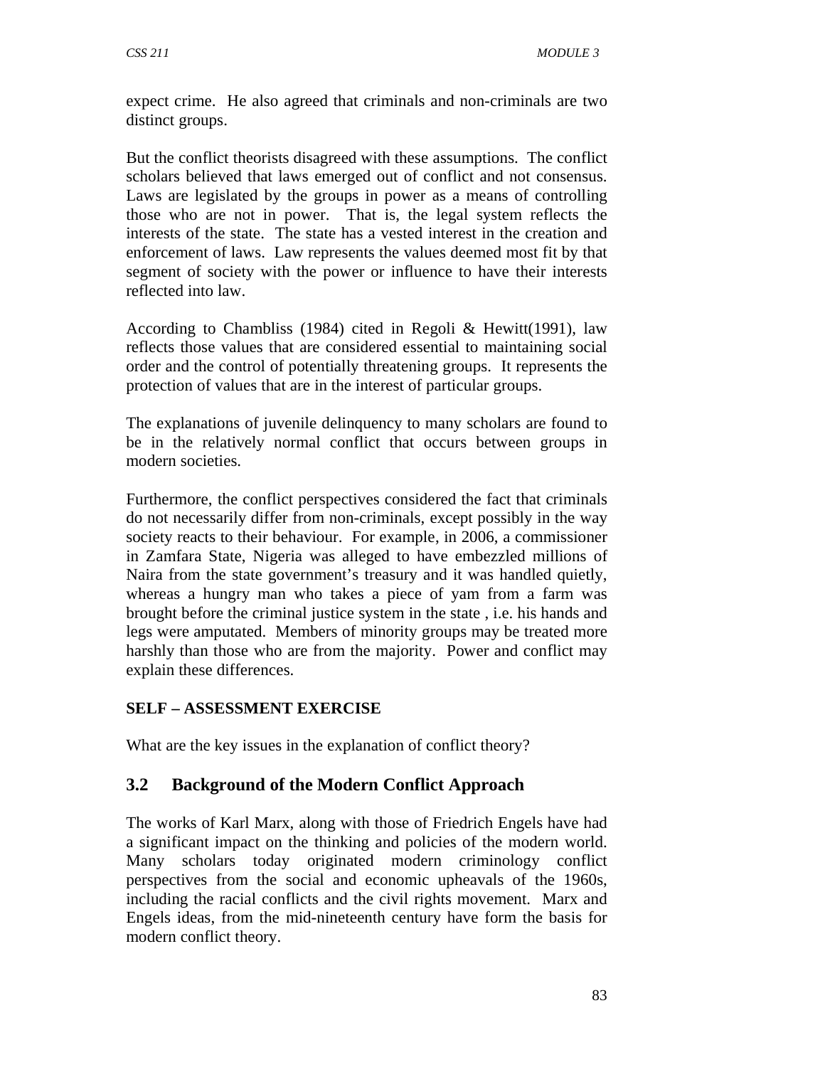expect crime. He also agreed that criminals and non-criminals are two distinct groups.

But the conflict theorists disagreed with these assumptions. The conflict scholars believed that laws emerged out of conflict and not consensus. Laws are legislated by the groups in power as a means of controlling those who are not in power. That is, the legal system reflects the interests of the state. The state has a vested interest in the creation and enforcement of laws. Law represents the values deemed most fit by that segment of society with the power or influence to have their interests reflected into law.

According to Chambliss (1984) cited in Regoli & Hewitt(1991), law reflects those values that are considered essential to maintaining social order and the control of potentially threatening groups. It represents the protection of values that are in the interest of particular groups.

The explanations of juvenile delinquency to many scholars are found to be in the relatively normal conflict that occurs between groups in modern societies.

Furthermore, the conflict perspectives considered the fact that criminals do not necessarily differ from non-criminals, except possibly in the way society reacts to their behaviour. For example, in 2006, a commissioner in Zamfara State, Nigeria was alleged to have embezzled millions of Naira from the state government's treasury and it was handled quietly, whereas a hungry man who takes a piece of yam from a farm was brought before the criminal justice system in the state , i.e. his hands and legs were amputated. Members of minority groups may be treated more harshly than those who are from the majority. Power and conflict may explain these differences.

**SELF – ASSESSMENT EXERCISE**

What are the key issues in the explanation of conflict theory?

## 3.2 Background of the Modern Conflict Approach

The works of Karl Marx, along with those of Friedrich Engels have had a significant impact on the thinking and policies of the modern world. Many scholars today originated modern criminology conflict perspectives from the social and economic upheavals of the 1960s, including the racial conflicts and the civil rights movement. Marx and Engels ideas, from the mid-nineteenth century have form the basis for modern conflict theory.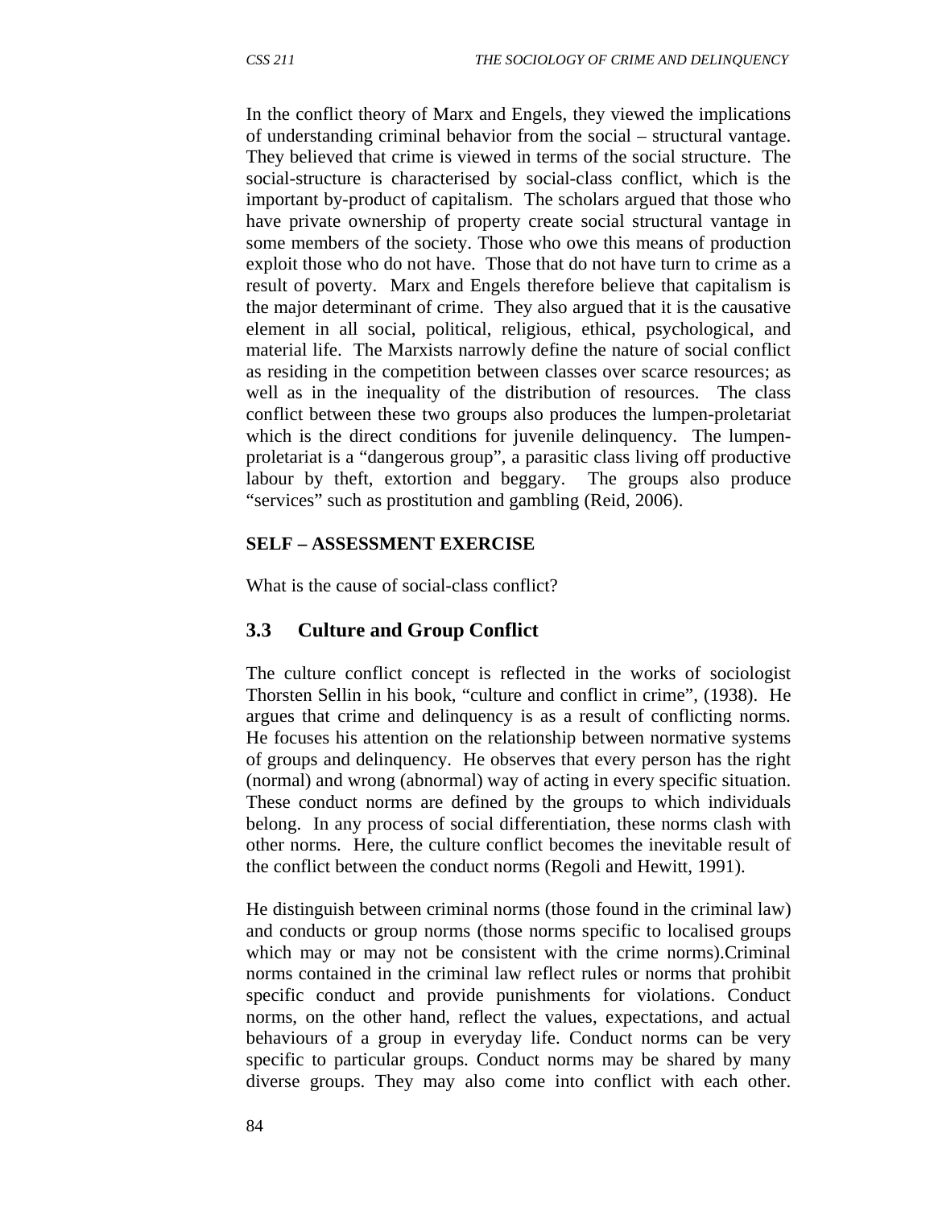In the conflict theory of Marx and Engels, they viewed the implications of understanding criminal behavior from the social – structural vantage. They believed that crime is viewed in terms of the social structure. The social-structure is characterised by social-class conflict, which is the important by-product of capitalism. The scholars argued that those who have private ownership of property create social structural vantage in some members of the society. Those who owe this means of production exploit those who do not have. Those that do not have turn to crime as a result of poverty. Marx and Engels therefore believe that capitalism is the major determinant of crime. They also argued that it is the causative element in all social, political, religious, ethical, psychological, and material life. The Marxists narrowly define the nature of social conflict as residing in the competition between classes over scarce resources; as well as in the inequality of the distribution of resources. The class conflict between these two groups also produces the lumpen-proletariat which is the direct conditions for juvenile delinquency. The lumpen-proletariat is a "dangerous group", a parasitic class living off productive labour by theft, extortion and beggary. The groups also produce "services" such as prostitution and gambling (Reid, 2006).

**SELF – ASSESSMENT EXERCISE**

What is the cause of social-class conflict?

## 3.3 Culture and Group Conflict

The culture conflict concept is reflected in the works of sociologist Thorsten Sellin in his book, "culture and conflict in crime", (1938). He argues that crime and delinquency is as a result of conflicting norms. He focuses his attention on the relationship between normative systems of groups and delinquency. He observes that every person has the right (normal) and wrong (abnormal) way of acting in every specific situation. These conduct norms are defined by the groups to which individuals belong. In any process of social differentiation, these norms clash with other norms. Here, the culture conflict becomes the inevitable result of the conflict between the conduct norms (Regoli and Hewitt, 1991).

He distinguish between criminal norms (those found in the criminal law) and conducts or group norms (those norms specific to localised groups which may or may not be consistent with the crime norms).Criminal norms contained in the criminal law reflect rules or norms that prohibit specific conduct and provide punishments for violations. Conduct norms, on the other hand, reflect the values, expectations, and actual behaviours of a group in everyday life. Conduct norms can be very specific to particular groups. Conduct norms may be shared by many diverse groups. They may also come into conflict with each other.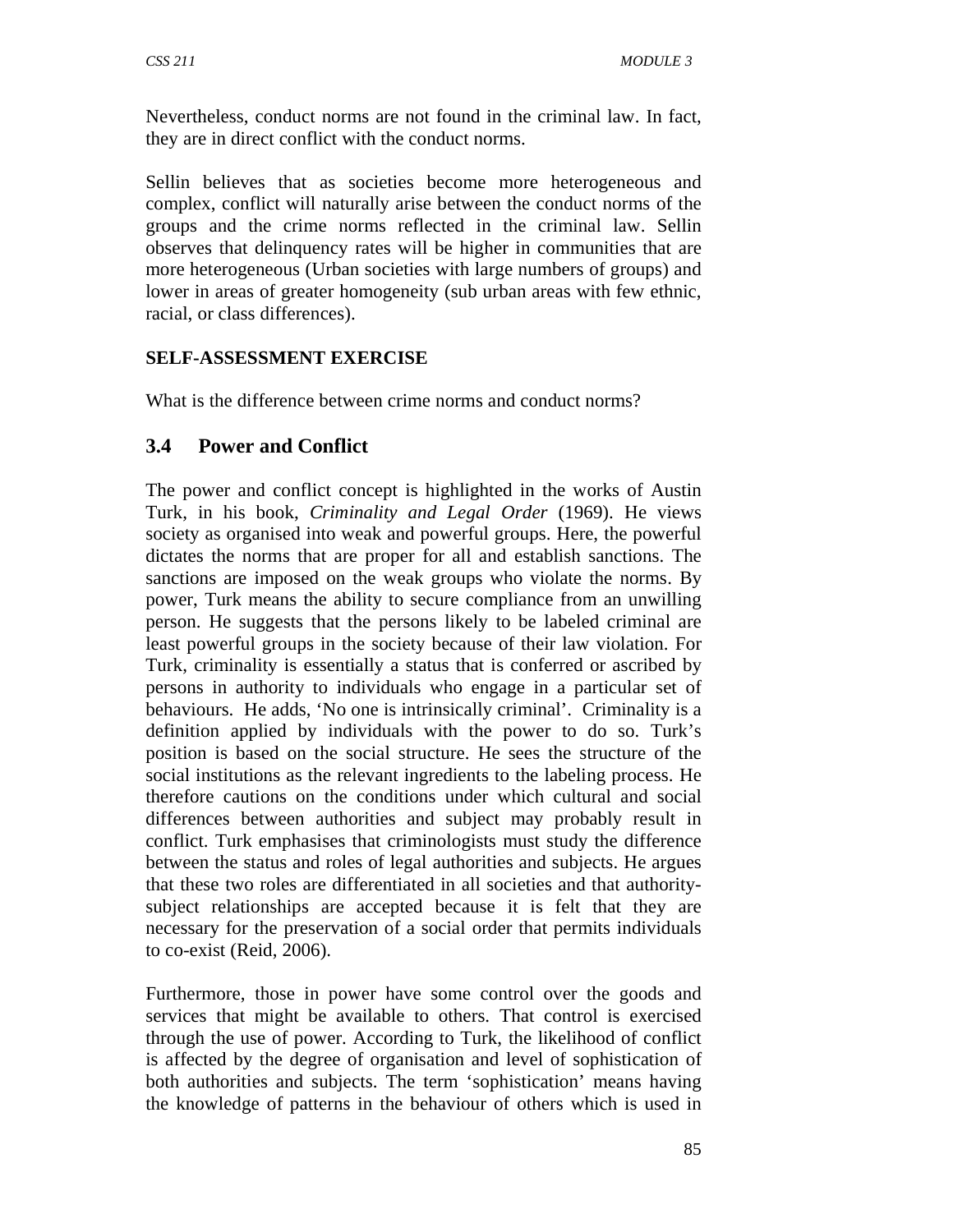Nevertheless, conduct norms are not found in the criminal law. In fact, they are in direct conflict with the conduct norms.

Sellin believes that as societies become more heterogeneous and complex, conflict will naturally arise between the conduct norms of the groups and the crime norms reflected in the criminal law. Sellin observes that delinquency rates will be higher in communities that are more heterogeneous (Urban societies with large numbers of groups) and lower in areas of greater homogeneity (sub urban areas with few ethnic, racial, or class differences).

**SELF-ASSESSMENT EXERCISE**

What is the difference between crime norms and conduct norms?

## 3.4 Power and Conflict

The power and conflict concept is highlighted in the works of Austin Turk, in his book, *Criminality and Legal Order* (1969). He views society as organised into weak and powerful groups. Here, the powerful dictates the norms that are proper for all and establish sanctions. The sanctions are imposed on the weak groups who violate the norms. By power, Turk means the ability to secure compliance from an unwilling person. He suggests that the persons likely to be labeled criminal are least powerful groups in the society because of their law violation. For Turk, criminality is essentially a status that is conferred or ascribed by persons in authority to individuals who engage in a particular set of behaviours. He adds, 'No one is intrinsically criminal'. Criminality is a definition applied by individuals with the power to do so. Turk's position is based on the social structure. He sees the structure of the social institutions as the relevant ingredients to the labeling process. He therefore cautions on the conditions under which cultural and social differences between authorities and subject may probably result in conflict. Turk emphasises that criminologists must study the difference between the status and roles of legal authorities and subjects. He argues that these two roles are differentiated in all societies and that authority-subject relationships are accepted because it is felt that they are necessary for the preservation of a social order that permits individuals to co-exist (Reid, 2006).

Furthermore, those in power have some control over the goods and services that might be available to others. That control is exercised through the use of power. According to Turk, the likelihood of conflict is affected by the degree of organisation and level of sophistication of both authorities and subjects. The term 'sophistication' means having the knowledge of patterns in the behaviour of others which is used in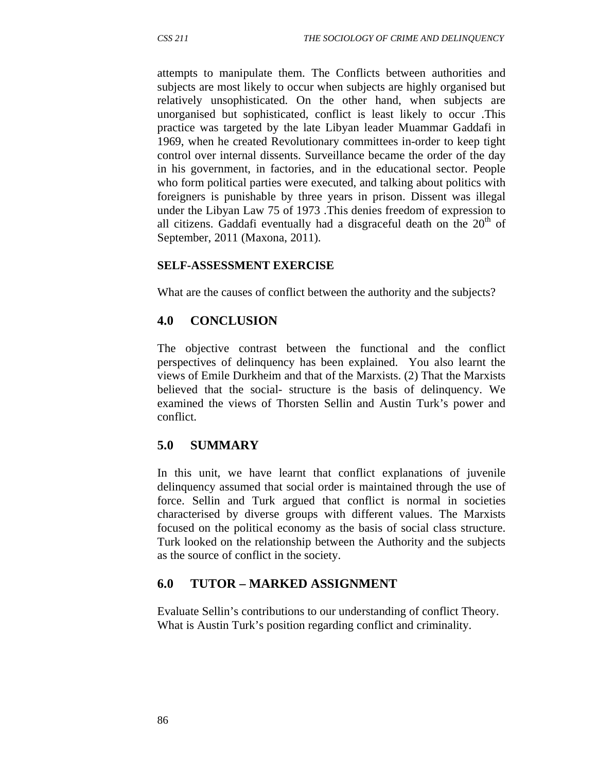attempts to manipulate them. The Conflicts between authorities and subjects are most likely to occur when subjects are highly organised but relatively unsophisticated. On the other hand, when subjects are unorganised but sophisticated, conflict is least likely to occur .This practice was targeted by the late Libyan leader Muammar Gaddafi in 1969, when he created Revolutionary committees in-order to keep tight control over internal dissents. Surveillance became the order of the day in his government, in factories, and in the educational sector. People who form political parties were executed, and talking about politics with foreigners is punishable by three years in prison. Dissent was illegal under the Libyan Law 75 of 1973 .This denies freedom of expression to all citizens. Gaddafi eventually had a disgraceful death on the 20th of September, 2011 (Maxona, 2011).

**SELF-ASSESSMENT EXERCISE**

What are the causes of conflict between the authority and the subjects?

## 4.0 CONCLUSION

The objective contrast between the functional and the conflict perspectives of delinquency has been explained. You also learnt the views of Emile Durkheim and that of the Marxists. (2) That the Marxists believed that the social- structure is the basis of delinquency. We examined the views of Thorsten Sellin and Austin Turk's power and conflict.

## 5.0 SUMMARY

In this unit, we have learnt that conflict explanations of juvenile delinquency assumed that social order is maintained through the use of force. Sellin and Turk argued that conflict is normal in societies characterised by diverse groups with different values. The Marxists focused on the political economy as the basis of social class structure. Turk looked on the relationship between the Authority and the subjects as the source of conflict in the society.

## 6.0 TUTOR – MARKED ASSIGNMENT

Evaluate Sellin's contributions to our understanding of conflict Theory.
What is Austin Turk's position regarding conflict and criminality.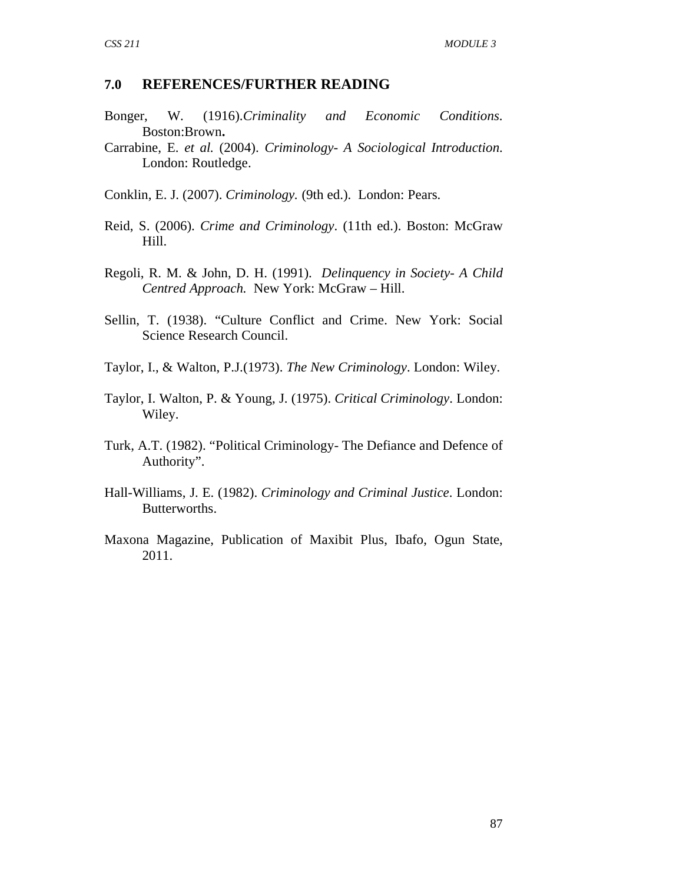## 7.0 REFERENCES/FURTHER READING

Bonger, W. (1916).*Criminality and Economic Conditions.* Boston:Brown**.**

Carrabine, E. *et al.* (2004). *Criminology- A Sociological Introduction.* London: Routledge.

Conklin, E. J. (2007). *Criminology.* (9th ed.). London: Pears.

Reid, S. (2006). *Crime and Criminology*. (11th ed.). Boston: McGraw Hill.

Regoli, R. M. & John, D. H. (1991). *Delinquency in Society- A Child Centred Approach.* New York: McGraw – Hill.

Sellin, T. (1938). "Culture Conflict and Crime. New York: Social Science Research Council.

Taylor, I., & Walton, P.J.(1973). *The New Criminology*. London: Wiley.

Taylor, I. Walton, P. & Young, J. (1975). *Critical Criminology*. London: Wiley.

Turk, A.T. (1982). "Political Criminology- The Defiance and Defence of Authority".

Hall-Williams, J. E. (1982). *Criminology and Criminal Justice*. London: Butterworths.

Maxona Magazine, Publication of Maxibit Plus, Ibafo, Ogun State, 2011.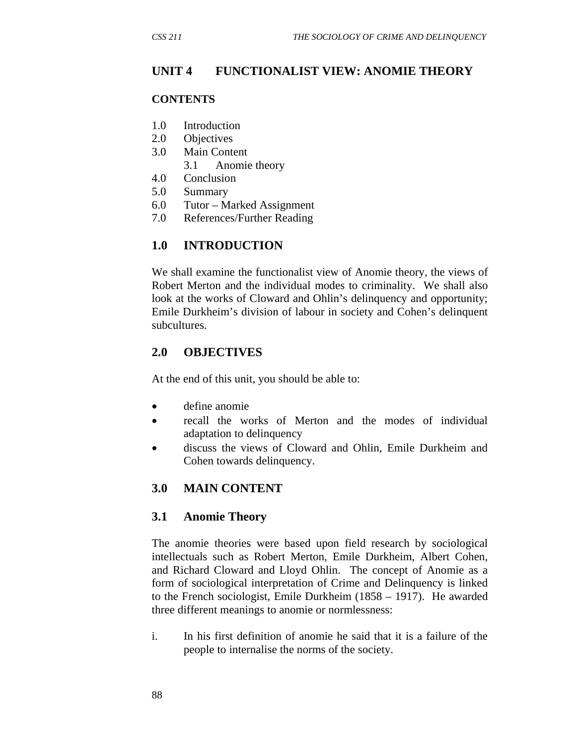## UNIT 4 FUNCTIONALIST VIEW: ANOMIE THEORY

### CONTENTS

1.0 Introduction
2.0 Objectives
3.0 Main Content
  3.1 Anomie theory
4.0 Conclusion
5.0 Summary
6.0 Tutor – Marked Assignment
7.0 References/Further Reading

## 1.0 INTRODUCTION

We shall examine the functionalist view of Anomie theory, the views of Robert Merton and the individual modes to criminality. We shall also look at the works of Cloward and Ohlin's delinquency and opportunity; Emile Durkheim's division of labour in society and Cohen's delinquent subcultures.

## 2.0 OBJECTIVES

At the end of this unit, you should be able to:

- define anomie
- recall the works of Merton and the modes of individual adaptation to delinquency
- discuss the views of Cloward and Ohlin, Emile Durkheim and Cohen towards delinquency.

## 3.0 MAIN CONTENT

### 3.1 Anomie Theory

The anomie theories were based upon field research by sociological intellectuals such as Robert Merton, Emile Durkheim, Albert Cohen, and Richard Cloward and Lloyd Ohlin. The concept of Anomie as a form of sociological interpretation of Crime and Delinquency is linked to the French sociologist, Emile Durkheim (1858 – 1917). He awarded three different meanings to anomie or normlessness:

i. In his first definition of anomie he said that it is a failure of the people to internalise the norms of the society.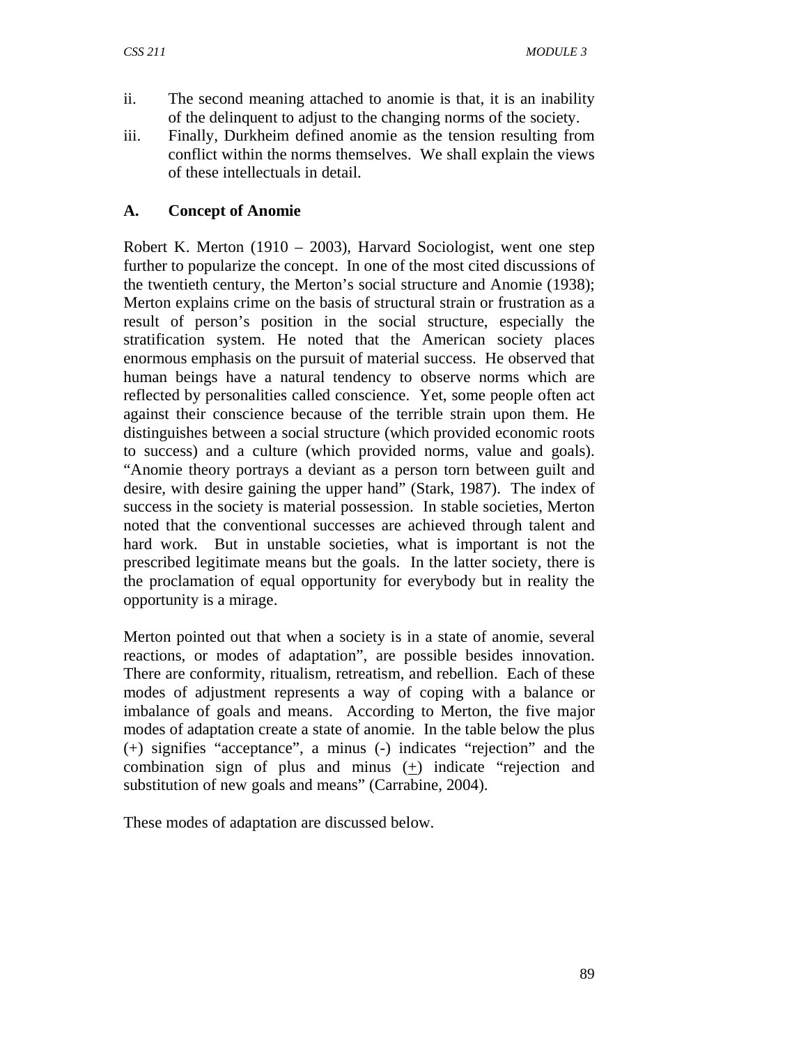ii. The second meaning attached to anomie is that, it is an inability of the delinquent to adjust to the changing norms of the society.

iii. Finally, Durkheim defined anomie as the tension resulting from conflict within the norms themselves. We shall explain the views of these intellectuals in detail.

### A. Concept of Anomie

Robert K. Merton (1910 – 2003), Harvard Sociologist, went one step further to popularize the concept. In one of the most cited discussions of the twentieth century, the Merton's social structure and Anomie (1938); Merton explains crime on the basis of structural strain or frustration as a result of person's position in the social structure, especially the stratification system. He noted that the American society places enormous emphasis on the pursuit of material success. He observed that human beings have a natural tendency to observe norms which are reflected by personalities called conscience. Yet, some people often act against their conscience because of the terrible strain upon them. He distinguishes between a social structure (which provided economic roots to success) and a culture (which provided norms, value and goals). "Anomie theory portrays a deviant as a person torn between guilt and desire, with desire gaining the upper hand" (Stark, 1987). The index of success in the society is material possession. In stable societies, Merton noted that the conventional successes are achieved through talent and hard work. But in unstable societies, what is important is not the prescribed legitimate means but the goals. In the latter society, there is the proclamation of equal opportunity for everybody but in reality the opportunity is a mirage.

Merton pointed out that when a society is in a state of anomie, several reactions, or modes of adaptation", are possible besides innovation. There are conformity, ritualism, retreatism, and rebellion. Each of these modes of adjustment represents a way of coping with a balance or imbalance of goals and means. According to Merton, the five major modes of adaptation create a state of anomie. In the table below the plus (+) signifies "acceptance", a minus (-) indicates "rejection" and the combination sign of plus and minus ($\pm$) indicate "rejection and substitution of new goals and means" (Carrabine, 2004).

These modes of adaptation are discussed below.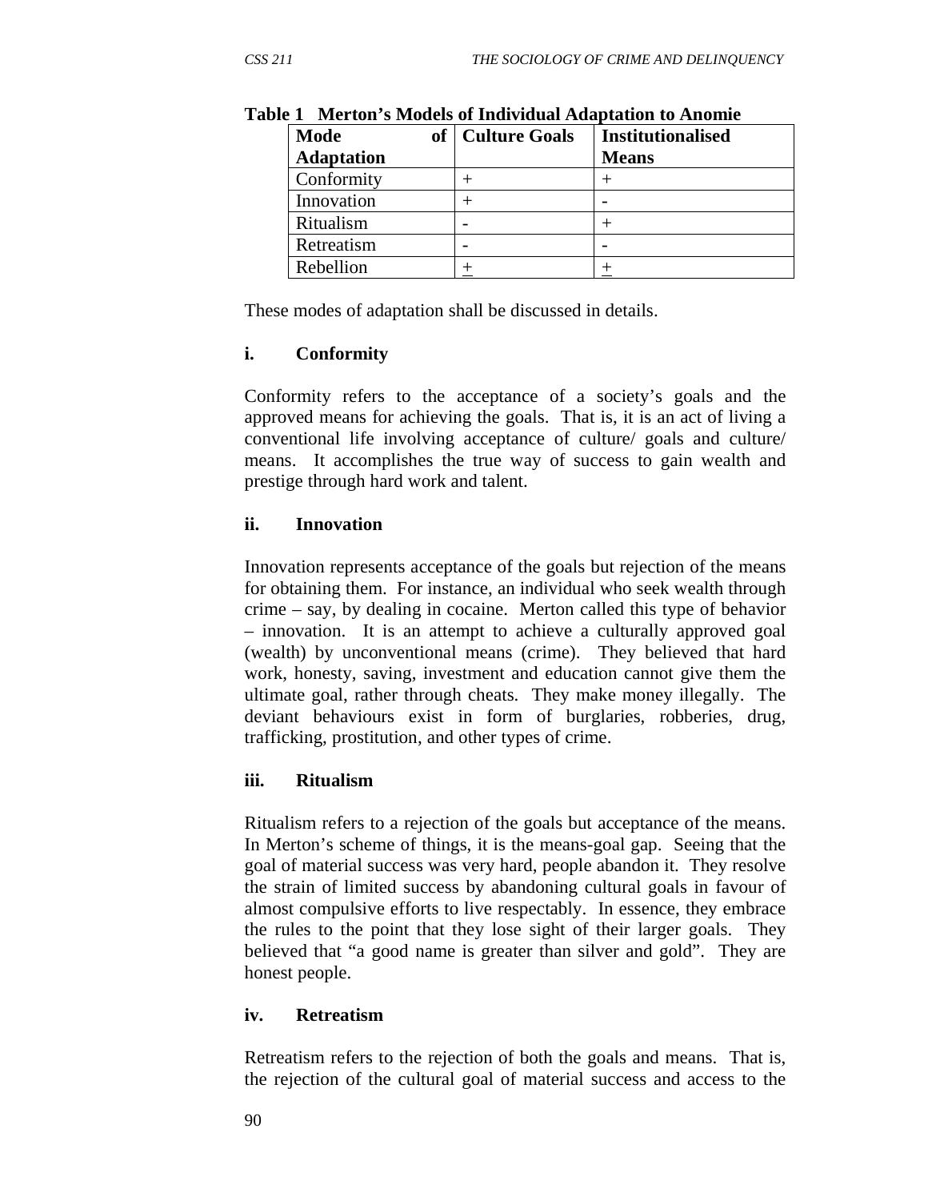**Table 1 Merton's Models of Individual Adaptation to Anomie**

| Mode of Adaptation | Culture Goals | Institutionalised Means |
|---|---|---|
| Conformity | + | + |
| Innovation | + | - |
| Ritualism | - | + |
| Retreatism | - | - |
| Rebellion | ± | ± |

These modes of adaptation shall be discussed in details.

**i. Conformity**

Conformity refers to the acceptance of a society's goals and the approved means for achieving the goals. That is, it is an act of living a conventional life involving acceptance of culture/ goals and culture/ means. It accomplishes the true way of success to gain wealth and prestige through hard work and talent.

**ii. Innovation**

Innovation represents acceptance of the goals but rejection of the means for obtaining them. For instance, an individual who seek wealth through crime – say, by dealing in cocaine. Merton called this type of behavior – innovation. It is an attempt to achieve a culturally approved goal (wealth) by unconventional means (crime). They believed that hard work, honesty, saving, investment and education cannot give them the ultimate goal, rather through cheats. They make money illegally. The deviant behaviours exist in form of burglaries, robberies, drug, trafficking, prostitution, and other types of crime.

**iii. Ritualism**

Ritualism refers to a rejection of the goals but acceptance of the means. In Merton's scheme of things, it is the means-goal gap. Seeing that the goal of material success was very hard, people abandon it. They resolve the strain of limited success by abandoning cultural goals in favour of almost compulsive efforts to live respectably. In essence, they embrace the rules to the point that they lose sight of their larger goals. They believed that "a good name is greater than silver and gold". They are honest people.

**iv. Retreatism**

Retreatism refers to the rejection of both the goals and means. That is, the rejection of the cultural goal of material success and access to the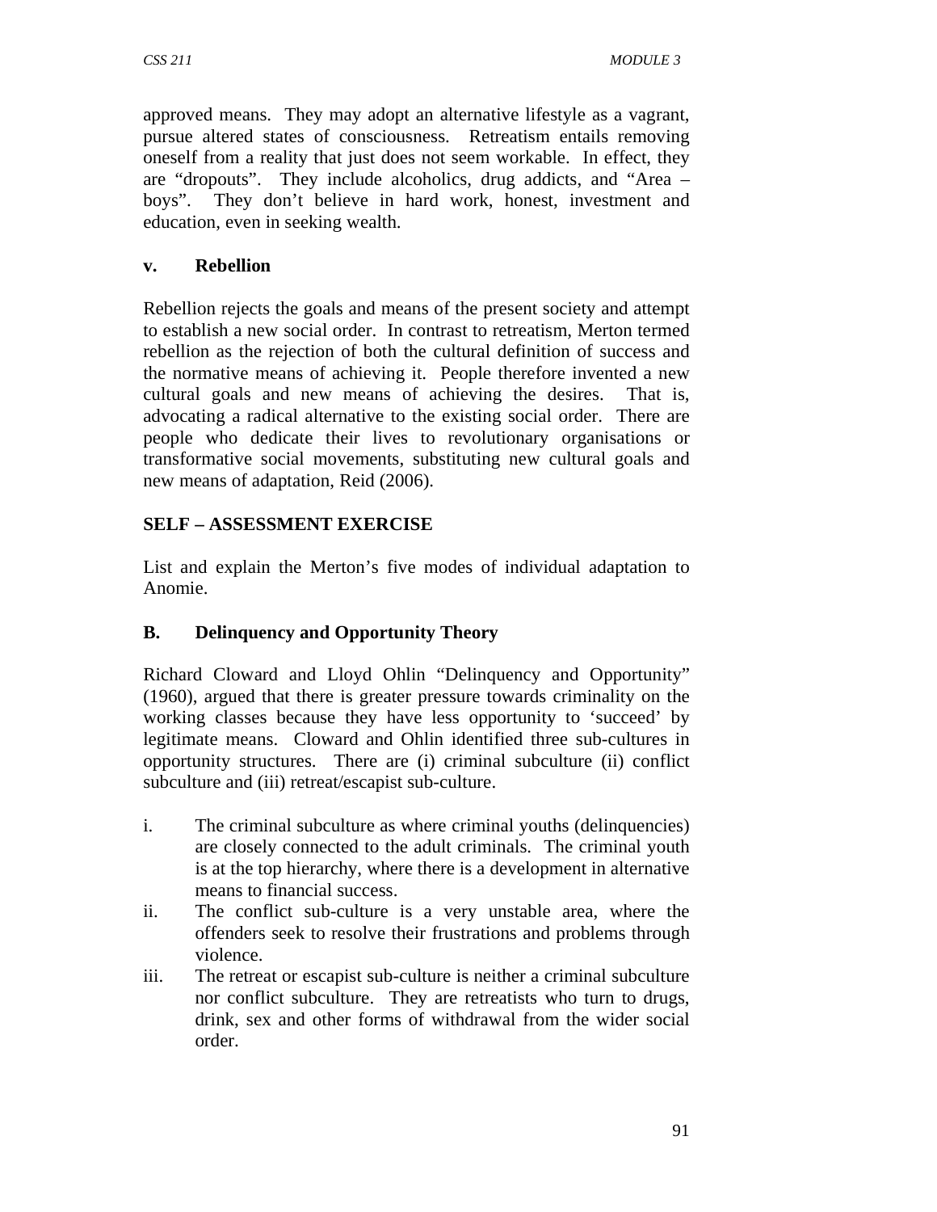approved means. They may adopt an alternative lifestyle as a vagrant, pursue altered states of consciousness. Retreatism entails removing oneself from a reality that just does not seem workable. In effect, they are "dropouts". They include alcoholics, drug addicts, and "Area – boys". They don't believe in hard work, honest, investment and education, even in seeking wealth.

### v. Rebellion

Rebellion rejects the goals and means of the present society and attempt to establish a new social order. In contrast to retreatism, Merton termed rebellion as the rejection of both the cultural definition of success and the normative means of achieving it. People therefore invented a new cultural goals and new means of achieving the desires. That is, advocating a radical alternative to the existing social order. There are people who dedicate their lives to revolutionary organisations or transformative social movements, substituting new cultural goals and new means of adaptation, Reid (2006).

### SELF – ASSESSMENT EXERCISE

List and explain the Merton's five modes of individual adaptation to Anomie.

## B. Delinquency and Opportunity Theory

Richard Cloward and Lloyd Ohlin "Delinquency and Opportunity" (1960), argued that there is greater pressure towards criminality on the working classes because they have less opportunity to 'succeed' by legitimate means. Cloward and Ohlin identified three sub-cultures in opportunity structures. There are (i) criminal subculture (ii) conflict subculture and (iii) retreat/escapist sub-culture.

i. The criminal subculture as where criminal youths (delinquencies) are closely connected to the adult criminals. The criminal youth is at the top hierarchy, where there is a development in alternative means to financial success.
ii. The conflict sub-culture is a very unstable area, where the offenders seek to resolve their frustrations and problems through violence.
iii. The retreat or escapist sub-culture is neither a criminal subculture nor conflict subculture. They are retreatists who turn to drugs, drink, sex and other forms of withdrawal from the wider social order.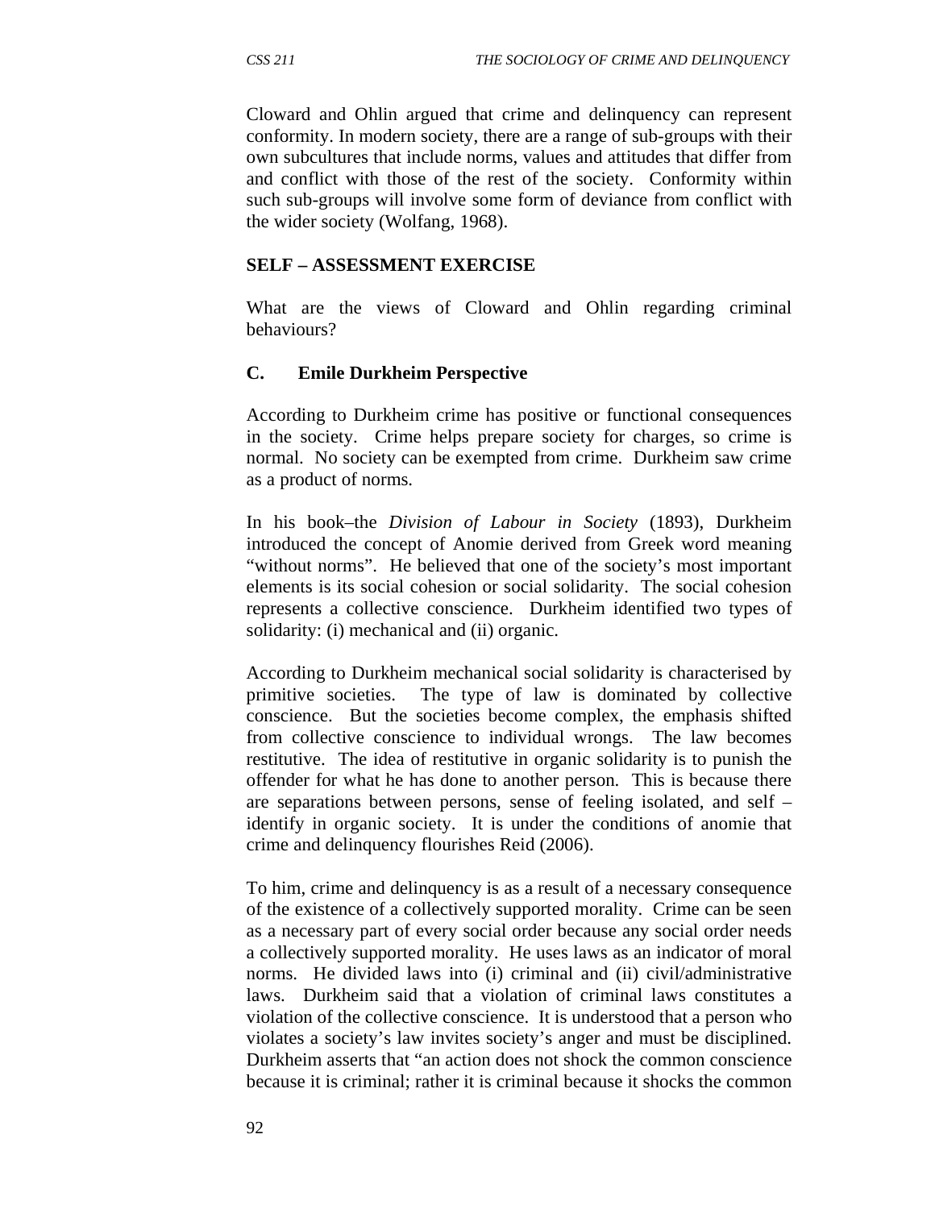Cloward and Ohlin argued that crime and delinquency can represent conformity. In modern society, there are a range of sub-groups with their own subcultures that include norms, values and attitudes that differ from and conflict with those of the rest of the society. Conformity within such sub-groups will involve some form of deviance from conflict with the wider society (Wolfang, 1968).

**SELF – ASSESSMENT EXERCISE**

What are the views of Cloward and Ohlin regarding criminal behaviours?

**C. Emile Durkheim Perspective**

According to Durkheim crime has positive or functional consequences in the society. Crime helps prepare society for charges, so crime is normal. No society can be exempted from crime. Durkheim saw crime as a product of norms.

In his book–the *Division of Labour in Society* (1893), Durkheim introduced the concept of Anomie derived from Greek word meaning "without norms". He believed that one of the society's most important elements is its social cohesion or social solidarity. The social cohesion represents a collective conscience. Durkheim identified two types of solidarity: (i) mechanical and (ii) organic.

According to Durkheim mechanical social solidarity is characterised by primitive societies. The type of law is dominated by collective conscience. But the societies become complex, the emphasis shifted from collective conscience to individual wrongs. The law becomes restitutive. The idea of restitutive in organic solidarity is to punish the offender for what he has done to another person. This is because there are separations between persons, sense of feeling isolated, and self – identify in organic society. It is under the conditions of anomie that crime and delinquency flourishes Reid (2006).

To him, crime and delinquency is as a result of a necessary consequence of the existence of a collectively supported morality. Crime can be seen as a necessary part of every social order because any social order needs a collectively supported morality. He uses laws as an indicator of moral norms. He divided laws into (i) criminal and (ii) civil/administrative laws. Durkheim said that a violation of criminal laws constitutes a violation of the collective conscience. It is understood that a person who violates a society's law invites society's anger and must be disciplined. Durkheim asserts that "an action does not shock the common conscience because it is criminal; rather it is criminal because it shocks the common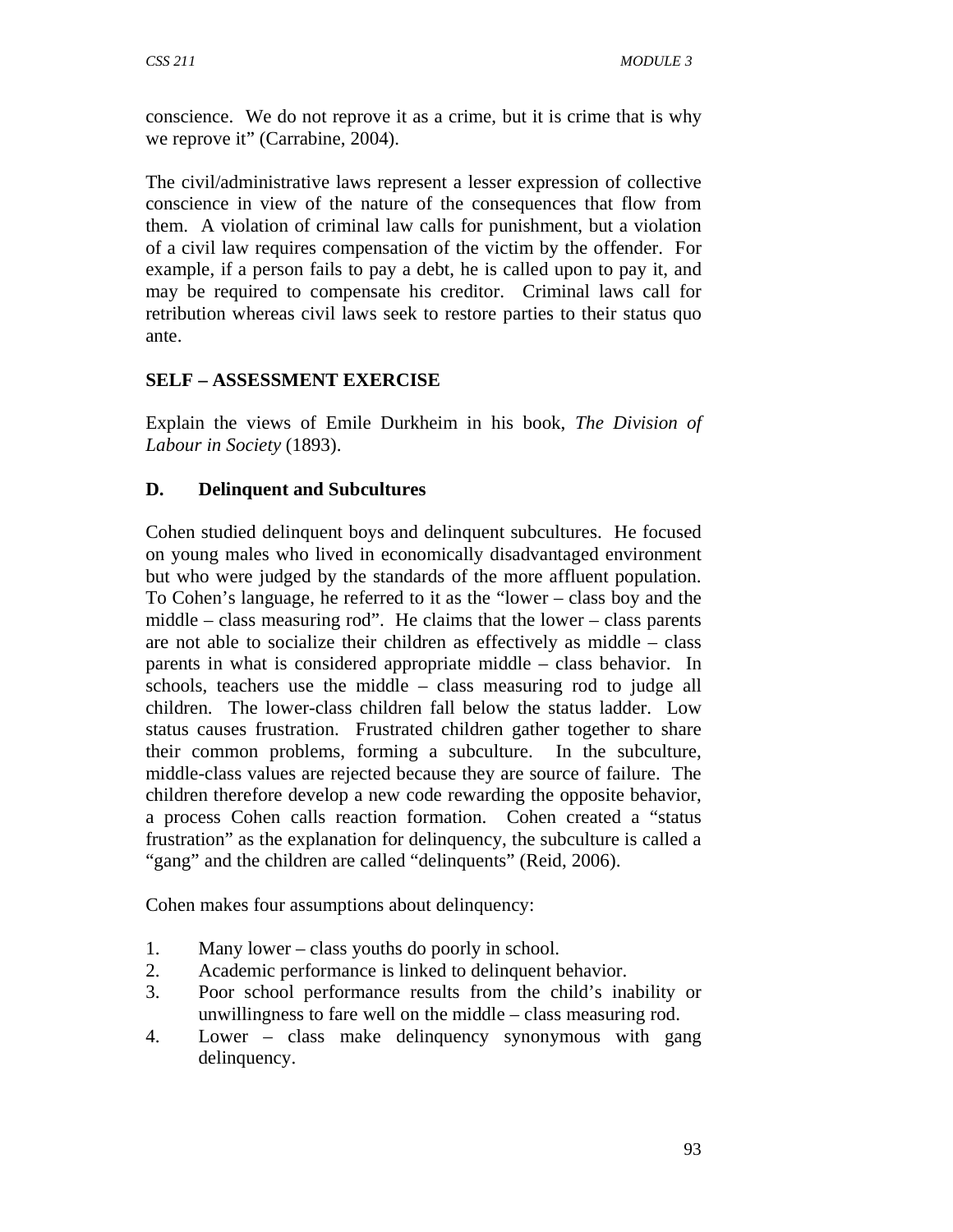conscience. We do not reprove it as a crime, but it is crime that is why we reprove it" (Carrabine, 2004).

The civil/administrative laws represent a lesser expression of collective conscience in view of the nature of the consequences that flow from them. A violation of criminal law calls for punishment, but a violation of a civil law requires compensation of the victim by the offender. For example, if a person fails to pay a debt, he is called upon to pay it, and may be required to compensate his creditor. Criminal laws call for retribution whereas civil laws seek to restore parties to their status quo ante.

**SELF – ASSESSMENT EXERCISE**

Explain the views of Emile Durkheim in his book, *The Division of Labour in Society* (1893).

**D. Delinquent and Subcultures**

Cohen studied delinquent boys and delinquent subcultures. He focused on young males who lived in economically disadvantaged environment but who were judged by the standards of the more affluent population. To Cohen's language, he referred to it as the "lower – class boy and the middle – class measuring rod". He claims that the lower – class parents are not able to socialize their children as effectively as middle – class parents in what is considered appropriate middle – class behavior. In schools, teachers use the middle – class measuring rod to judge all children. The lower-class children fall below the status ladder. Low status causes frustration. Frustrated children gather together to share their common problems, forming a subculture. In the subculture, middle-class values are rejected because they are source of failure. The children therefore develop a new code rewarding the opposite behavior, a process Cohen calls reaction formation. Cohen created a "status frustration" as the explanation for delinquency, the subculture is called a "gang" and the children are called "delinquents" (Reid, 2006).

Cohen makes four assumptions about delinquency:

1. Many lower – class youths do poorly in school.
2. Academic performance is linked to delinquent behavior.
3. Poor school performance results from the child's inability or unwillingness to fare well on the middle – class measuring rod.
4. Lower – class make delinquency synonymous with gang delinquency.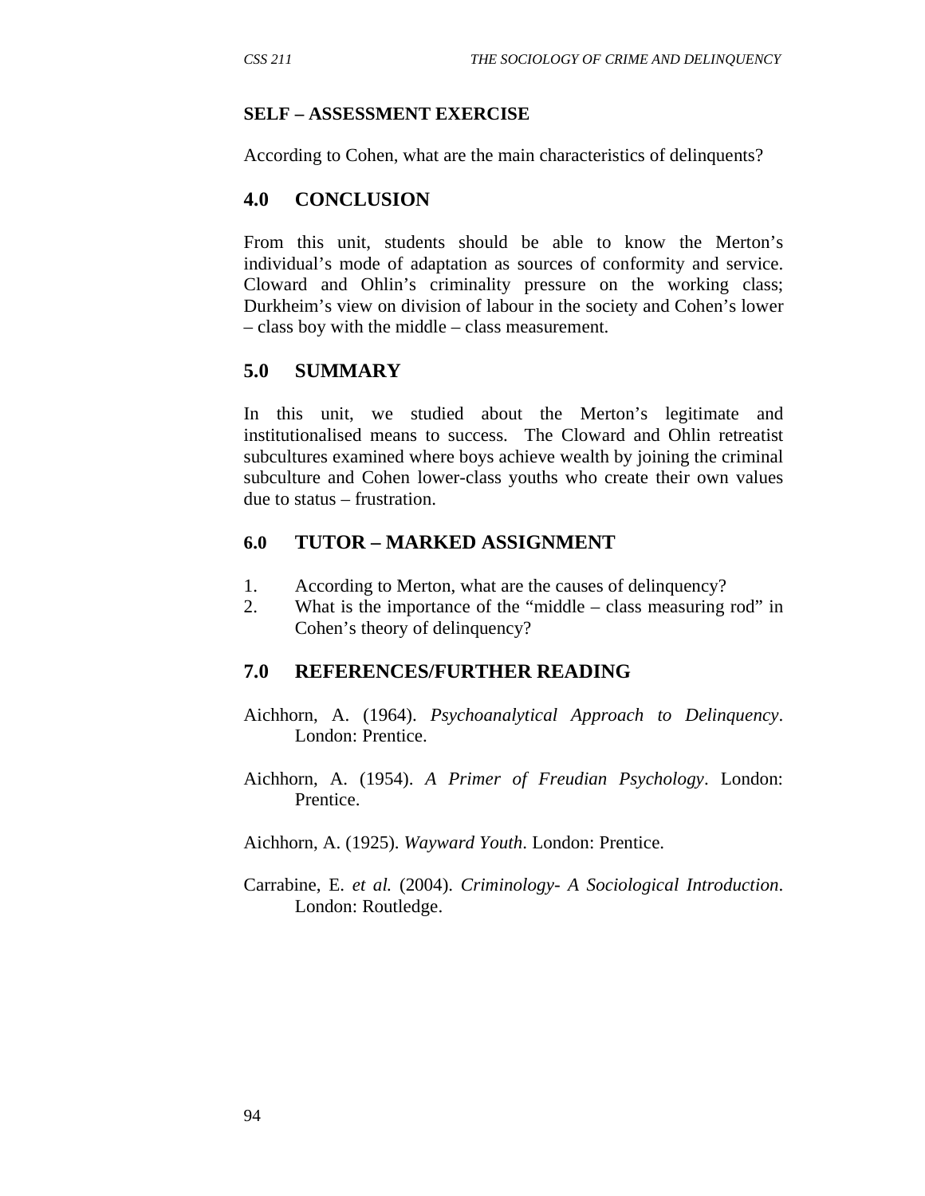**SELF – ASSESSMENT EXERCISE**

According to Cohen, what are the main characteristics of delinquents?

## 4.0 CONCLUSION

From this unit, students should be able to know the Merton's individual's mode of adaptation as sources of conformity and service. Cloward and Ohlin's criminality pressure on the working class; Durkheim's view on division of labour in the society and Cohen's lower – class boy with the middle – class measurement.

## 5.0 SUMMARY

In this unit, we studied about the Merton's legitimate and institutionalised means to success. The Cloward and Ohlin retreatist subcultures examined where boys achieve wealth by joining the criminal subculture and Cohen lower-class youths who create their own values due to status – frustration.

## 6.0 TUTOR – MARKED ASSIGNMENT

1. According to Merton, what are the causes of delinquency?
2. What is the importance of the "middle – class measuring rod" in Cohen's theory of delinquency?

## 7.0 REFERENCES/FURTHER READING

Aichhorn, A. (1964). *Psychoanalytical Approach to Delinquency*. London: Prentice.

Aichhorn, A. (1954). *A Primer of Freudian Psychology*. London: Prentice.

Aichhorn, A. (1925). *Wayward Youth*. London: Prentice.

Carrabine, E. *et al.* (2004). *Criminology- A Sociological Introduction*. London: Routledge.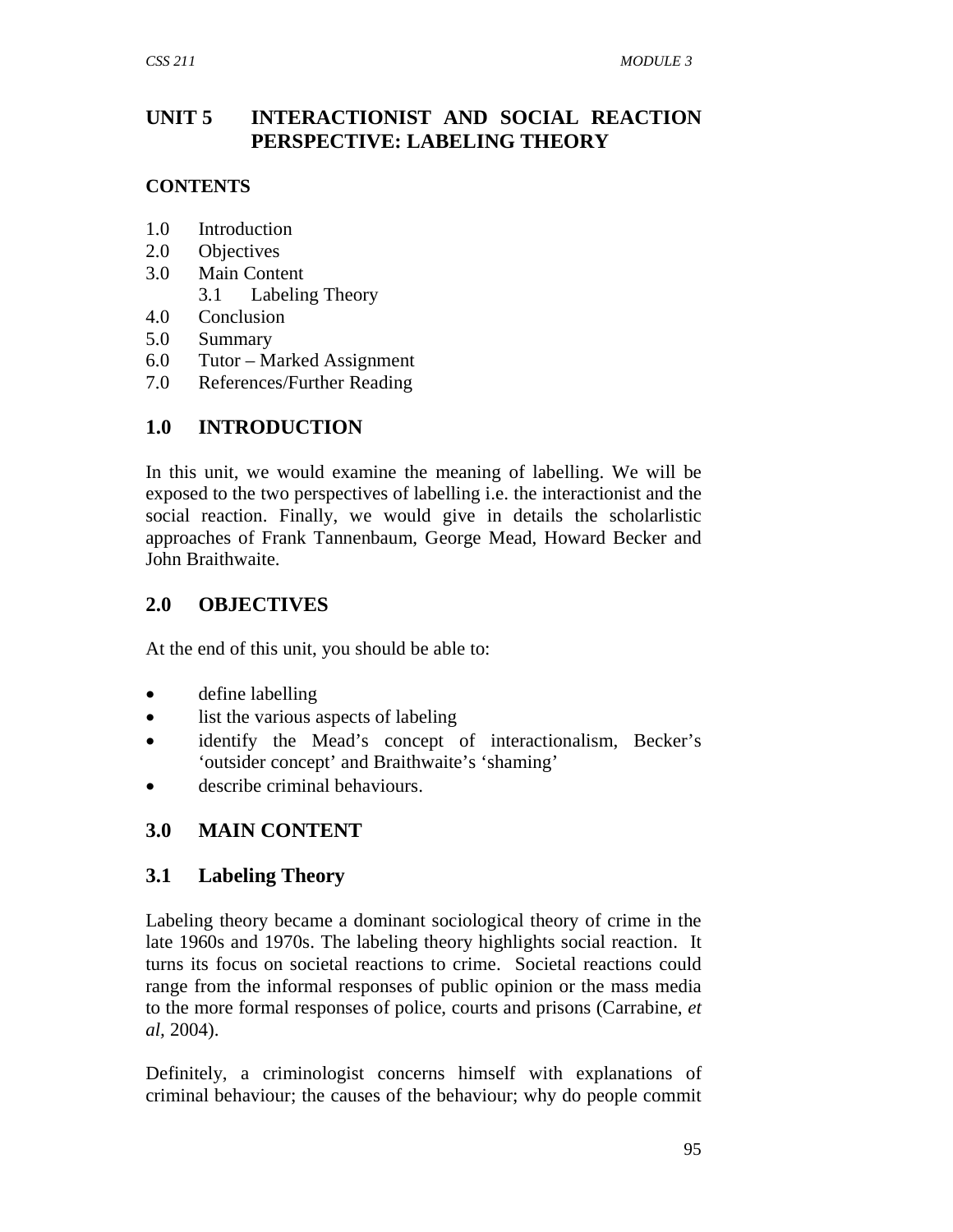## UNIT 5 INTERACTIONIST AND SOCIAL REACTION PERSPECTIVE: LABELING THEORY

**CONTENTS**

1.0 Introduction
2.0 Objectives
3.0 Main Content
    3.1 Labeling Theory
4.0 Conclusion
5.0 Summary
6.0 Tutor – Marked Assignment
7.0 References/Further Reading

## 1.0 INTRODUCTION

In this unit, we would examine the meaning of labelling. We will be exposed to the two perspectives of labelling i.e. the interactionist and the social reaction. Finally, we would give in details the scholarlistic approaches of Frank Tannenbaum, George Mead, Howard Becker and John Braithwaite.

## 2.0 OBJECTIVES

At the end of this unit, you should be able to:

- define labelling
- list the various aspects of labeling
- identify the Mead's concept of interactionalism, Becker's 'outsider concept' and Braithwaite's 'shaming'
- describe criminal behaviours.

## 3.0 MAIN CONTENT

### 3.1 Labeling Theory

Labeling theory became a dominant sociological theory of crime in the late 1960s and 1970s. The labeling theory highlights social reaction. It turns its focus on societal reactions to crime. Societal reactions could range from the informal responses of public opinion or the mass media to the more formal responses of police, courts and prisons (Carrabine, *et al*, 2004).

Definitely, a criminologist concerns himself with explanations of criminal behaviour; the causes of the behaviour; why do people commit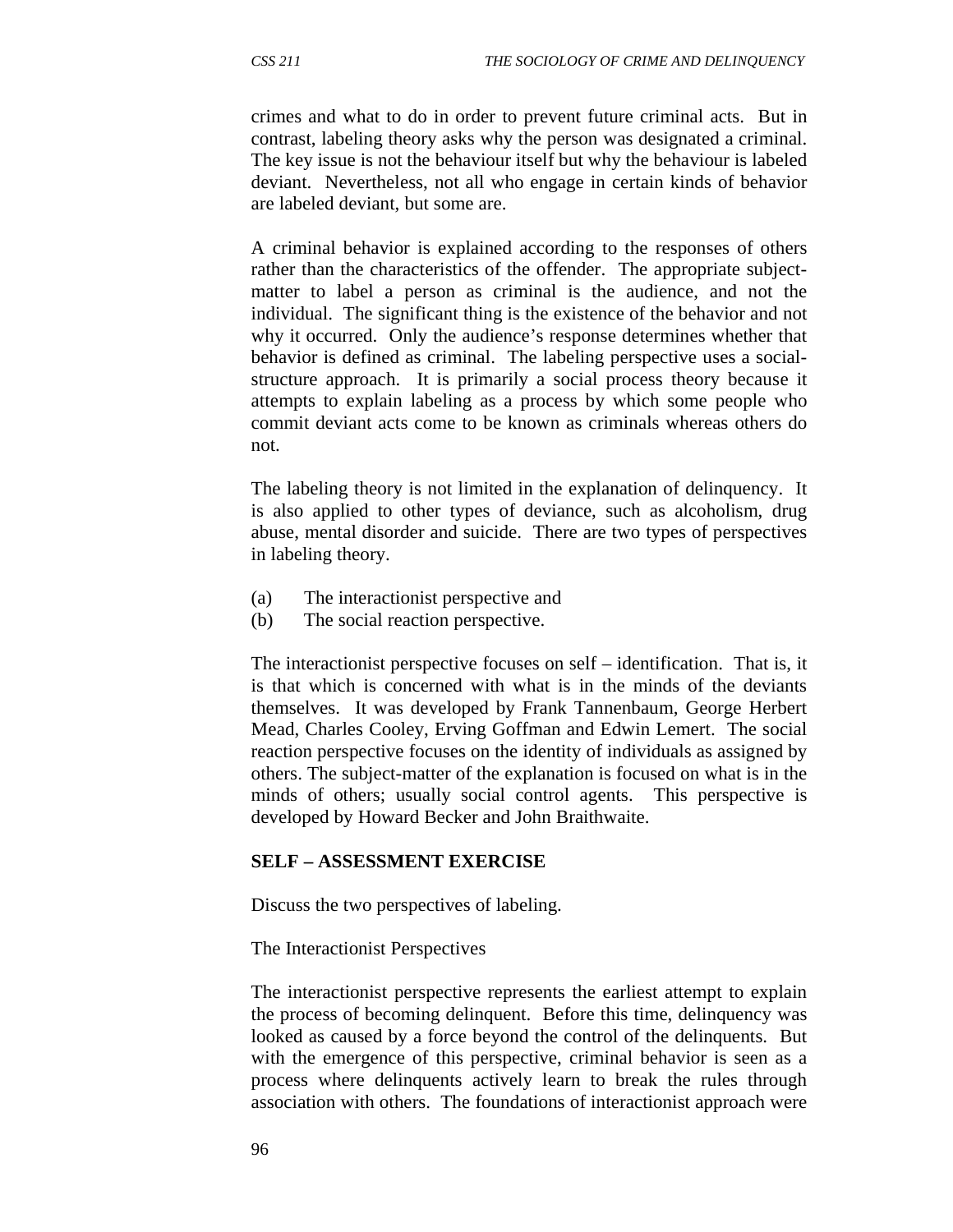crimes and what to do in order to prevent future criminal acts. But in contrast, labeling theory asks why the person was designated a criminal. The key issue is not the behaviour itself but why the behaviour is labeled deviant. Nevertheless, not all who engage in certain kinds of behavior are labeled deviant, but some are.

A criminal behavior is explained according to the responses of others rather than the characteristics of the offender. The appropriate subject-matter to label a person as criminal is the audience, and not the individual. The significant thing is the existence of the behavior and not why it occurred. Only the audience's response determines whether that behavior is defined as criminal. The labeling perspective uses a social-structure approach. It is primarily a social process theory because it attempts to explain labeling as a process by which some people who commit deviant acts come to be known as criminals whereas others do not.

The labeling theory is not limited in the explanation of delinquency. It is also applied to other types of deviance, such as alcoholism, drug abuse, mental disorder and suicide. There are two types of perspectives in labeling theory.

(a) The interactionist perspective and
(b) The social reaction perspective.

The interactionist perspective focuses on self – identification. That is, it is that which is concerned with what is in the minds of the deviants themselves. It was developed by Frank Tannenbaum, George Herbert Mead, Charles Cooley, Erving Goffman and Edwin Lemert. The social reaction perspective focuses on the identity of individuals as assigned by others. The subject-matter of the explanation is focused on what is in the minds of others; usually social control agents. This perspective is developed by Howard Becker and John Braithwaite.

**SELF – ASSESSMENT EXERCISE**

Discuss the two perspectives of labeling.

The Interactionist Perspectives

The interactionist perspective represents the earliest attempt to explain the process of becoming delinquent. Before this time, delinquency was looked as caused by a force beyond the control of the delinquents. But with the emergence of this perspective, criminal behavior is seen as a process where delinquents actively learn to break the rules through association with others. The foundations of interactionist approach were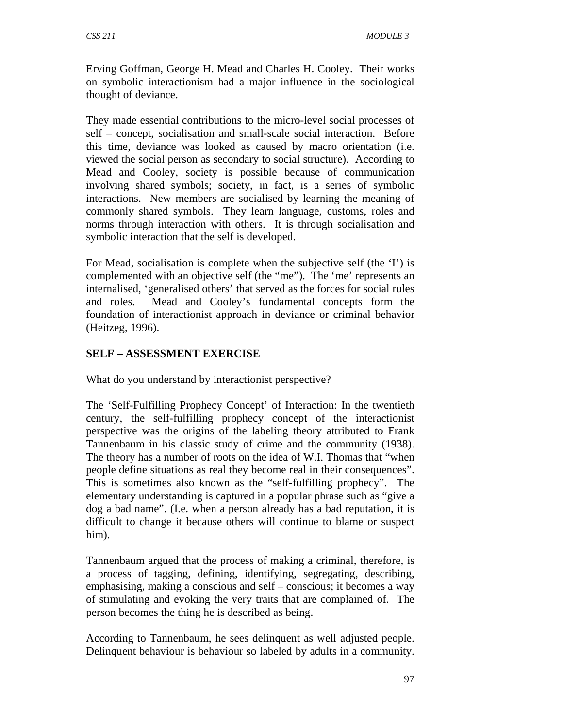Erving Goffman, George H. Mead and Charles H. Cooley. Their works on symbolic interactionism had a major influence in the sociological thought of deviance.

They made essential contributions to the micro-level social processes of self – concept, socialisation and small-scale social interaction. Before this time, deviance was looked as caused by macro orientation (i.e. viewed the social person as secondary to social structure). According to Mead and Cooley, society is possible because of communication involving shared symbols; society, in fact, is a series of symbolic interactions. New members are socialised by learning the meaning of commonly shared symbols. They learn language, customs, roles and norms through interaction with others. It is through socialisation and symbolic interaction that the self is developed.

For Mead, socialisation is complete when the subjective self (the 'I') is complemented with an objective self (the "me"). The 'me' represents an internalised, 'generalised others' that served as the forces for social rules and roles. Mead and Cooley's fundamental concepts form the foundation of interactionist approach in deviance or criminal behavior (Heitzeg, 1996).

## SELF – ASSESSMENT EXERCISE

What do you understand by interactionist perspective?

The 'Self-Fulfilling Prophecy Concept' of Interaction: In the twentieth century, the self-fulfilling prophecy concept of the interactionist perspective was the origins of the labeling theory attributed to Frank Tannenbaum in his classic study of crime and the community (1938). The theory has a number of roots on the idea of W.I. Thomas that "when people define situations as real they become real in their consequences". This is sometimes also known as the "self-fulfilling prophecy". The elementary understanding is captured in a popular phrase such as "give a dog a bad name". (I.e. when a person already has a bad reputation, it is difficult to change it because others will continue to blame or suspect him).

Tannenbaum argued that the process of making a criminal, therefore, is a process of tagging, defining, identifying, segregating, describing, emphasising, making a conscious and self – conscious; it becomes a way of stimulating and evoking the very traits that are complained of. The person becomes the thing he is described as being.

According to Tannenbaum, he sees delinquent as well adjusted people. Delinquent behaviour is behaviour so labeled by adults in a community.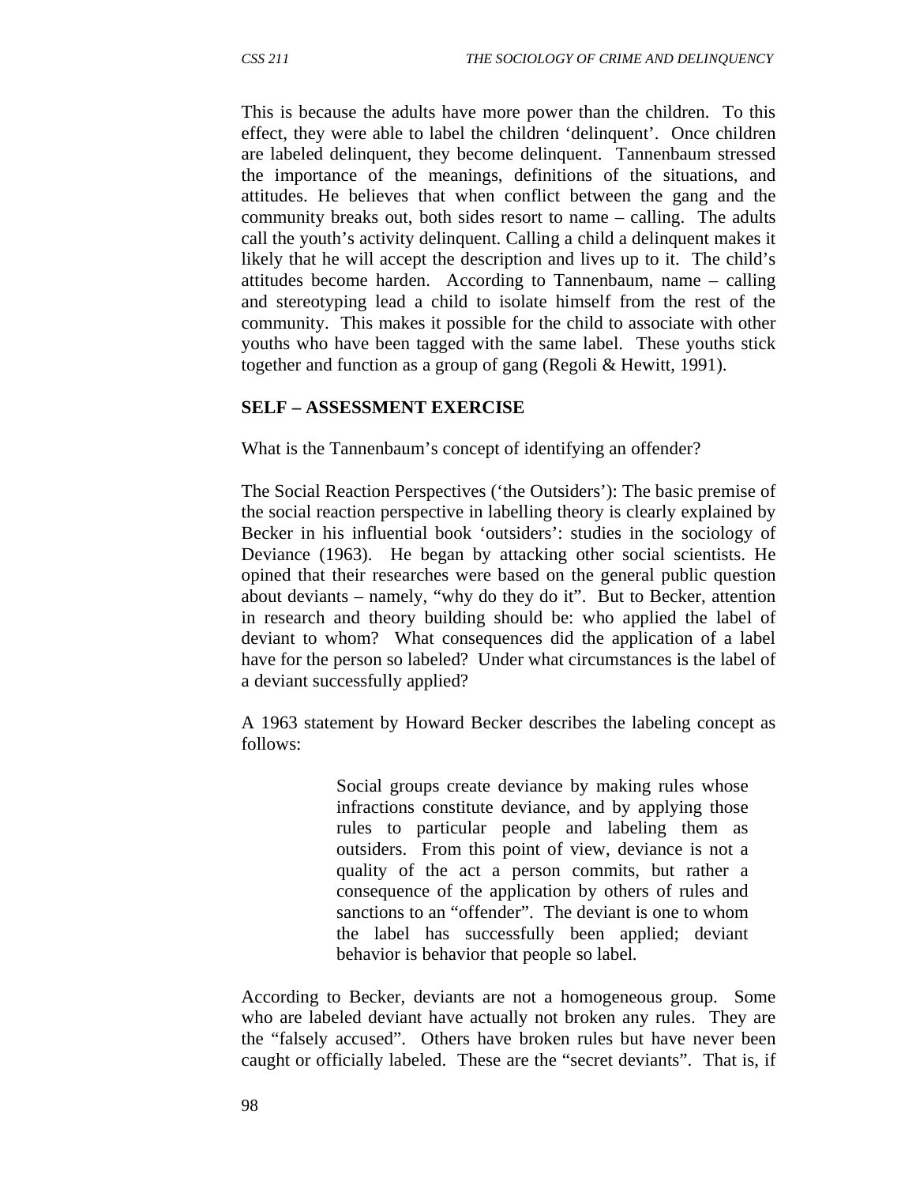This is because the adults have more power than the children. To this effect, they were able to label the children 'delinquent'. Once children are labeled delinquent, they become delinquent. Tannenbaum stressed the importance of the meanings, definitions of the situations, and attitudes. He believes that when conflict between the gang and the community breaks out, both sides resort to name – calling. The adults call the youth's activity delinquent. Calling a child a delinquent makes it likely that he will accept the description and lives up to it. The child's attitudes become harden. According to Tannenbaum, name – calling and stereotyping lead a child to isolate himself from the rest of the community. This makes it possible for the child to associate with other youths who have been tagged with the same label. These youths stick together and function as a group of gang (Regoli & Hewitt, 1991).

**SELF – ASSESSMENT EXERCISE**

What is the Tannenbaum's concept of identifying an offender?

The Social Reaction Perspectives ('the Outsiders'): The basic premise of the social reaction perspective in labelling theory is clearly explained by Becker in his influential book 'outsiders': studies in the sociology of Deviance (1963). He began by attacking other social scientists. He opined that their researches were based on the general public question about deviants – namely, "why do they do it". But to Becker, attention in research and theory building should be: who applied the label of deviant to whom? What consequences did the application of a label have for the person so labeled? Under what circumstances is the label of a deviant successfully applied?

A 1963 statement by Howard Becker describes the labeling concept as follows:

> Social groups create deviance by making rules whose infractions constitute deviance, and by applying those rules to particular people and labeling them as outsiders. From this point of view, deviance is not a quality of the act a person commits, but rather a consequence of the application by others of rules and sanctions to an "offender". The deviant is one to whom the label has successfully been applied; deviant behavior is behavior that people so label.

According to Becker, deviants are not a homogeneous group. Some who are labeled deviant have actually not broken any rules. They are the "falsely accused". Others have broken rules but have never been caught or officially labeled. These are the "secret deviants". That is, if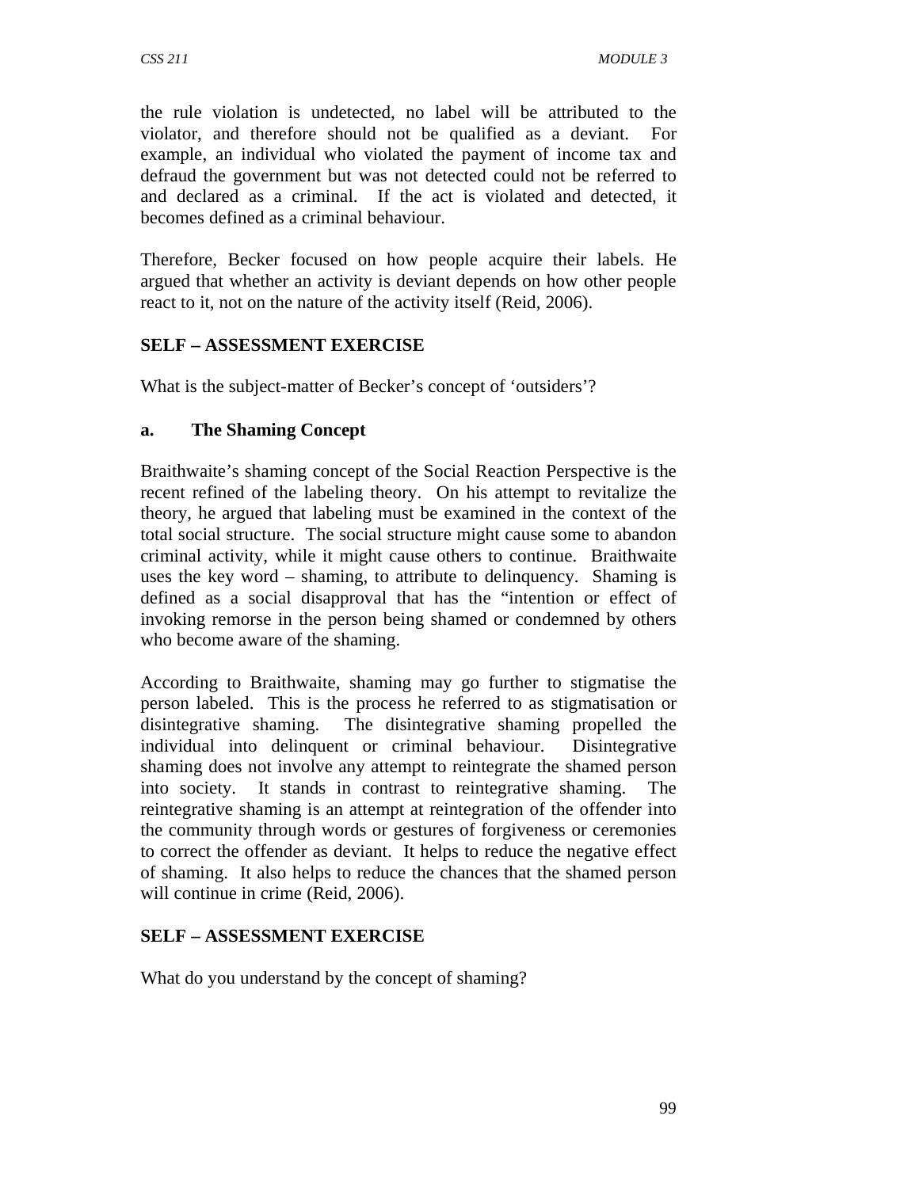the rule violation is undetected, no label will be attributed to the violator, and therefore should not be qualified as a deviant. For example, an individual who violated the payment of income tax and defraud the government but was not detected could not be referred to and declared as a criminal. If the act is violated and detected, it becomes defined as a criminal behaviour.

Therefore, Becker focused on how people acquire their labels. He argued that whether an activity is deviant depends on how other people react to it, not on the nature of the activity itself (Reid, 2006).

**SELF – ASSESSMENT EXERCISE**

What is the subject-matter of Becker's concept of 'outsiders'?

**a. The Shaming Concept**

Braithwaite's shaming concept of the Social Reaction Perspective is the recent refined of the labeling theory. On his attempt to revitalize the theory, he argued that labeling must be examined in the context of the total social structure. The social structure might cause some to abandon criminal activity, while it might cause others to continue. Braithwaite uses the key word – shaming, to attribute to delinquency. Shaming is defined as a social disapproval that has the "intention or effect of invoking remorse in the person being shamed or condemned by others who become aware of the shaming.

According to Braithwaite, shaming may go further to stigmatise the person labeled. This is the process he referred to as stigmatisation or disintegrative shaming. The disintegrative shaming propelled the individual into delinquent or criminal behaviour. Disintegrative shaming does not involve any attempt to reintegrate the shamed person into society. It stands in contrast to reintegrative shaming. The reintegrative shaming is an attempt at reintegration of the offender into the community through words or gestures of forgiveness or ceremonies to correct the offender as deviant. It helps to reduce the negative effect of shaming. It also helps to reduce the chances that the shamed person will continue in crime (Reid, 2006).

**SELF – ASSESSMENT EXERCISE**

What do you understand by the concept of shaming?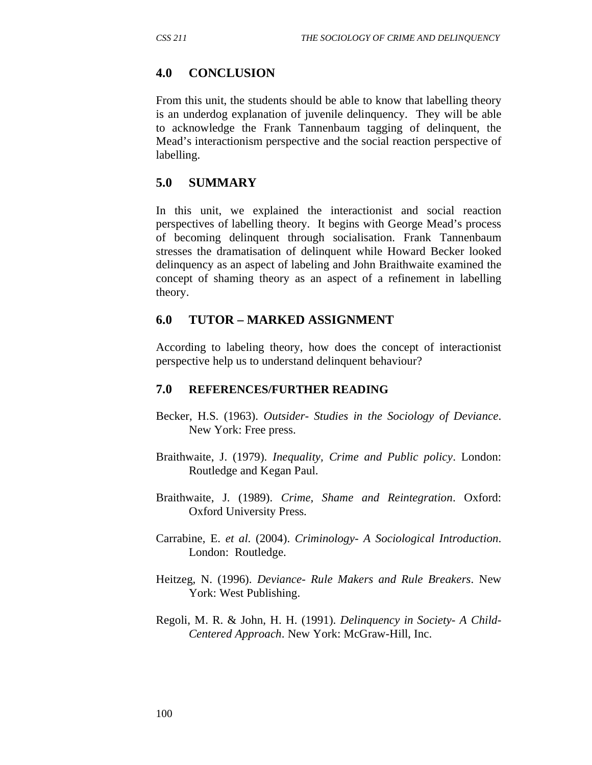## 4.0 CONCLUSION

From this unit, the students should be able to know that labelling theory is an underdog explanation of juvenile delinquency. They will be able to acknowledge the Frank Tannenbaum tagging of delinquent, the Mead's interactionism perspective and the social reaction perspective of labelling.

## 5.0 SUMMARY

In this unit, we explained the interactionist and social reaction perspectives of labelling theory. It begins with George Mead's process of becoming delinquent through socialisation. Frank Tannenbaum stresses the dramatisation of delinquent while Howard Becker looked delinquency as an aspect of labeling and John Braithwaite examined the concept of shaming theory as an aspect of a refinement in labelling theory.

## 6.0 TUTOR – MARKED ASSIGNMENT

According to labeling theory, how does the concept of interactionist perspective help us to understand delinquent behaviour?

## 7.0 REFERENCES/FURTHER READING

Becker, H.S. (1963). *Outsider- Studies in the Sociology of Deviance*. New York: Free press.

Braithwaite, J. (1979). *Inequality, Crime and Public policy*. London: Routledge and Kegan Paul.

Braithwaite, J. (1989). *Crime, Shame and Reintegration*. Oxford: Oxford University Press.

Carrabine, E. *et al.* (2004). *Criminology- A Sociological Introduction*. London: Routledge.

Heitzeg, N. (1996). *Deviance- Rule Makers and Rule Breakers*. New York: West Publishing.

Regoli, M. R. & John, H. H. (1991). *Delinquency in Society- A Child-Centered Approach*. New York: McGraw-Hill, Inc.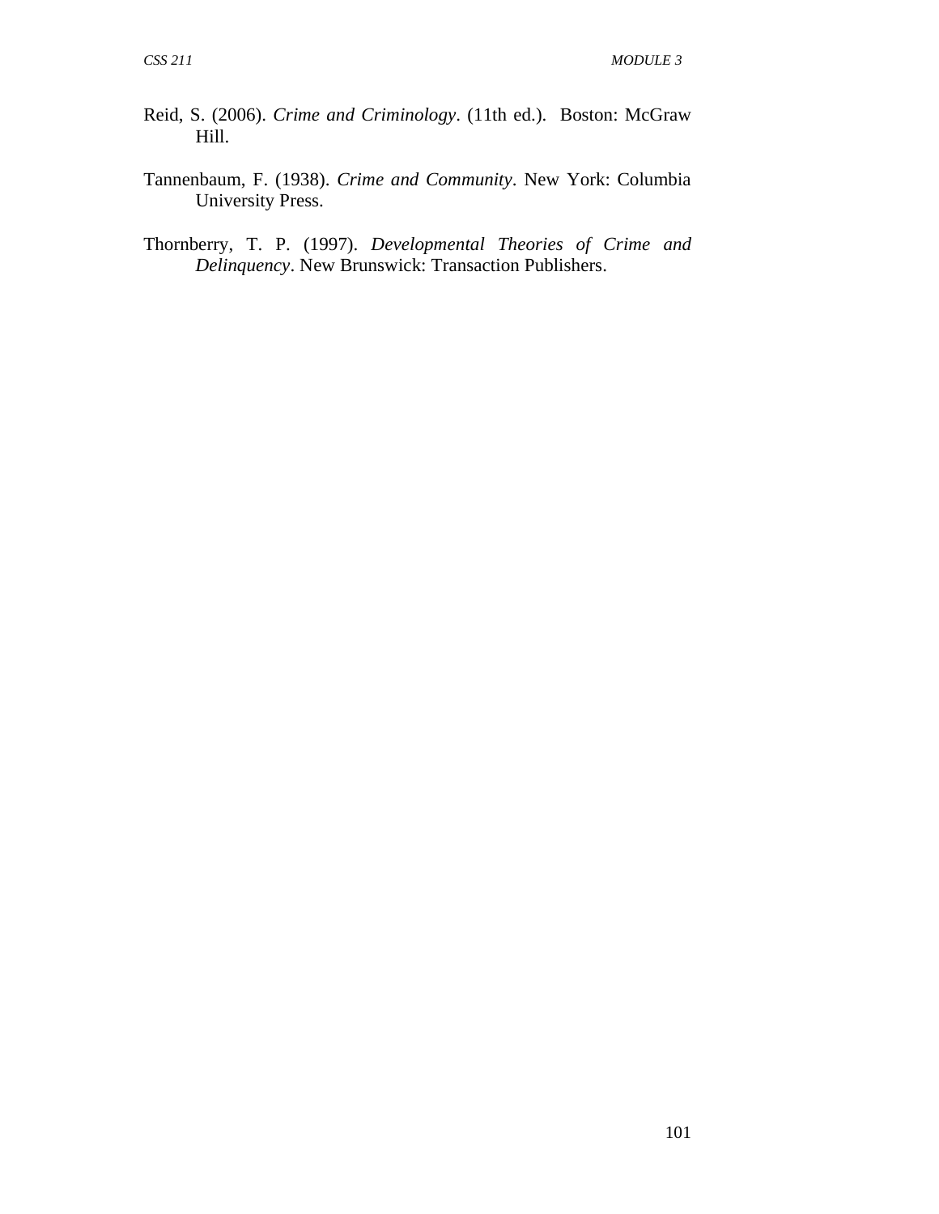Reid, S. (2006). *Crime and Criminology*. (11th ed.). Boston: McGraw Hill.

Tannenbaum, F. (1938). *Crime and Community*. New York: Columbia University Press.

Thornberry, T. P. (1997). *Developmental Theories of Crime and Delinquency*. New Brunswick: Transaction Publishers.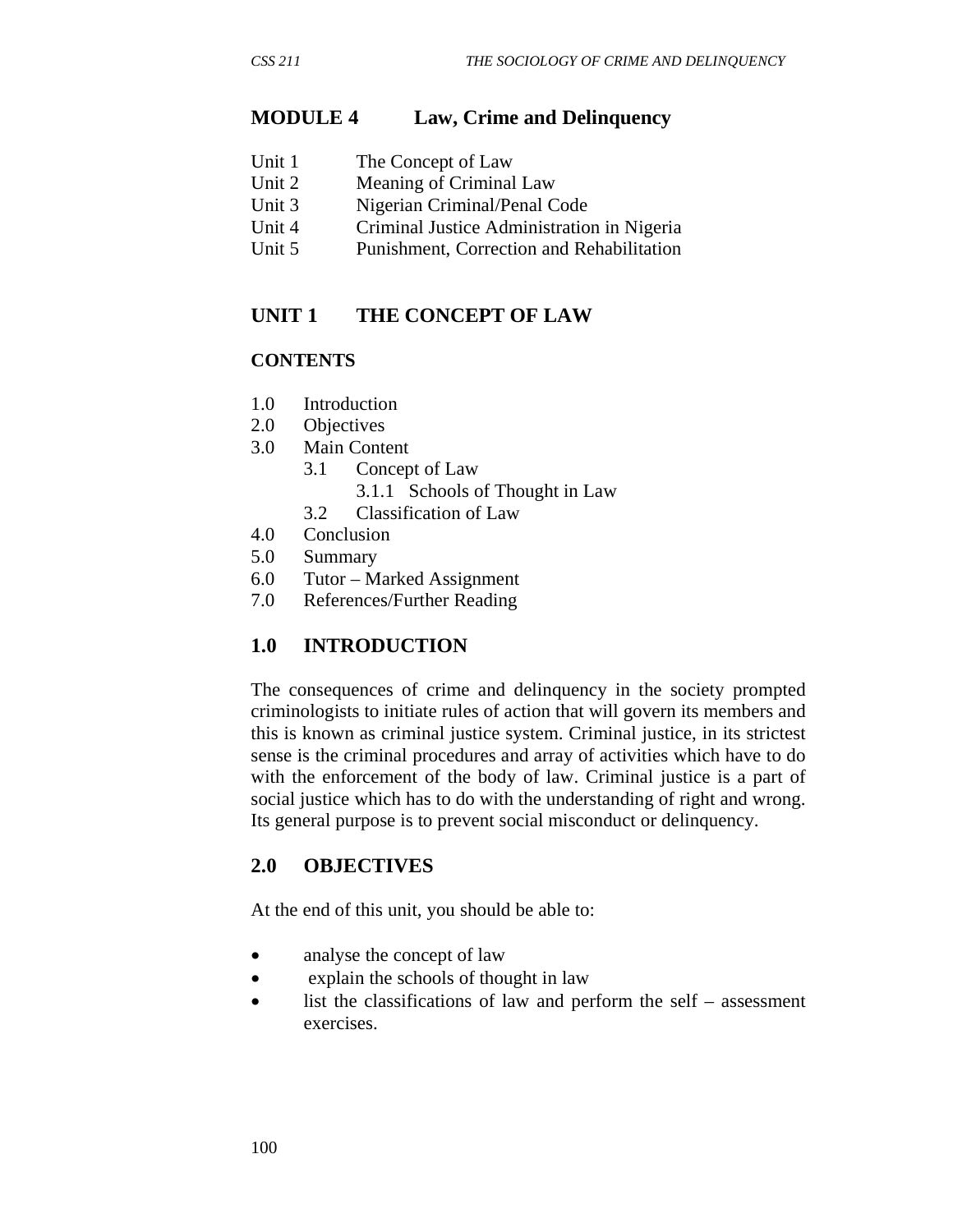# MODULE 4 Law, Crime and Delinquency

Unit 1 The Concept of Law
Unit 2 Meaning of Criminal Law
Unit 3 Nigerian Criminal/Penal Code
Unit 4 Criminal Justice Administration in Nigeria
Unit 5 Punishment, Correction and Rehabilitation

## UNIT 1 THE CONCEPT OF LAW

**CONTENTS**

- 1.0 Introduction
- 2.0 Objectives
- 3.0 Main Content
  - 3.1 Concept of Law
    - 3.1.1 Schools of Thought in Law
  - 3.2 Classification of Law
- 4.0 Conclusion
- 5.0 Summary
- 6.0 Tutor – Marked Assignment
- 7.0 References/Further Reading

## 1.0 INTRODUCTION

The consequences of crime and delinquency in the society prompted criminologists to initiate rules of action that will govern its members and this is known as criminal justice system. Criminal justice, in its strictest sense is the criminal procedures and array of activities which have to do with the enforcement of the body of law. Criminal justice is a part of social justice which has to do with the understanding of right and wrong. Its general purpose is to prevent social misconduct or delinquency.

## 2.0 OBJECTIVES

At the end of this unit, you should be able to:

- analyse the concept of law
- explain the schools of thought in law
- list the classifications of law and perform the self – assessment exercises.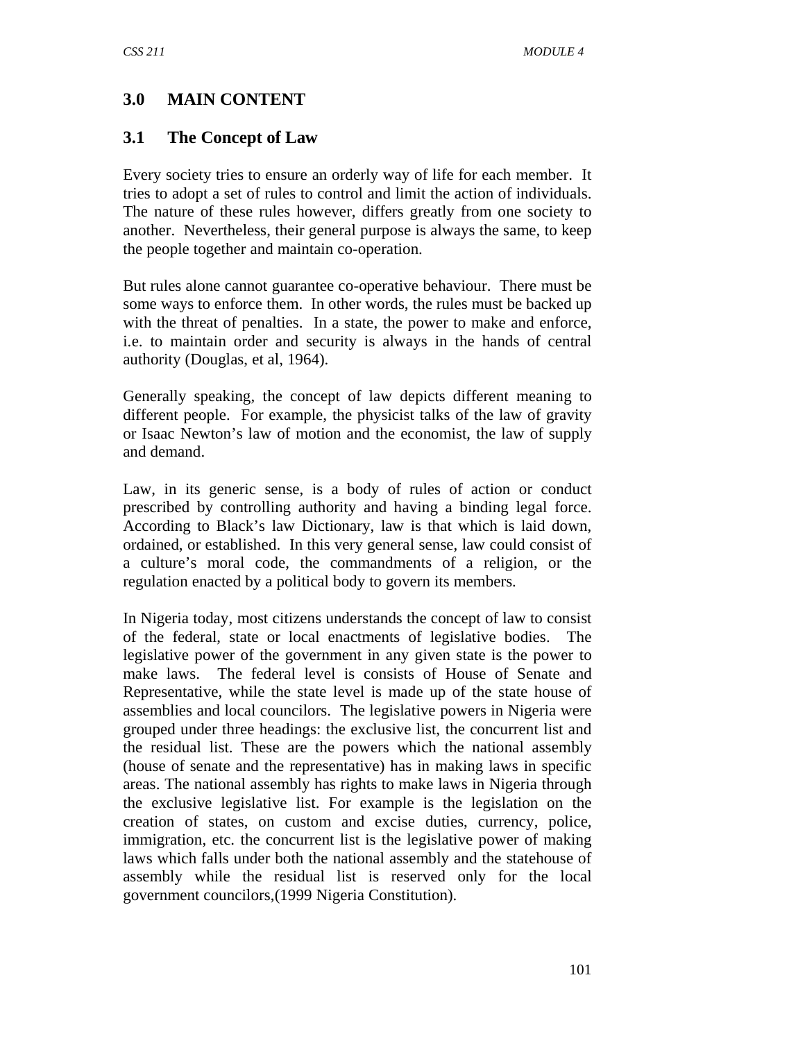## 3.0 MAIN CONTENT

### 3.1 The Concept of Law

Every society tries to ensure an orderly way of life for each member. It tries to adopt a set of rules to control and limit the action of individuals. The nature of these rules however, differs greatly from one society to another. Nevertheless, their general purpose is always the same, to keep the people together and maintain co-operation.

But rules alone cannot guarantee co-operative behaviour. There must be some ways to enforce them. In other words, the rules must be backed up with the threat of penalties. In a state, the power to make and enforce, i.e. to maintain order and security is always in the hands of central authority (Douglas, et al, 1964).

Generally speaking, the concept of law depicts different meaning to different people. For example, the physicist talks of the law of gravity or Isaac Newton's law of motion and the economist, the law of supply and demand.

Law, in its generic sense, is a body of rules of action or conduct prescribed by controlling authority and having a binding legal force. According to Black's law Dictionary, law is that which is laid down, ordained, or established. In this very general sense, law could consist of a culture's moral code, the commandments of a religion, or the regulation enacted by a political body to govern its members.

In Nigeria today, most citizens understands the concept of law to consist of the federal, state or local enactments of legislative bodies. The legislative power of the government in any given state is the power to make laws. The federal level is consists of House of Senate and Representative, while the state level is made up of the state house of assemblies and local councilors. The legislative powers in Nigeria were grouped under three headings: the exclusive list, the concurrent list and the residual list. These are the powers which the national assembly (house of senate and the representative) has in making laws in specific areas. The national assembly has rights to make laws in Nigeria through the exclusive legislative list. For example is the legislation on the creation of states, on custom and excise duties, currency, police, immigration, etc. the concurrent list is the legislative power of making laws which falls under both the national assembly and the statehouse of assembly while the residual list is reserved only for the local government councilors,(1999 Nigeria Constitution).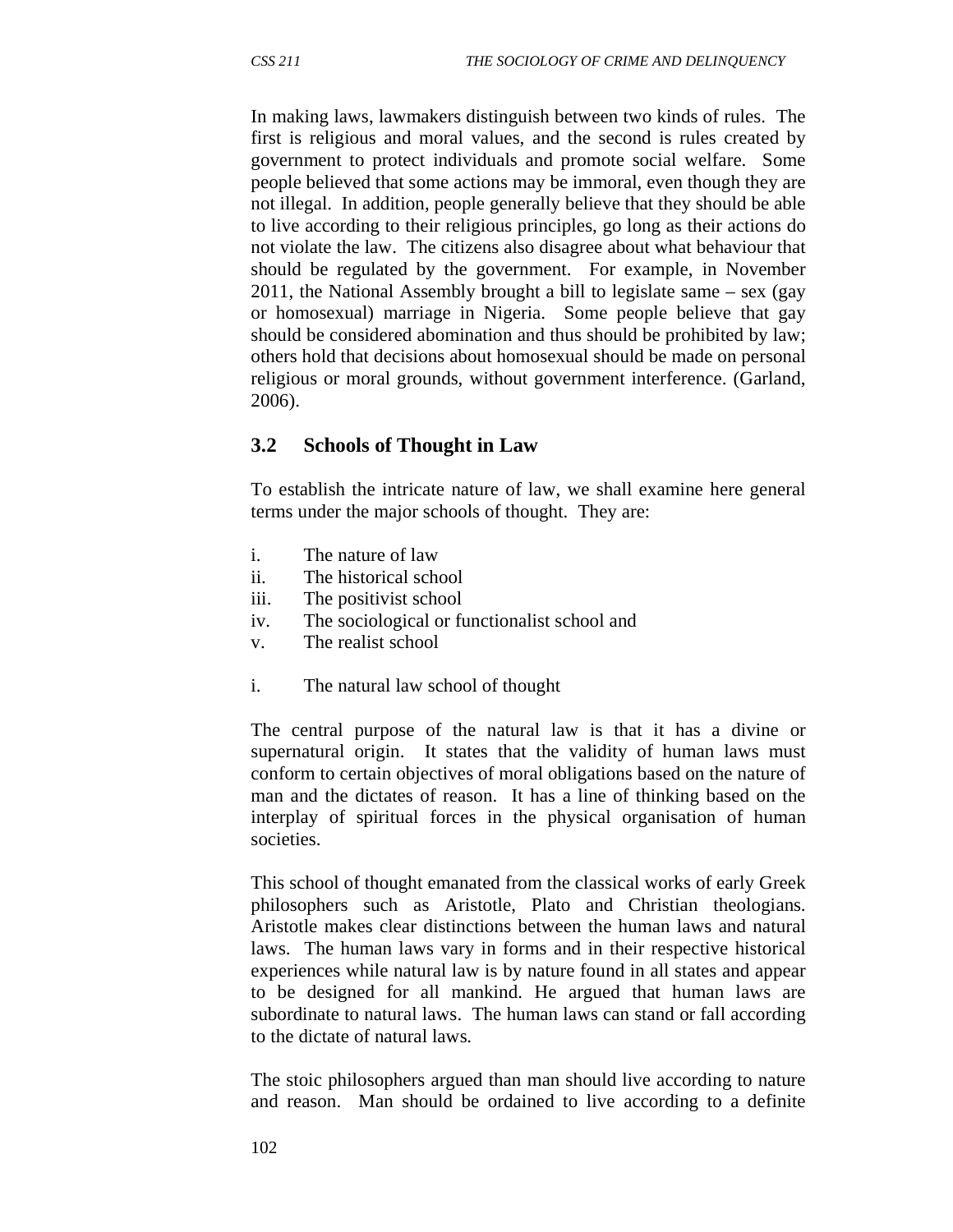In making laws, lawmakers distinguish between two kinds of rules. The first is religious and moral values, and the second is rules created by government to protect individuals and promote social welfare. Some people believed that some actions may be immoral, even though they are not illegal. In addition, people generally believe that they should be able to live according to their religious principles, go long as their actions do not violate the law. The citizens also disagree about what behaviour that should be regulated by the government. For example, in November 2011, the National Assembly brought a bill to legislate same – sex (gay or homosexual) marriage in Nigeria. Some people believe that gay should be considered abomination and thus should be prohibited by law; others hold that decisions about homosexual should be made on personal religious or moral grounds, without government interference. (Garland, 2006).

### 3.2 Schools of Thought in Law

To establish the intricate nature of law, we shall examine here general terms under the major schools of thought. They are:

i. The nature of law
ii. The historical school
iii. The positivist school
iv. The sociological or functionalist school and
v. The realist school

i. The natural law school of thought

The central purpose of the natural law is that it has a divine or supernatural origin. It states that the validity of human laws must conform to certain objectives of moral obligations based on the nature of man and the dictates of reason. It has a line of thinking based on the interplay of spiritual forces in the physical organisation of human societies.

This school of thought emanated from the classical works of early Greek philosophers such as Aristotle, Plato and Christian theologians. Aristotle makes clear distinctions between the human laws and natural laws. The human laws vary in forms and in their respective historical experiences while natural law is by nature found in all states and appear to be designed for all mankind. He argued that human laws are subordinate to natural laws. The human laws can stand or fall according to the dictate of natural laws.

The stoic philosophers argued than man should live according to nature and reason. Man should be ordained to live according to a definite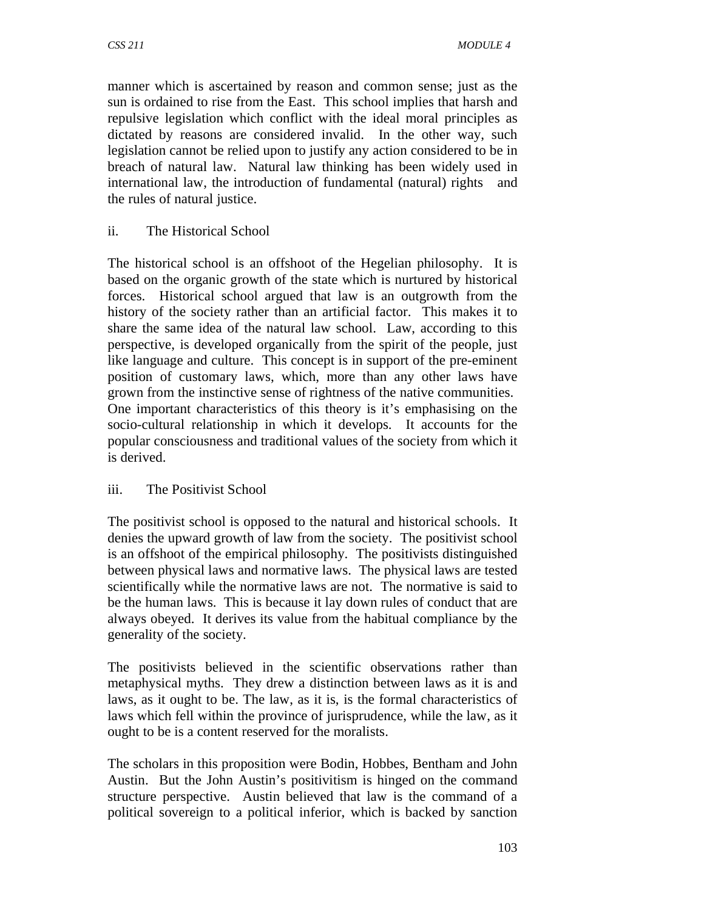manner which is ascertained by reason and common sense; just as the sun is ordained to rise from the East. This school implies that harsh and repulsive legislation which conflict with the ideal moral principles as dictated by reasons are considered invalid. In the other way, such legislation cannot be relied upon to justify any action considered to be in breach of natural law. Natural law thinking has been widely used in international law, the introduction of fundamental (natural) rights and the rules of natural justice.

ii. The Historical School

The historical school is an offshoot of the Hegelian philosophy. It is based on the organic growth of the state which is nurtured by historical forces. Historical school argued that law is an outgrowth from the history of the society rather than an artificial factor. This makes it to share the same idea of the natural law school. Law, according to this perspective, is developed organically from the spirit of the people, just like language and culture. This concept is in support of the pre-eminent position of customary laws, which, more than any other laws have grown from the instinctive sense of rightness of the native communities. One important characteristics of this theory is it's emphasising on the socio-cultural relationship in which it develops. It accounts for the popular consciousness and traditional values of the society from which it is derived.

iii. The Positivist School

The positivist school is opposed to the natural and historical schools. It denies the upward growth of law from the society. The positivist school is an offshoot of the empirical philosophy. The positivists distinguished between physical laws and normative laws. The physical laws are tested scientifically while the normative laws are not. The normative is said to be the human laws. This is because it lay down rules of conduct that are always obeyed. It derives its value from the habitual compliance by the generality of the society.

The positivists believed in the scientific observations rather than metaphysical myths. They drew a distinction between laws as it is and laws, as it ought to be. The law, as it is, is the formal characteristics of laws which fell within the province of jurisprudence, while the law, as it ought to be is a content reserved for the moralists.

The scholars in this proposition were Bodin, Hobbes, Bentham and John Austin. But the John Austin's positivitism is hinged on the command structure perspective. Austin believed that law is the command of a political sovereign to a political inferior, which is backed by sanction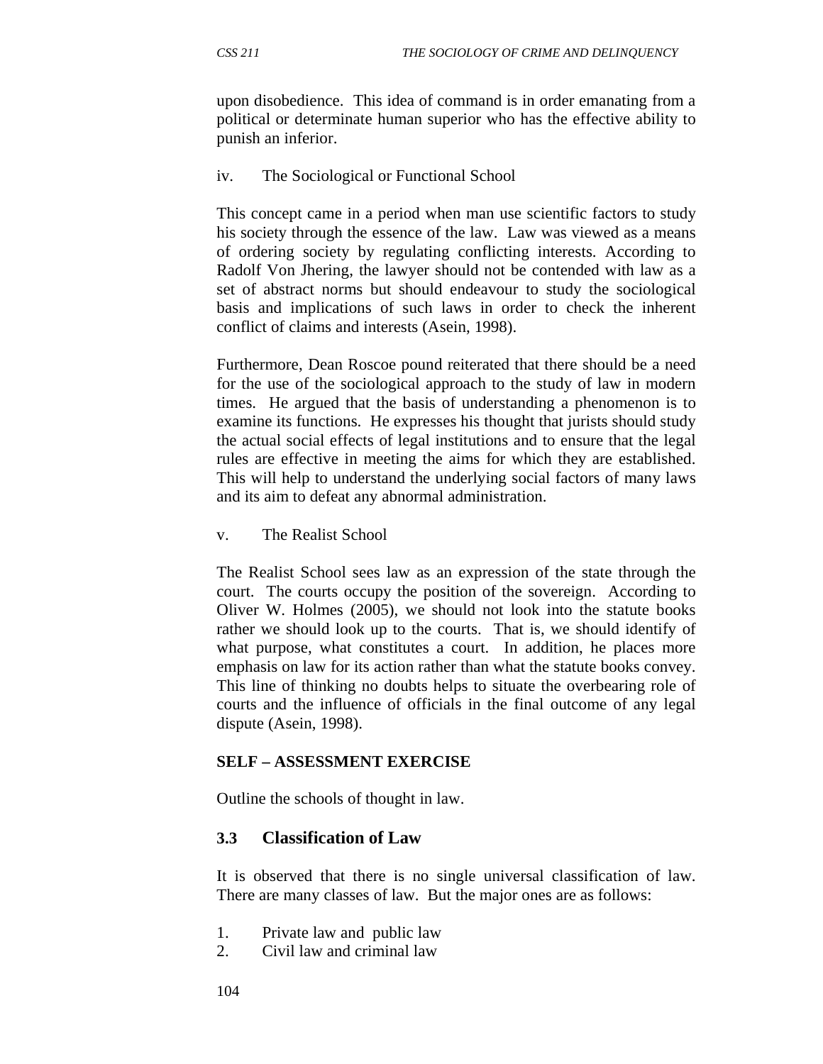upon disobedience. This idea of command is in order emanating from a political or determinate human superior who has the effective ability to punish an inferior.

iv. The Sociological or Functional School

This concept came in a period when man use scientific factors to study his society through the essence of the law. Law was viewed as a means of ordering society by regulating conflicting interests. According to Radolf Von Jhering, the lawyer should not be contended with law as a set of abstract norms but should endeavour to study the sociological basis and implications of such laws in order to check the inherent conflict of claims and interests (Asein, 1998).

Furthermore, Dean Roscoe pound reiterated that there should be a need for the use of the sociological approach to the study of law in modern times. He argued that the basis of understanding a phenomenon is to examine its functions. He expresses his thought that jurists should study the actual social effects of legal institutions and to ensure that the legal rules are effective in meeting the aims for which they are established. This will help to understand the underlying social factors of many laws and its aim to defeat any abnormal administration.

v. The Realist School

The Realist School sees law as an expression of the state through the court. The courts occupy the position of the sovereign. According to Oliver W. Holmes (2005), we should not look into the statute books rather we should look up to the courts. That is, we should identify of what purpose, what constitutes a court. In addition, he places more emphasis on law for its action rather than what the statute books convey. This line of thinking no doubts helps to situate the overbearing role of courts and the influence of officials in the final outcome of any legal dispute (Asein, 1998).

**SELF – ASSESSMENT EXERCISE**

Outline the schools of thought in law.

## 3.3 Classification of Law

It is observed that there is no single universal classification of law. There are many classes of law. But the major ones are as follows:

1. Private law and public law
2. Civil law and criminal law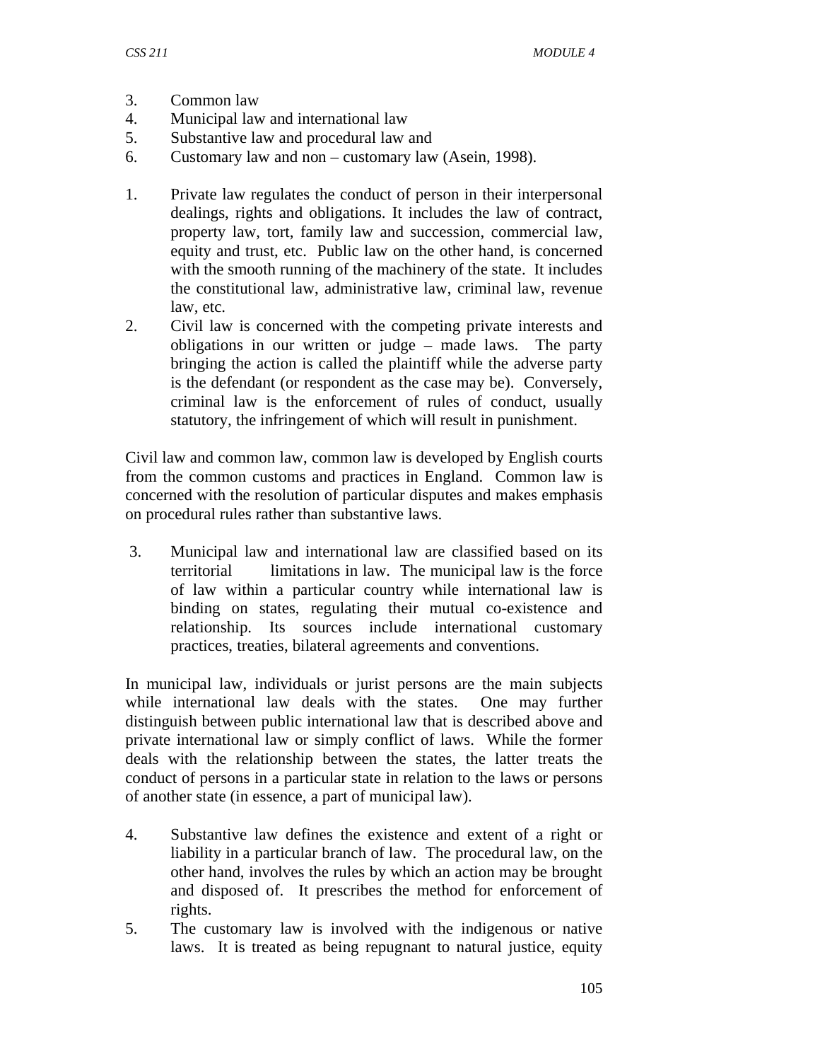3. Common law
4. Municipal law and international law
5. Substantive law and procedural law and
6. Customary law and non – customary law (Asein, 1998).

1. Private law regulates the conduct of person in their interpersonal dealings, rights and obligations. It includes the law of contract, property law, tort, family law and succession, commercial law, equity and trust, etc. Public law on the other hand, is concerned with the smooth running of the machinery of the state. It includes the constitutional law, administrative law, criminal law, revenue law, etc.
2. Civil law is concerned with the competing private interests and obligations in our written or judge – made laws. The party bringing the action is called the plaintiff while the adverse party is the defendant (or respondent as the case may be). Conversely, criminal law is the enforcement of rules of conduct, usually statutory, the infringement of which will result in punishment.

Civil law and common law, common law is developed by English courts from the common customs and practices in England. Common law is concerned with the resolution of particular disputes and makes emphasis on procedural rules rather than substantive laws.

3. Municipal law and international law are classified based on its territorial limitations in law. The municipal law is the force of law within a particular country while international law is binding on states, regulating their mutual co-existence and relationship. Its sources include international customary practices, treaties, bilateral agreements and conventions.

In municipal law, individuals or jurist persons are the main subjects while international law deals with the states. One may further distinguish between public international law that is described above and private international law or simply conflict of laws. While the former deals with the relationship between the states, the latter treats the conduct of persons in a particular state in relation to the laws or persons of another state (in essence, a part of municipal law).

4. Substantive law defines the existence and extent of a right or liability in a particular branch of law. The procedural law, on the other hand, involves the rules by which an action may be brought and disposed of. It prescribes the method for enforcement of rights.
5. The customary law is involved with the indigenous or native laws. It is treated as being repugnant to natural justice, equity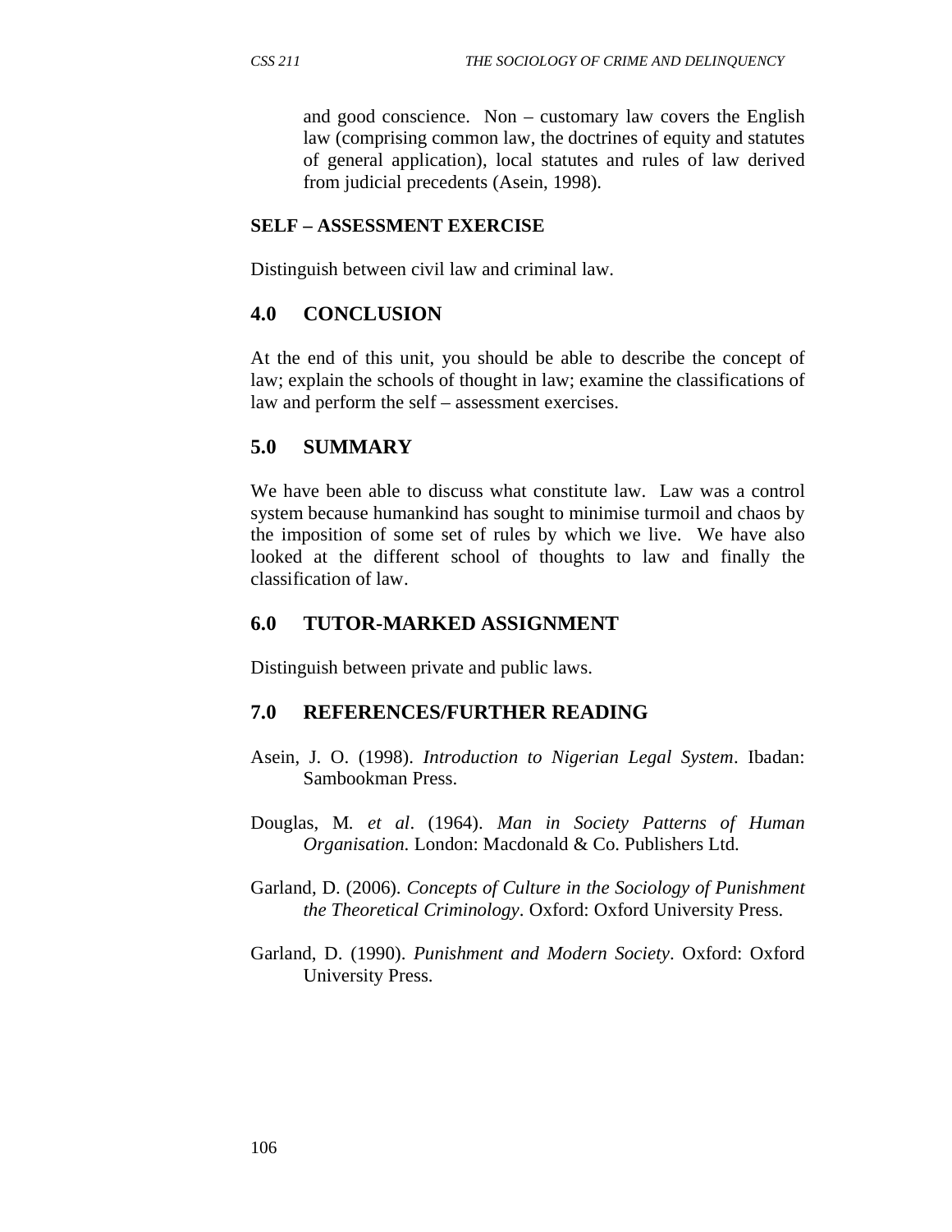and good conscience. Non – customary law covers the English law (comprising common law, the doctrines of equity and statutes of general application), local statutes and rules of law derived from judicial precedents (Asein, 1998).

**SELF – ASSESSMENT EXERCISE**

Distinguish between civil law and criminal law.

## 4.0 CONCLUSION

At the end of this unit, you should be able to describe the concept of law; explain the schools of thought in law; examine the classifications of law and perform the self – assessment exercises.

## 5.0 SUMMARY

We have been able to discuss what constitute law. Law was a control system because humankind has sought to minimise turmoil and chaos by the imposition of some set of rules by which we live. We have also looked at the different school of thoughts to law and finally the classification of law.

## 6.0 TUTOR-MARKED ASSIGNMENT

Distinguish between private and public laws.

## 7.0 REFERENCES/FURTHER READING

Asein, J. O. (1998). *Introduction to Nigerian Legal System*. Ibadan: Sambookman Press.

Douglas, M. *et al*. (1964). *Man in Society Patterns of Human Organisation.* London: Macdonald & Co. Publishers Ltd.

Garland, D. (2006). *Concepts of Culture in the Sociology of Punishment the Theoretical Criminology*. Oxford: Oxford University Press.

Garland, D. (1990). *Punishment and Modern Society*. Oxford: Oxford University Press.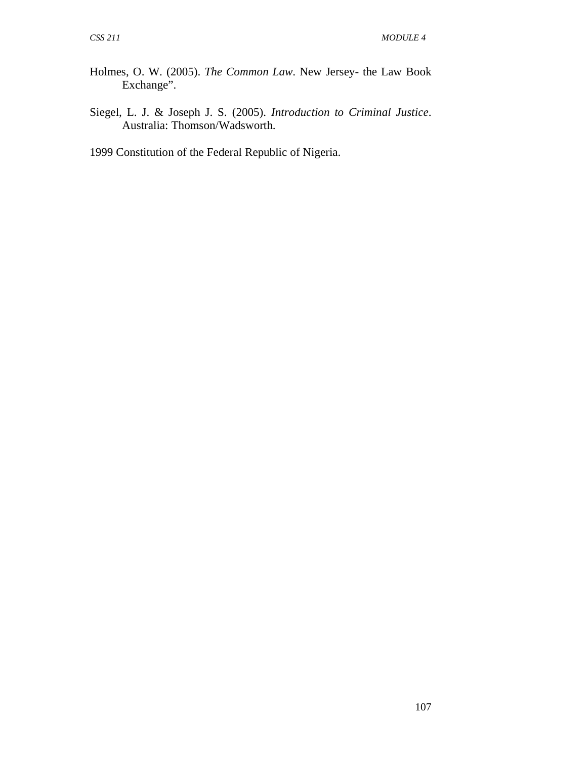Holmes, O. W. (2005). *The Common Law*. New Jersey- the Law Book Exchange".

Siegel, L. J. & Joseph J. S. (2005). *Introduction to Criminal Justice*. Australia: Thomson/Wadsworth.

1999 Constitution of the Federal Republic of Nigeria.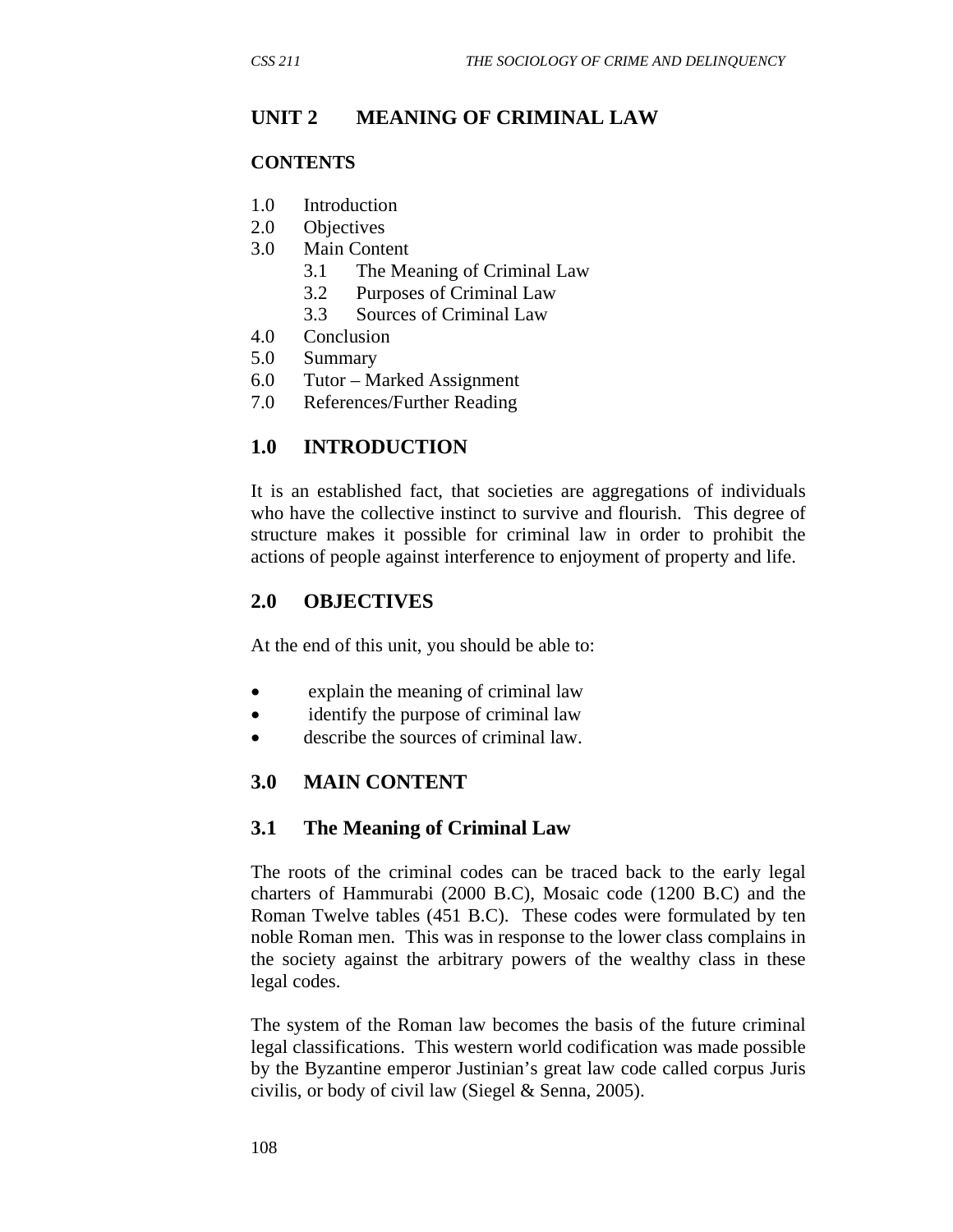# UNIT 2 MEANING OF CRIMINAL LAW

**CONTENTS**

1.0 Introduction
2.0 Objectives
3.0 Main Content
    3.1 The Meaning of Criminal Law
    3.2 Purposes of Criminal Law
    3.3 Sources of Criminal Law
4.0 Conclusion
5.0 Summary
6.0 Tutor – Marked Assignment
7.0 References/Further Reading

## 1.0 INTRODUCTION

It is an established fact, that societies are aggregations of individuals who have the collective instinct to survive and flourish. This degree of structure makes it possible for criminal law in order to prohibit the actions of people against interference to enjoyment of property and life.

## 2.0 OBJECTIVES

At the end of this unit, you should be able to:

- explain the meaning of criminal law
- identify the purpose of criminal law
- describe the sources of criminal law.

## 3.0 MAIN CONTENT

### 3.1 The Meaning of Criminal Law

The roots of the criminal codes can be traced back to the early legal charters of Hammurabi (2000 B.C), Mosaic code (1200 B.C) and the Roman Twelve tables (451 B.C). These codes were formulated by ten noble Roman men. This was in response to the lower class complains in the society against the arbitrary powers of the wealthy class in these legal codes.

The system of the Roman law becomes the basis of the future criminal legal classifications. This western world codification was made possible by the Byzantine emperor Justinian's great law code called corpus Juris civilis, or body of civil law (Siegel & Senna, 2005).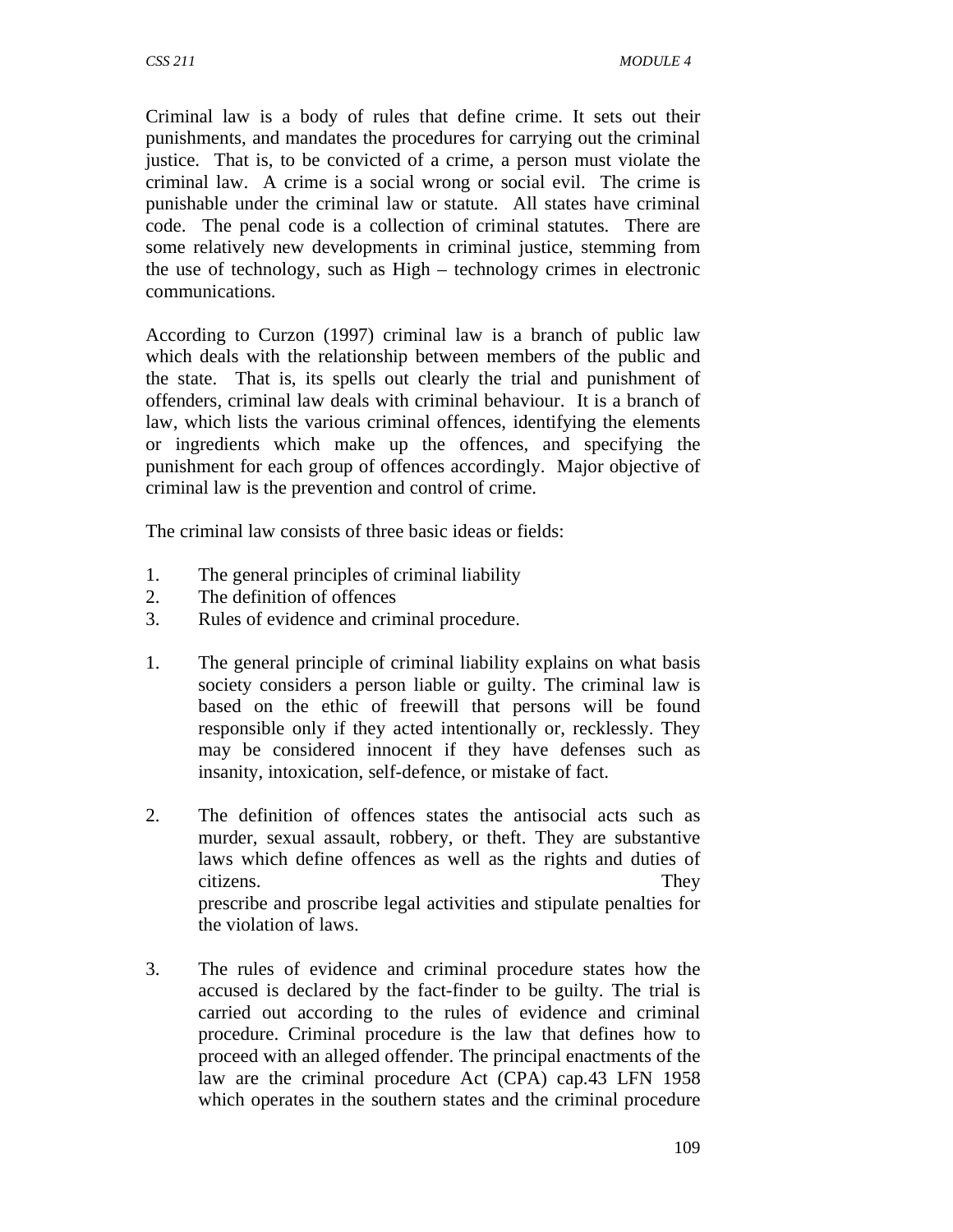Criminal law is a body of rules that define crime. It sets out their punishments, and mandates the procedures for carrying out the criminal justice. That is, to be convicted of a crime, a person must violate the criminal law. A crime is a social wrong or social evil. The crime is punishable under the criminal law or statute. All states have criminal code. The penal code is a collection of criminal statutes. There are some relatively new developments in criminal justice, stemming from the use of technology, such as High – technology crimes in electronic communications.

According to Curzon (1997) criminal law is a branch of public law which deals with the relationship between members of the public and the state. That is, its spells out clearly the trial and punishment of offenders, criminal law deals with criminal behaviour. It is a branch of law, which lists the various criminal offences, identifying the elements or ingredients which make up the offences, and specifying the punishment for each group of offences accordingly. Major objective of criminal law is the prevention and control of crime.

The criminal law consists of three basic ideas or fields:

1. The general principles of criminal liability
2. The definition of offences
3. Rules of evidence and criminal procedure.

1. The general principle of criminal liability explains on what basis society considers a person liable or guilty. The criminal law is based on the ethic of freewill that persons will be found responsible only if they acted intentionally or, recklessly. They may be considered innocent if they have defenses such as insanity, intoxication, self-defence, or mistake of fact.

2. The definition of offences states the antisocial acts such as murder, sexual assault, robbery, or theft. They are substantive laws which define offences as well as the rights and duties of citizens. They prescribe and proscribe legal activities and stipulate penalties for the violation of laws.

3. The rules of evidence and criminal procedure states how the accused is declared by the fact-finder to be guilty. The trial is carried out according to the rules of evidence and criminal procedure. Criminal procedure is the law that defines how to proceed with an alleged offender. The principal enactments of the law are the criminal procedure Act (CPA) cap.43 LFN 1958 which operates in the southern states and the criminal procedure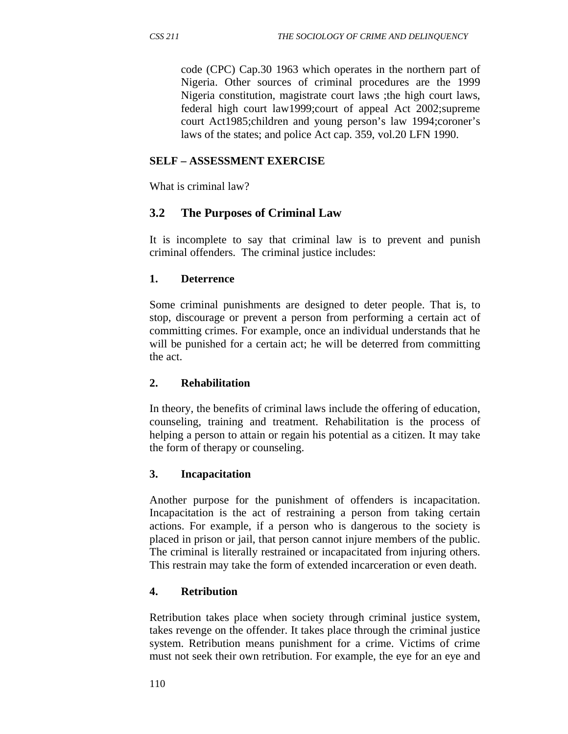code (CPC) Cap.30 1963 which operates in the northern part of Nigeria. Other sources of criminal procedures are the 1999 Nigeria constitution, magistrate court laws ;the high court laws, federal high court law1999;court of appeal Act 2002;supreme court Act1985;children and young person's law 1994;coroner's laws of the states; and police Act cap. 359, vol.20 LFN 1990.

**SELF – ASSESSMENT EXERCISE**

What is criminal law?

## 3.2 The Purposes of Criminal Law

It is incomplete to say that criminal law is to prevent and punish criminal offenders. The criminal justice includes:

**1. Deterrence**

Some criminal punishments are designed to deter people. That is, to stop, discourage or prevent a person from performing a certain act of committing crimes. For example, once an individual understands that he will be punished for a certain act; he will be deterred from committing the act.

**2. Rehabilitation**

In theory, the benefits of criminal laws include the offering of education, counseling, training and treatment. Rehabilitation is the process of helping a person to attain or regain his potential as a citizen. It may take the form of therapy or counseling.

**3. Incapacitation**

Another purpose for the punishment of offenders is incapacitation. Incapacitation is the act of restraining a person from taking certain actions. For example, if a person who is dangerous to the society is placed in prison or jail, that person cannot injure members of the public. The criminal is literally restrained or incapacitated from injuring others. This restrain may take the form of extended incarceration or even death.

**4. Retribution**

Retribution takes place when society through criminal justice system, takes revenge on the offender. It takes place through the criminal justice system. Retribution means punishment for a crime. Victims of crime must not seek their own retribution. For example, the eye for an eye and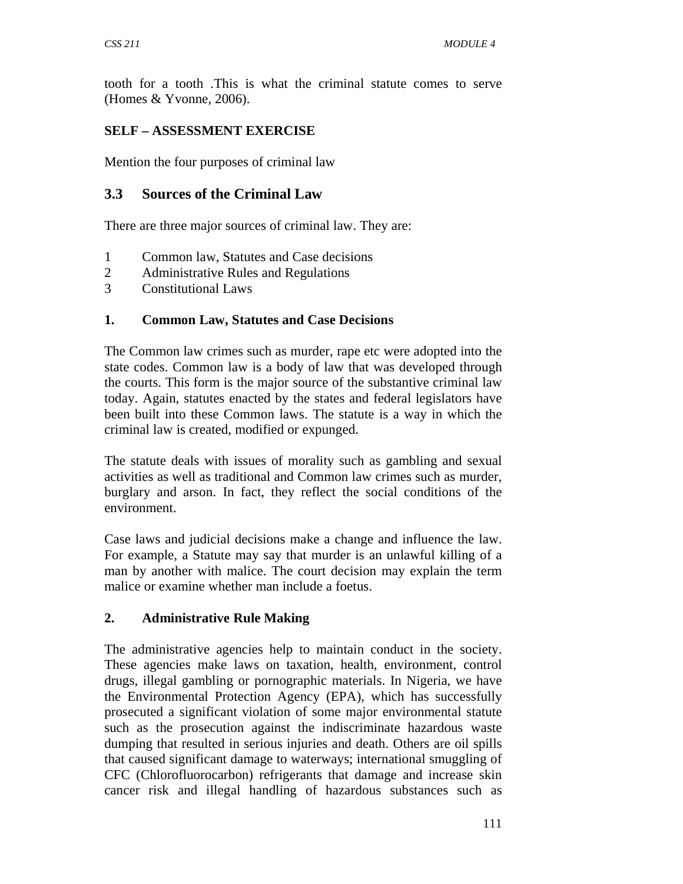tooth for a tooth .This is what the criminal statute comes to serve (Homes & Yvonne, 2006).

**SELF – ASSESSMENT EXERCISE**

Mention the four purposes of criminal law

## 3.3 Sources of the Criminal Law

There are three major sources of criminal law. They are:

1. Common law, Statutes and Case decisions
2. Administrative Rules and Regulations
3. Constitutional Laws

**1. Common Law, Statutes and Case Decisions**

The Common law crimes such as murder, rape etc were adopted into the state codes. Common law is a body of law that was developed through the courts. This form is the major source of the substantive criminal law today. Again, statutes enacted by the states and federal legislators have been built into these Common laws. The statute is a way in which the criminal law is created, modified or expunged.

The statute deals with issues of morality such as gambling and sexual activities as well as traditional and Common law crimes such as murder, burglary and arson. In fact, they reflect the social conditions of the environment.

Case laws and judicial decisions make a change and influence the law. For example, a Statute may say that murder is an unlawful killing of a man by another with malice. The court decision may explain the term malice or examine whether man include a foetus.

**2. Administrative Rule Making**

The administrative agencies help to maintain conduct in the society. These agencies make laws on taxation, health, environment, control drugs, illegal gambling or pornographic materials. In Nigeria, we have the Environmental Protection Agency (EPA), which has successfully prosecuted a significant violation of some major environmental statute such as the prosecution against the indiscriminate hazardous waste dumping that resulted in serious injuries and death. Others are oil spills that caused significant damage to waterways; international smuggling of CFC (Chlorofluorocarbon) refrigerants that damage and increase skin cancer risk and illegal handling of hazardous substances such as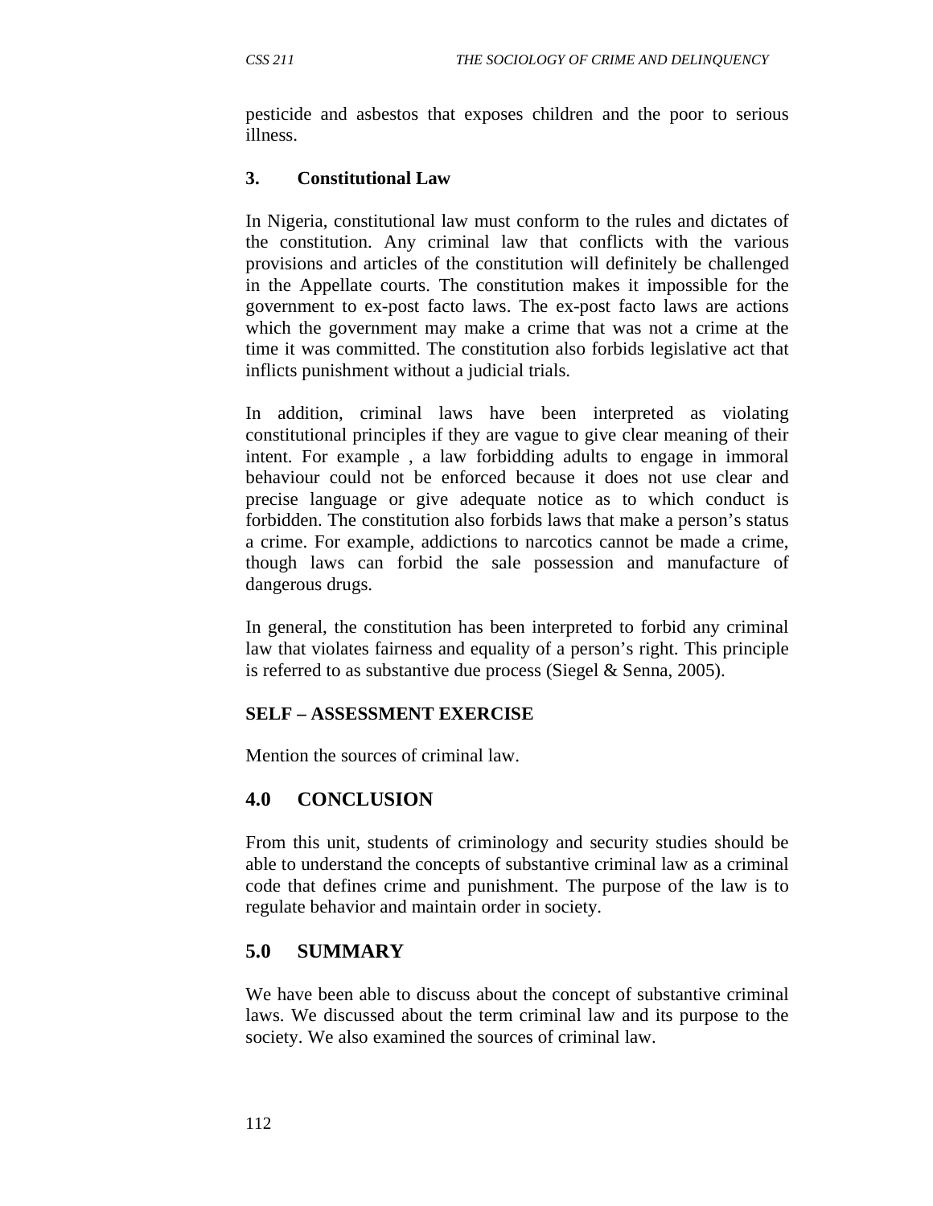pesticide and asbestos that exposes children and the poor to serious illness.

**3. Constitutional Law**

In Nigeria, constitutional law must conform to the rules and dictates of the constitution. Any criminal law that conflicts with the various provisions and articles of the constitution will definitely be challenged in the Appellate courts. The constitution makes it impossible for the government to ex-post facto laws. The ex-post facto laws are actions which the government may make a crime that was not a crime at the time it was committed. The constitution also forbids legislative act that inflicts punishment without a judicial trials.

In addition, criminal laws have been interpreted as violating constitutional principles if they are vague to give clear meaning of their intent. For example , a law forbidding adults to engage in immoral behaviour could not be enforced because it does not use clear and precise language or give adequate notice as to which conduct is forbidden. The constitution also forbids laws that make a person's status a crime. For example, addictions to narcotics cannot be made a crime, though laws can forbid the sale possession and manufacture of dangerous drugs.

In general, the constitution has been interpreted to forbid any criminal law that violates fairness and equality of a person's right. This principle is referred to as substantive due process (Siegel & Senna, 2005).

**SELF – ASSESSMENT EXERCISE**

Mention the sources of criminal law.

## 4.0 CONCLUSION

From this unit, students of criminology and security studies should be able to understand the concepts of substantive criminal law as a criminal code that defines crime and punishment. The purpose of the law is to regulate behavior and maintain order in society.

## 5.0 SUMMARY

We have been able to discuss about the concept of substantive criminal laws. We discussed about the term criminal law and its purpose to the society. We also examined the sources of criminal law.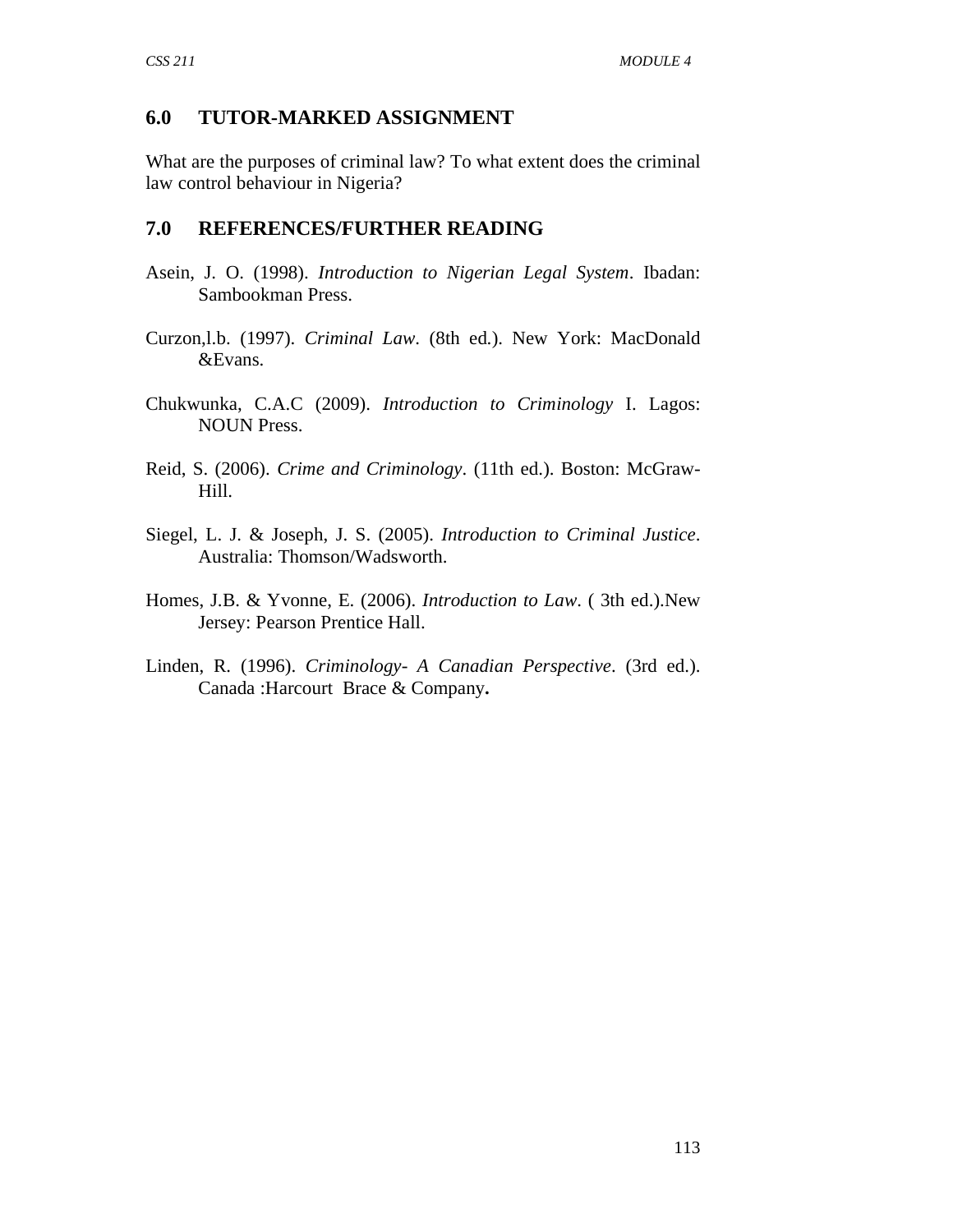## 6.0 TUTOR-MARKED ASSIGNMENT

What are the purposes of criminal law? To what extent does the criminal law control behaviour in Nigeria?

## 7.0 REFERENCES/FURTHER READING

Asein, J. O. (1998). *Introduction to Nigerian Legal System*. Ibadan: Sambookman Press.

Curzon,l.b. (1997). *Criminal Law*. (8th ed.). New York: MacDonald &Evans.

Chukwunka, C.A.C (2009). *Introduction to Criminology* I. Lagos: NOUN Press.

Reid, S. (2006). *Crime and Criminology*. (11th ed.). Boston: McGraw-Hill.

Siegel, L. J. & Joseph, J. S. (2005). *Introduction to Criminal Justice*. Australia: Thomson/Wadsworth.

Homes, J.B. & Yvonne, E. (2006). *Introduction to Law*. ( 3th ed.).New Jersey: Pearson Prentice Hall.

Linden, R. (1996). *Criminology- A Canadian Perspective*. (3rd ed.). Canada :Harcourt Brace & Company**.**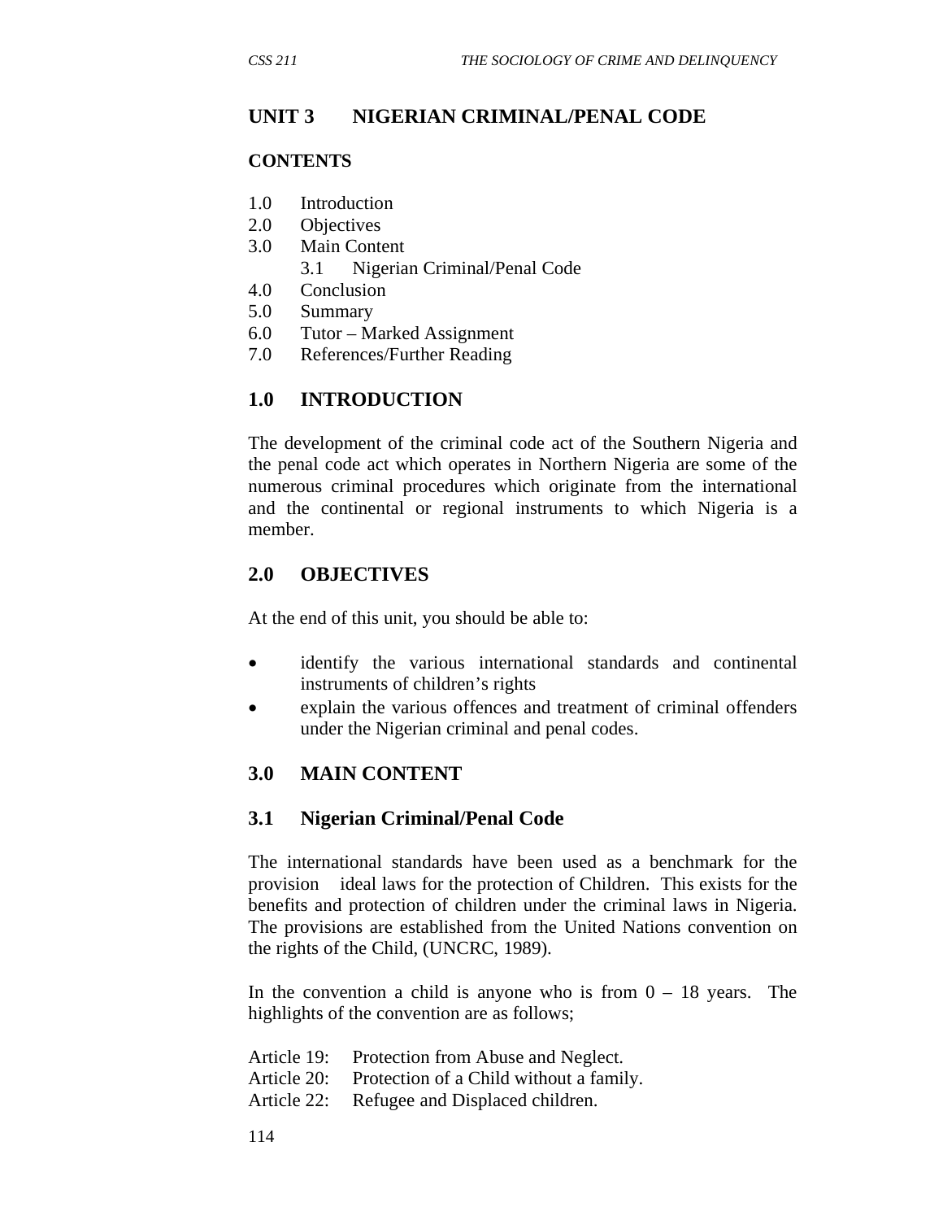# UNIT 3 NIGERIAN CRIMINAL/PENAL CODE

**CONTENTS**

1.0 Introduction
2.0 Objectives
3.0 Main Content
  3.1 Nigerian Criminal/Penal Code
4.0 Conclusion
5.0 Summary
6.0 Tutor – Marked Assignment
7.0 References/Further Reading

## 1.0 INTRODUCTION

The development of the criminal code act of the Southern Nigeria and the penal code act which operates in Northern Nigeria are some of the numerous criminal procedures which originate from the international and the continental or regional instruments to which Nigeria is a member.

## 2.0 OBJECTIVES

At the end of this unit, you should be able to:

- identify the various international standards and continental instruments of children's rights
- explain the various offences and treatment of criminal offenders under the Nigerian criminal and penal codes.

## 3.0 MAIN CONTENT

### 3.1 Nigerian Criminal/Penal Code

The international standards have been used as a benchmark for the provision ideal laws for the protection of Children. This exists for the benefits and protection of children under the criminal laws in Nigeria. The provisions are established from the United Nations convention on the rights of the Child, (UNCRC, 1989).

In the convention a child is anyone who is from 0 – 18 years. The highlights of the convention are as follows;

Article 19: Protection from Abuse and Neglect.
Article 20: Protection of a Child without a family.
Article 22: Refugee and Displaced children.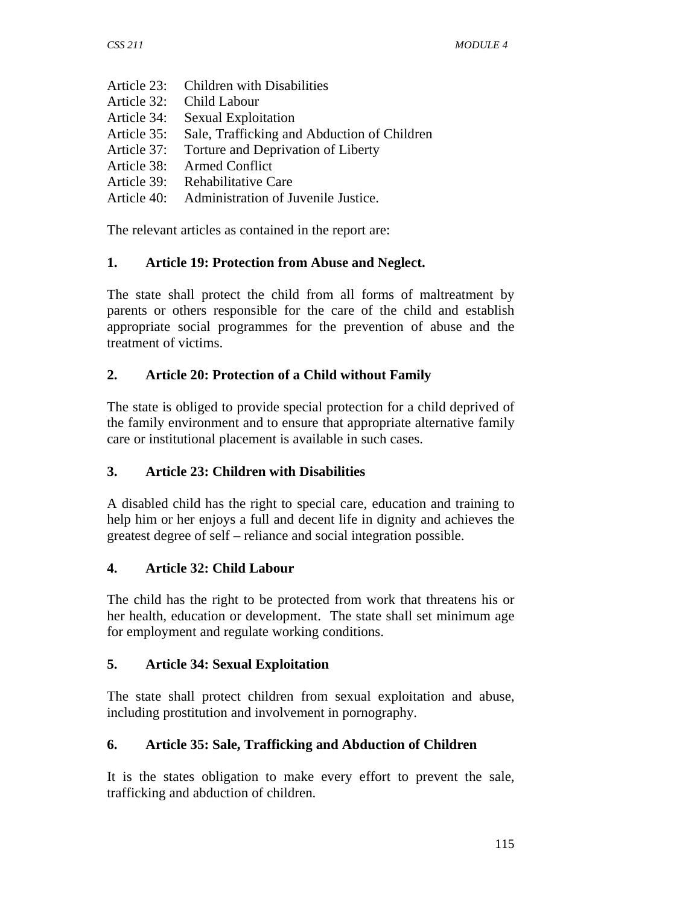Article 23: Children with Disabilities
Article 32: Child Labour
Article 34: Sexual Exploitation
Article 35: Sale, Trafficking and Abduction of Children
Article 37: Torture and Deprivation of Liberty
Article 38: Armed Conflict
Article 39: Rehabilitative Care
Article 40: Administration of Juvenile Justice.

The relevant articles as contained in the report are:

**1. Article 19: Protection from Abuse and Neglect.**

The state shall protect the child from all forms of maltreatment by parents or others responsible for the care of the child and establish appropriate social programmes for the prevention of abuse and the treatment of victims.

**2. Article 20: Protection of a Child without Family**

The state is obliged to provide special protection for a child deprived of the family environment and to ensure that appropriate alternative family care or institutional placement is available in such cases.

**3. Article 23: Children with Disabilities**

A disabled child has the right to special care, education and training to help him or her enjoys a full and decent life in dignity and achieves the greatest degree of self – reliance and social integration possible.

**4. Article 32: Child Labour**

The child has the right to be protected from work that threatens his or her health, education or development. The state shall set minimum age for employment and regulate working conditions.

**5. Article 34: Sexual Exploitation**

The state shall protect children from sexual exploitation and abuse, including prostitution and involvement in pornography.

**6. Article 35: Sale, Trafficking and Abduction of Children**

It is the states obligation to make every effort to prevent the sale, trafficking and abduction of children.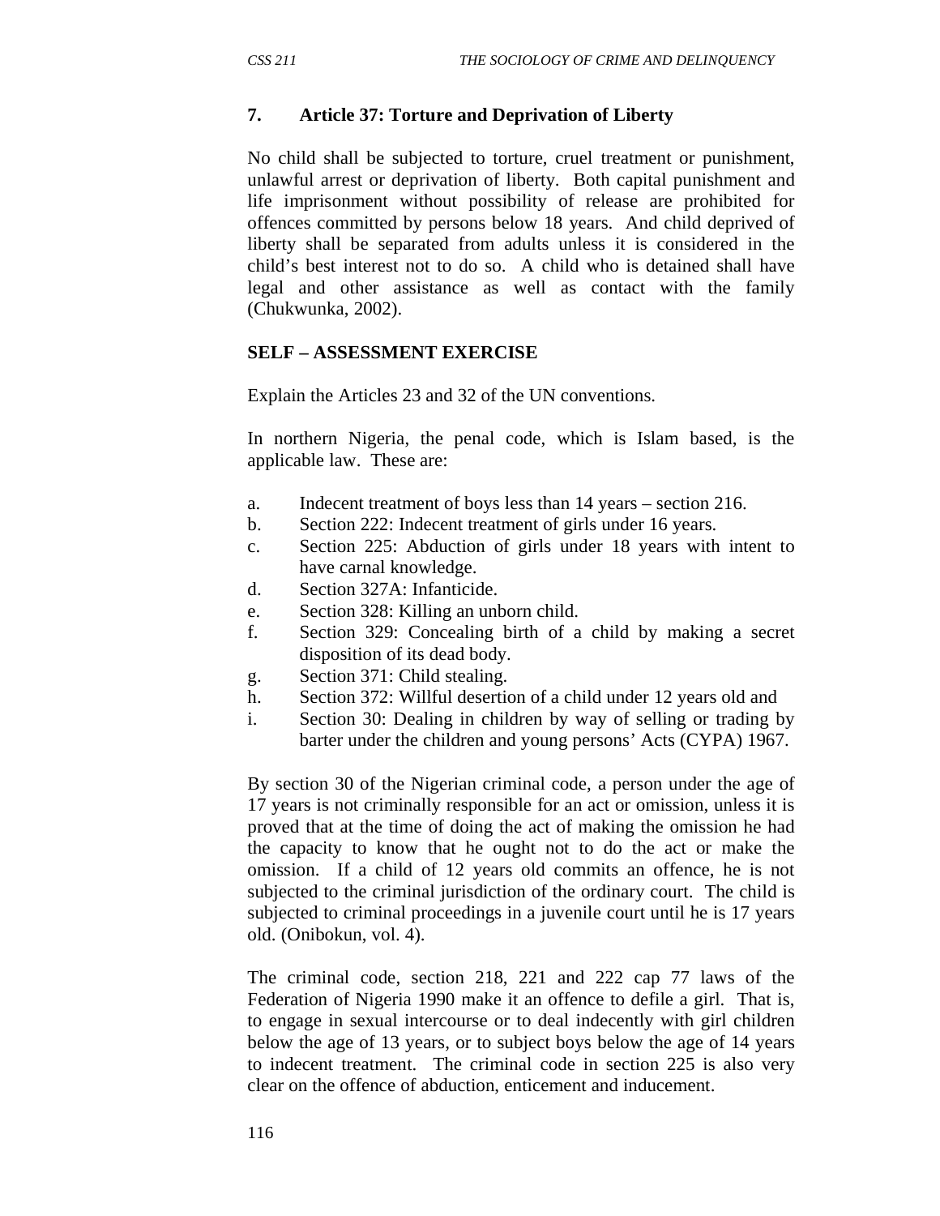### 7. Article 37: Torture and Deprivation of Liberty

No child shall be subjected to torture, cruel treatment or punishment, unlawful arrest or deprivation of liberty. Both capital punishment and life imprisonment without possibility of release are prohibited for offences committed by persons below 18 years. And child deprived of liberty shall be separated from adults unless it is considered in the child's best interest not to do so. A child who is detained shall have legal and other assistance as well as contact with the family (Chukwunka, 2002).

**SELF – ASSESSMENT EXERCISE**

Explain the Articles 23 and 32 of the UN conventions.

In northern Nigeria, the penal code, which is Islam based, is the applicable law. These are:

a. Indecent treatment of boys less than 14 years – section 216.
b. Section 222: Indecent treatment of girls under 16 years.
c. Section 225: Abduction of girls under 18 years with intent to have carnal knowledge.
d. Section 327A: Infanticide.
e. Section 328: Killing an unborn child.
f. Section 329: Concealing birth of a child by making a secret disposition of its dead body.
g. Section 371: Child stealing.
h. Section 372: Willful desertion of a child under 12 years old and
i. Section 30: Dealing in children by way of selling or trading by barter under the children and young persons' Acts (CYPA) 1967.

By section 30 of the Nigerian criminal code, a person under the age of 17 years is not criminally responsible for an act or omission, unless it is proved that at the time of doing the act of making the omission he had the capacity to know that he ought not to do the act or make the omission. If a child of 12 years old commits an offence, he is not subjected to the criminal jurisdiction of the ordinary court. The child is subjected to criminal proceedings in a juvenile court until he is 17 years old. (Onibokun, vol. 4).

The criminal code, section 218, 221 and 222 cap 77 laws of the Federation of Nigeria 1990 make it an offence to defile a girl. That is, to engage in sexual intercourse or to deal indecently with girl children below the age of 13 years, or to subject boys below the age of 14 years to indecent treatment. The criminal code in section 225 is also very clear on the offence of abduction, enticement and inducement.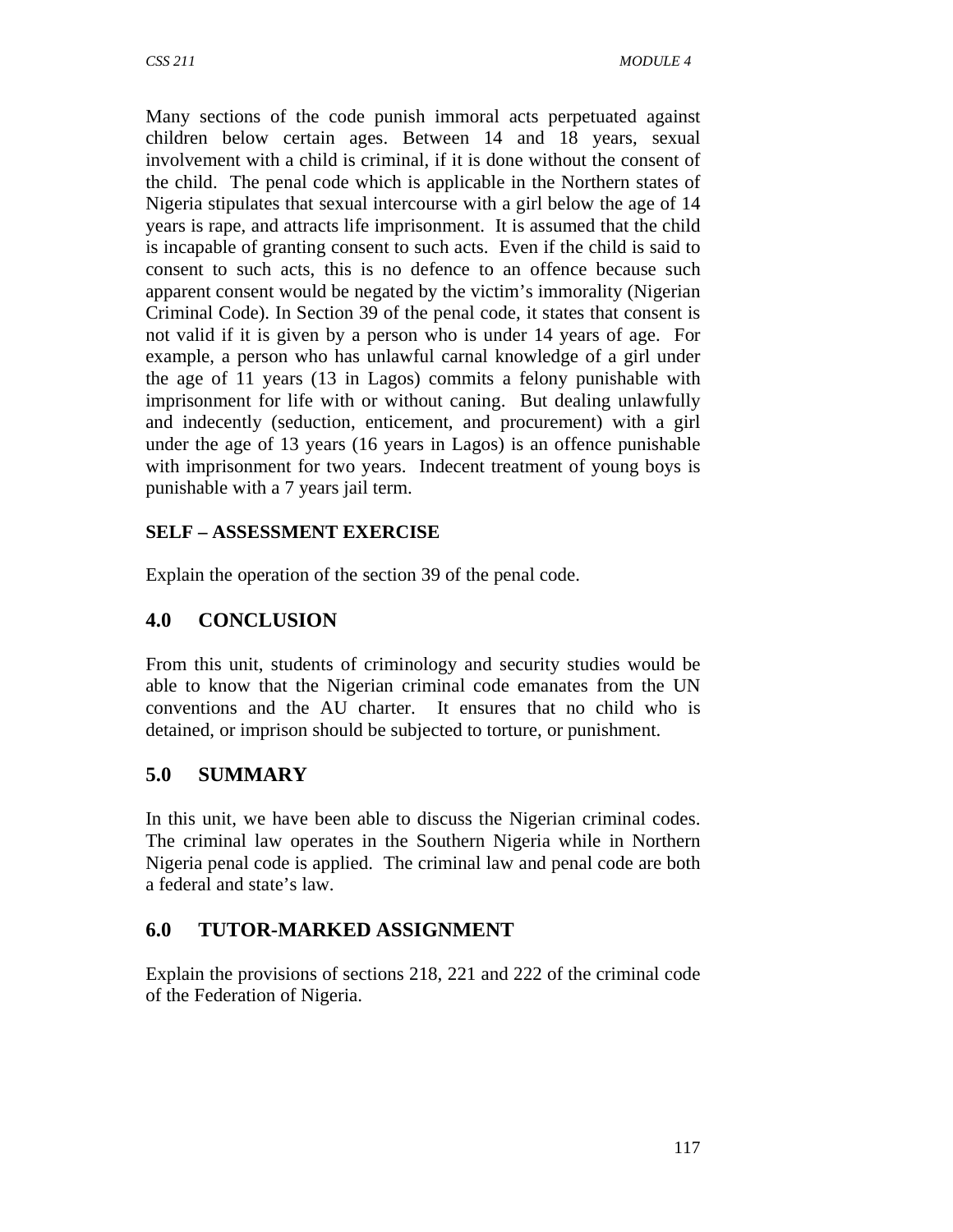Many sections of the code punish immoral acts perpetuated against children below certain ages. Between 14 and 18 years, sexual involvement with a child is criminal, if it is done without the consent of the child. The penal code which is applicable in the Northern states of Nigeria stipulates that sexual intercourse with a girl below the age of 14 years is rape, and attracts life imprisonment. It is assumed that the child is incapable of granting consent to such acts. Even if the child is said to consent to such acts, this is no defence to an offence because such apparent consent would be negated by the victim's immorality (Nigerian Criminal Code). In Section 39 of the penal code, it states that consent is not valid if it is given by a person who is under 14 years of age. For example, a person who has unlawful carnal knowledge of a girl under the age of 11 years (13 in Lagos) commits a felony punishable with imprisonment for life with or without caning. But dealing unlawfully and indecently (seduction, enticement, and procurement) with a girl under the age of 13 years (16 years in Lagos) is an offence punishable with imprisonment for two years. Indecent treatment of young boys is punishable with a 7 years jail term.

**SELF – ASSESSMENT EXERCISE**

Explain the operation of the section 39 of the penal code.

## 4.0 CONCLUSION

From this unit, students of criminology and security studies would be able to know that the Nigerian criminal code emanates from the UN conventions and the AU charter. It ensures that no child who is detained, or imprison should be subjected to torture, or punishment.

## 5.0 SUMMARY

In this unit, we have been able to discuss the Nigerian criminal codes. The criminal law operates in the Southern Nigeria while in Northern Nigeria penal code is applied. The criminal law and penal code are both a federal and state's law.

## 6.0 TUTOR-MARKED ASSIGNMENT

Explain the provisions of sections 218, 221 and 222 of the criminal code of the Federation of Nigeria.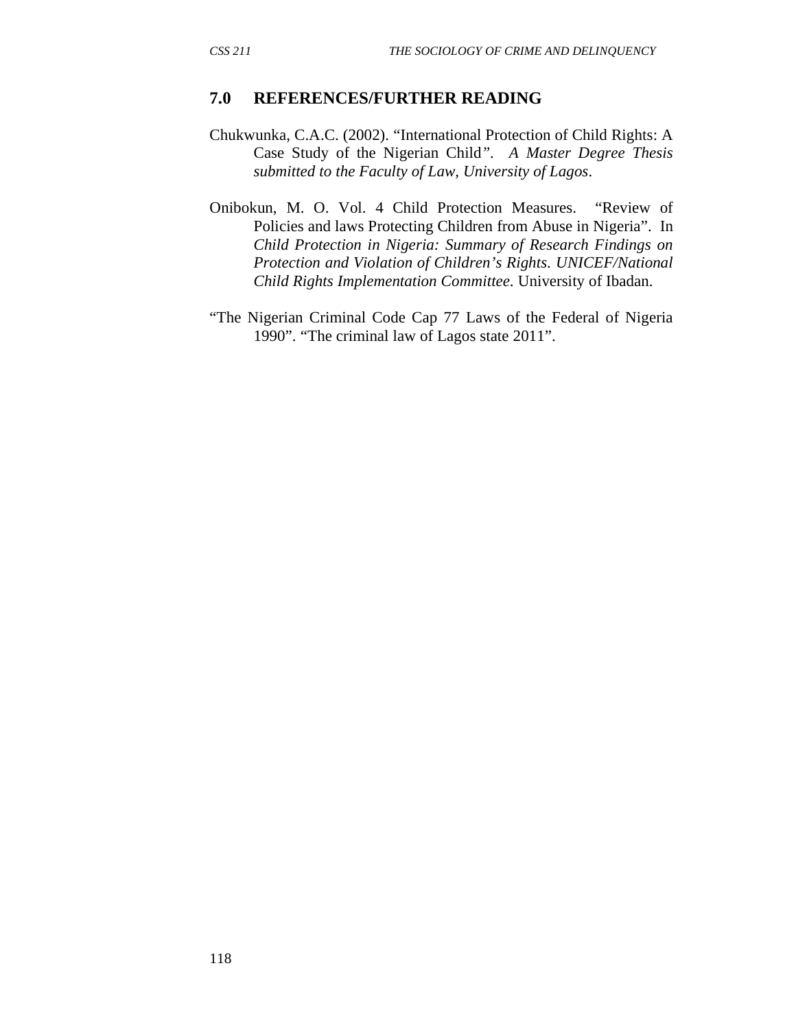## 7.0 REFERENCES/FURTHER READING

Chukwunka, C.A.C. (2002). "International Protection of Child Rights: A Case Study of the Nigerian Child". *A Master Degree Thesis submitted to the Faculty of Law, University of Lagos*.

Onibokun, M. O. Vol. 4 Child Protection Measures. "Review of Policies and laws Protecting Children from Abuse in Nigeria". In *Child Protection in Nigeria: Summary of Research Findings on Protection and Violation of Children's Rights. UNICEF/National Child Rights Implementation Committee*. University of Ibadan.

"The Nigerian Criminal Code Cap 77 Laws of the Federal of Nigeria 1990". "The criminal law of Lagos state 2011".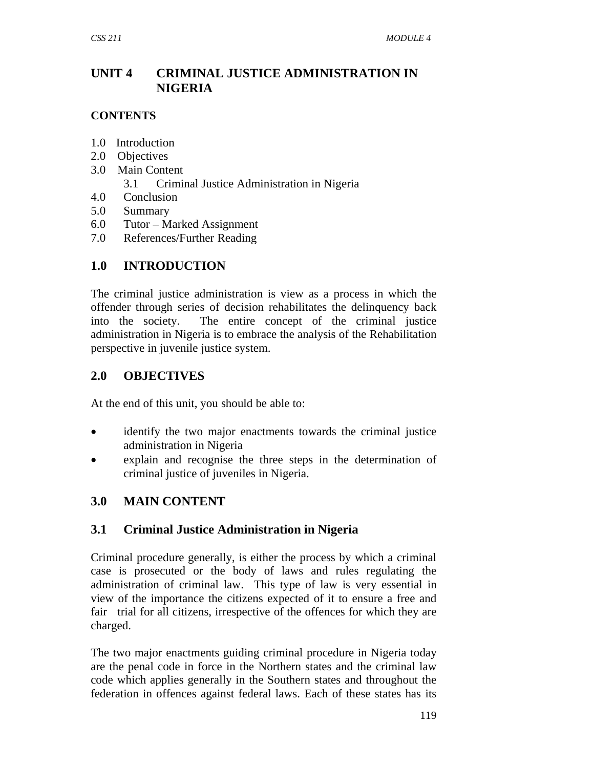# UNIT 4 CRIMINAL JUSTICE ADMINISTRATION IN NIGERIA

**CONTENTS**

1.0 Introduction
2.0 Objectives
3.0 Main Content
  3.1 Criminal Justice Administration in Nigeria
4.0 Conclusion
5.0 Summary
6.0 Tutor – Marked Assignment
7.0 References/Further Reading

## 1.0 INTRODUCTION

The criminal justice administration is view as a process in which the offender through series of decision rehabilitates the delinquency back into the society. The entire concept of the criminal justice administration in Nigeria is to embrace the analysis of the Rehabilitation perspective in juvenile justice system.

## 2.0 OBJECTIVES

At the end of this unit, you should be able to:

- identify the two major enactments towards the criminal justice administration in Nigeria
- explain and recognise the three steps in the determination of criminal justice of juveniles in Nigeria.

## 3.0 MAIN CONTENT

### 3.1 Criminal Justice Administration in Nigeria

Criminal procedure generally, is either the process by which a criminal case is prosecuted or the body of laws and rules regulating the administration of criminal law. This type of law is very essential in view of the importance the citizens expected of it to ensure a free and fair trial for all citizens, irrespective of the offences for which they are charged.

The two major enactments guiding criminal procedure in Nigeria today are the penal code in force in the Northern states and the criminal law code which applies generally in the Southern states and throughout the federation in offences against federal laws. Each of these states has its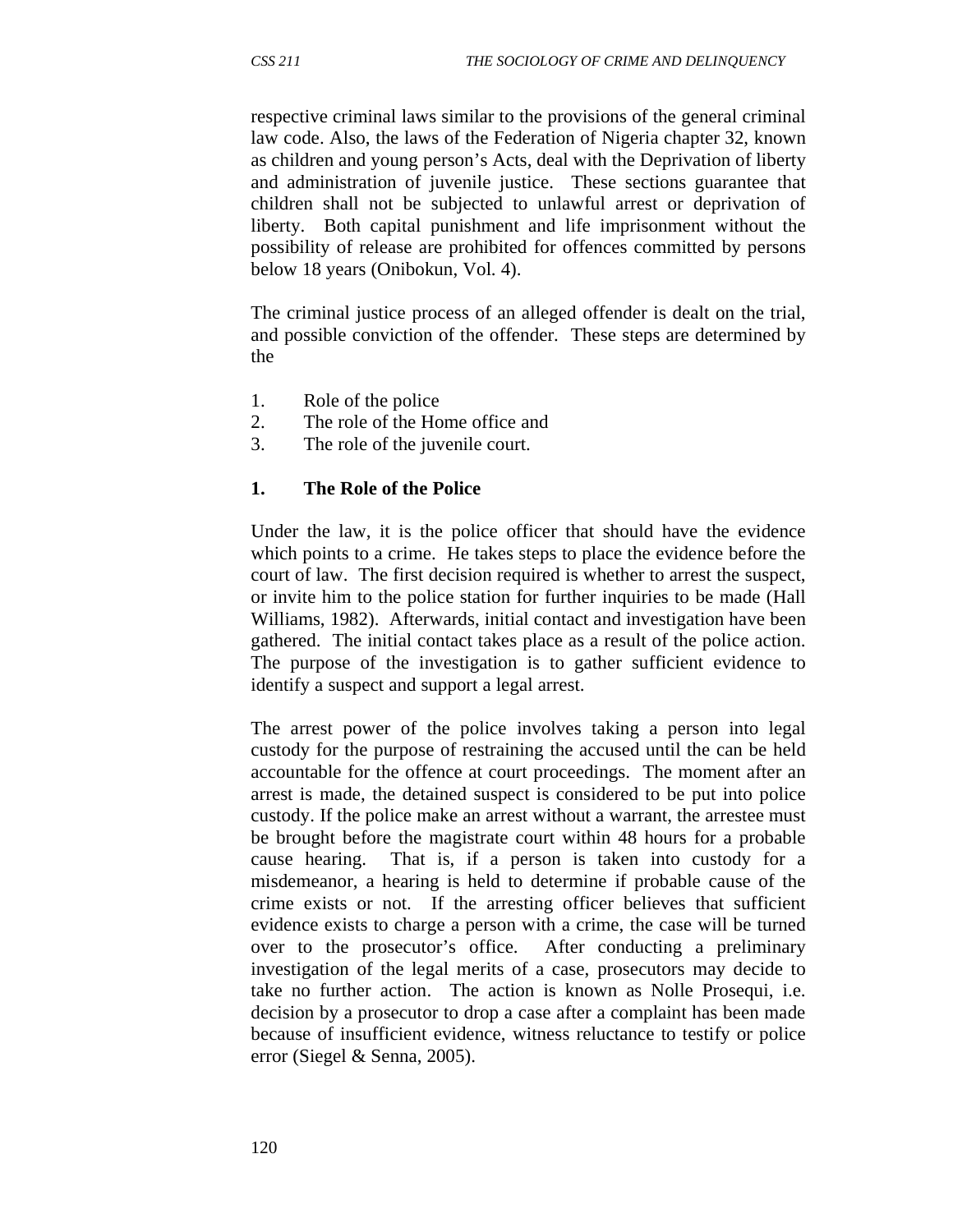respective criminal laws similar to the provisions of the general criminal law code. Also, the laws of the Federation of Nigeria chapter 32, known as children and young person's Acts, deal with the Deprivation of liberty and administration of juvenile justice. These sections guarantee that children shall not be subjected to unlawful arrest or deprivation of liberty. Both capital punishment and life imprisonment without the possibility of release are prohibited for offences committed by persons below 18 years (Onibokun, Vol. 4).

The criminal justice process of an alleged offender is dealt on the trial, and possible conviction of the offender. These steps are determined by the

1. Role of the police
2. The role of the Home office and
3. The role of the juvenile court.

**1. The Role of the Police**

Under the law, it is the police officer that should have the evidence which points to a crime. He takes steps to place the evidence before the court of law. The first decision required is whether to arrest the suspect, or invite him to the police station for further inquiries to be made (Hall Williams, 1982). Afterwards, initial contact and investigation have been gathered. The initial contact takes place as a result of the police action. The purpose of the investigation is to gather sufficient evidence to identify a suspect and support a legal arrest.

The arrest power of the police involves taking a person into legal custody for the purpose of restraining the accused until the can be held accountable for the offence at court proceedings. The moment after an arrest is made, the detained suspect is considered to be put into police custody. If the police make an arrest without a warrant, the arrestee must be brought before the magistrate court within 48 hours for a probable cause hearing. That is, if a person is taken into custody for a misdemeanor, a hearing is held to determine if probable cause of the crime exists or not. If the arresting officer believes that sufficient evidence exists to charge a person with a crime, the case will be turned over to the prosecutor's office. After conducting a preliminary investigation of the legal merits of a case, prosecutors may decide to take no further action. The action is known as Nolle Prosequi, i.e. decision by a prosecutor to drop a case after a complaint has been made because of insufficient evidence, witness reluctance to testify or police error (Siegel & Senna, 2005).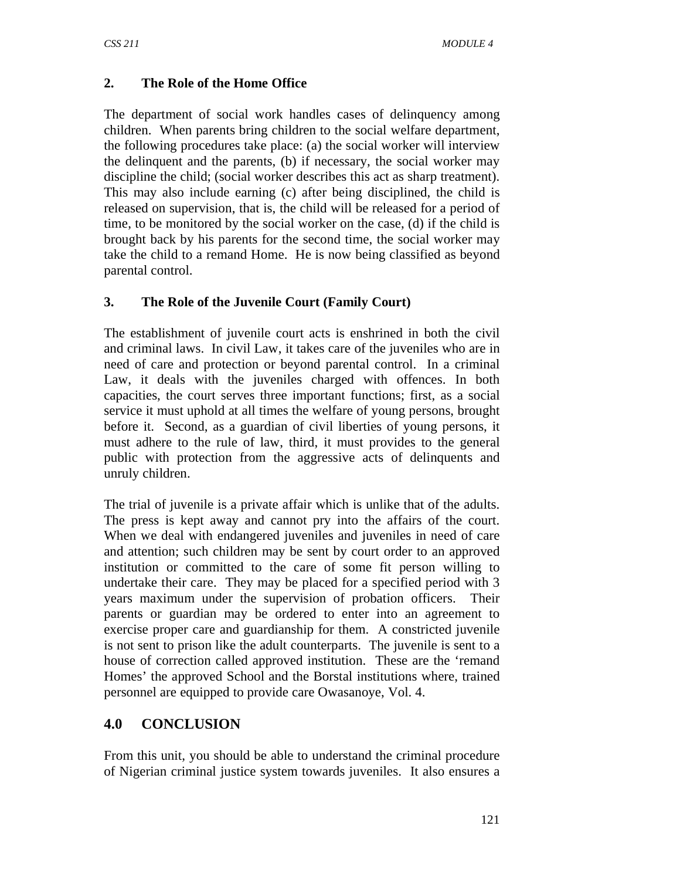### 2. The Role of the Home Office

The department of social work handles cases of delinquency among children. When parents bring children to the social welfare department, the following procedures take place: (a) the social worker will interview the delinquent and the parents, (b) if necessary, the social worker may discipline the child; (social worker describes this act as sharp treatment). This may also include earning (c) after being disciplined, the child is released on supervision, that is, the child will be released for a period of time, to be monitored by the social worker on the case, (d) if the child is brought back by his parents for the second time, the social worker may take the child to a remand Home. He is now being classified as beyond parental control.

### 3. The Role of the Juvenile Court (Family Court)

The establishment of juvenile court acts is enshrined in both the civil and criminal laws. In civil Law, it takes care of the juveniles who are in need of care and protection or beyond parental control. In a criminal Law, it deals with the juveniles charged with offences. In both capacities, the court serves three important functions; first, as a social service it must uphold at all times the welfare of young persons, brought before it. Second, as a guardian of civil liberties of young persons, it must adhere to the rule of law, third, it must provides to the general public with protection from the aggressive acts of delinquents and unruly children.

The trial of juvenile is a private affair which is unlike that of the adults. The press is kept away and cannot pry into the affairs of the court. When we deal with endangered juveniles and juveniles in need of care and attention; such children may be sent by court order to an approved institution or committed to the care of some fit person willing to undertake their care. They may be placed for a specified period with 3 years maximum under the supervision of probation officers. Their parents or guardian may be ordered to enter into an agreement to exercise proper care and guardianship for them. A constricted juvenile is not sent to prison like the adult counterparts. The juvenile is sent to a house of correction called approved institution. These are the 'remand Homes' the approved School and the Borstal institutions where, trained personnel are equipped to provide care Owasanoye, Vol. 4.

## 4.0 CONCLUSION

From this unit, you should be able to understand the criminal procedure of Nigerian criminal justice system towards juveniles. It also ensures a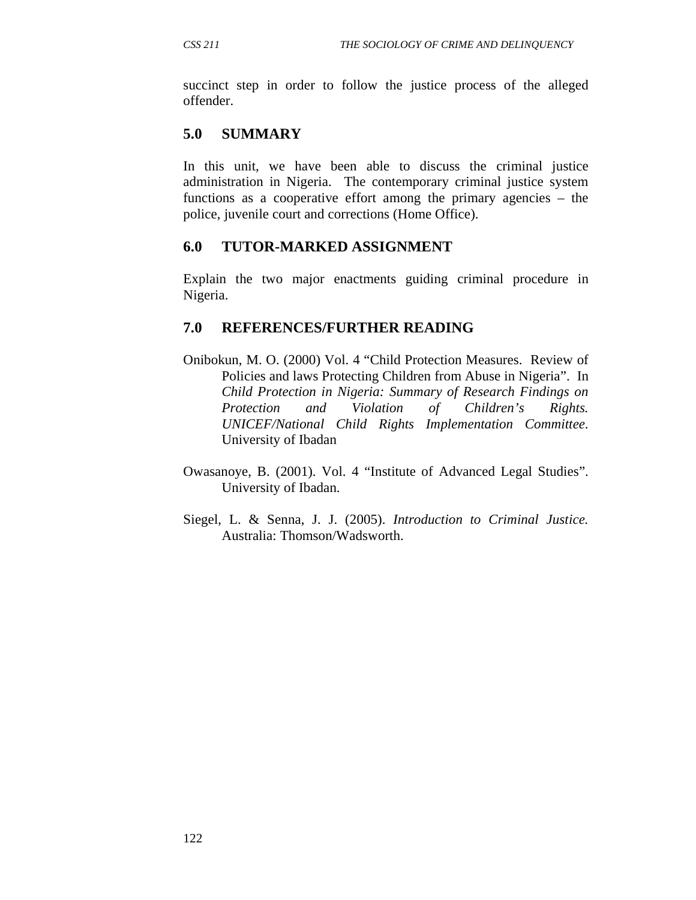succinct step in order to follow the justice process of the alleged offender.

## 5.0 SUMMARY

In this unit, we have been able to discuss the criminal justice administration in Nigeria. The contemporary criminal justice system functions as a cooperative effort among the primary agencies – the police, juvenile court and corrections (Home Office).

## 6.0 TUTOR-MARKED ASSIGNMENT

Explain the two major enactments guiding criminal procedure in Nigeria.

## 7.0 REFERENCES/FURTHER READING

Onibokun, M. O. (2000) Vol. 4 "Child Protection Measures. Review of Policies and laws Protecting Children from Abuse in Nigeria". In *Child Protection in Nigeria: Summary of Research Findings on Protection and Violation of Children's Rights. UNICEF/National Child Rights Implementation Committee.* University of Ibadan

Owasanoye, B. (2001). Vol. 4 "Institute of Advanced Legal Studies". University of Ibadan.

Siegel, L. & Senna, J. J. (2005). *Introduction to Criminal Justice.* Australia: Thomson/Wadsworth.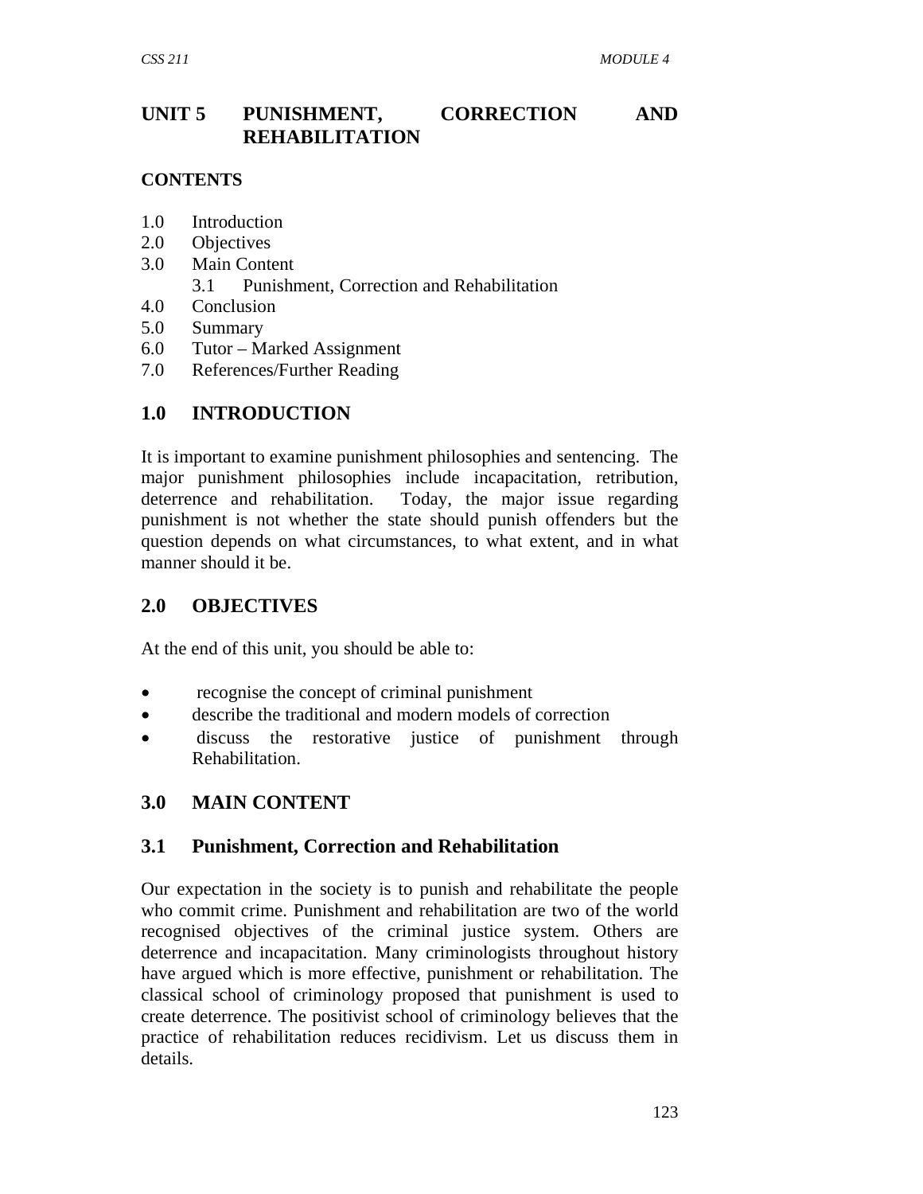# UNIT 5 PUNISHMENT, CORRECTION AND REHABILITATION

**CONTENTS**

1.0 Introduction
2.0 Objectives
3.0 Main Content
  3.1 Punishment, Correction and Rehabilitation
4.0 Conclusion
5.0 Summary
6.0 Tutor – Marked Assignment
7.0 References/Further Reading

## 1.0 INTRODUCTION

It is important to examine punishment philosophies and sentencing. The major punishment philosophies include incapacitation, retribution, deterrence and rehabilitation. Today, the major issue regarding punishment is not whether the state should punish offenders but the question depends on what circumstances, to what extent, and in what manner should it be.

## 2.0 OBJECTIVES

At the end of this unit, you should be able to:

- recognise the concept of criminal punishment
- describe the traditional and modern models of correction
- discuss the restorative justice of punishment through Rehabilitation.

## 3.0 MAIN CONTENT

### 3.1 Punishment, Correction and Rehabilitation

Our expectation in the society is to punish and rehabilitate the people who commit crime. Punishment and rehabilitation are two of the world recognised objectives of the criminal justice system. Others are deterrence and incapacitation. Many criminologists throughout history have argued which is more effective, punishment or rehabilitation. The classical school of criminology proposed that punishment is used to create deterrence. The positivist school of criminology believes that the practice of rehabilitation reduces recidivism. Let us discuss them in details.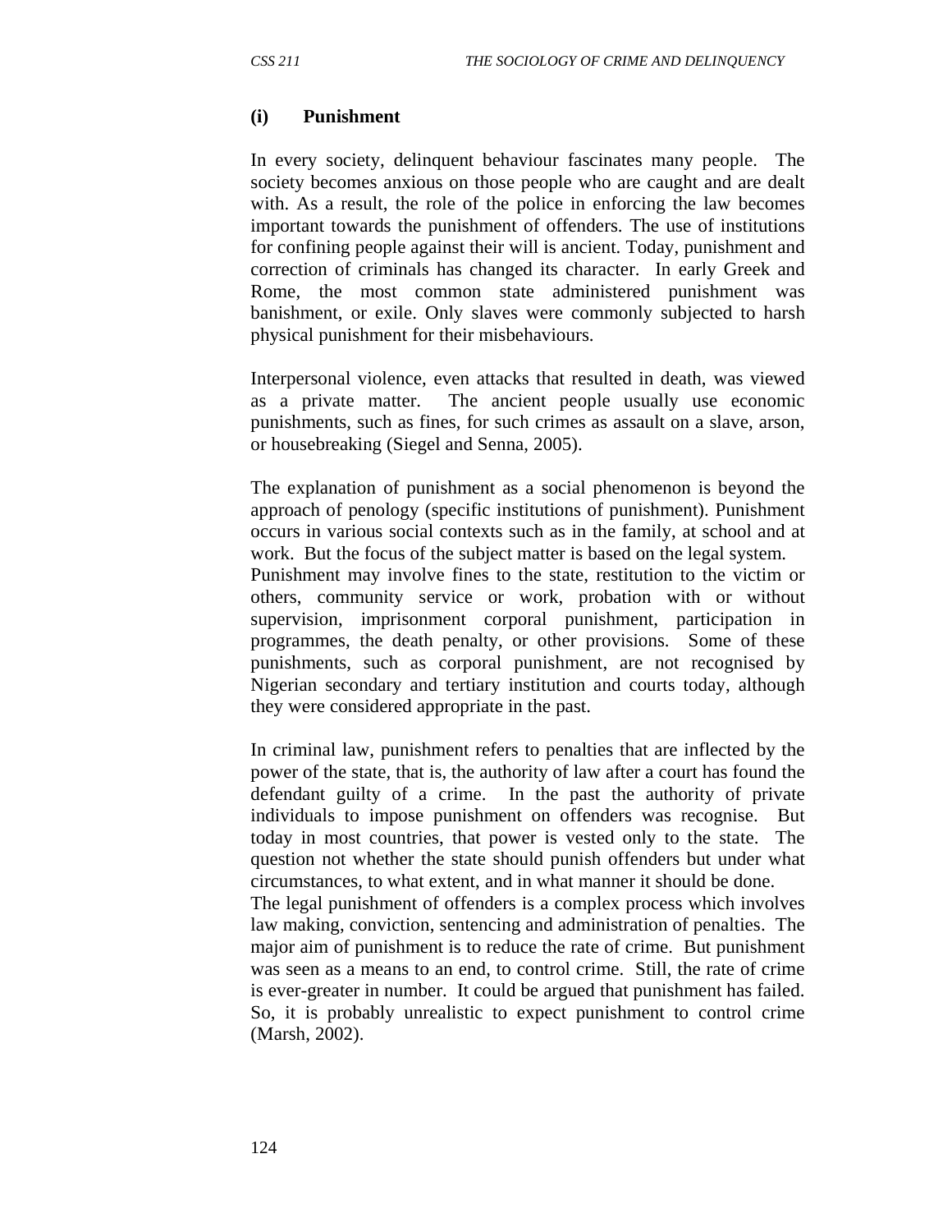### (i) Punishment

In every society, delinquent behaviour fascinates many people. The society becomes anxious on those people who are caught and are dealt with. As a result, the role of the police in enforcing the law becomes important towards the punishment of offenders. The use of institutions for confining people against their will is ancient. Today, punishment and correction of criminals has changed its character. In early Greek and Rome, the most common state administered punishment was banishment, or exile. Only slaves were commonly subjected to harsh physical punishment for their misbehaviours.

Interpersonal violence, even attacks that resulted in death, was viewed as a private matter. The ancient people usually use economic punishments, such as fines, for such crimes as assault on a slave, arson, or housebreaking (Siegel and Senna, 2005).

The explanation of punishment as a social phenomenon is beyond the approach of penology (specific institutions of punishment). Punishment occurs in various social contexts such as in the family, at school and at work. But the focus of the subject matter is based on the legal system. Punishment may involve fines to the state, restitution to the victim or others, community service or work, probation with or without supervision, imprisonment corporal punishment, participation in programmes, the death penalty, or other provisions. Some of these punishments, such as corporal punishment, are not recognised by Nigerian secondary and tertiary institution and courts today, although they were considered appropriate in the past.

In criminal law, punishment refers to penalties that are inflected by the power of the state, that is, the authority of law after a court has found the defendant guilty of a crime. In the past the authority of private individuals to impose punishment on offenders was recognise. But today in most countries, that power is vested only to the state. The question not whether the state should punish offenders but under what circumstances, to what extent, and in what manner it should be done. The legal punishment of offenders is a complex process which involves law making, conviction, sentencing and administration of penalties. The major aim of punishment is to reduce the rate of crime. But punishment was seen as a means to an end, to control crime. Still, the rate of crime is ever-greater in number. It could be argued that punishment has failed. So, it is probably unrealistic to expect punishment to control crime (Marsh, 2002).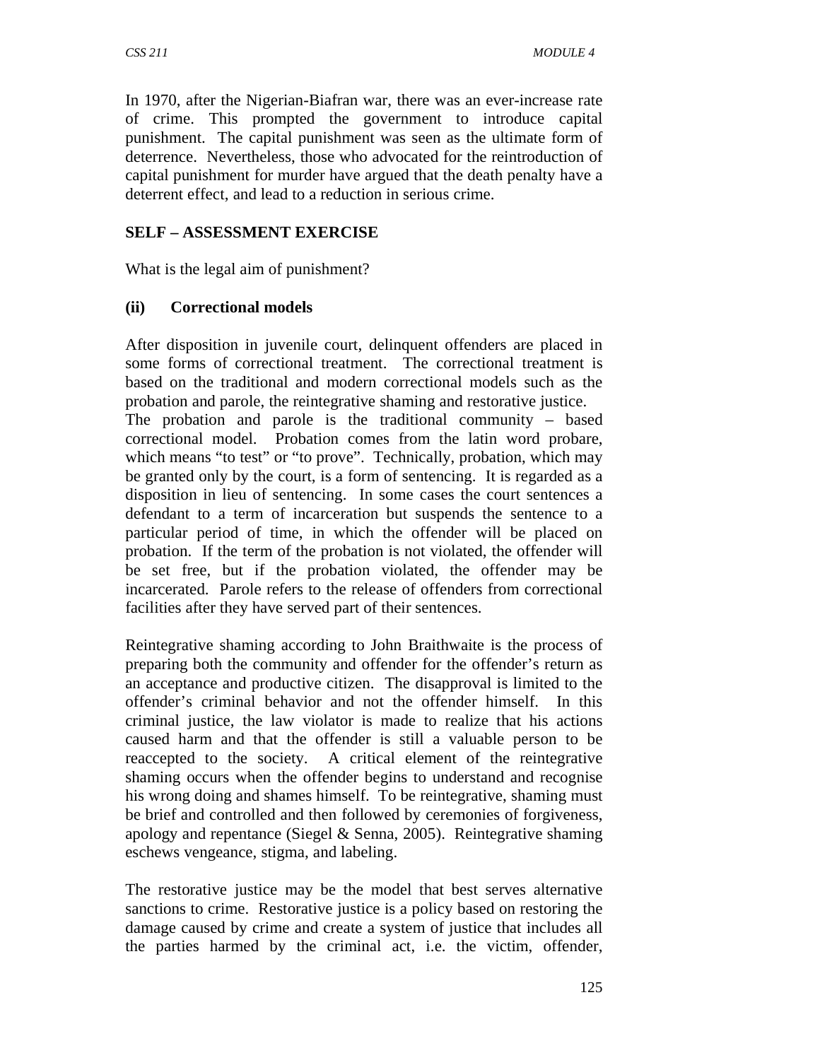In 1970, after the Nigerian-Biafran war, there was an ever-increase rate of crime. This prompted the government to introduce capital punishment. The capital punishment was seen as the ultimate form of deterrence. Nevertheless, those who advocated for the reintroduction of capital punishment for murder have argued that the death penalty have a deterrent effect, and lead to a reduction in serious crime.

**SELF – ASSESSMENT EXERCISE**

What is the legal aim of punishment?

**(ii) Correctional models**

After disposition in juvenile court, delinquent offenders are placed in some forms of correctional treatment. The correctional treatment is based on the traditional and modern correctional models such as the probation and parole, the reintegrative shaming and restorative justice. The probation and parole is the traditional community – based correctional model. Probation comes from the latin word probare, which means "to test" or "to prove". Technically, probation, which may be granted only by the court, is a form of sentencing. It is regarded as a disposition in lieu of sentencing. In some cases the court sentences a defendant to a term of incarceration but suspends the sentence to a particular period of time, in which the offender will be placed on probation. If the term of the probation is not violated, the offender will be set free, but if the probation violated, the offender may be incarcerated. Parole refers to the release of offenders from correctional facilities after they have served part of their sentences.

Reintegrative shaming according to John Braithwaite is the process of preparing both the community and offender for the offender's return as an acceptance and productive citizen. The disapproval is limited to the offender's criminal behavior and not the offender himself. In this criminal justice, the law violator is made to realize that his actions caused harm and that the offender is still a valuable person to be reaccepted to the society. A critical element of the reintegrative shaming occurs when the offender begins to understand and recognise his wrong doing and shames himself. To be reintegrative, shaming must be brief and controlled and then followed by ceremonies of forgiveness, apology and repentance (Siegel & Senna, 2005). Reintegrative shaming eschews vengeance, stigma, and labeling.

The restorative justice may be the model that best serves alternative sanctions to crime. Restorative justice is a policy based on restoring the damage caused by crime and create a system of justice that includes all the parties harmed by the criminal act, i.e. the victim, offender,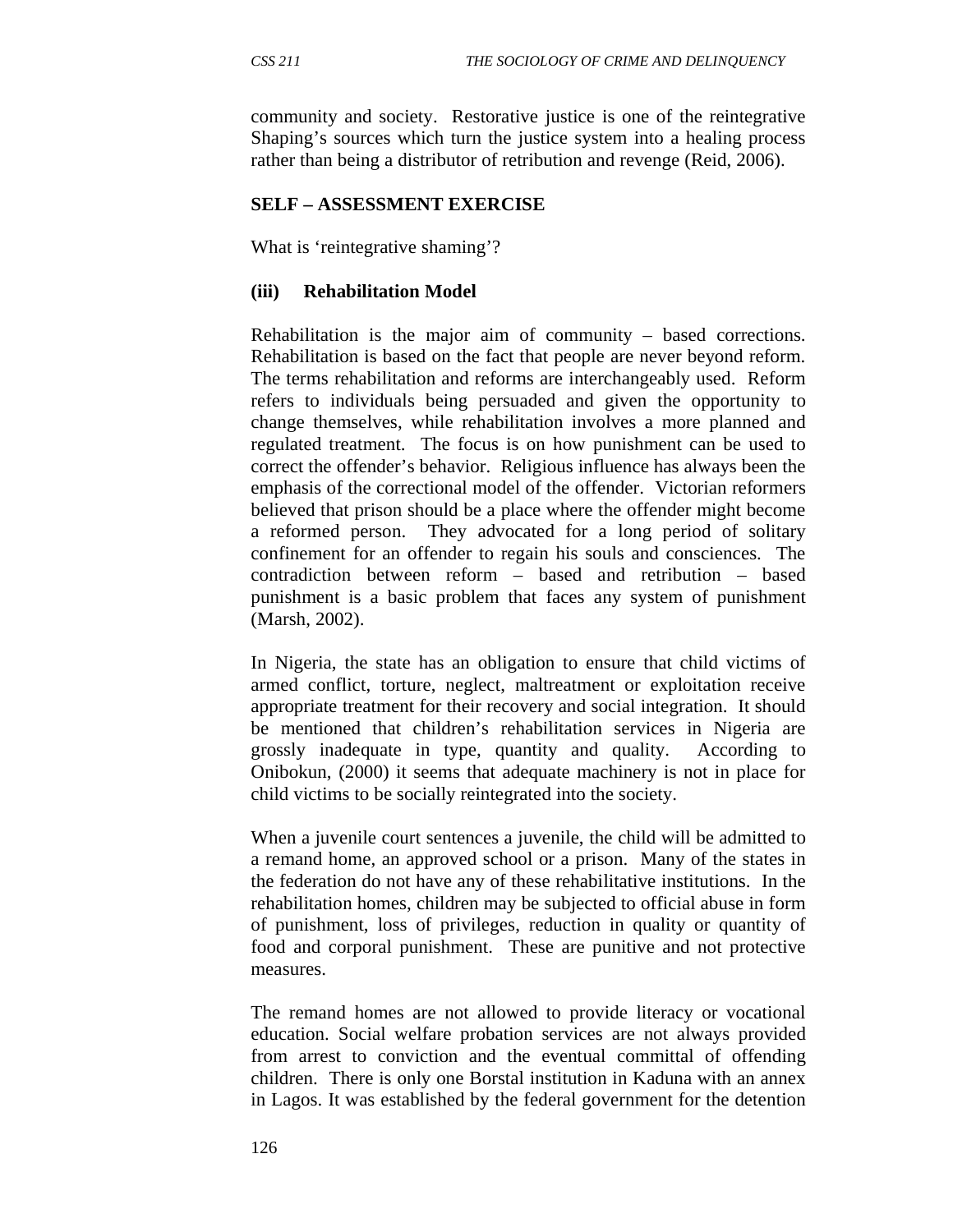community and society. Restorative justice is one of the reintegrative Shaping's sources which turn the justice system into a healing process rather than being a distributor of retribution and revenge (Reid, 2006).

**SELF – ASSESSMENT EXERCISE**

What is 'reintegrative shaming'?

**(iii) Rehabilitation Model**

Rehabilitation is the major aim of community – based corrections. Rehabilitation is based on the fact that people are never beyond reform. The terms rehabilitation and reforms are interchangeably used. Reform refers to individuals being persuaded and given the opportunity to change themselves, while rehabilitation involves a more planned and regulated treatment. The focus is on how punishment can be used to correct the offender's behavior. Religious influence has always been the emphasis of the correctional model of the offender. Victorian reformers believed that prison should be a place where the offender might become a reformed person. They advocated for a long period of solitary confinement for an offender to regain his souls and consciences. The contradiction between reform – based and retribution – based punishment is a basic problem that faces any system of punishment (Marsh, 2002).

In Nigeria, the state has an obligation to ensure that child victims of armed conflict, torture, neglect, maltreatment or exploitation receive appropriate treatment for their recovery and social integration. It should be mentioned that children's rehabilitation services in Nigeria are grossly inadequate in type, quantity and quality. According to Onibokun, (2000) it seems that adequate machinery is not in place for child victims to be socially reintegrated into the society.

When a juvenile court sentences a juvenile, the child will be admitted to a remand home, an approved school or a prison. Many of the states in the federation do not have any of these rehabilitative institutions. In the rehabilitation homes, children may be subjected to official abuse in form of punishment, loss of privileges, reduction in quality or quantity of food and corporal punishment. These are punitive and not protective measures.

The remand homes are not allowed to provide literacy or vocational education. Social welfare probation services are not always provided from arrest to conviction and the eventual committal of offending children. There is only one Borstal institution in Kaduna with an annex in Lagos. It was established by the federal government for the detention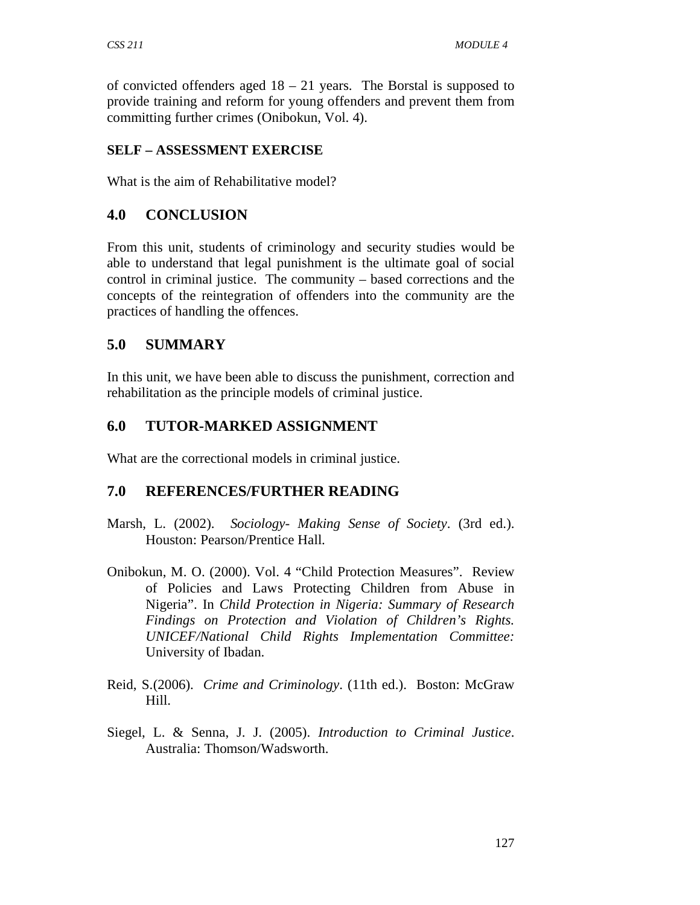of convicted offenders aged 18 – 21 years. The Borstal is supposed to provide training and reform for young offenders and prevent them from committing further crimes (Onibokun, Vol. 4).

**SELF – ASSESSMENT EXERCISE**

What is the aim of Rehabilitative model?

## 4.0 CONCLUSION

From this unit, students of criminology and security studies would be able to understand that legal punishment is the ultimate goal of social control in criminal justice. The community – based corrections and the concepts of the reintegration of offenders into the community are the practices of handling the offences.

## 5.0 SUMMARY

In this unit, we have been able to discuss the punishment, correction and rehabilitation as the principle models of criminal justice.

## 6.0 TUTOR-MARKED ASSIGNMENT

What are the correctional models in criminal justice.

## 7.0 REFERENCES/FURTHER READING

Marsh, L. (2002). *Sociology- Making Sense of Society*. (3rd ed.). Houston: Pearson/Prentice Hall.

Onibokun, M. O. (2000). Vol. 4 "Child Protection Measures". Review of Policies and Laws Protecting Children from Abuse in Nigeria". In *Child Protection in Nigeria: Summary of Research Findings on Protection and Violation of Children's Rights. UNICEF/National Child Rights Implementation Committee:* University of Ibadan.

Reid, S.(2006). *Crime and Criminology*. (11th ed.). Boston: McGraw Hill.

Siegel, L. & Senna, J. J. (2005). *Introduction to Criminal Justice*. Australia: Thomson/Wadsworth.